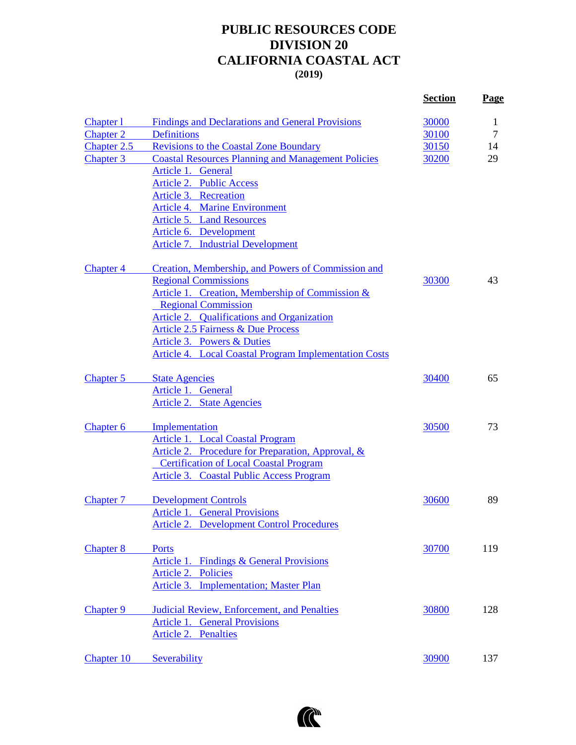# PUBLIC RESOURCES CODE
# DIVISION 20
# CALIFORNIA COASTAL ACT
**(2019)**

| | | Section | Page |
|---|---|---|---|
| Chapter l | Findings and Declarations and General Provisions | 30000 | 1 |
| Chapter 2 | Definitions | 30100 | 7 |
| Chapter 2.5 | Revisions to the Coastal Zone Boundary | 30150 | 14 |
| Chapter 3 | Coastal Resources Planning and Management Policies | 30200 | 29 |
| | Article 1. General | | |
| | Article 2. Public Access | | |
| | Article 3. Recreation | | |
| | Article 4. Marine Environment | | |
| | Article 5. Land Resources | | |
| | Article 6. Development | | |
| | Article 7. Industrial Development | | |
| Chapter 4 | Creation, Membership, and Powers of Commission and Regional Commissions | 30300 | 43 |
| | Article 1. Creation, Membership of Commission & Regional Commission | | |
| | Article 2. Qualifications and Organization | | |
| | Article 2.5 Fairness & Due Process | | |
| | Article 3. Powers & Duties | | |
| | Article 4. Local Coastal Program Implementation Costs | | |
| Chapter 5 | State Agencies | 30400 | 65 |
| | Article 1. General | | |
| | Article 2. State Agencies | | |
| Chapter 6 | Implementation | 30500 | 73 |
| | Article 1. Local Coastal Program | | |
| | Article 2. Procedure for Preparation, Approval, & Certification of Local Coastal Program | | |
| | Article 3. Coastal Public Access Program | | |
| Chapter 7 | Development Controls | 30600 | 89 |
| | Article 1. General Provisions | | |
| | Article 2. Development Control Procedures | | |
| Chapter 8 | Ports | 30700 | 119 |
| | Article 1. Findings & General Provisions | | |
| | Article 2. Policies | | |
| | Article 3. Implementation; Master Plan | | |
| Chapter 9 | Judicial Review, Enforcement, and Penalties | 30800 | 128 |
| | Article 1. General Provisions | | |
| | Article 2. Penalties | | |
| Chapter 10 | Severability | 30900 | 137 |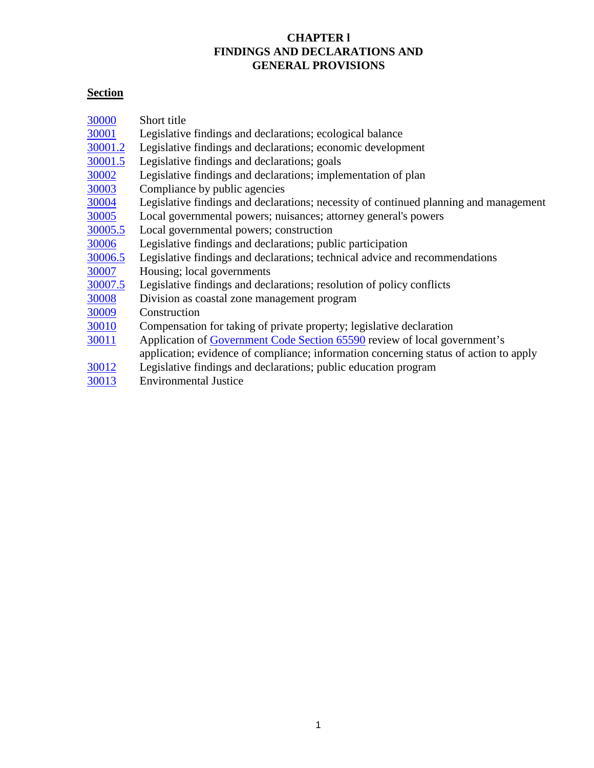# CHAPTER l
# FINDINGS AND DECLARATIONS AND GENERAL PROVISIONS

**Section**

| | |
|---|---|
| 30000 | Short title |
| 30001 | Legislative findings and declarations; ecological balance |
| 30001.2 | Legislative findings and declarations; economic development |
| 30001.5 | Legislative findings and declarations; goals |
| 30002 | Legislative findings and declarations; implementation of plan |
| 30003 | Compliance by public agencies |
| 30004 | Legislative findings and declarations; necessity of continued planning and management |
| 30005 | Local governmental powers; nuisances; attorney general's powers |
| 30005.5 | Local governmental powers; construction |
| 30006 | Legislative findings and declarations; public participation |
| 30006.5 | Legislative findings and declarations; technical advice and recommendations |
| 30007 | Housing; local governments |
| 30007.5 | Legislative findings and declarations; resolution of policy conflicts |
| 30008 | Division as coastal zone management program |
| 30009 | Construction |
| 30010 | Compensation for taking of private property; legislative declaration |
| 30011 | Application of Government Code Section 65590 review of local government's application; evidence of compliance; information concerning status of action to apply |
| 30012 | Legislative findings and declarations; public education program |
| 30013 | Environmental Justice |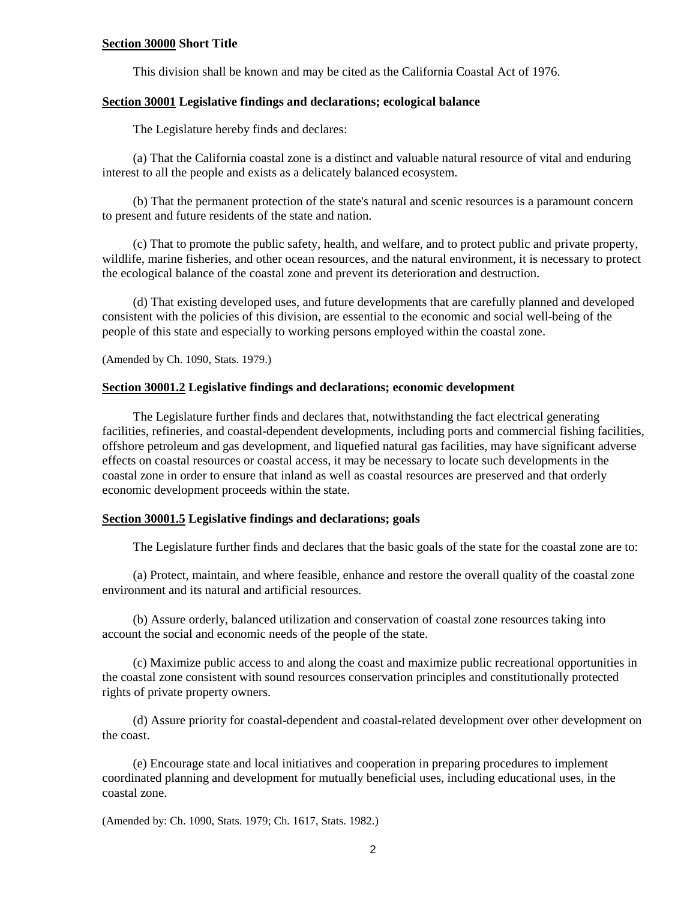**Section 30000 Short Title**

This division shall be known and may be cited as the California Coastal Act of 1976.

**Section 30001 Legislative findings and declarations; ecological balance**

The Legislature hereby finds and declares:

(a) That the California coastal zone is a distinct and valuable natural resource of vital and enduring interest to all the people and exists as a delicately balanced ecosystem.

(b) That the permanent protection of the state's natural and scenic resources is a paramount concern to present and future residents of the state and nation.

(c) That to promote the public safety, health, and welfare, and to protect public and private property, wildlife, marine fisheries, and other ocean resources, and the natural environment, it is necessary to protect the ecological balance of the coastal zone and prevent its deterioration and destruction.

(d) That existing developed uses, and future developments that are carefully planned and developed consistent with the policies of this division, are essential to the economic and social well-being of the people of this state and especially to working persons employed within the coastal zone.

(Amended by Ch. 1090, Stats. 1979.)

**Section 30001.2 Legislative findings and declarations; economic development**

The Legislature further finds and declares that, notwithstanding the fact electrical generating facilities, refineries, and coastal-dependent developments, including ports and commercial fishing facilities, offshore petroleum and gas development, and liquefied natural gas facilities, may have significant adverse effects on coastal resources or coastal access, it may be necessary to locate such developments in the coastal zone in order to ensure that inland as well as coastal resources are preserved and that orderly economic development proceeds within the state.

**Section 30001.5 Legislative findings and declarations; goals**

The Legislature further finds and declares that the basic goals of the state for the coastal zone are to:

(a) Protect, maintain, and where feasible, enhance and restore the overall quality of the coastal zone environment and its natural and artificial resources.

(b) Assure orderly, balanced utilization and conservation of coastal zone resources taking into account the social and economic needs of the people of the state.

(c) Maximize public access to and along the coast and maximize public recreational opportunities in the coastal zone consistent with sound resources conservation principles and constitutionally protected rights of private property owners.

(d) Assure priority for coastal-dependent and coastal-related development over other development on the coast.

(e) Encourage state and local initiatives and cooperation in preparing procedures to implement coordinated planning and development for mutually beneficial uses, including educational uses, in the coastal zone.

(Amended by: Ch. 1090, Stats. 1979; Ch. 1617, Stats. 1982.)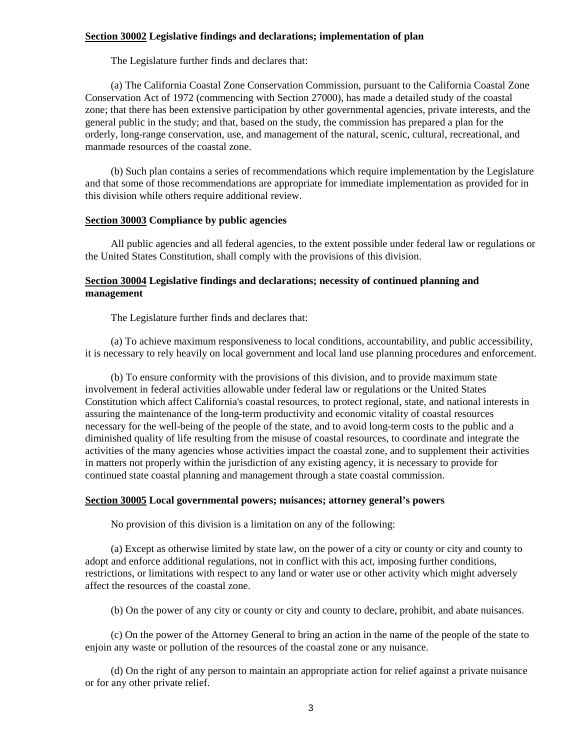**<u>Section 30002</u> Legislative findings and declarations; implementation of plan**

The Legislature further finds and declares that:

(a) The California Coastal Zone Conservation Commission, pursuant to the California Coastal Zone Conservation Act of 1972 (commencing with Section 27000), has made a detailed study of the coastal zone; that there has been extensive participation by other governmental agencies, private interests, and the general public in the study; and that, based on the study, the commission has prepared a plan for the orderly, long-range conservation, use, and management of the natural, scenic, cultural, recreational, and manmade resources of the coastal zone.

(b) Such plan contains a series of recommendations which require implementation by the Legislature and that some of those recommendations are appropriate for immediate implementation as provided for in this division while others require additional review.

**<u>Section 30003</u> Compliance by public agencies**

All public agencies and all federal agencies, to the extent possible under federal law or regulations or the United States Constitution, shall comply with the provisions of this division.

**<u>Section 30004</u> Legislative findings and declarations; necessity of continued planning and management**

The Legislature further finds and declares that:

(a) To achieve maximum responsiveness to local conditions, accountability, and public accessibility, it is necessary to rely heavily on local government and local land use planning procedures and enforcement.

(b) To ensure conformity with the provisions of this division, and to provide maximum state involvement in federal activities allowable under federal law or regulations or the United States Constitution which affect California's coastal resources, to protect regional, state, and national interests in assuring the maintenance of the long-term productivity and economic vitality of coastal resources necessary for the well-being of the people of the state, and to avoid long-term costs to the public and a diminished quality of life resulting from the misuse of coastal resources, to coordinate and integrate the activities of the many agencies whose activities impact the coastal zone, and to supplement their activities in matters not properly within the jurisdiction of any existing agency, it is necessary to provide for continued state coastal planning and management through a state coastal commission.

**<u>Section 30005</u> Local governmental powers; nuisances; attorney general's powers**

No provision of this division is a limitation on any of the following:

(a) Except as otherwise limited by state law, on the power of a city or county or city and county to adopt and enforce additional regulations, not in conflict with this act, imposing further conditions, restrictions, or limitations with respect to any land or water use or other activity which might adversely affect the resources of the coastal zone.

(b) On the power of any city or county or city and county to declare, prohibit, and abate nuisances.

(c) On the power of the Attorney General to bring an action in the name of the people of the state to enjoin any waste or pollution of the resources of the coastal zone or any nuisance.

(d) On the right of any person to maintain an appropriate action for relief against a private nuisance or for any other private relief.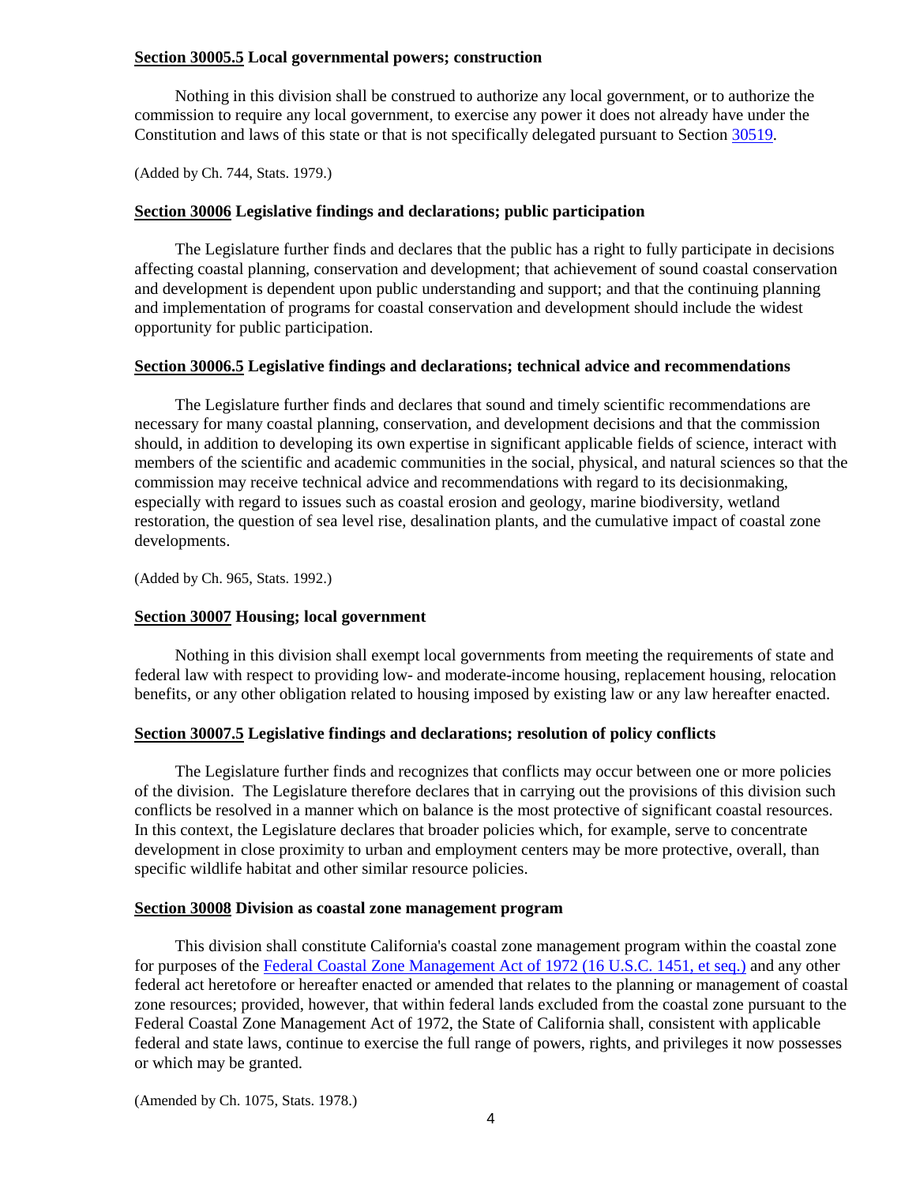**Section 30005.5 Local governmental powers; construction**

Nothing in this division shall be construed to authorize any local government, or to authorize the commission to require any local government, to exercise any power it does not already have under the Constitution and laws of this state or that is not specifically delegated pursuant to Section 30519.

(Added by Ch. 744, Stats. 1979.)

**Section 30006 Legislative findings and declarations; public participation**

The Legislature further finds and declares that the public has a right to fully participate in decisions affecting coastal planning, conservation and development; that achievement of sound coastal conservation and development is dependent upon public understanding and support; and that the continuing planning and implementation of programs for coastal conservation and development should include the widest opportunity for public participation.

**Section 30006.5 Legislative findings and declarations; technical advice and recommendations**

The Legislature further finds and declares that sound and timely scientific recommendations are necessary for many coastal planning, conservation, and development decisions and that the commission should, in addition to developing its own expertise in significant applicable fields of science, interact with members of the scientific and academic communities in the social, physical, and natural sciences so that the commission may receive technical advice and recommendations with regard to its decisionmaking, especially with regard to issues such as coastal erosion and geology, marine biodiversity, wetland restoration, the question of sea level rise, desalination plants, and the cumulative impact of coastal zone developments.

(Added by Ch. 965, Stats. 1992.)

**Section 30007 Housing; local government**

Nothing in this division shall exempt local governments from meeting the requirements of state and federal law with respect to providing low- and moderate-income housing, replacement housing, relocation benefits, or any other obligation related to housing imposed by existing law or any law hereafter enacted.

**Section 30007.5 Legislative findings and declarations; resolution of policy conflicts**

The Legislature further finds and recognizes that conflicts may occur between one or more policies of the division. The Legislature therefore declares that in carrying out the provisions of this division such conflicts be resolved in a manner which on balance is the most protective of significant coastal resources. In this context, the Legislature declares that broader policies which, for example, serve to concentrate development in close proximity to urban and employment centers may be more protective, overall, than specific wildlife habitat and other similar resource policies.

**Section 30008 Division as coastal zone management program**

This division shall constitute California's coastal zone management program within the coastal zone for purposes of the Federal Coastal Zone Management Act of 1972 (16 U.S.C. 1451, et seq.) and any other federal act heretofore or hereafter enacted or amended that relates to the planning or management of coastal zone resources; provided, however, that within federal lands excluded from the coastal zone pursuant to the Federal Coastal Zone Management Act of 1972, the State of California shall, consistent with applicable federal and state laws, continue to exercise the full range of powers, rights, and privileges it now possesses or which may be granted.

(Amended by Ch. 1075, Stats. 1978.)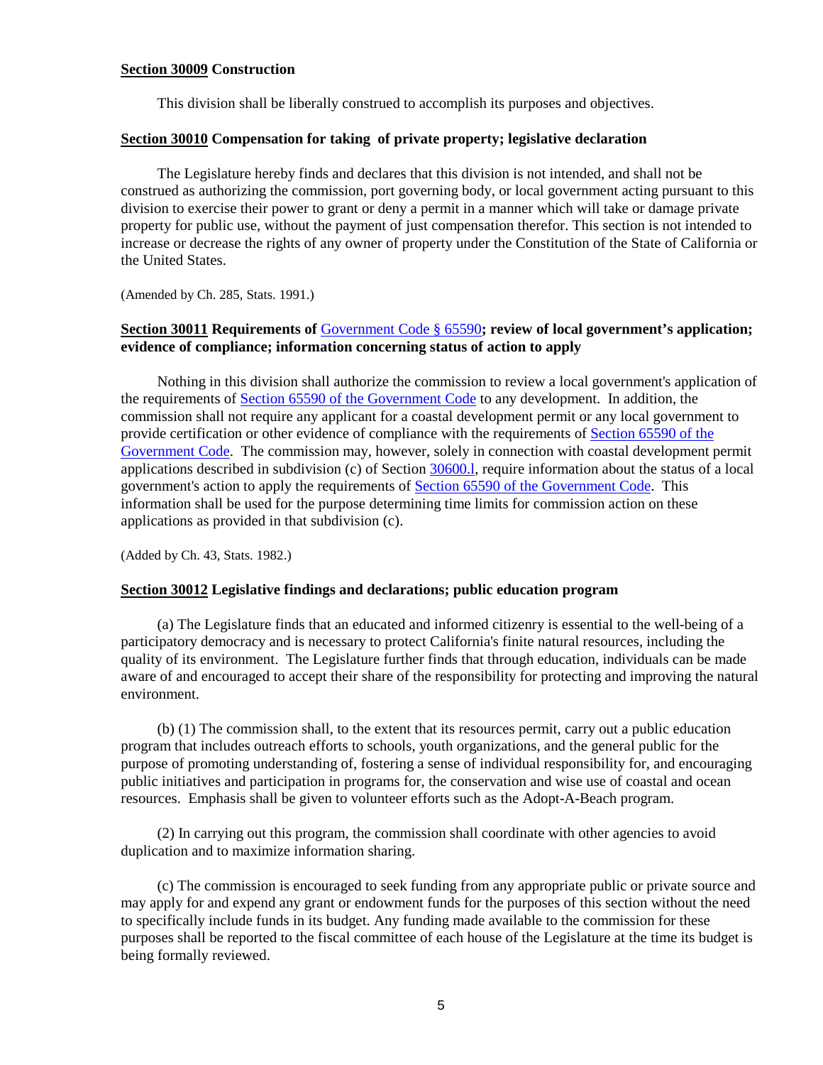**Section 30009 Construction**

This division shall be liberally construed to accomplish its purposes and objectives.

**Section 30010 Compensation for taking of private property; legislative declaration**

The Legislature hereby finds and declares that this division is not intended, and shall not be construed as authorizing the commission, port governing body, or local government acting pursuant to this division to exercise their power to grant or deny a permit in a manner which will take or damage private property for public use, without the payment of just compensation therefor. This section is not intended to increase or decrease the rights of any owner of property under the Constitution of the State of California or the United States.

(Amended by Ch. 285, Stats. 1991.)

**Section 30011 Requirements of Government Code § 65590; review of local government's application; evidence of compliance; information concerning status of action to apply**

Nothing in this division shall authorize the commission to review a local government's application of the requirements of Section 65590 of the Government Code to any development. In addition, the commission shall not require any applicant for a coastal development permit or any local government to provide certification or other evidence of compliance with the requirements of Section 65590 of the Government Code. The commission may, however, solely in connection with coastal development permit applications described in subdivision (c) of Section 30600.l, require information about the status of a local government's action to apply the requirements of Section 65590 of the Government Code. This information shall be used for the purpose determining time limits for commission action on these applications as provided in that subdivision (c).

(Added by Ch. 43, Stats. 1982.)

**Section 30012 Legislative findings and declarations; public education program**

(a) The Legislature finds that an educated and informed citizenry is essential to the well-being of a participatory democracy and is necessary to protect California's finite natural resources, including the quality of its environment. The Legislature further finds that through education, individuals can be made aware of and encouraged to accept their share of the responsibility for protecting and improving the natural environment.

(b) (1) The commission shall, to the extent that its resources permit, carry out a public education program that includes outreach efforts to schools, youth organizations, and the general public for the purpose of promoting understanding of, fostering a sense of individual responsibility for, and encouraging public initiatives and participation in programs for, the conservation and wise use of coastal and ocean resources. Emphasis shall be given to volunteer efforts such as the Adopt-A-Beach program.

(2) In carrying out this program, the commission shall coordinate with other agencies to avoid duplication and to maximize information sharing.

(c) The commission is encouraged to seek funding from any appropriate public or private source and may apply for and expend any grant or endowment funds for the purposes of this section without the need to specifically include funds in its budget. Any funding made available to the commission for these purposes shall be reported to the fiscal committee of each house of the Legislature at the time its budget is being formally reviewed.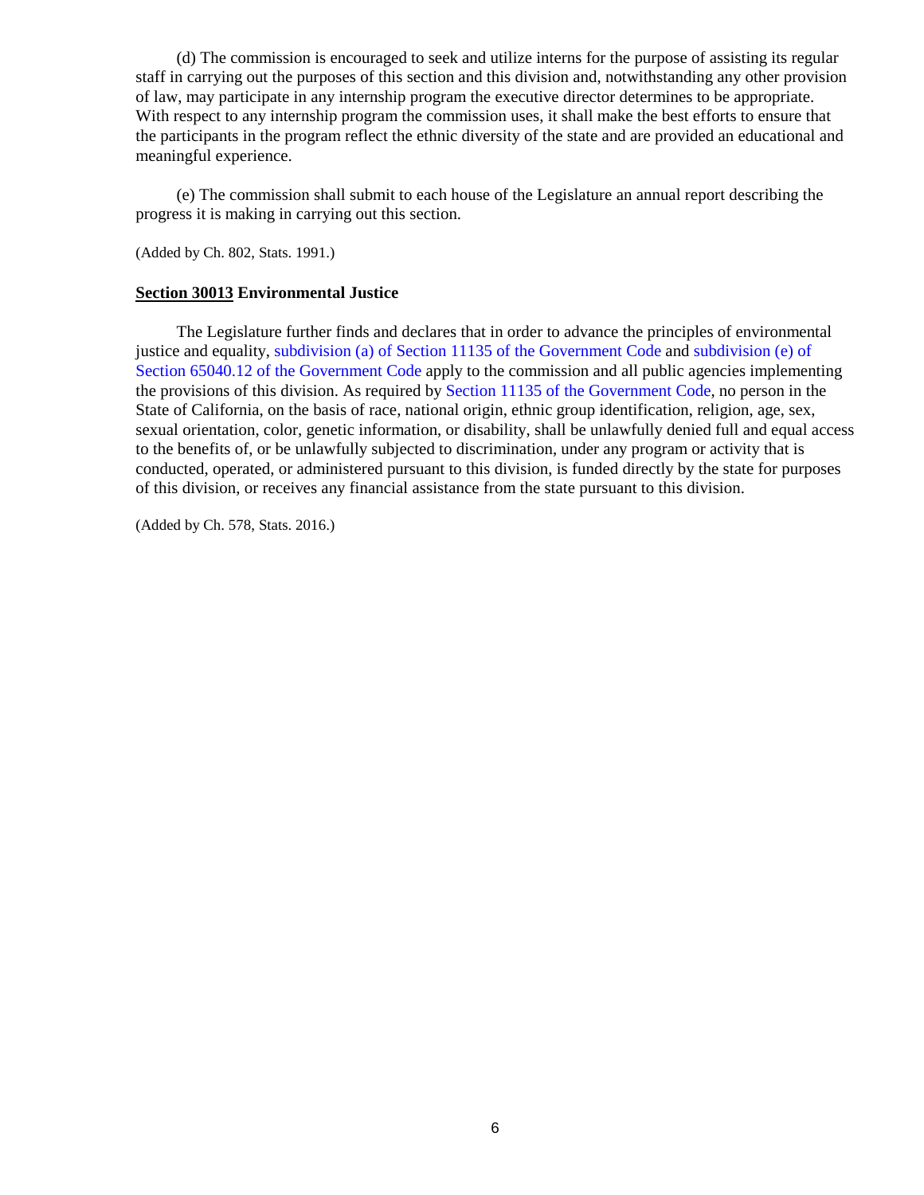(d) The commission is encouraged to seek and utilize interns for the purpose of assisting its regular staff in carrying out the purposes of this section and this division and, notwithstanding any other provision of law, may participate in any internship program the executive director determines to be appropriate. With respect to any internship program the commission uses, it shall make the best efforts to ensure that the participants in the program reflect the ethnic diversity of the state and are provided an educational and meaningful experience.

(e) The commission shall submit to each house of the Legislature an annual report describing the progress it is making in carrying out this section.

(Added by Ch. 802, Stats. 1991.)

**Section 30013 Environmental Justice**

The Legislature further finds and declares that in order to advance the principles of environmental justice and equality, subdivision (a) of Section 11135 of the Government Code and subdivision (e) of Section 65040.12 of the Government Code apply to the commission and all public agencies implementing the provisions of this division. As required by Section 11135 of the Government Code, no person in the State of California, on the basis of race, national origin, ethnic group identification, religion, age, sex, sexual orientation, color, genetic information, or disability, shall be unlawfully denied full and equal access to the benefits of, or be unlawfully subjected to discrimination, under any program or activity that is conducted, operated, or administered pursuant to this division, is funded directly by the state for purposes of this division, or receives any financial assistance from the state pursuant to this division.

(Added by Ch. 578, Stats. 2016.)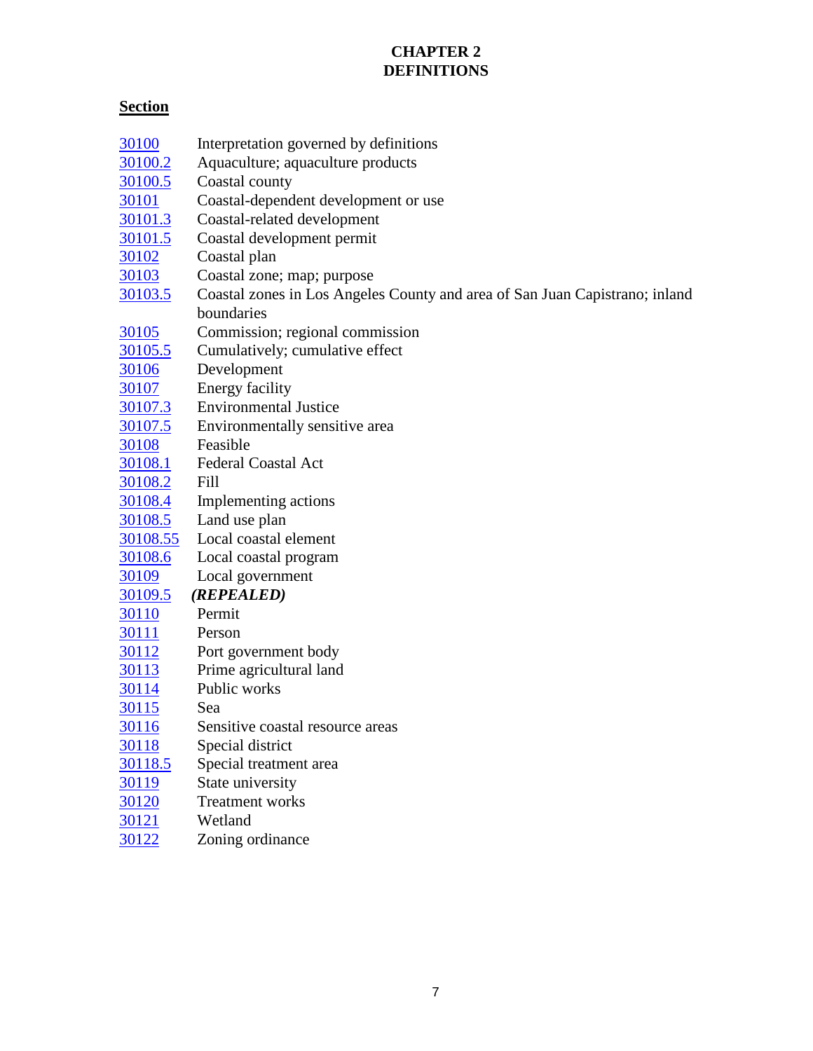# CHAPTER 2
# DEFINITIONS

**Section**

| | |
|---|---|
| 30100 | Interpretation governed by definitions |
| 30100.2 | Aquaculture; aquaculture products |
| 30100.5 | Coastal county |
| 30101 | Coastal-dependent development or use |
| 30101.3 | Coastal-related development |
| 30101.5 | Coastal development permit |
| 30102 | Coastal plan |
| 30103 | Coastal zone; map; purpose |
| 30103.5 | Coastal zones in Los Angeles County and area of San Juan Capistrano; inland boundaries |
| 30105 | Commission; regional commission |
| 30105.5 | Cumulatively; cumulative effect |
| 30106 | Development |
| 30107 | Energy facility |
| 30107.3 | Environmental Justice |
| 30107.5 | Environmentally sensitive area |
| 30108 | Feasible |
| 30108.1 | Federal Coastal Act |
| 30108.2 | Fill |
| 30108.4 | Implementing actions |
| 30108.5 | Land use plan |
| 30108.55 | Local coastal element |
| 30108.6 | Local coastal program |
| 30109 | Local government |
| 30109.5 | ***(REPEALED)*** |
| 30110 | Permit |
| 30111 | Person |
| 30112 | Port government body |
| 30113 | Prime agricultural land |
| 30114 | Public works |
| 30115 | Sea |
| 30116 | Sensitive coastal resource areas |
| 30118 | Special district |
| 30118.5 | Special treatment area |
| 30119 | State university |
| 30120 | Treatment works |
| 30121 | Wetland |
| 30122 | Zoning ordinance |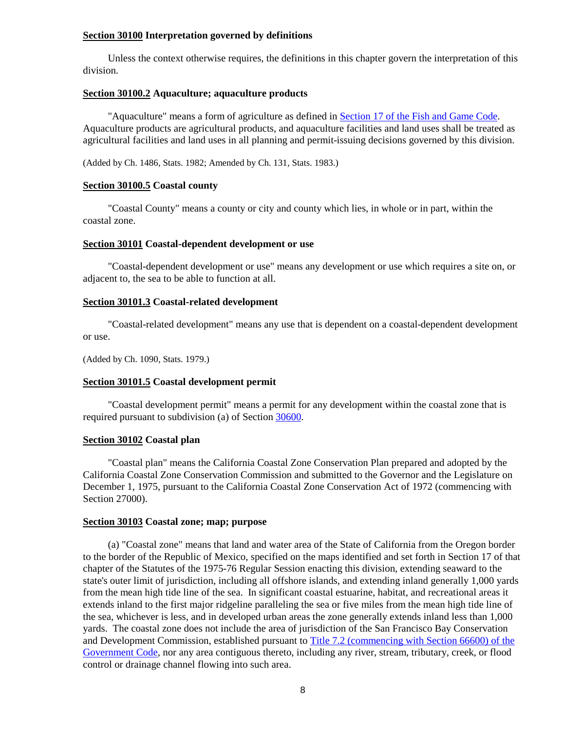**Section 30100 Interpretation governed by definitions**

Unless the context otherwise requires, the definitions in this chapter govern the interpretation of this division.

**Section 30100.2 Aquaculture; aquaculture products**

"Aquaculture" means a form of agriculture as defined in Section 17 of the Fish and Game Code. Aquaculture products are agricultural products, and aquaculture facilities and land uses shall be treated as agricultural facilities and land uses in all planning and permit-issuing decisions governed by this division.

(Added by Ch. 1486, Stats. 1982; Amended by Ch. 131, Stats. 1983.)

**Section 30100.5 Coastal county**

"Coastal County" means a county or city and county which lies, in whole or in part, within the coastal zone.

**Section 30101 Coastal-dependent development or use**

"Coastal-dependent development or use" means any development or use which requires a site on, or adjacent to, the sea to be able to function at all.

**Section 30101.3 Coastal-related development**

"Coastal-related development" means any use that is dependent on a coastal-dependent development or use.

(Added by Ch. 1090, Stats. 1979.)

**Section 30101.5 Coastal development permit**

"Coastal development permit" means a permit for any development within the coastal zone that is required pursuant to subdivision (a) of Section 30600.

**Section 30102 Coastal plan**

"Coastal plan" means the California Coastal Zone Conservation Plan prepared and adopted by the California Coastal Zone Conservation Commission and submitted to the Governor and the Legislature on December 1, 1975, pursuant to the California Coastal Zone Conservation Act of 1972 (commencing with Section 27000).

**Section 30103 Coastal zone; map; purpose**

(a) "Coastal zone" means that land and water area of the State of California from the Oregon border to the border of the Republic of Mexico, specified on the maps identified and set forth in Section 17 of that chapter of the Statutes of the 1975-76 Regular Session enacting this division, extending seaward to the state's outer limit of jurisdiction, including all offshore islands, and extending inland generally 1,000 yards from the mean high tide line of the sea. In significant coastal estuarine, habitat, and recreational areas it extends inland to the first major ridgeline paralleling the sea or five miles from the mean high tide line of the sea, whichever is less, and in developed urban areas the zone generally extends inland less than 1,000 yards. The coastal zone does not include the area of jurisdiction of the San Francisco Bay Conservation and Development Commission, established pursuant to Title 7.2 (commencing with Section 66600) of the Government Code, nor any area contiguous thereto, including any river, stream, tributary, creek, or flood control or drainage channel flowing into such area.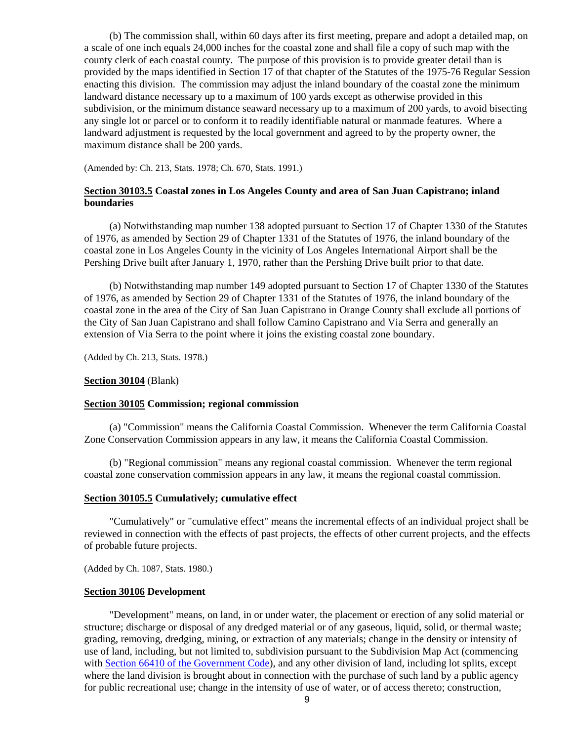(b) The commission shall, within 60 days after its first meeting, prepare and adopt a detailed map, on a scale of one inch equals 24,000 inches for the coastal zone and shall file a copy of such map with the county clerk of each coastal county. The purpose of this provision is to provide greater detail than is provided by the maps identified in Section 17 of that chapter of the Statutes of the 1975-76 Regular Session enacting this division. The commission may adjust the inland boundary of the coastal zone the minimum landward distance necessary up to a maximum of 100 yards except as otherwise provided in this subdivision, or the minimum distance seaward necessary up to a maximum of 200 yards, to avoid bisecting any single lot or parcel or to conform it to readily identifiable natural or manmade features. Where a landward adjustment is requested by the local government and agreed to by the property owner, the maximum distance shall be 200 yards.

(Amended by: Ch. 213, Stats. 1978; Ch. 670, Stats. 1991.)

**Section 30103.5 Coastal zones in Los Angeles County and area of San Juan Capistrano; inland boundaries**

(a) Notwithstanding map number 138 adopted pursuant to Section 17 of Chapter 1330 of the Statutes of 1976, as amended by Section 29 of Chapter 1331 of the Statutes of 1976, the inland boundary of the coastal zone in Los Angeles County in the vicinity of Los Angeles International Airport shall be the Pershing Drive built after January 1, 1970, rather than the Pershing Drive built prior to that date.

(b) Notwithstanding map number 149 adopted pursuant to Section 17 of Chapter 1330 of the Statutes of 1976, as amended by Section 29 of Chapter 1331 of the Statutes of 1976, the inland boundary of the coastal zone in the area of the City of San Juan Capistrano in Orange County shall exclude all portions of the City of San Juan Capistrano and shall follow Camino Capistrano and Via Serra and generally an extension of Via Serra to the point where it joins the existing coastal zone boundary.

(Added by Ch. 213, Stats. 1978.)

**Section 30104** (Blank)

**Section 30105 Commission; regional commission**

(a) "Commission" means the California Coastal Commission. Whenever the term California Coastal Zone Conservation Commission appears in any law, it means the California Coastal Commission.

(b) "Regional commission" means any regional coastal commission. Whenever the term regional coastal zone conservation commission appears in any law, it means the regional coastal commission.

**Section 30105.5 Cumulatively; cumulative effect**

"Cumulatively" or "cumulative effect" means the incremental effects of an individual project shall be reviewed in connection with the effects of past projects, the effects of other current projects, and the effects of probable future projects.

(Added by Ch. 1087, Stats. 1980.)

**Section 30106 Development**

"Development" means, on land, in or under water, the placement or erection of any solid material or structure; discharge or disposal of any dredged material or of any gaseous, liquid, solid, or thermal waste; grading, removing, dredging, mining, or extraction of any materials; change in the density or intensity of use of land, including, but not limited to, subdivision pursuant to the Subdivision Map Act (commencing with Section 66410 of the Government Code), and any other division of land, including lot splits, except where the land division is brought about in connection with the purchase of such land by a public agency for public recreational use; change in the intensity of use of water, or of access thereto; construction,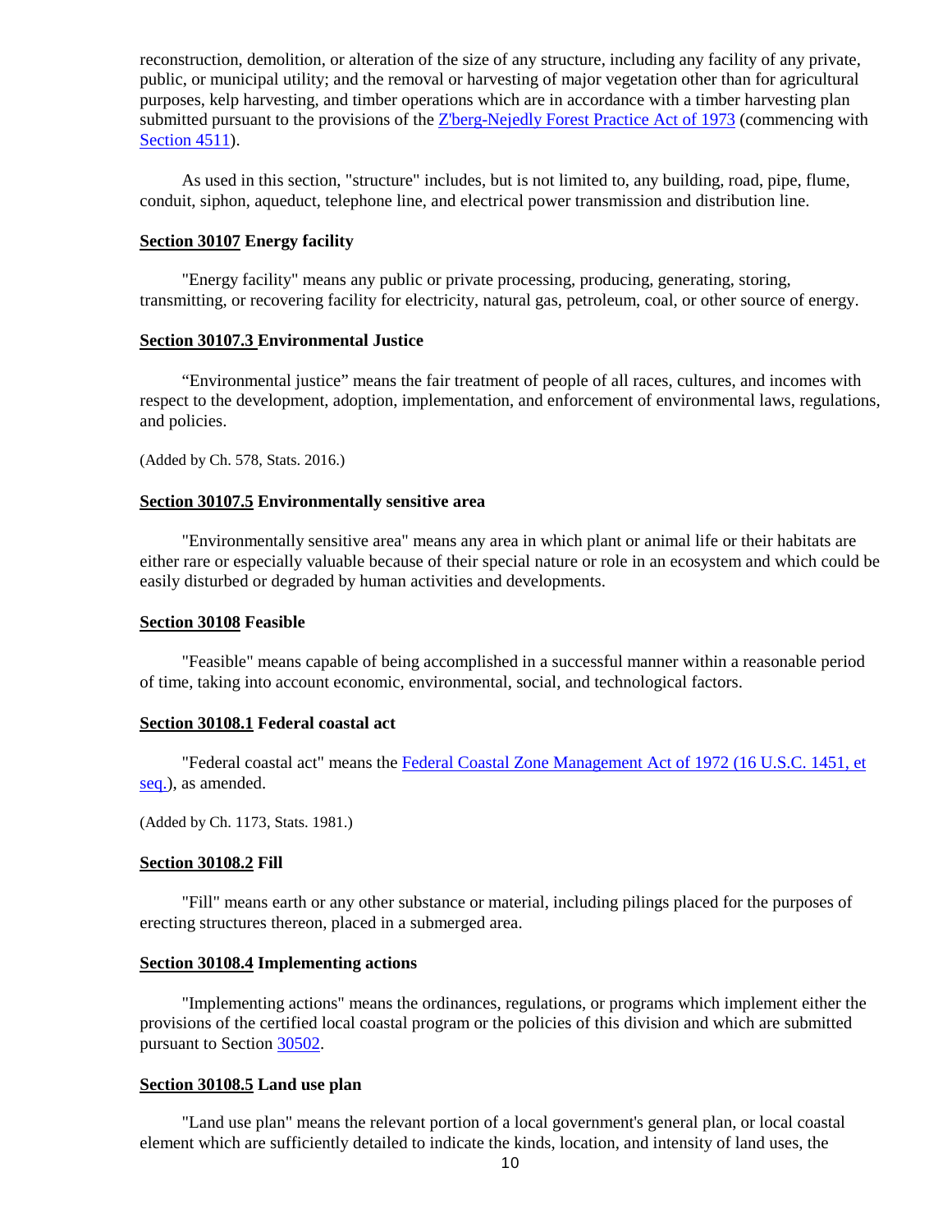reconstruction, demolition, or alteration of the size of any structure, including any facility of any private, public, or municipal utility; and the removal or harvesting of major vegetation other than for agricultural purposes, kelp harvesting, and timber operations which are in accordance with a timber harvesting plan submitted pursuant to the provisions of the Z'berg-Nejedly Forest Practice Act of 1973 (commencing with Section 4511).

As used in this section, "structure" includes, but is not limited to, any building, road, pipe, flume, conduit, siphon, aqueduct, telephone line, and electrical power transmission and distribution line.

**Section 30107 Energy facility**

"Energy facility" means any public or private processing, producing, generating, storing, transmitting, or recovering facility for electricity, natural gas, petroleum, coal, or other source of energy.

**Section 30107.3 Environmental Justice**

"Environmental justice" means the fair treatment of people of all races, cultures, and incomes with respect to the development, adoption, implementation, and enforcement of environmental laws, regulations, and policies.

(Added by Ch. 578, Stats. 2016.)

**Section 30107.5 Environmentally sensitive area**

"Environmentally sensitive area" means any area in which plant or animal life or their habitats are either rare or especially valuable because of their special nature or role in an ecosystem and which could be easily disturbed or degraded by human activities and developments.

**Section 30108 Feasible**

"Feasible" means capable of being accomplished in a successful manner within a reasonable period of time, taking into account economic, environmental, social, and technological factors.

**Section 30108.1 Federal coastal act**

"Federal coastal act" means the Federal Coastal Zone Management Act of 1972 (16 U.S.C. 1451, et seq.), as amended.

(Added by Ch. 1173, Stats. 1981.)

**Section 30108.2 Fill**

"Fill" means earth or any other substance or material, including pilings placed for the purposes of erecting structures thereon, placed in a submerged area.

**Section 30108.4 Implementing actions**

"Implementing actions" means the ordinances, regulations, or programs which implement either the provisions of the certified local coastal program or the policies of this division and which are submitted pursuant to Section 30502.

**Section 30108.5 Land use plan**

"Land use plan" means the relevant portion of a local government's general plan, or local coastal element which are sufficiently detailed to indicate the kinds, location, and intensity of land uses, the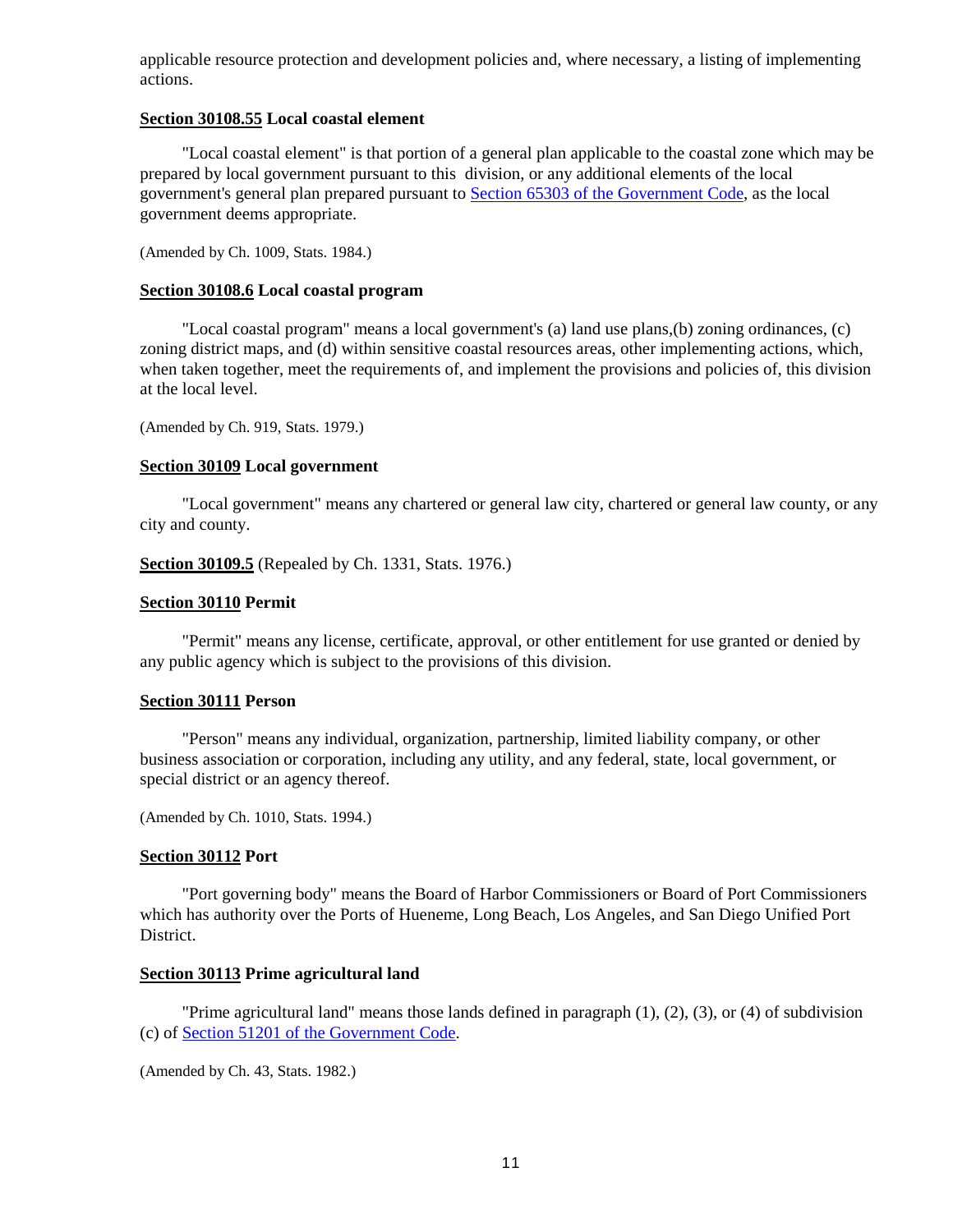applicable resource protection and development policies and, where necessary, a listing of implementing actions.

**Section 30108.55 Local coastal element**

"Local coastal element" is that portion of a general plan applicable to the coastal zone which may be prepared by local government pursuant to this division, or any additional elements of the local government's general plan prepared pursuant to Section 65303 of the Government Code, as the local government deems appropriate.

(Amended by Ch. 1009, Stats. 1984.)

**Section 30108.6 Local coastal program**

"Local coastal program" means a local government's (a) land use plans,(b) zoning ordinances, (c) zoning district maps, and (d) within sensitive coastal resources areas, other implementing actions, which, when taken together, meet the requirements of, and implement the provisions and policies of, this division at the local level.

(Amended by Ch. 919, Stats. 1979.)

**Section 30109 Local government**

"Local government" means any chartered or general law city, chartered or general law county, or any city and county.

**Section 30109.5** (Repealed by Ch. 1331, Stats. 1976.)

**Section 30110 Permit**

"Permit" means any license, certificate, approval, or other entitlement for use granted or denied by any public agency which is subject to the provisions of this division.

**Section 30111 Person**

"Person" means any individual, organization, partnership, limited liability company, or other business association or corporation, including any utility, and any federal, state, local government, or special district or an agency thereof.

(Amended by Ch. 1010, Stats. 1994.)

**Section 30112 Port**

"Port governing body" means the Board of Harbor Commissioners or Board of Port Commissioners which has authority over the Ports of Hueneme, Long Beach, Los Angeles, and San Diego Unified Port District.

**Section 30113 Prime agricultural land**

"Prime agricultural land" means those lands defined in paragraph (1), (2), (3), or (4) of subdivision (c) of Section 51201 of the Government Code.

(Amended by Ch. 43, Stats. 1982.)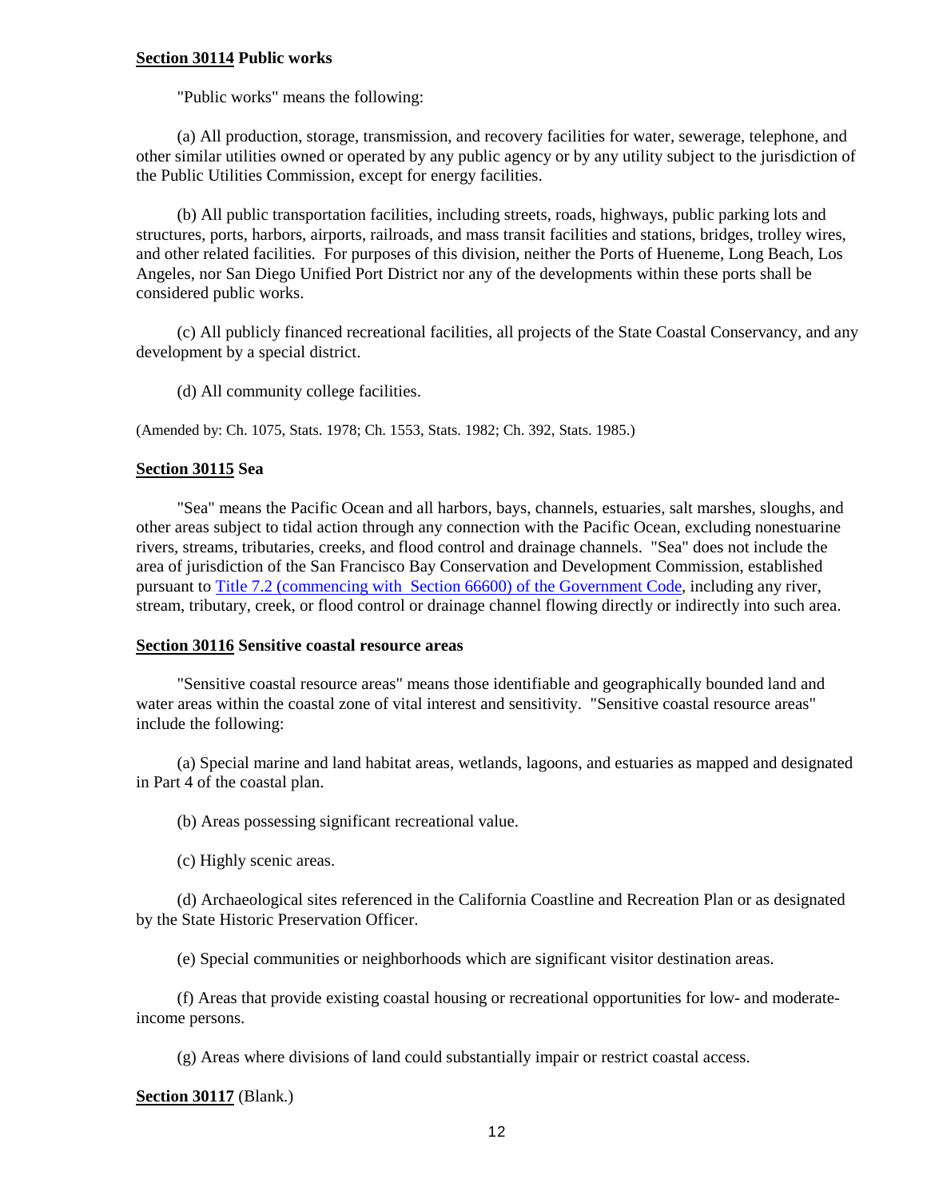**Section 30114 Public works**

"Public works" means the following:

(a) All production, storage, transmission, and recovery facilities for water, sewerage, telephone, and other similar utilities owned or operated by any public agency or by any utility subject to the jurisdiction of the Public Utilities Commission, except for energy facilities.

(b) All public transportation facilities, including streets, roads, highways, public parking lots and structures, ports, harbors, airports, railroads, and mass transit facilities and stations, bridges, trolley wires, and other related facilities. For purposes of this division, neither the Ports of Hueneme, Long Beach, Los Angeles, nor San Diego Unified Port District nor any of the developments within these ports shall be considered public works.

(c) All publicly financed recreational facilities, all projects of the State Coastal Conservancy, and any development by a special district.

(d) All community college facilities.

(Amended by: Ch. 1075, Stats. 1978; Ch. 1553, Stats. 1982; Ch. 392, Stats. 1985.)

**Section 30115 Sea**

"Sea" means the Pacific Ocean and all harbors, bays, channels, estuaries, salt marshes, sloughs, and other areas subject to tidal action through any connection with the Pacific Ocean, excluding nonestuarine rivers, streams, tributaries, creeks, and flood control and drainage channels. "Sea" does not include the area of jurisdiction of the San Francisco Bay Conservation and Development Commission, established pursuant to Title 7.2 (commencing with Section 66600) of the Government Code, including any river, stream, tributary, creek, or flood control or drainage channel flowing directly or indirectly into such area.

**Section 30116 Sensitive coastal resource areas**

"Sensitive coastal resource areas" means those identifiable and geographically bounded land and water areas within the coastal zone of vital interest and sensitivity. "Sensitive coastal resource areas" include the following:

(a) Special marine and land habitat areas, wetlands, lagoons, and estuaries as mapped and designated in Part 4 of the coastal plan.

(b) Areas possessing significant recreational value.

(c) Highly scenic areas.

(d) Archaeological sites referenced in the California Coastline and Recreation Plan or as designated by the State Historic Preservation Officer.

(e) Special communities or neighborhoods which are significant visitor destination areas.

(f) Areas that provide existing coastal housing or recreational opportunities for low- and moderate-income persons.

(g) Areas where divisions of land could substantially impair or restrict coastal access.

**Section 30117** (Blank.)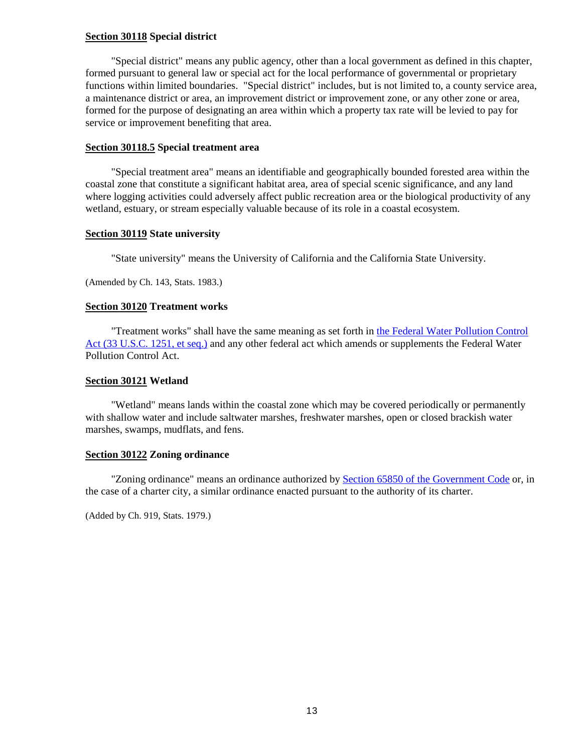**Section 30118 Special district**

"Special district" means any public agency, other than a local government as defined in this chapter, formed pursuant to general law or special act for the local performance of governmental or proprietary functions within limited boundaries. "Special district" includes, but is not limited to, a county service area, a maintenance district or area, an improvement district or improvement zone, or any other zone or area, formed for the purpose of designating an area within which a property tax rate will be levied to pay for service or improvement benefiting that area.

**Section 30118.5 Special treatment area**

"Special treatment area" means an identifiable and geographically bounded forested area within the coastal zone that constitute a significant habitat area, area of special scenic significance, and any land where logging activities could adversely affect public recreation area or the biological productivity of any wetland, estuary, or stream especially valuable because of its role in a coastal ecosystem.

**Section 30119 State university**

"State university" means the University of California and the California State University.

(Amended by Ch. 143, Stats. 1983.)

**Section 30120 Treatment works**

"Treatment works" shall have the same meaning as set forth in the Federal Water Pollution Control Act (33 U.S.C. 1251, et seq.) and any other federal act which amends or supplements the Federal Water Pollution Control Act.

**Section 30121 Wetland**

"Wetland" means lands within the coastal zone which may be covered periodically or permanently with shallow water and include saltwater marshes, freshwater marshes, open or closed brackish water marshes, swamps, mudflats, and fens.

**Section 30122 Zoning ordinance**

"Zoning ordinance" means an ordinance authorized by Section 65850 of the Government Code or, in the case of a charter city, a similar ordinance enacted pursuant to the authority of its charter.

(Added by Ch. 919, Stats. 1979.)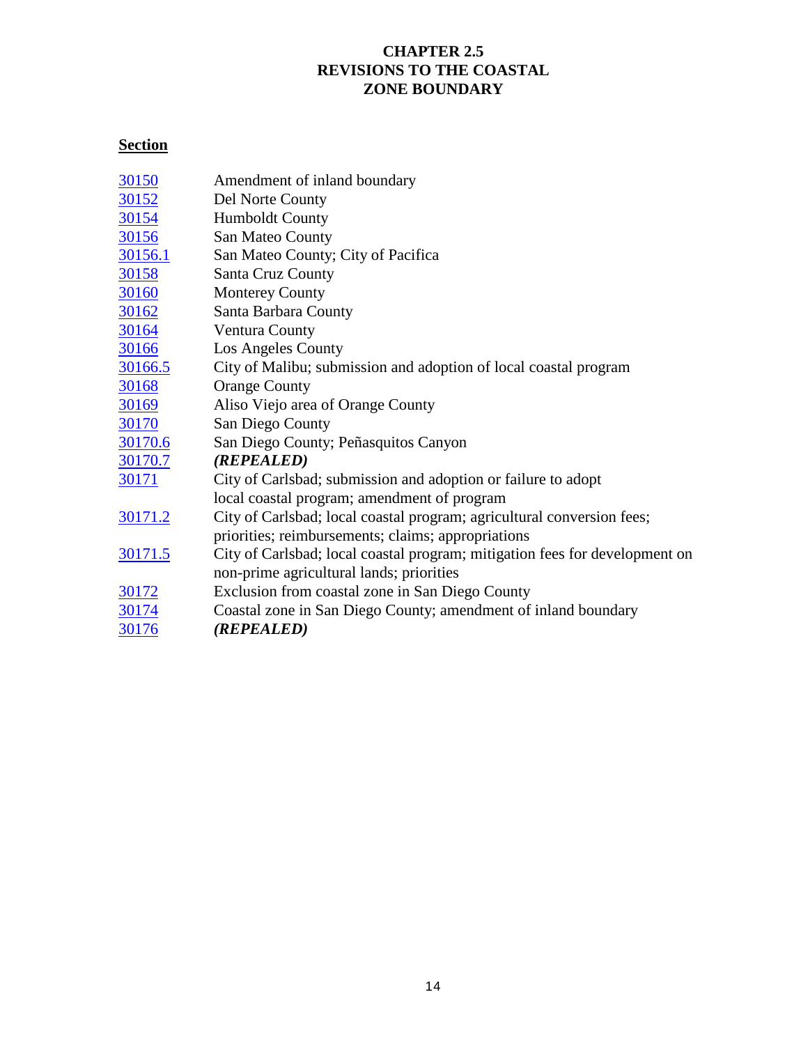# CHAPTER 2.5
# REVISIONS TO THE COASTAL ZONE BOUNDARY

**Section**

| Section | Title |
|---|---|
| 30150 | Amendment of inland boundary |
| 30152 | Del Norte County |
| 30154 | Humboldt County |
| 30156 | San Mateo County |
| 30156.1 | San Mateo County; City of Pacifica |
| 30158 | Santa Cruz County |
| 30160 | Monterey County |
| 30162 | Santa Barbara County |
| 30164 | Ventura County |
| 30166 | Los Angeles County |
| 30166.5 | City of Malibu; submission and adoption of local coastal program |
| 30168 | Orange County |
| 30169 | Aliso Viejo area of Orange County |
| 30170 | San Diego County |
| 30170.6 | San Diego County; Peñasquitos Canyon |
| 30170.7 | ***(REPEALED)*** |
| 30171 | City of Carlsbad; submission and adoption or failure to adopt local coastal program; amendment of program |
| 30171.2 | City of Carlsbad; local coastal program; agricultural conversion fees; priorities; reimbursements; claims; appropriations |
| 30171.5 | City of Carlsbad; local coastal program; mitigation fees for development on non-prime agricultural lands; priorities |
| 30172 | Exclusion from coastal zone in San Diego County |
| 30174 | Coastal zone in San Diego County; amendment of inland boundary |
| 30176 | ***(REPEALED)*** |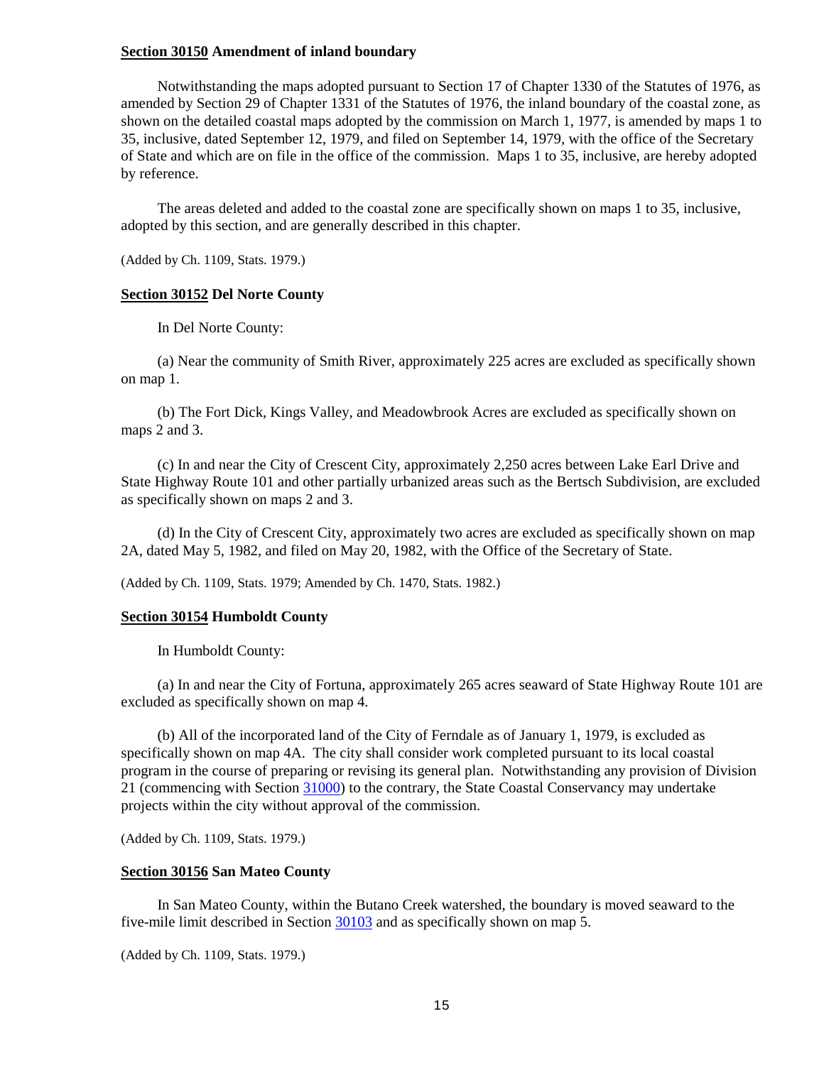**<u>Section 30150</u> Amendment of inland boundary**

Notwithstanding the maps adopted pursuant to Section 17 of Chapter 1330 of the Statutes of 1976, as amended by Section 29 of Chapter 1331 of the Statutes of 1976, the inland boundary of the coastal zone, as shown on the detailed coastal maps adopted by the commission on March 1, 1977, is amended by maps 1 to 35, inclusive, dated September 12, 1979, and filed on September 14, 1979, with the office of the Secretary of State and which are on file in the office of the commission. Maps 1 to 35, inclusive, are hereby adopted by reference.

The areas deleted and added to the coastal zone are specifically shown on maps 1 to 35, inclusive, adopted by this section, and are generally described in this chapter.

(Added by Ch. 1109, Stats. 1979.)

**<u>Section 30152</u> Del Norte County**

In Del Norte County:

(a) Near the community of Smith River, approximately 225 acres are excluded as specifically shown on map 1.

(b) The Fort Dick, Kings Valley, and Meadowbrook Acres are excluded as specifically shown on maps 2 and 3.

(c) In and near the City of Crescent City, approximately 2,250 acres between Lake Earl Drive and State Highway Route 101 and other partially urbanized areas such as the Bertsch Subdivision, are excluded as specifically shown on maps 2 and 3.

(d) In the City of Crescent City, approximately two acres are excluded as specifically shown on map 2A, dated May 5, 1982, and filed on May 20, 1982, with the Office of the Secretary of State.

(Added by Ch. 1109, Stats. 1979; Amended by Ch. 1470, Stats. 1982.)

**<u>Section 30154</u> Humboldt County**

In Humboldt County:

(a) In and near the City of Fortuna, approximately 265 acres seaward of State Highway Route 101 are excluded as specifically shown on map 4.

(b) All of the incorporated land of the City of Ferndale as of January 1, 1979, is excluded as specifically shown on map 4A. The city shall consider work completed pursuant to its local coastal program in the course of preparing or revising its general plan. Notwithstanding any provision of Division 21 (commencing with Section 31000) to the contrary, the State Coastal Conservancy may undertake projects within the city without approval of the commission.

(Added by Ch. 1109, Stats. 1979.)

**<u>Section 30156</u> San Mateo County**

In San Mateo County, within the Butano Creek watershed, the boundary is moved seaward to the five-mile limit described in Section 30103 and as specifically shown on map 5.

(Added by Ch. 1109, Stats. 1979.)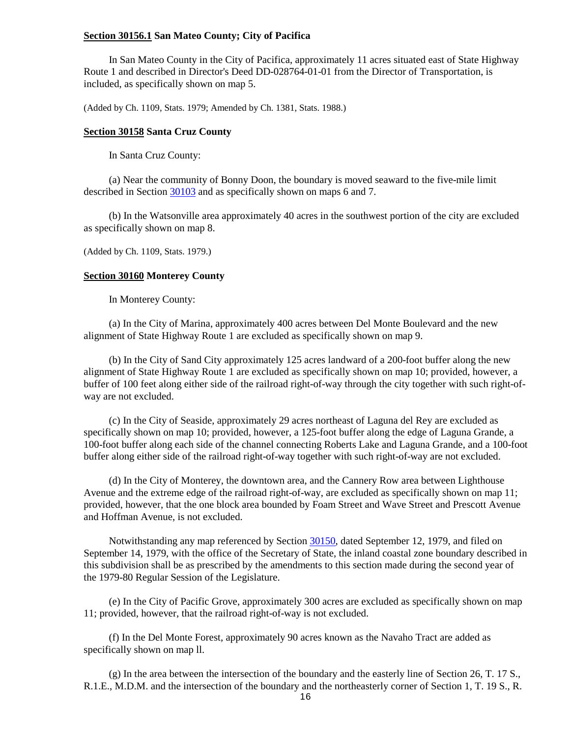**Section 30156.1 San Mateo County; City of Pacifica**

In San Mateo County in the City of Pacifica, approximately 11 acres situated east of State Highway Route 1 and described in Director's Deed DD-028764-01-01 from the Director of Transportation, is included, as specifically shown on map 5.

(Added by Ch. 1109, Stats. 1979; Amended by Ch. 1381, Stats. 1988.)

**Section 30158 Santa Cruz County**

In Santa Cruz County:

(a) Near the community of Bonny Doon, the boundary is moved seaward to the five-mile limit described in Section 30103 and as specifically shown on maps 6 and 7.

(b) In the Watsonville area approximately 40 acres in the southwest portion of the city are excluded as specifically shown on map 8.

(Added by Ch. 1109, Stats. 1979.)

**Section 30160 Monterey County**

In Monterey County:

(a) In the City of Marina, approximately 400 acres between Del Monte Boulevard and the new alignment of State Highway Route 1 are excluded as specifically shown on map 9.

(b) In the City of Sand City approximately 125 acres landward of a 200-foot buffer along the new alignment of State Highway Route 1 are excluded as specifically shown on map 10; provided, however, a buffer of 100 feet along either side of the railroad right-of-way through the city together with such right-of-way are not excluded.

(c) In the City of Seaside, approximately 29 acres northeast of Laguna del Rey are excluded as specifically shown on map 10; provided, however, a 125-foot buffer along the edge of Laguna Grande, a 100-foot buffer along each side of the channel connecting Roberts Lake and Laguna Grande, and a 100-foot buffer along either side of the railroad right-of-way together with such right-of-way are not excluded.

(d) In the City of Monterey, the downtown area, and the Cannery Row area between Lighthouse Avenue and the extreme edge of the railroad right-of-way, are excluded as specifically shown on map 11; provided, however, that the one block area bounded by Foam Street and Wave Street and Prescott Avenue and Hoffman Avenue, is not excluded.

Notwithstanding any map referenced by Section 30150, dated September 12, 1979, and filed on September 14, 1979, with the office of the Secretary of State, the inland coastal zone boundary described in this subdivision shall be as prescribed by the amendments to this section made during the second year of the 1979-80 Regular Session of the Legislature.

(e) In the City of Pacific Grove, approximately 300 acres are excluded as specifically shown on map 11; provided, however, that the railroad right-of-way is not excluded.

(f) In the Del Monte Forest, approximately 90 acres known as the Navaho Tract are added as specifically shown on map ll.

(g) In the area between the intersection of the boundary and the easterly line of Section 26, T. 17 S., R.1.E., M.D.M. and the intersection of the boundary and the northeasterly corner of Section 1, T. 19 S., R.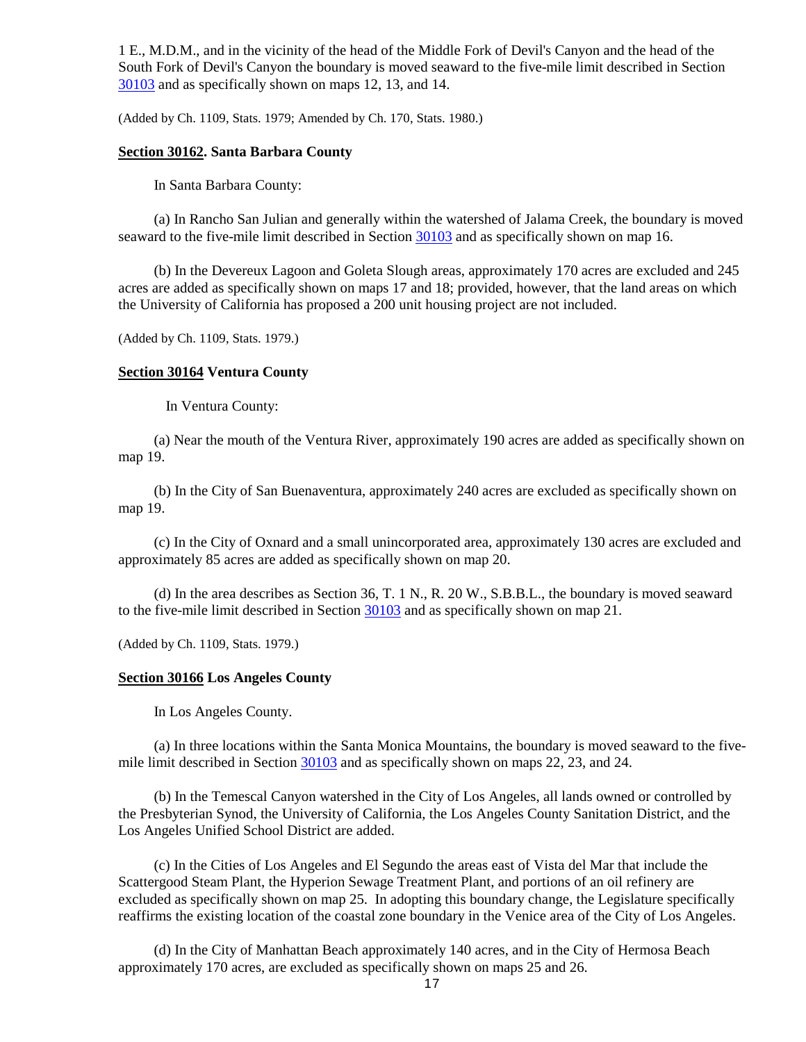1 E., M.D.M., and in the vicinity of the head of the Middle Fork of Devil's Canyon and the head of the South Fork of Devil's Canyon the boundary is moved seaward to the five-mile limit described in Section 30103 and as specifically shown on maps 12, 13, and 14.

(Added by Ch. 1109, Stats. 1979; Amended by Ch. 170, Stats. 1980.)

**Section 30162. Santa Barbara County**

In Santa Barbara County:

(a) In Rancho San Julian and generally within the watershed of Jalama Creek, the boundary is moved seaward to the five-mile limit described in Section 30103 and as specifically shown on map 16.

(b) In the Devereux Lagoon and Goleta Slough areas, approximately 170 acres are excluded and 245 acres are added as specifically shown on maps 17 and 18; provided, however, that the land areas on which the University of California has proposed a 200 unit housing project are not included.

(Added by Ch. 1109, Stats. 1979.)

**Section 30164 Ventura County**

In Ventura County:

(a) Near the mouth of the Ventura River, approximately 190 acres are added as specifically shown on map 19.

(b) In the City of San Buenaventura, approximately 240 acres are excluded as specifically shown on map 19.

(c) In the City of Oxnard and a small unincorporated area, approximately 130 acres are excluded and approximately 85 acres are added as specifically shown on map 20.

(d) In the area describes as Section 36, T. 1 N., R. 20 W., S.B.B.L., the boundary is moved seaward to the five-mile limit described in Section 30103 and as specifically shown on map 21.

(Added by Ch. 1109, Stats. 1979.)

**Section 30166 Los Angeles County**

In Los Angeles County.

(a) In three locations within the Santa Monica Mountains, the boundary is moved seaward to the five-mile limit described in Section 30103 and as specifically shown on maps 22, 23, and 24.

(b) In the Temescal Canyon watershed in the City of Los Angeles, all lands owned or controlled by the Presbyterian Synod, the University of California, the Los Angeles County Sanitation District, and the Los Angeles Unified School District are added.

(c) In the Cities of Los Angeles and El Segundo the areas east of Vista del Mar that include the Scattergood Steam Plant, the Hyperion Sewage Treatment Plant, and portions of an oil refinery are excluded as specifically shown on map 25. In adopting this boundary change, the Legislature specifically reaffirms the existing location of the coastal zone boundary in the Venice area of the City of Los Angeles.

(d) In the City of Manhattan Beach approximately 140 acres, and in the City of Hermosa Beach approximately 170 acres, are excluded as specifically shown on maps 25 and 26.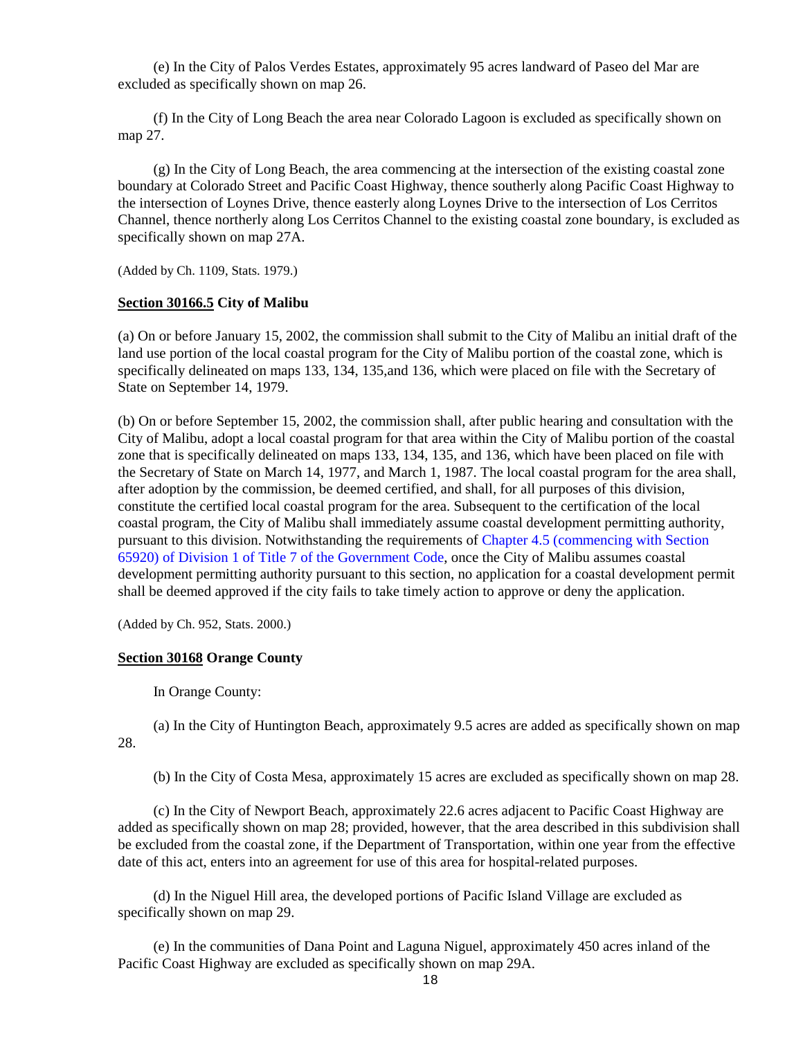(e) In the City of Palos Verdes Estates, approximately 95 acres landward of Paseo del Mar are excluded as specifically shown on map 26.

(f) In the City of Long Beach the area near Colorado Lagoon is excluded as specifically shown on map 27.

(g) In the City of Long Beach, the area commencing at the intersection of the existing coastal zone boundary at Colorado Street and Pacific Coast Highway, thence southerly along Pacific Coast Highway to the intersection of Loynes Drive, thence easterly along Loynes Drive to the intersection of Los Cerritos Channel, thence northerly along Los Cerritos Channel to the existing coastal zone boundary, is excluded as specifically shown on map 27A.

(Added by Ch. 1109, Stats. 1979.)

**Section 30166.5 City of Malibu**

(a) On or before January 15, 2002, the commission shall submit to the City of Malibu an initial draft of the land use portion of the local coastal program for the City of Malibu portion of the coastal zone, which is specifically delineated on maps 133, 134, 135,and 136, which were placed on file with the Secretary of State on September 14, 1979.

(b) On or before September 15, 2002, the commission shall, after public hearing and consultation with the City of Malibu, adopt a local coastal program for that area within the City of Malibu portion of the coastal zone that is specifically delineated on maps 133, 134, 135, and 136, which have been placed on file with the Secretary of State on March 14, 1977, and March 1, 1987. The local coastal program for the area shall, after adoption by the commission, be deemed certified, and shall, for all purposes of this division, constitute the certified local coastal program for the area. Subsequent to the certification of the local coastal program, the City of Malibu shall immediately assume coastal development permitting authority, pursuant to this division. Notwithstanding the requirements of Chapter 4.5 (commencing with Section 65920) of Division 1 of Title 7 of the Government Code, once the City of Malibu assumes coastal development permitting authority pursuant to this section, no application for a coastal development permit shall be deemed approved if the city fails to take timely action to approve or deny the application.

(Added by Ch. 952, Stats. 2000.)

**Section 30168 Orange County**

In Orange County:

(a) In the City of Huntington Beach, approximately 9.5 acres are added as specifically shown on map 28.

(b) In the City of Costa Mesa, approximately 15 acres are excluded as specifically shown on map 28.

(c) In the City of Newport Beach, approximately 22.6 acres adjacent to Pacific Coast Highway are added as specifically shown on map 28; provided, however, that the area described in this subdivision shall be excluded from the coastal zone, if the Department of Transportation, within one year from the effective date of this act, enters into an agreement for use of this area for hospital-related purposes.

(d) In the Niguel Hill area, the developed portions of Pacific Island Village are excluded as specifically shown on map 29.

(e) In the communities of Dana Point and Laguna Niguel, approximately 450 acres inland of the Pacific Coast Highway are excluded as specifically shown on map 29A.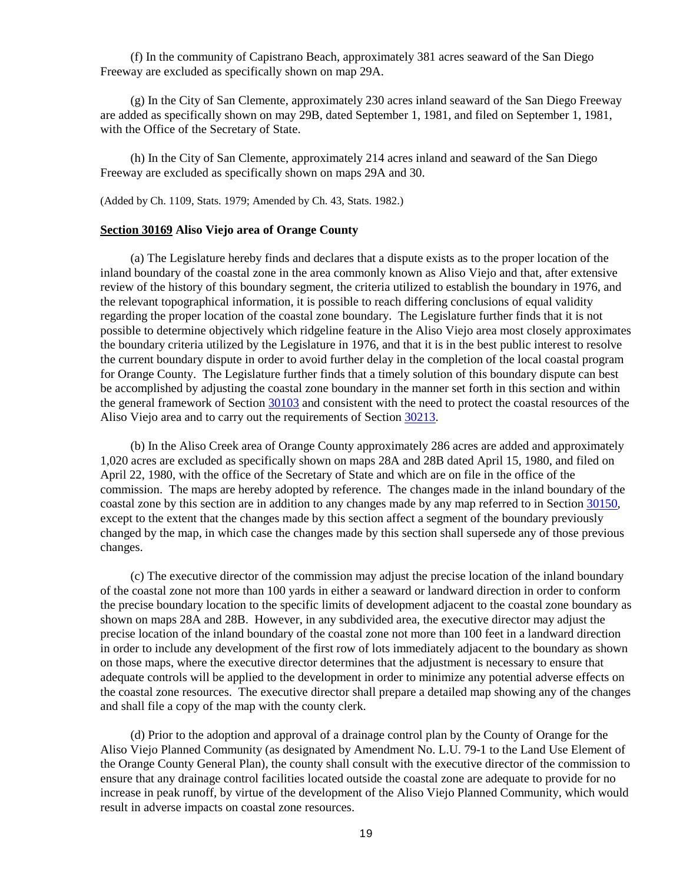(f) In the community of Capistrano Beach, approximately 381 acres seaward of the San Diego Freeway are excluded as specifically shown on map 29A.

(g) In the City of San Clemente, approximately 230 acres inland seaward of the San Diego Freeway are added as specifically shown on may 29B, dated September 1, 1981, and filed on September 1, 1981, with the Office of the Secretary of State.

(h) In the City of San Clemente, approximately 214 acres inland and seaward of the San Diego Freeway are excluded as specifically shown on maps 29A and 30.

(Added by Ch. 1109, Stats. 1979; Amended by Ch. 43, Stats. 1982.)

**Section 30169 Aliso Viejo area of Orange County**

(a) The Legislature hereby finds and declares that a dispute exists as to the proper location of the inland boundary of the coastal zone in the area commonly known as Aliso Viejo and that, after extensive review of the history of this boundary segment, the criteria utilized to establish the boundary in 1976, and the relevant topographical information, it is possible to reach differing conclusions of equal validity regarding the proper location of the coastal zone boundary. The Legislature further finds that it is not possible to determine objectively which ridgeline feature in the Aliso Viejo area most closely approximates the boundary criteria utilized by the Legislature in 1976, and that it is in the best public interest to resolve the current boundary dispute in order to avoid further delay in the completion of the local coastal program for Orange County. The Legislature further finds that a timely solution of this boundary dispute can best be accomplished by adjusting the coastal zone boundary in the manner set forth in this section and within the general framework of Section 30103 and consistent with the need to protect the coastal resources of the Aliso Viejo area and to carry out the requirements of Section 30213.

(b) In the Aliso Creek area of Orange County approximately 286 acres are added and approximately 1,020 acres are excluded as specifically shown on maps 28A and 28B dated April 15, 1980, and filed on April 22, 1980, with the office of the Secretary of State and which are on file in the office of the commission. The maps are hereby adopted by reference. The changes made in the inland boundary of the coastal zone by this section are in addition to any changes made by any map referred to in Section 30150, except to the extent that the changes made by this section affect a segment of the boundary previously changed by the map, in which case the changes made by this section shall supersede any of those previous changes.

(c) The executive director of the commission may adjust the precise location of the inland boundary of the coastal zone not more than 100 yards in either a seaward or landward direction in order to conform the precise boundary location to the specific limits of development adjacent to the coastal zone boundary as shown on maps 28A and 28B. However, in any subdivided area, the executive director may adjust the precise location of the inland boundary of the coastal zone not more than 100 feet in a landward direction in order to include any development of the first row of lots immediately adjacent to the boundary as shown on those maps, where the executive director determines that the adjustment is necessary to ensure that adequate controls will be applied to the development in order to minimize any potential adverse effects on the coastal zone resources. The executive director shall prepare a detailed map showing any of the changes and shall file a copy of the map with the county clerk.

(d) Prior to the adoption and approval of a drainage control plan by the County of Orange for the Aliso Viejo Planned Community (as designated by Amendment No. L.U. 79-1 to the Land Use Element of the Orange County General Plan), the county shall consult with the executive director of the commission to ensure that any drainage control facilities located outside the coastal zone are adequate to provide for no increase in peak runoff, by virtue of the development of the Aliso Viejo Planned Community, which would result in adverse impacts on coastal zone resources.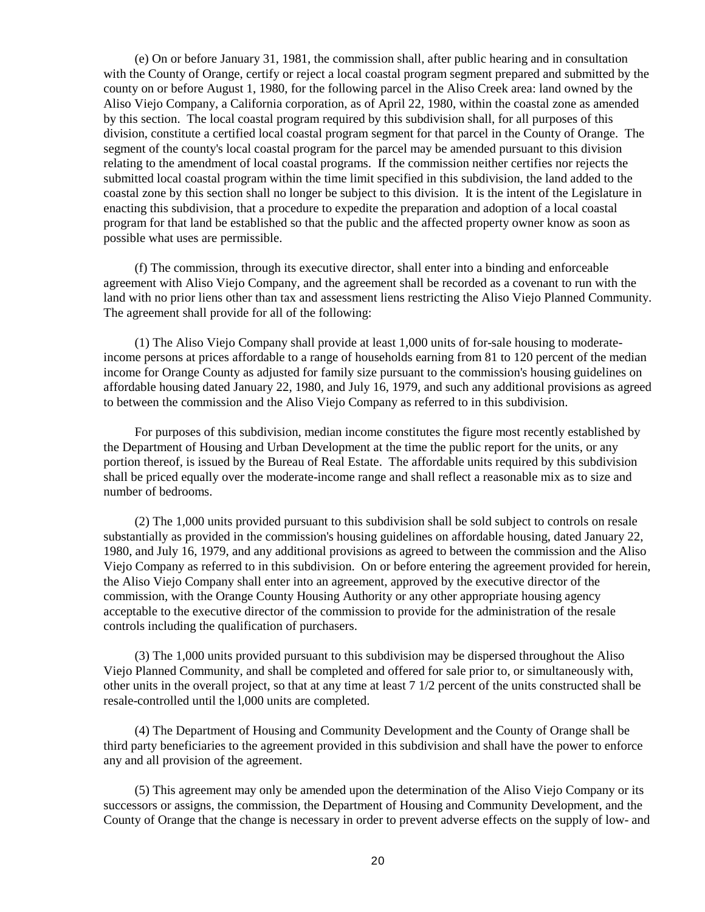(e) On or before January 31, 1981, the commission shall, after public hearing and in consultation with the County of Orange, certify or reject a local coastal program segment prepared and submitted by the county on or before August 1, 1980, for the following parcel in the Aliso Creek area: land owned by the Aliso Viejo Company, a California corporation, as of April 22, 1980, within the coastal zone as amended by this section. The local coastal program required by this subdivision shall, for all purposes of this division, constitute a certified local coastal program segment for that parcel in the County of Orange. The segment of the county's local coastal program for the parcel may be amended pursuant to this division relating to the amendment of local coastal programs. If the commission neither certifies nor rejects the submitted local coastal program within the time limit specified in this subdivision, the land added to the coastal zone by this section shall no longer be subject to this division. It is the intent of the Legislature in enacting this subdivision, that a procedure to expedite the preparation and adoption of a local coastal program for that land be established so that the public and the affected property owner know as soon as possible what uses are permissible.

(f) The commission, through its executive director, shall enter into a binding and enforceable agreement with Aliso Viejo Company, and the agreement shall be recorded as a covenant to run with the land with no prior liens other than tax and assessment liens restricting the Aliso Viejo Planned Community. The agreement shall provide for all of the following:

(1) The Aliso Viejo Company shall provide at least 1,000 units of for-sale housing to moderate-income persons at prices affordable to a range of households earning from 81 to 120 percent of the median income for Orange County as adjusted for family size pursuant to the commission's housing guidelines on affordable housing dated January 22, 1980, and July 16, 1979, and such any additional provisions as agreed to between the commission and the Aliso Viejo Company as referred to in this subdivision.

For purposes of this subdivision, median income constitutes the figure most recently established by the Department of Housing and Urban Development at the time the public report for the units, or any portion thereof, is issued by the Bureau of Real Estate. The affordable units required by this subdivision shall be priced equally over the moderate-income range and shall reflect a reasonable mix as to size and number of bedrooms.

(2) The 1,000 units provided pursuant to this subdivision shall be sold subject to controls on resale substantially as provided in the commission's housing guidelines on affordable housing, dated January 22, 1980, and July 16, 1979, and any additional provisions as agreed to between the commission and the Aliso Viejo Company as referred to in this subdivision. On or before entering the agreement provided for herein, the Aliso Viejo Company shall enter into an agreement, approved by the executive director of the commission, with the Orange County Housing Authority or any other appropriate housing agency acceptable to the executive director of the commission to provide for the administration of the resale controls including the qualification of purchasers.

(3) The 1,000 units provided pursuant to this subdivision may be dispersed throughout the Aliso Viejo Planned Community, and shall be completed and offered for sale prior to, or simultaneously with, other units in the overall project, so that at any time at least 7 1/2 percent of the units constructed shall be resale-controlled until the l,000 units are completed.

(4) The Department of Housing and Community Development and the County of Orange shall be third party beneficiaries to the agreement provided in this subdivision and shall have the power to enforce any and all provision of the agreement.

(5) This agreement may only be amended upon the determination of the Aliso Viejo Company or its successors or assigns, the commission, the Department of Housing and Community Development, and the County of Orange that the change is necessary in order to prevent adverse effects on the supply of low- and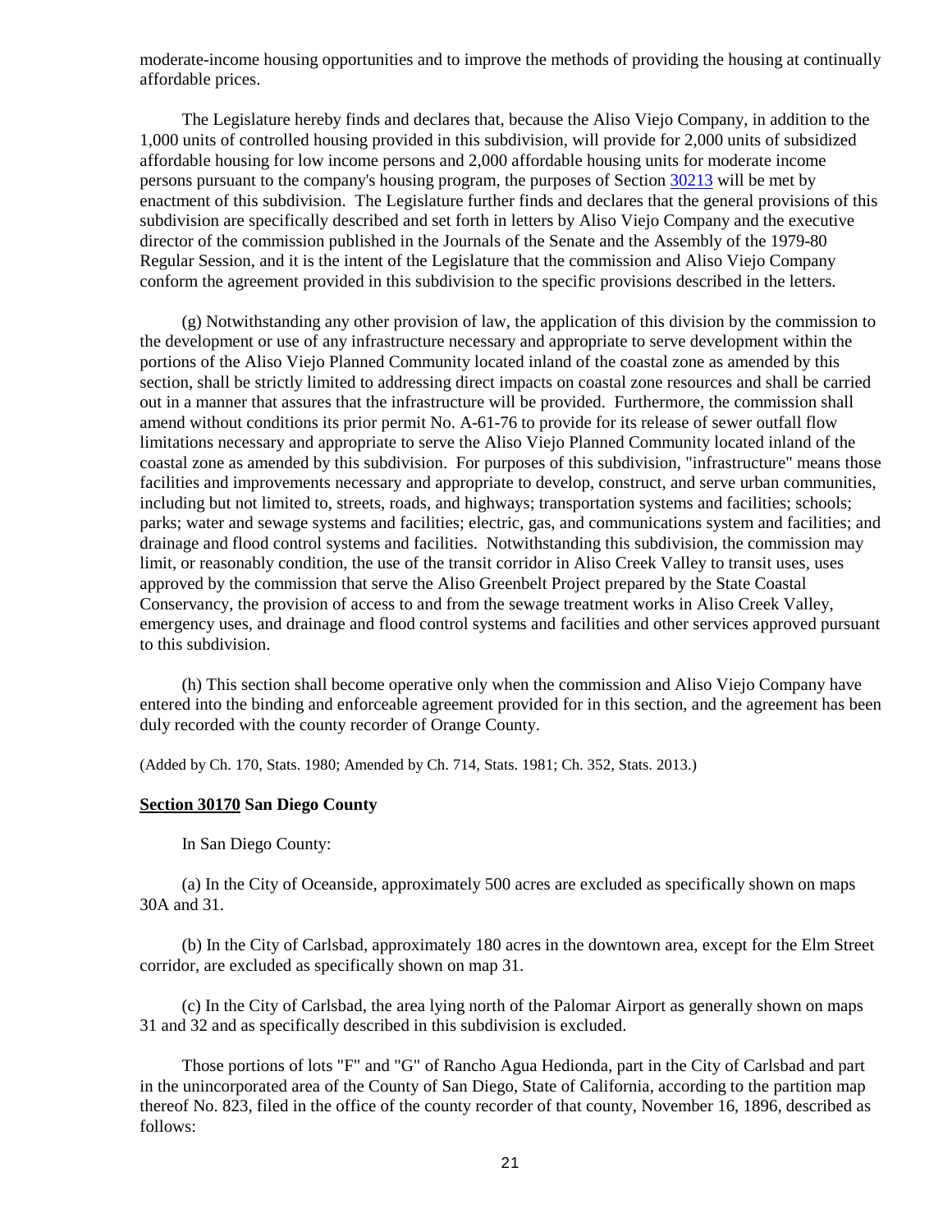moderate-income housing opportunities and to improve the methods of providing the housing at continually affordable prices.

The Legislature hereby finds and declares that, because the Aliso Viejo Company, in addition to the 1,000 units of controlled housing provided in this subdivision, will provide for 2,000 units of subsidized affordable housing for low income persons and 2,000 affordable housing units for moderate income persons pursuant to the company's housing program, the purposes of Section 30213 will be met by enactment of this subdivision. The Legislature further finds and declares that the general provisions of this subdivision are specifically described and set forth in letters by Aliso Viejo Company and the executive director of the commission published in the Journals of the Senate and the Assembly of the 1979-80 Regular Session, and it is the intent of the Legislature that the commission and Aliso Viejo Company conform the agreement provided in this subdivision to the specific provisions described in the letters.

(g) Notwithstanding any other provision of law, the application of this division by the commission to the development or use of any infrastructure necessary and appropriate to serve development within the portions of the Aliso Viejo Planned Community located inland of the coastal zone as amended by this section, shall be strictly limited to addressing direct impacts on coastal zone resources and shall be carried out in a manner that assures that the infrastructure will be provided. Furthermore, the commission shall amend without conditions its prior permit No. A-61-76 to provide for its release of sewer outfall flow limitations necessary and appropriate to serve the Aliso Viejo Planned Community located inland of the coastal zone as amended by this subdivision. For purposes of this subdivision, "infrastructure" means those facilities and improvements necessary and appropriate to develop, construct, and serve urban communities, including but not limited to, streets, roads, and highways; transportation systems and facilities; schools; parks; water and sewage systems and facilities; electric, gas, and communications system and facilities; and drainage and flood control systems and facilities. Notwithstanding this subdivision, the commission may limit, or reasonably condition, the use of the transit corridor in Aliso Creek Valley to transit uses, uses approved by the commission that serve the Aliso Greenbelt Project prepared by the State Coastal Conservancy, the provision of access to and from the sewage treatment works in Aliso Creek Valley, emergency uses, and drainage and flood control systems and facilities and other services approved pursuant to this subdivision.

(h) This section shall become operative only when the commission and Aliso Viejo Company have entered into the binding and enforceable agreement provided for in this section, and the agreement has been duly recorded with the county recorder of Orange County.

(Added by Ch. 170, Stats. 1980; Amended by Ch. 714, Stats. 1981; Ch. 352, Stats. 2013.)

**Section 30170 San Diego County**

In San Diego County:

(a) In the City of Oceanside, approximately 500 acres are excluded as specifically shown on maps 30A and 31.

(b) In the City of Carlsbad, approximately 180 acres in the downtown area, except for the Elm Street corridor, are excluded as specifically shown on map 31.

(c) In the City of Carlsbad, the area lying north of the Palomar Airport as generally shown on maps 31 and 32 and as specifically described in this subdivision is excluded.

Those portions of lots "F" and "G" of Rancho Agua Hedionda, part in the City of Carlsbad and part in the unincorporated area of the County of San Diego, State of California, according to the partition map thereof No. 823, filed in the office of the county recorder of that county, November 16, 1896, described as follows: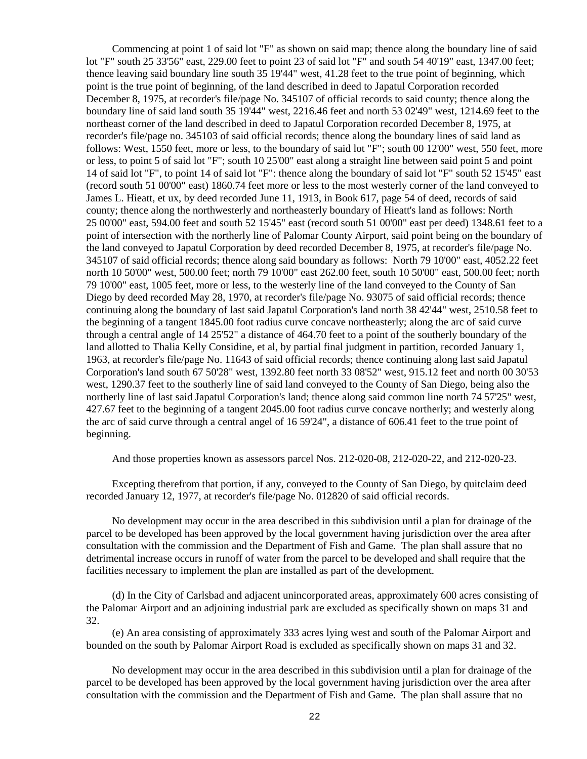Commencing at point 1 of said lot "F" as shown on said map; thence along the boundary line of said lot "F" south 25 33'56" east, 229.00 feet to point 23 of said lot "F" and south 54 40'19" east, 1347.00 feet; thence leaving said boundary line south 35 19'44" west, 41.28 feet to the true point of beginning, which point is the true point of beginning, of the land described in deed to Japatul Corporation recorded December 8, 1975, at recorder's file/page No. 345107 of official records to said county; thence along the boundary line of said land south 35 19'44" west, 2216.46 feet and north 53 02'49" west, 1214.69 feet to the northeast corner of the land described in deed to Japatul Corporation recorded December 8, 1975, at recorder's file/page no. 345103 of said official records; thence along the boundary lines of said land as follows: West, 1550 feet, more or less, to the boundary of said lot "F"; south 00 12'00" west, 550 feet, more or less, to point 5 of said lot "F"; south 10 25'00" east along a straight line between said point 5 and point 14 of said lot "F", to point 14 of said lot "F": thence along the boundary of said lot "F" south 52 15'45" east (record south 51 00'00" east) 1860.74 feet more or less to the most westerly corner of the land conveyed to James L. Hieatt, et ux, by deed recorded June 11, 1913, in Book 617, page 54 of deed, records of said county; thence along the northwesterly and northeasterly boundary of Hieatt's land as follows: North 25 00'00" east, 594.00 feet and south 52 15'45" east (record south 51 00'00" east per deed) 1348.61 feet to a point of intersection with the northerly line of Palomar County Airport, said point being on the boundary of the land conveyed to Japatul Corporation by deed recorded December 8, 1975, at recorder's file/page No. 345107 of said official records; thence along said boundary as follows: North 79 10'00" east, 4052.22 feet north 10 50'00" west, 500.00 feet; north 79 10'00" east 262.00 feet, south 10 50'00" east, 500.00 feet; north 79 10'00" east, 1005 feet, more or less, to the westerly line of the land conveyed to the County of San Diego by deed recorded May 28, 1970, at recorder's file/page No. 93075 of said official records; thence continuing along the boundary of last said Japatul Corporation's land north 38 42'44" west, 2510.58 feet to the beginning of a tangent 1845.00 foot radius curve concave northeasterly; along the arc of said curve through a central angle of 14 25'52" a distance of 464.70 feet to a point of the southerly boundary of the land allotted to Thalia Kelly Considine, et al, by partial final judgment in partition, recorded January 1, 1963, at recorder's file/page No. 11643 of said official records; thence continuing along last said Japatul Corporation's land south 67 50'28" west, 1392.80 feet north 33 08'52" west, 915.12 feet and north 00 30'53 west, 1290.37 feet to the southerly line of said land conveyed to the County of San Diego, being also the northerly line of last said Japatul Corporation's land; thence along said common line north 74 57'25" west, 427.67 feet to the beginning of a tangent 2045.00 foot radius curve concave northerly; and westerly along the arc of said curve through a central angel of 16 59'24", a distance of 606.41 feet to the true point of beginning.

And those properties known as assessors parcel Nos. 212-020-08, 212-020-22, and 212-020-23.

Excepting therefrom that portion, if any, conveyed to the County of San Diego, by quitclaim deed recorded January 12, 1977, at recorder's file/page No. 012820 of said official records.

No development may occur in the area described in this subdivision until a plan for drainage of the parcel to be developed has been approved by the local government having jurisdiction over the area after consultation with the commission and the Department of Fish and Game. The plan shall assure that no detrimental increase occurs in runoff of water from the parcel to be developed and shall require that the facilities necessary to implement the plan are installed as part of the development.

(d) In the City of Carlsbad and adjacent unincorporated areas, approximately 600 acres consisting of the Palomar Airport and an adjoining industrial park are excluded as specifically shown on maps 31 and 32.

(e) An area consisting of approximately 333 acres lying west and south of the Palomar Airport and bounded on the south by Palomar Airport Road is excluded as specifically shown on maps 31 and 32.

No development may occur in the area described in this subdivision until a plan for drainage of the parcel to be developed has been approved by the local government having jurisdiction over the area after consultation with the commission and the Department of Fish and Game. The plan shall assure that no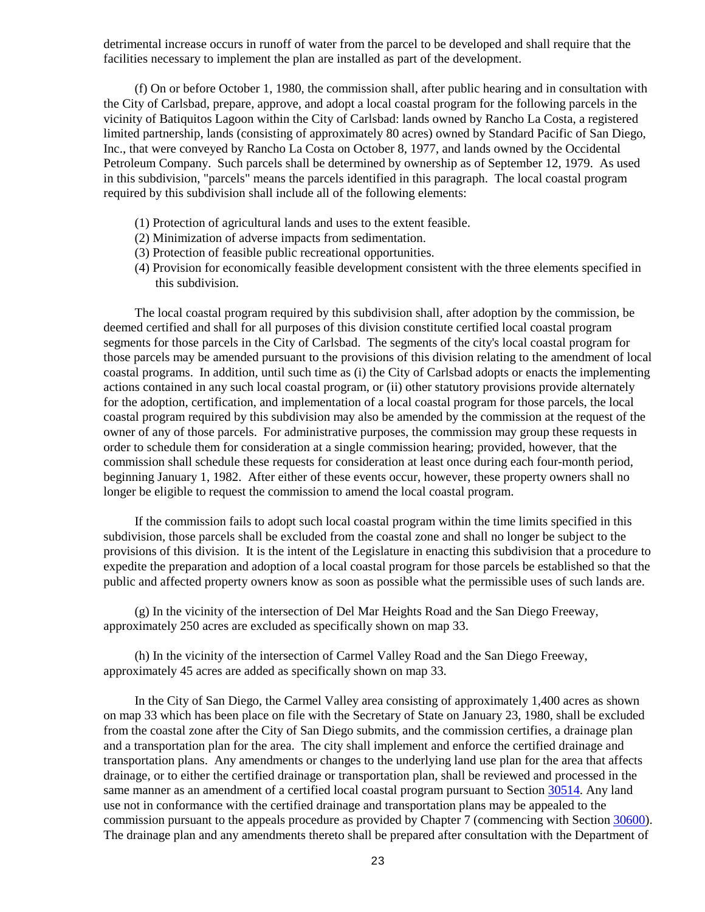detrimental increase occurs in runoff of water from the parcel to be developed and shall require that the facilities necessary to implement the plan are installed as part of the development.

(f) On or before October 1, 1980, the commission shall, after public hearing and in consultation with the City of Carlsbad, prepare, approve, and adopt a local coastal program for the following parcels in the vicinity of Batiquitos Lagoon within the City of Carlsbad: lands owned by Rancho La Costa, a registered limited partnership, lands (consisting of approximately 80 acres) owned by Standard Pacific of San Diego, Inc., that were conveyed by Rancho La Costa on October 8, 1977, and lands owned by the Occidental Petroleum Company. Such parcels shall be determined by ownership as of September 12, 1979. As used in this subdivision, "parcels" means the parcels identified in this paragraph. The local coastal program required by this subdivision shall include all of the following elements:

(1) Protection of agricultural lands and uses to the extent feasible.
(2) Minimization of adverse impacts from sedimentation.
(3) Protection of feasible public recreational opportunities.
(4) Provision for economically feasible development consistent with the three elements specified in this subdivision.

The local coastal program required by this subdivision shall, after adoption by the commission, be deemed certified and shall for all purposes of this division constitute certified local coastal program segments for those parcels in the City of Carlsbad. The segments of the city's local coastal program for those parcels may be amended pursuant to the provisions of this division relating to the amendment of local coastal programs. In addition, until such time as (i) the City of Carlsbad adopts or enacts the implementing actions contained in any such local coastal program, or (ii) other statutory provisions provide alternately for the adoption, certification, and implementation of a local coastal program for those parcels, the local coastal program required by this subdivision may also be amended by the commission at the request of the owner of any of those parcels. For administrative purposes, the commission may group these requests in order to schedule them for consideration at a single commission hearing; provided, however, that the commission shall schedule these requests for consideration at least once during each four-month period, beginning January 1, 1982. After either of these events occur, however, these property owners shall no longer be eligible to request the commission to amend the local coastal program.

If the commission fails to adopt such local coastal program within the time limits specified in this subdivision, those parcels shall be excluded from the coastal zone and shall no longer be subject to the provisions of this division. It is the intent of the Legislature in enacting this subdivision that a procedure to expedite the preparation and adoption of a local coastal program for those parcels be established so that the public and affected property owners know as soon as possible what the permissible uses of such lands are.

(g) In the vicinity of the intersection of Del Mar Heights Road and the San Diego Freeway, approximately 250 acres are excluded as specifically shown on map 33.

(h) In the vicinity of the intersection of Carmel Valley Road and the San Diego Freeway, approximately 45 acres are added as specifically shown on map 33.

In the City of San Diego, the Carmel Valley area consisting of approximately 1,400 acres as shown on map 33 which has been place on file with the Secretary of State on January 23, 1980, shall be excluded from the coastal zone after the City of San Diego submits, and the commission certifies, a drainage plan and a transportation plan for the area. The city shall implement and enforce the certified drainage and transportation plans. Any amendments or changes to the underlying land use plan for the area that affects drainage, or to either the certified drainage or transportation plan, shall be reviewed and processed in the same manner as an amendment of a certified local coastal program pursuant to Section 30514. Any land use not in conformance with the certified drainage and transportation plans may be appealed to the commission pursuant to the appeals procedure as provided by Chapter 7 (commencing with Section 30600). The drainage plan and any amendments thereto shall be prepared after consultation with the Department of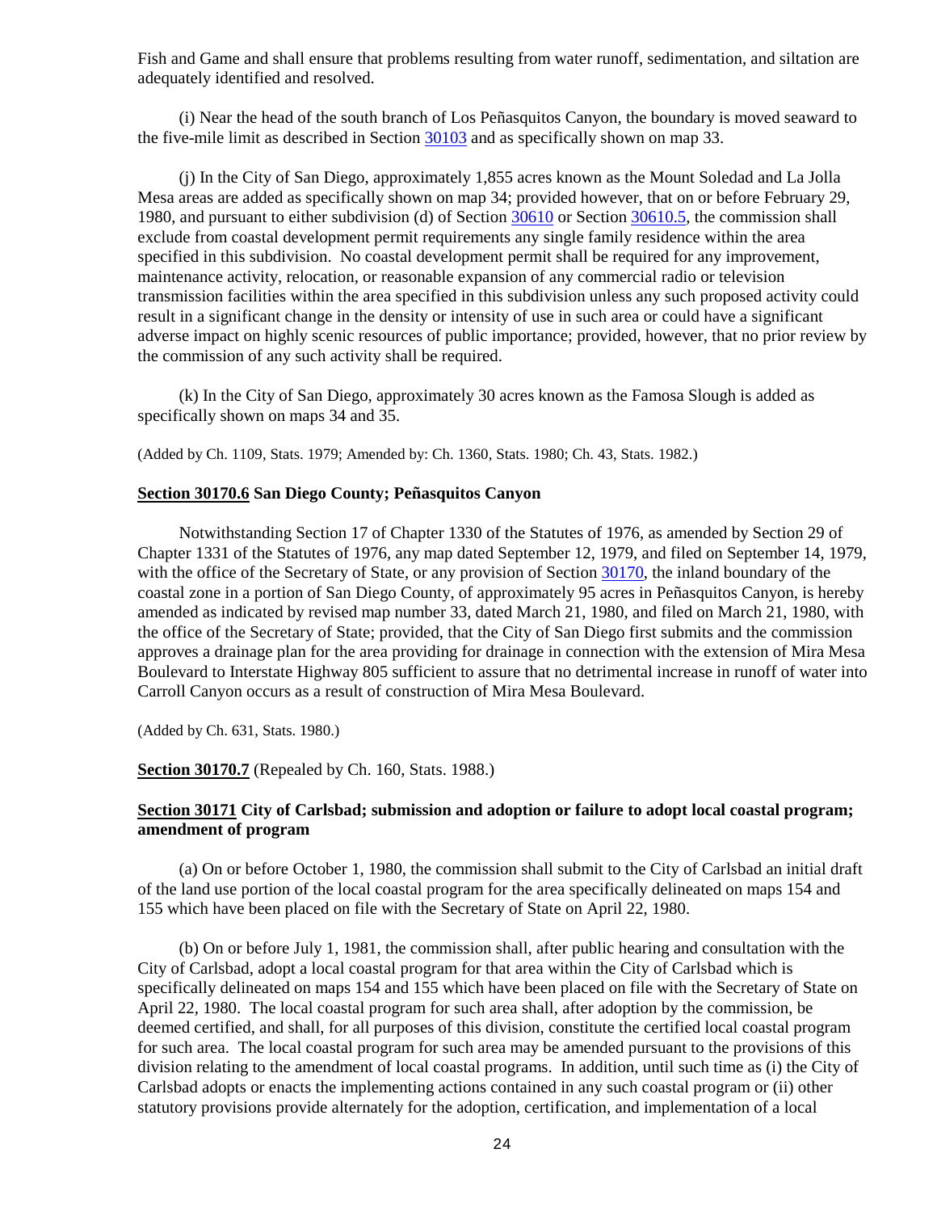Fish and Game and shall ensure that problems resulting from water runoff, sedimentation, and siltation are adequately identified and resolved.

(i) Near the head of the south branch of Los Peñasquitos Canyon, the boundary is moved seaward to the five-mile limit as described in Section 30103 and as specifically shown on map 33.

(j) In the City of San Diego, approximately 1,855 acres known as the Mount Soledad and La Jolla Mesa areas are added as specifically shown on map 34; provided however, that on or before February 29, 1980, and pursuant to either subdivision (d) of Section 30610 or Section 30610.5, the commission shall exclude from coastal development permit requirements any single family residence within the area specified in this subdivision. No coastal development permit shall be required for any improvement, maintenance activity, relocation, or reasonable expansion of any commercial radio or television transmission facilities within the area specified in this subdivision unless any such proposed activity could result in a significant change in the density or intensity of use in such area or could have a significant adverse impact on highly scenic resources of public importance; provided, however, that no prior review by the commission of any such activity shall be required.

(k) In the City of San Diego, approximately 30 acres known as the Famosa Slough is added as specifically shown on maps 34 and 35.

(Added by Ch. 1109, Stats. 1979; Amended by: Ch. 1360, Stats. 1980; Ch. 43, Stats. 1982.)

### Section 30170.6 San Diego County; Peñasquitos Canyon

Notwithstanding Section 17 of Chapter 1330 of the Statutes of 1976, as amended by Section 29 of Chapter 1331 of the Statutes of 1976, any map dated September 12, 1979, and filed on September 14, 1979, with the office of the Secretary of State, or any provision of Section 30170, the inland boundary of the coastal zone in a portion of San Diego County, of approximately 95 acres in Peñasquitos Canyon, is hereby amended as indicated by revised map number 33, dated March 21, 1980, and filed on March 21, 1980, with the office of the Secretary of State; provided, that the City of San Diego first submits and the commission approves a drainage plan for the area providing for drainage in connection with the extension of Mira Mesa Boulevard to Interstate Highway 805 sufficient to assure that no detrimental increase in runoff of water into Carroll Canyon occurs as a result of construction of Mira Mesa Boulevard.

(Added by Ch. 631, Stats. 1980.)

**Section 30170.7** (Repealed by Ch. 160, Stats. 1988.)

### Section 30171 City of Carlsbad; submission and adoption or failure to adopt local coastal program; amendment of program

(a) On or before October 1, 1980, the commission shall submit to the City of Carlsbad an initial draft of the land use portion of the local coastal program for the area specifically delineated on maps 154 and 155 which have been placed on file with the Secretary of State on April 22, 1980.

(b) On or before July 1, 1981, the commission shall, after public hearing and consultation with the City of Carlsbad, adopt a local coastal program for that area within the City of Carlsbad which is specifically delineated on maps 154 and 155 which have been placed on file with the Secretary of State on April 22, 1980. The local coastal program for such area shall, after adoption by the commission, be deemed certified, and shall, for all purposes of this division, constitute the certified local coastal program for such area. The local coastal program for such area may be amended pursuant to the provisions of this division relating to the amendment of local coastal programs. In addition, until such time as (i) the City of Carlsbad adopts or enacts the implementing actions contained in any such coastal program or (ii) other statutory provisions provide alternately for the adoption, certification, and implementation of a local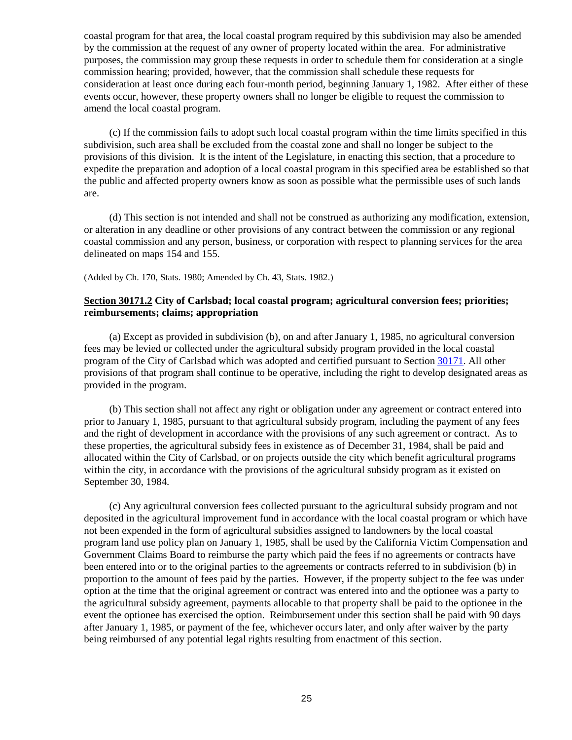coastal program for that area, the local coastal program required by this subdivision may also be amended by the commission at the request of any owner of property located within the area. For administrative purposes, the commission may group these requests in order to schedule them for consideration at a single commission hearing; provided, however, that the commission shall schedule these requests for consideration at least once during each four-month period, beginning January 1, 1982. After either of these events occur, however, these property owners shall no longer be eligible to request the commission to amend the local coastal program.

(c) If the commission fails to adopt such local coastal program within the time limits specified in this subdivision, such area shall be excluded from the coastal zone and shall no longer be subject to the provisions of this division. It is the intent of the Legislature, in enacting this section, that a procedure to expedite the preparation and adoption of a local coastal program in this specified area be established so that the public and affected property owners know as soon as possible what the permissible uses of such lands are.

(d) This section is not intended and shall not be construed as authorizing any modification, extension, or alteration in any deadline or other provisions of any contract between the commission or any regional coastal commission and any person, business, or corporation with respect to planning services for the area delineated on maps 154 and 155.

(Added by Ch. 170, Stats. 1980; Amended by Ch. 43, Stats. 1982.)

**Section 30171.2 City of Carlsbad; local coastal program; agricultural conversion fees; priorities; reimbursements; claims; appropriation**

(a) Except as provided in subdivision (b), on and after January 1, 1985, no agricultural conversion fees may be levied or collected under the agricultural subsidy program provided in the local coastal program of the City of Carlsbad which was adopted and certified pursuant to Section 30171. All other provisions of that program shall continue to be operative, including the right to develop designated areas as provided in the program.

(b) This section shall not affect any right or obligation under any agreement or contract entered into prior to January 1, 1985, pursuant to that agricultural subsidy program, including the payment of any fees and the right of development in accordance with the provisions of any such agreement or contract. As to these properties, the agricultural subsidy fees in existence as of December 31, 1984, shall be paid and allocated within the City of Carlsbad, or on projects outside the city which benefit agricultural programs within the city, in accordance with the provisions of the agricultural subsidy program as it existed on September 30, 1984.

(c) Any agricultural conversion fees collected pursuant to the agricultural subsidy program and not deposited in the agricultural improvement fund in accordance with the local coastal program or which have not been expended in the form of agricultural subsidies assigned to landowners by the local coastal program land use policy plan on January 1, 1985, shall be used by the California Victim Compensation and Government Claims Board to reimburse the party which paid the fees if no agreements or contracts have been entered into or to the original parties to the agreements or contracts referred to in subdivision (b) in proportion to the amount of fees paid by the parties. However, if the property subject to the fee was under option at the time that the original agreement or contract was entered into and the optionee was a party to the agricultural subsidy agreement, payments allocable to that property shall be paid to the optionee in the event the optionee has exercised the option. Reimbursement under this section shall be paid with 90 days after January 1, 1985, or payment of the fee, whichever occurs later, and only after waiver by the party being reimbursed of any potential legal rights resulting from enactment of this section.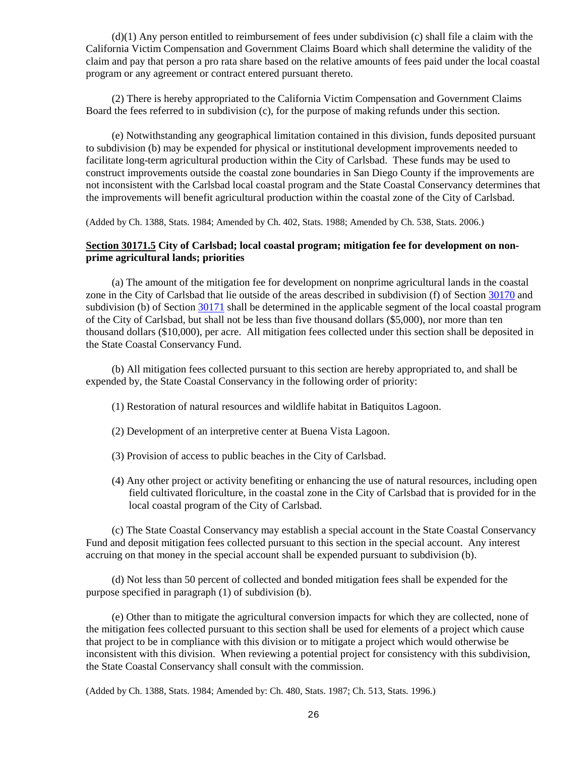(d)(1) Any person entitled to reimbursement of fees under subdivision (c) shall file a claim with the California Victim Compensation and Government Claims Board which shall determine the validity of the claim and pay that person a pro rata share based on the relative amounts of fees paid under the local coastal program or any agreement or contract entered pursuant thereto.

(2) There is hereby appropriated to the California Victim Compensation and Government Claims Board the fees referred to in subdivision (c), for the purpose of making refunds under this section.

(e) Notwithstanding any geographical limitation contained in this division, funds deposited pursuant to subdivision (b) may be expended for physical or institutional development improvements needed to facilitate long-term agricultural production within the City of Carlsbad. These funds may be used to construct improvements outside the coastal zone boundaries in San Diego County if the improvements are not inconsistent with the Carlsbad local coastal program and the State Coastal Conservancy determines that the improvements will benefit agricultural production within the coastal zone of the City of Carlsbad.

(Added by Ch. 1388, Stats. 1984; Amended by Ch. 402, Stats. 1988; Amended by Ch. 538, Stats. 2006.)

**Section 30171.5 City of Carlsbad; local coastal program; mitigation fee for development on non-prime agricultural lands; priorities**

(a) The amount of the mitigation fee for development on nonprime agricultural lands in the coastal zone in the City of Carlsbad that lie outside of the areas described in subdivision (f) of Section 30170 and subdivision (b) of Section 30171 shall be determined in the applicable segment of the local coastal program of the City of Carlsbad, but shall not be less than five thousand dollars ($5,000), nor more than ten thousand dollars ($10,000), per acre. All mitigation fees collected under this section shall be deposited in the State Coastal Conservancy Fund.

(b) All mitigation fees collected pursuant to this section are hereby appropriated to, and shall be expended by, the State Coastal Conservancy in the following order of priority:

(1) Restoration of natural resources and wildlife habitat in Batiquitos Lagoon.

(2) Development of an interpretive center at Buena Vista Lagoon.

(3) Provision of access to public beaches in the City of Carlsbad.

(4) Any other project or activity benefiting or enhancing the use of natural resources, including open field cultivated floriculture, in the coastal zone in the City of Carlsbad that is provided for in the local coastal program of the City of Carlsbad.

(c) The State Coastal Conservancy may establish a special account in the State Coastal Conservancy Fund and deposit mitigation fees collected pursuant to this section in the special account. Any interest accruing on that money in the special account shall be expended pursuant to subdivision (b).

(d) Not less than 50 percent of collected and bonded mitigation fees shall be expended for the purpose specified in paragraph (1) of subdivision (b).

(e) Other than to mitigate the agricultural conversion impacts for which they are collected, none of the mitigation fees collected pursuant to this section shall be used for elements of a project which cause that project to be in compliance with this division or to mitigate a project which would otherwise be inconsistent with this division. When reviewing a potential project for consistency with this subdivision, the State Coastal Conservancy shall consult with the commission.

(Added by Ch. 1388, Stats. 1984; Amended by: Ch. 480, Stats. 1987; Ch. 513, Stats. 1996.)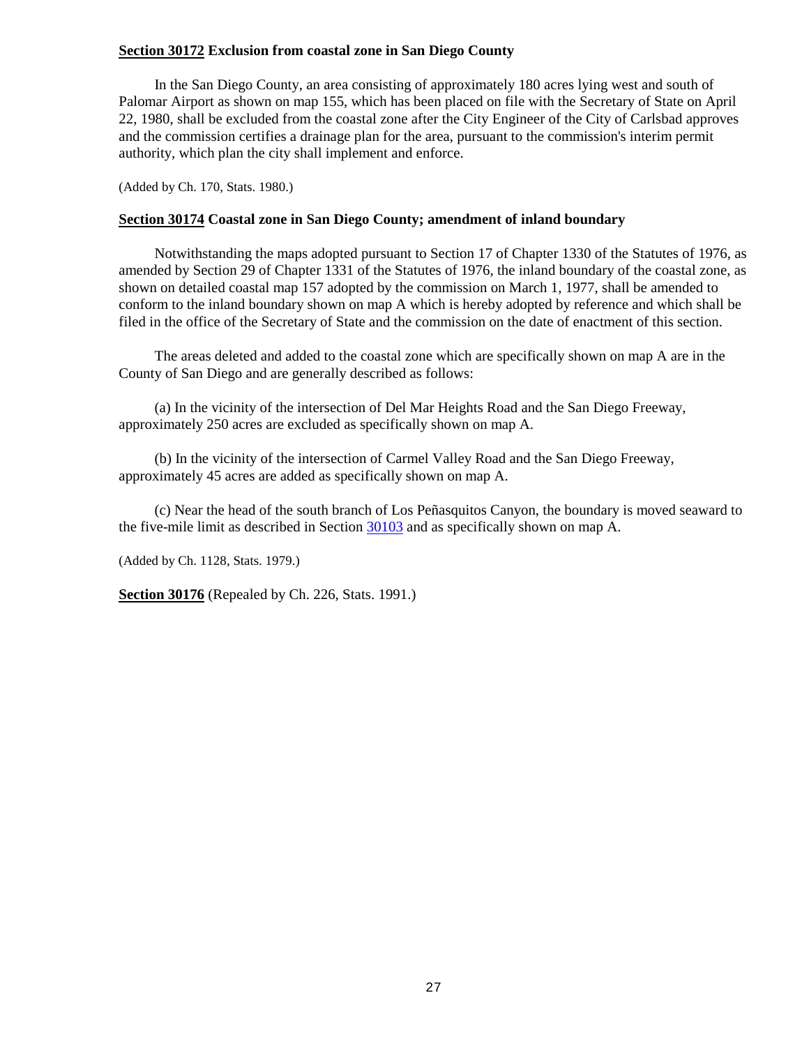**Section 30172 Exclusion from coastal zone in San Diego County**

In the San Diego County, an area consisting of approximately 180 acres lying west and south of Palomar Airport as shown on map 155, which has been placed on file with the Secretary of State on April 22, 1980, shall be excluded from the coastal zone after the City Engineer of the City of Carlsbad approves and the commission certifies a drainage plan for the area, pursuant to the commission's interim permit authority, which plan the city shall implement and enforce.

(Added by Ch. 170, Stats. 1980.)

**Section 30174 Coastal zone in San Diego County; amendment of inland boundary**

Notwithstanding the maps adopted pursuant to Section 17 of Chapter 1330 of the Statutes of 1976, as amended by Section 29 of Chapter 1331 of the Statutes of 1976, the inland boundary of the coastal zone, as shown on detailed coastal map 157 adopted by the commission on March 1, 1977, shall be amended to conform to the inland boundary shown on map A which is hereby adopted by reference and which shall be filed in the office of the Secretary of State and the commission on the date of enactment of this section.

The areas deleted and added to the coastal zone which are specifically shown on map A are in the County of San Diego and are generally described as follows:

(a) In the vicinity of the intersection of Del Mar Heights Road and the San Diego Freeway, approximately 250 acres are excluded as specifically shown on map A.

(b) In the vicinity of the intersection of Carmel Valley Road and the San Diego Freeway, approximately 45 acres are added as specifically shown on map A.

(c) Near the head of the south branch of Los Peñasquitos Canyon, the boundary is moved seaward to the five-mile limit as described in Section 30103 and as specifically shown on map A.

(Added by Ch. 1128, Stats. 1979.)

**Section 30176** (Repealed by Ch. 226, Stats. 1991.)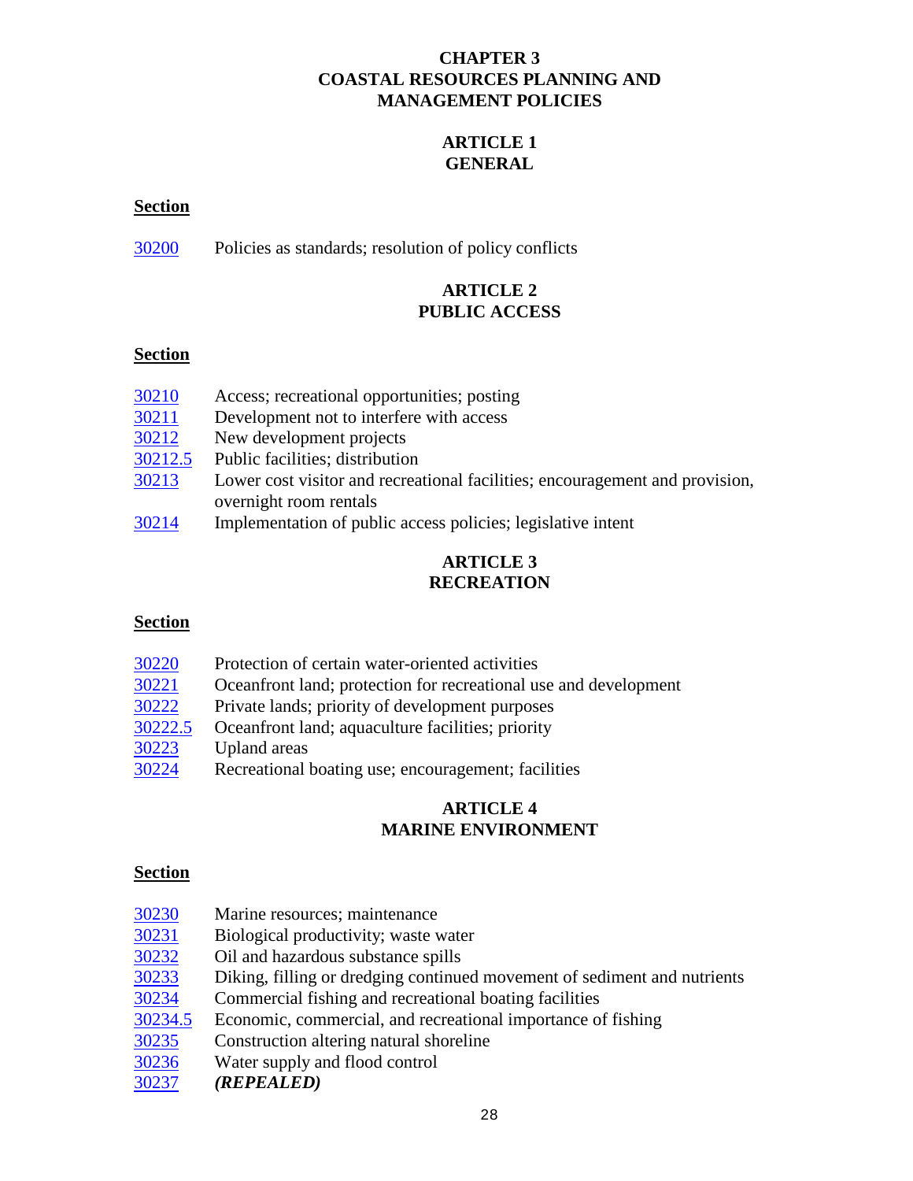# CHAPTER 3
# COASTAL RESOURCES PLANNING AND MANAGEMENT POLICIES

## ARTICLE 1
## GENERAL

**Section**

| | |
|---|---|
| 30200 | Policies as standards; resolution of policy conflicts |

## ARTICLE 2
## PUBLIC ACCESS

**Section**

| | |
|---|---|
| 30210 | Access; recreational opportunities; posting |
| 30211 | Development not to interfere with access |
| 30212 | New development projects |
| 30212.5 | Public facilities; distribution |
| 30213 | Lower cost visitor and recreational facilities; encouragement and provision, overnight room rentals |
| 30214 | Implementation of public access policies; legislative intent |

## ARTICLE 3
## RECREATION

**Section**

| | |
|---|---|
| 30220 | Protection of certain water-oriented activities |
| 30221 | Oceanfront land; protection for recreational use and development |
| 30222 | Private lands; priority of development purposes |
| 30222.5 | Oceanfront land; aquaculture facilities; priority |
| 30223 | Upland areas |
| 30224 | Recreational boating use; encouragement; facilities |

## ARTICLE 4
## MARINE ENVIRONMENT

**Section**

| | |
|---|---|
| 30230 | Marine resources; maintenance |
| 30231 | Biological productivity; waste water |
| 30232 | Oil and hazardous substance spills |
| 30233 | Diking, filling or dredging continued movement of sediment and nutrients |
| 30234 | Commercial fishing and recreational boating facilities |
| 30234.5 | Economic, commercial, and recreational importance of fishing |
| 30235 | Construction altering natural shoreline |
| 30236 | Water supply and flood control |
| 30237 | ***(REPEALED)*** |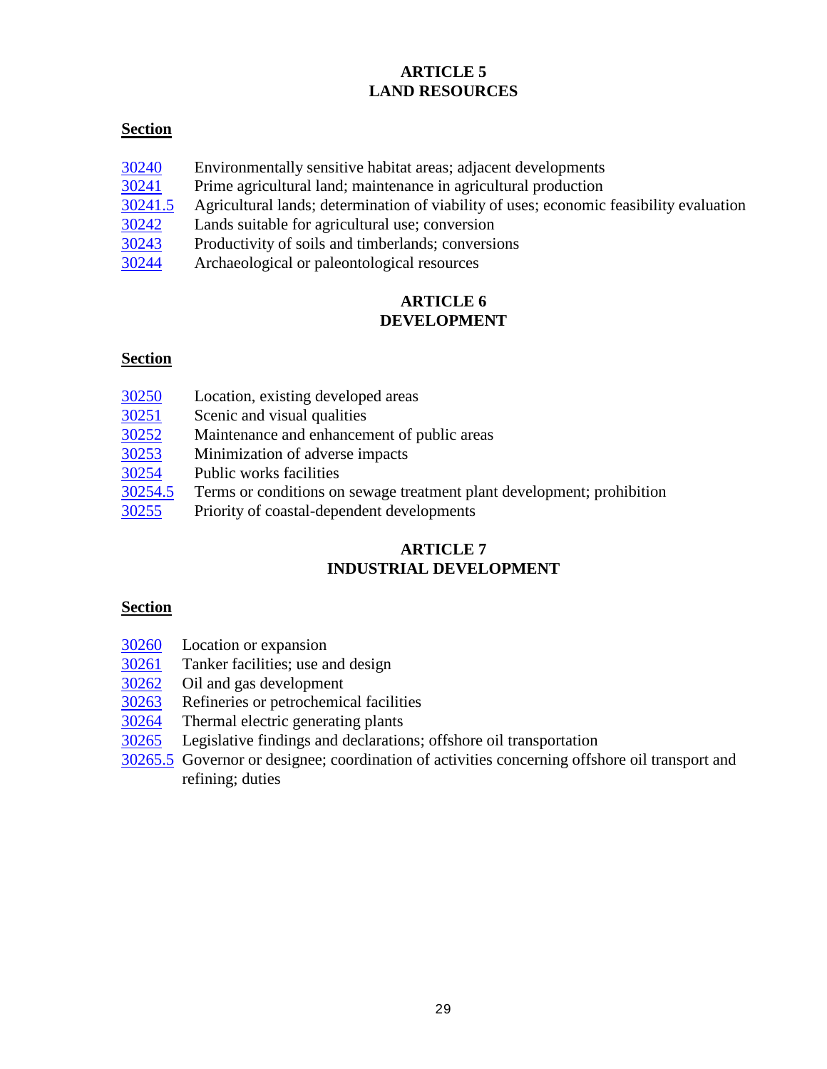## ARTICLE 5
## LAND RESOURCES

**Section**

| | |
|---|---|
| 30240 | Environmentally sensitive habitat areas; adjacent developments |
| 30241 | Prime agricultural land; maintenance in agricultural production |
| 30241.5 | Agricultural lands; determination of viability of uses; economic feasibility evaluation |
| 30242 | Lands suitable for agricultural use; conversion |
| 30243 | Productivity of soils and timberlands; conversions |
| 30244 | Archaeological or paleontological resources |

## ARTICLE 6
## DEVELOPMENT

**Section**

| | |
|---|---|
| 30250 | Location, existing developed areas |
| 30251 | Scenic and visual qualities |
| 30252 | Maintenance and enhancement of public areas |
| 30253 | Minimization of adverse impacts |
| 30254 | Public works facilities |
| 30254.5 | Terms or conditions on sewage treatment plant development; prohibition |
| 30255 | Priority of coastal-dependent developments |

## ARTICLE 7
## INDUSTRIAL DEVELOPMENT

**Section**

| | |
|---|---|
| 30260 | Location or expansion |
| 30261 | Tanker facilities; use and design |
| 30262 | Oil and gas development |
| 30263 | Refineries or petrochemical facilities |
| 30264 | Thermal electric generating plants |
| 30265 | Legislative findings and declarations; offshore oil transportation |
| 30265.5 | Governor or designee; coordination of activities concerning offshore oil transport and refining; duties |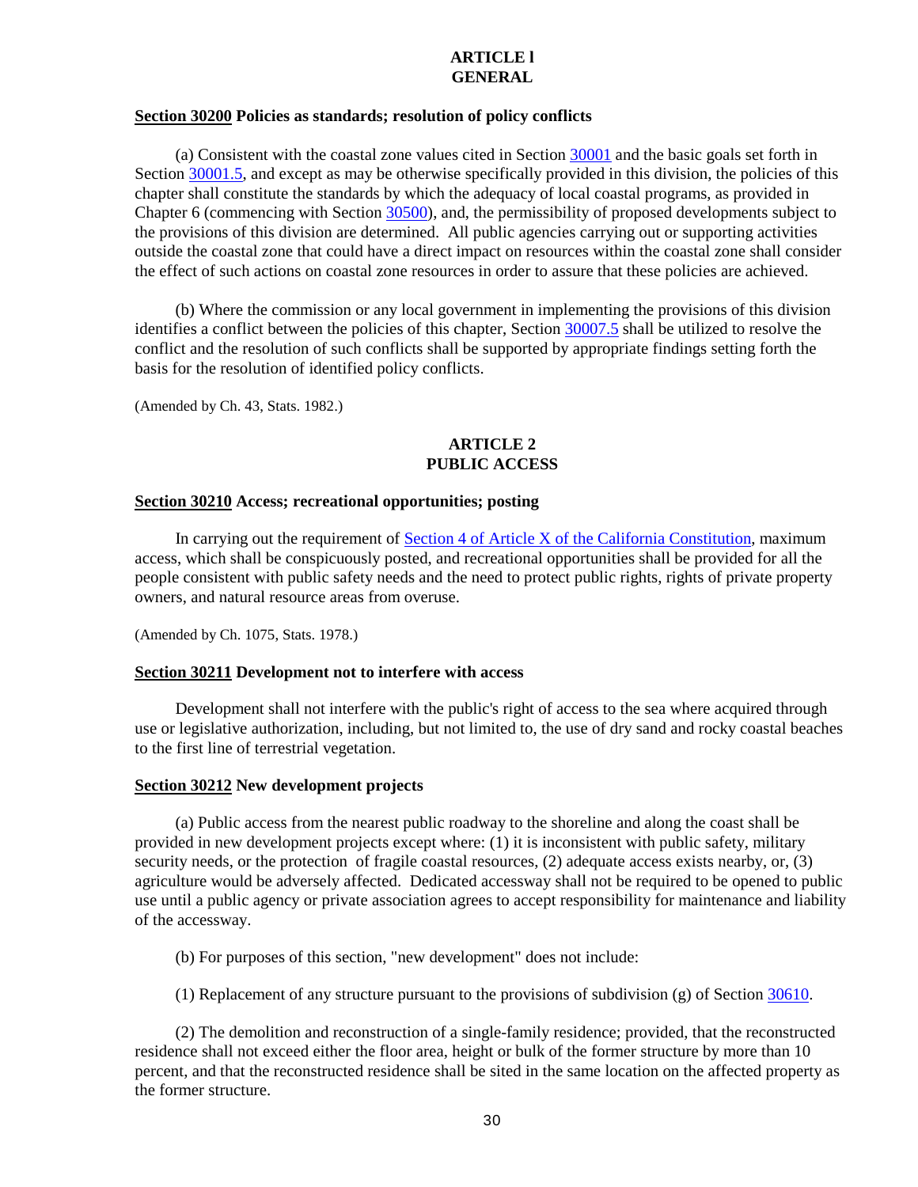## ARTICLE l
## GENERAL

**<u>Section 30200</u> Policies as standards; resolution of policy conflicts**

(a) Consistent with the coastal zone values cited in Section 30001 and the basic goals set forth in Section 30001.5, and except as may be otherwise specifically provided in this division, the policies of this chapter shall constitute the standards by which the adequacy of local coastal programs, as provided in Chapter 6 (commencing with Section 30500), and, the permissibility of proposed developments subject to the provisions of this division are determined. All public agencies carrying out or supporting activities outside the coastal zone that could have a direct impact on resources within the coastal zone shall consider the effect of such actions on coastal zone resources in order to assure that these policies are achieved.

(b) Where the commission or any local government in implementing the provisions of this division identifies a conflict between the policies of this chapter, Section 30007.5 shall be utilized to resolve the conflict and the resolution of such conflicts shall be supported by appropriate findings setting forth the basis for the resolution of identified policy conflicts.

(Amended by Ch. 43, Stats. 1982.)

## ARTICLE 2
## PUBLIC ACCESS

**<u>Section 30210</u> Access; recreational opportunities; posting**

In carrying out the requirement of Section 4 of Article X of the California Constitution, maximum access, which shall be conspicuously posted, and recreational opportunities shall be provided for all the people consistent with public safety needs and the need to protect public rights, rights of private property owners, and natural resource areas from overuse.

(Amended by Ch. 1075, Stats. 1978.)

**<u>Section 30211</u> Development not to interfere with access**

Development shall not interfere with the public's right of access to the sea where acquired through use or legislative authorization, including, but not limited to, the use of dry sand and rocky coastal beaches to the first line of terrestrial vegetation.

**<u>Section 30212</u> New development projects**

(a) Public access from the nearest public roadway to the shoreline and along the coast shall be provided in new development projects except where: (1) it is inconsistent with public safety, military security needs, or the protection of fragile coastal resources, (2) adequate access exists nearby, or, (3) agriculture would be adversely affected. Dedicated accessway shall not be required to be opened to public use until a public agency or private association agrees to accept responsibility for maintenance and liability of the accessway.

(b) For purposes of this section, "new development" does not include:

(1) Replacement of any structure pursuant to the provisions of subdivision (g) of Section 30610.

(2) The demolition and reconstruction of a single-family residence; provided, that the reconstructed residence shall not exceed either the floor area, height or bulk of the former structure by more than 10 percent, and that the reconstructed residence shall be sited in the same location on the affected property as the former structure.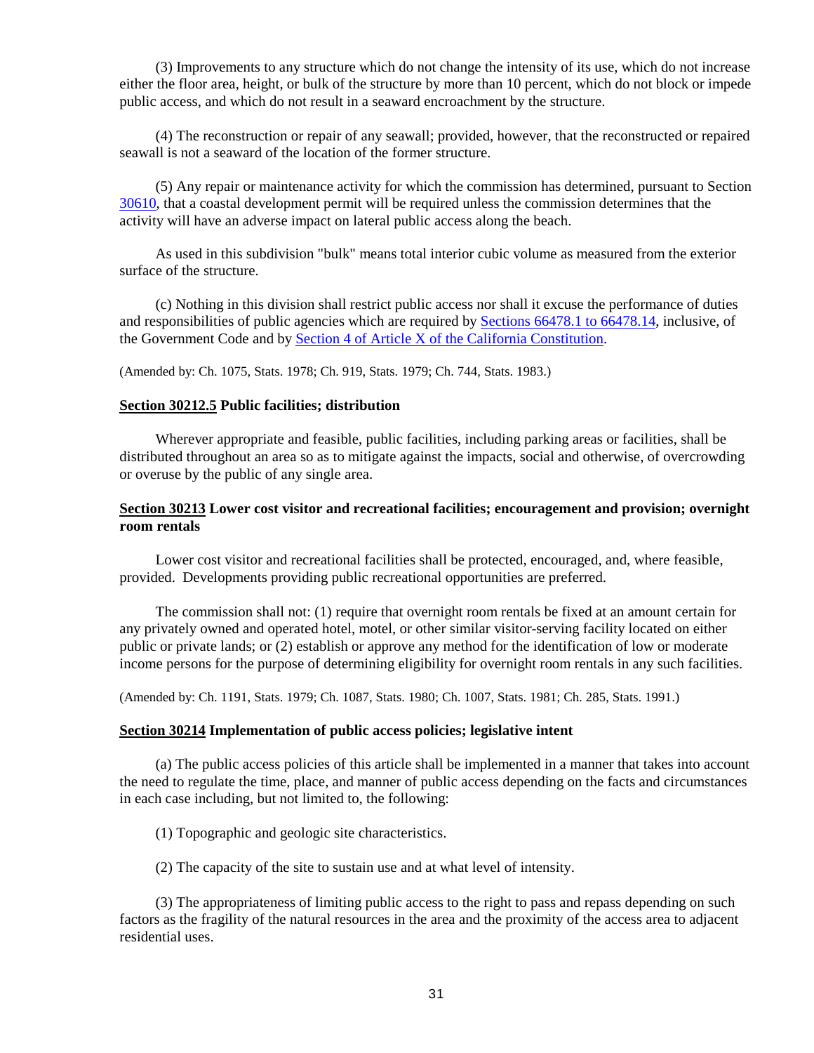(3) Improvements to any structure which do not change the intensity of its use, which do not increase either the floor area, height, or bulk of the structure by more than 10 percent, which do not block or impede public access, and which do not result in a seaward encroachment by the structure.

(4) The reconstruction or repair of any seawall; provided, however, that the reconstructed or repaired seawall is not a seaward of the location of the former structure.

(5) Any repair or maintenance activity for which the commission has determined, pursuant to Section 30610, that a coastal development permit will be required unless the commission determines that the activity will have an adverse impact on lateral public access along the beach.

As used in this subdivision "bulk" means total interior cubic volume as measured from the exterior surface of the structure.

(c) Nothing in this division shall restrict public access nor shall it excuse the performance of duties and responsibilities of public agencies which are required by Sections 66478.1 to 66478.14, inclusive, of the Government Code and by Section 4 of Article X of the California Constitution.

(Amended by: Ch. 1075, Stats. 1978; Ch. 919, Stats. 1979; Ch. 744, Stats. 1983.)

### Section 30212.5 Public facilities; distribution

Wherever appropriate and feasible, public facilities, including parking areas or facilities, shall be distributed throughout an area so as to mitigate against the impacts, social and otherwise, of overcrowding or overuse by the public of any single area.

### Section 30213 Lower cost visitor and recreational facilities; encouragement and provision; overnight room rentals

Lower cost visitor and recreational facilities shall be protected, encouraged, and, where feasible, provided. Developments providing public recreational opportunities are preferred.

The commission shall not: (1) require that overnight room rentals be fixed at an amount certain for any privately owned and operated hotel, motel, or other similar visitor-serving facility located on either public or private lands; or (2) establish or approve any method for the identification of low or moderate income persons for the purpose of determining eligibility for overnight room rentals in any such facilities.

(Amended by: Ch. 1191, Stats. 1979; Ch. 1087, Stats. 1980; Ch. 1007, Stats. 1981; Ch. 285, Stats. 1991.)

### Section 30214 Implementation of public access policies; legislative intent

(a) The public access policies of this article shall be implemented in a manner that takes into account the need to regulate the time, place, and manner of public access depending on the facts and circumstances in each case including, but not limited to, the following:

(1) Topographic and geologic site characteristics.

(2) The capacity of the site to sustain use and at what level of intensity.

(3) The appropriateness of limiting public access to the right to pass and repass depending on such factors as the fragility of the natural resources in the area and the proximity of the access area to adjacent residential uses.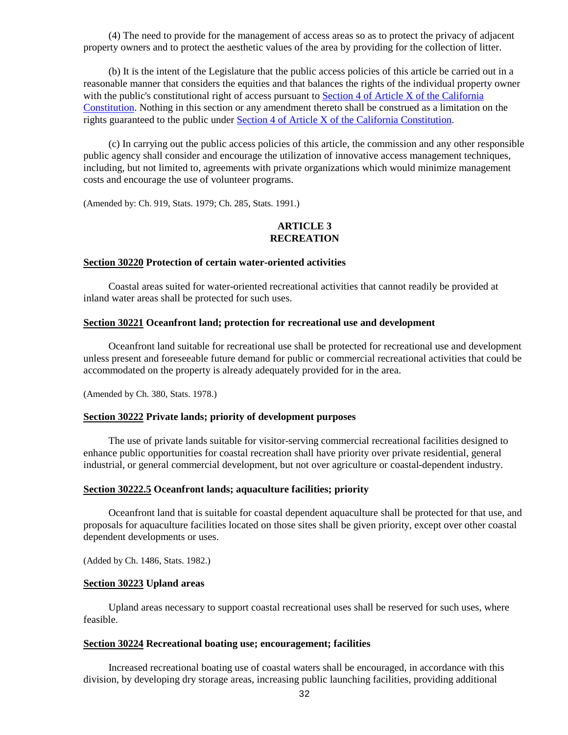(4) The need to provide for the management of access areas so as to protect the privacy of adjacent property owners and to protect the aesthetic values of the area by providing for the collection of litter.

(b) It is the intent of the Legislature that the public access policies of this article be carried out in a reasonable manner that considers the equities and that balances the rights of the individual property owner with the public's constitutional right of access pursuant to Section 4 of Article X of the California Constitution. Nothing in this section or any amendment thereto shall be construed as a limitation on the rights guaranteed to the public under Section 4 of Article X of the California Constitution.

(c) In carrying out the public access policies of this article, the commission and any other responsible public agency shall consider and encourage the utilization of innovative access management techniques, including, but not limited to, agreements with private organizations which would minimize management costs and encourage the use of volunteer programs.

(Amended by: Ch. 919, Stats. 1979; Ch. 285, Stats. 1991.)

## ARTICLE 3
## RECREATION

### Section 30220 Protection of certain water-oriented activities

Coastal areas suited for water-oriented recreational activities that cannot readily be provided at inland water areas shall be protected for such uses.

### Section 30221 Oceanfront land; protection for recreational use and development

Oceanfront land suitable for recreational use shall be protected for recreational use and development unless present and foreseeable future demand for public or commercial recreational activities that could be accommodated on the property is already adequately provided for in the area.

(Amended by Ch. 380, Stats. 1978.)

### Section 30222 Private lands; priority of development purposes

The use of private lands suitable for visitor-serving commercial recreational facilities designed to enhance public opportunities for coastal recreation shall have priority over private residential, general industrial, or general commercial development, but not over agriculture or coastal-dependent industry.

### Section 30222.5 Oceanfront lands; aquaculture facilities; priority

Oceanfront land that is suitable for coastal dependent aquaculture shall be protected for that use, and proposals for aquaculture facilities located on those sites shall be given priority, except over other coastal dependent developments or uses.

(Added by Ch. 1486, Stats. 1982.)

### Section 30223 Upland areas

Upland areas necessary to support coastal recreational uses shall be reserved for such uses, where feasible.

### Section 30224 Recreational boating use; encouragement; facilities

Increased recreational boating use of coastal waters shall be encouraged, in accordance with this division, by developing dry storage areas, increasing public launching facilities, providing additional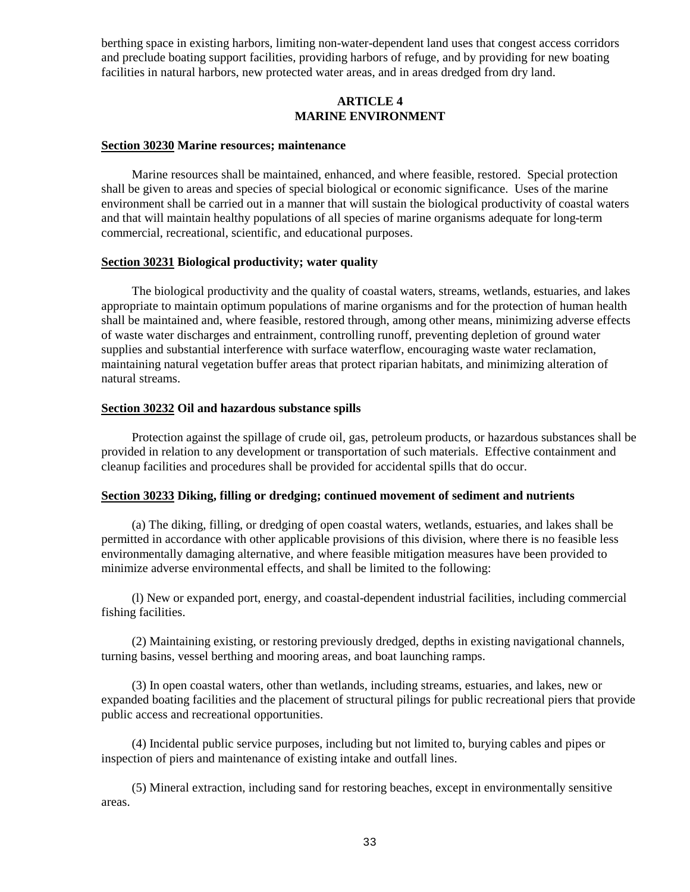berthing space in existing harbors, limiting non-water-dependent land uses that congest access corridors and preclude boating support facilities, providing harbors of refuge, and by providing for new boating facilities in natural harbors, new protected water areas, and in areas dredged from dry land.

## ARTICLE 4
## MARINE ENVIRONMENT

**Section 30230 Marine resources; maintenance**

Marine resources shall be maintained, enhanced, and where feasible, restored. Special protection shall be given to areas and species of special biological or economic significance. Uses of the marine environment shall be carried out in a manner that will sustain the biological productivity of coastal waters and that will maintain healthy populations of all species of marine organisms adequate for long-term commercial, recreational, scientific, and educational purposes.

**Section 30231 Biological productivity; water quality**

The biological productivity and the quality of coastal waters, streams, wetlands, estuaries, and lakes appropriate to maintain optimum populations of marine organisms and for the protection of human health shall be maintained and, where feasible, restored through, among other means, minimizing adverse effects of waste water discharges and entrainment, controlling runoff, preventing depletion of ground water supplies and substantial interference with surface waterflow, encouraging waste water reclamation, maintaining natural vegetation buffer areas that protect riparian habitats, and minimizing alteration of natural streams.

**Section 30232 Oil and hazardous substance spills**

Protection against the spillage of crude oil, gas, petroleum products, or hazardous substances shall be provided in relation to any development or transportation of such materials. Effective containment and cleanup facilities and procedures shall be provided for accidental spills that do occur.

**Section 30233 Diking, filling or dredging; continued movement of sediment and nutrients**

(a) The diking, filling, or dredging of open coastal waters, wetlands, estuaries, and lakes shall be permitted in accordance with other applicable provisions of this division, where there is no feasible less environmentally damaging alternative, and where feasible mitigation measures have been provided to minimize adverse environmental effects, and shall be limited to the following:

(l) New or expanded port, energy, and coastal-dependent industrial facilities, including commercial fishing facilities.

(2) Maintaining existing, or restoring previously dredged, depths in existing navigational channels, turning basins, vessel berthing and mooring areas, and boat launching ramps.

(3) In open coastal waters, other than wetlands, including streams, estuaries, and lakes, new or expanded boating facilities and the placement of structural pilings for public recreational piers that provide public access and recreational opportunities.

(4) Incidental public service purposes, including but not limited to, burying cables and pipes or inspection of piers and maintenance of existing intake and outfall lines.

(5) Mineral extraction, including sand for restoring beaches, except in environmentally sensitive areas.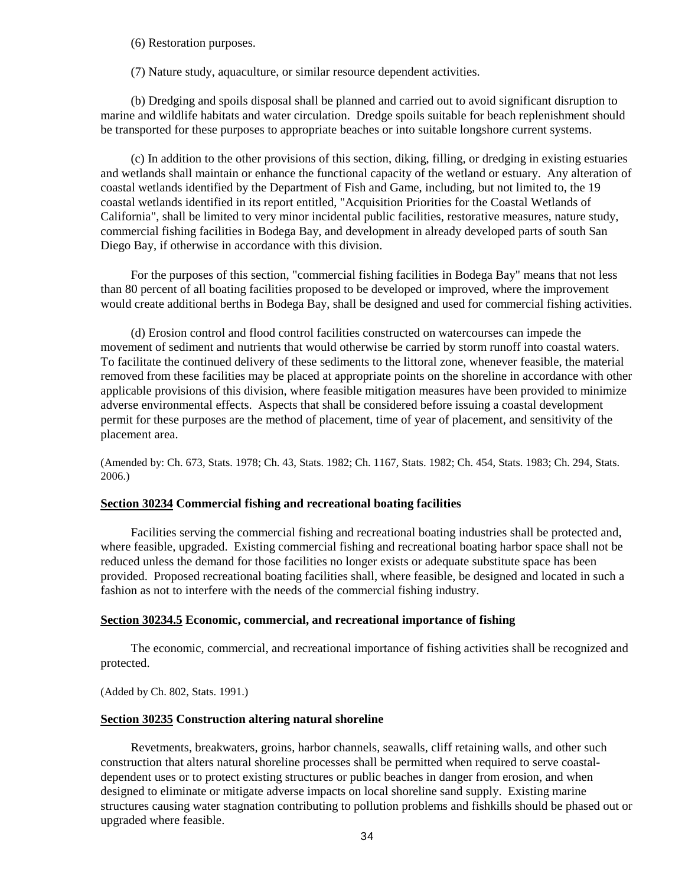(6) Restoration purposes.

(7) Nature study, aquaculture, or similar resource dependent activities.

(b) Dredging and spoils disposal shall be planned and carried out to avoid significant disruption to marine and wildlife habitats and water circulation. Dredge spoils suitable for beach replenishment should be transported for these purposes to appropriate beaches or into suitable longshore current systems.

(c) In addition to the other provisions of this section, diking, filling, or dredging in existing estuaries and wetlands shall maintain or enhance the functional capacity of the wetland or estuary. Any alteration of coastal wetlands identified by the Department of Fish and Game, including, but not limited to, the 19 coastal wetlands identified in its report entitled, "Acquisition Priorities for the Coastal Wetlands of California", shall be limited to very minor incidental public facilities, restorative measures, nature study, commercial fishing facilities in Bodega Bay, and development in already developed parts of south San Diego Bay, if otherwise in accordance with this division.

For the purposes of this section, "commercial fishing facilities in Bodega Bay" means that not less than 80 percent of all boating facilities proposed to be developed or improved, where the improvement would create additional berths in Bodega Bay, shall be designed and used for commercial fishing activities.

(d) Erosion control and flood control facilities constructed on watercourses can impede the movement of sediment and nutrients that would otherwise be carried by storm runoff into coastal waters. To facilitate the continued delivery of these sediments to the littoral zone, whenever feasible, the material removed from these facilities may be placed at appropriate points on the shoreline in accordance with other applicable provisions of this division, where feasible mitigation measures have been provided to minimize adverse environmental effects. Aspects that shall be considered before issuing a coastal development permit for these purposes are the method of placement, time of year of placement, and sensitivity of the placement area.

(Amended by: Ch. 673, Stats. 1978; Ch. 43, Stats. 1982; Ch. 1167, Stats. 1982; Ch. 454, Stats. 1983; Ch. 294, Stats. 2006.)

### Section 30234 Commercial fishing and recreational boating facilities

Facilities serving the commercial fishing and recreational boating industries shall be protected and, where feasible, upgraded. Existing commercial fishing and recreational boating harbor space shall not be reduced unless the demand for those facilities no longer exists or adequate substitute space has been provided. Proposed recreational boating facilities shall, where feasible, be designed and located in such a fashion as not to interfere with the needs of the commercial fishing industry.

### Section 30234.5 Economic, commercial, and recreational importance of fishing

The economic, commercial, and recreational importance of fishing activities shall be recognized and protected.

(Added by Ch. 802, Stats. 1991.)

### Section 30235 Construction altering natural shoreline

Revetments, breakwaters, groins, harbor channels, seawalls, cliff retaining walls, and other such construction that alters natural shoreline processes shall be permitted when required to serve coastal-dependent uses or to protect existing structures or public beaches in danger from erosion, and when designed to eliminate or mitigate adverse impacts on local shoreline sand supply. Existing marine structures causing water stagnation contributing to pollution problems and fishkills should be phased out or upgraded where feasible.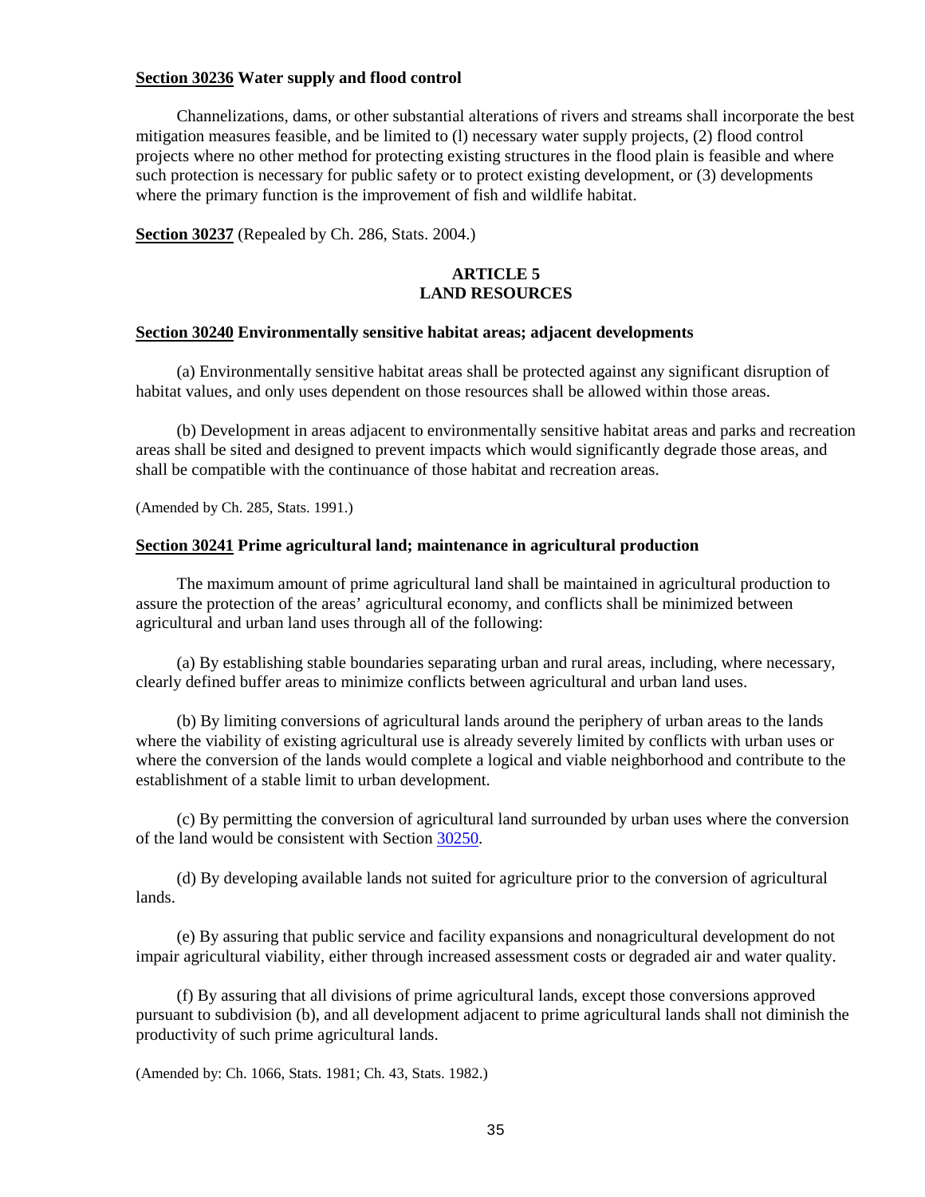**Section 30236 Water supply and flood control**

Channelizations, dams, or other substantial alterations of rivers and streams shall incorporate the best mitigation measures feasible, and be limited to (l) necessary water supply projects, (2) flood control projects where no other method for protecting existing structures in the flood plain is feasible and where such protection is necessary for public safety or to protect existing development, or (3) developments where the primary function is the improvement of fish and wildlife habitat.

**Section 30237** (Repealed by Ch. 286, Stats. 2004.)

## ARTICLE 5
## LAND RESOURCES

**Section 30240 Environmentally sensitive habitat areas; adjacent developments**

(a) Environmentally sensitive habitat areas shall be protected against any significant disruption of habitat values, and only uses dependent on those resources shall be allowed within those areas.

(b) Development in areas adjacent to environmentally sensitive habitat areas and parks and recreation areas shall be sited and designed to prevent impacts which would significantly degrade those areas, and shall be compatible with the continuance of those habitat and recreation areas.

(Amended by Ch. 285, Stats. 1991.)

**Section 30241 Prime agricultural land; maintenance in agricultural production**

The maximum amount of prime agricultural land shall be maintained in agricultural production to assure the protection of the areas' agricultural economy, and conflicts shall be minimized between agricultural and urban land uses through all of the following:

(a) By establishing stable boundaries separating urban and rural areas, including, where necessary, clearly defined buffer areas to minimize conflicts between agricultural and urban land uses.

(b) By limiting conversions of agricultural lands around the periphery of urban areas to the lands where the viability of existing agricultural use is already severely limited by conflicts with urban uses or where the conversion of the lands would complete a logical and viable neighborhood and contribute to the establishment of a stable limit to urban development.

(c) By permitting the conversion of agricultural land surrounded by urban uses where the conversion of the land would be consistent with Section 30250.

(d) By developing available lands not suited for agriculture prior to the conversion of agricultural lands.

(e) By assuring that public service and facility expansions and nonagricultural development do not impair agricultural viability, either through increased assessment costs or degraded air and water quality.

(f) By assuring that all divisions of prime agricultural lands, except those conversions approved pursuant to subdivision (b), and all development adjacent to prime agricultural lands shall not diminish the productivity of such prime agricultural lands.

(Amended by: Ch. 1066, Stats. 1981; Ch. 43, Stats. 1982.)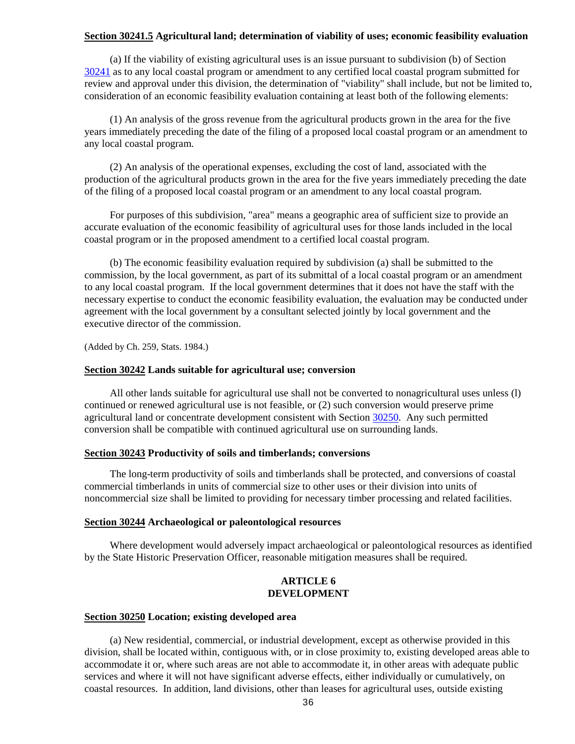**Section 30241.5 Agricultural land; determination of viability of uses; economic feasibility evaluation**

(a) If the viability of existing agricultural uses is an issue pursuant to subdivision (b) of Section 30241 as to any local coastal program or amendment to any certified local coastal program submitted for review and approval under this division, the determination of "viability" shall include, but not be limited to, consideration of an economic feasibility evaluation containing at least both of the following elements:

(1) An analysis of the gross revenue from the agricultural products grown in the area for the five years immediately preceding the date of the filing of a proposed local coastal program or an amendment to any local coastal program.

(2) An analysis of the operational expenses, excluding the cost of land, associated with the production of the agricultural products grown in the area for the five years immediately preceding the date of the filing of a proposed local coastal program or an amendment to any local coastal program.

For purposes of this subdivision, "area" means a geographic area of sufficient size to provide an accurate evaluation of the economic feasibility of agricultural uses for those lands included in the local coastal program or in the proposed amendment to a certified local coastal program.

(b) The economic feasibility evaluation required by subdivision (a) shall be submitted to the commission, by the local government, as part of its submittal of a local coastal program or an amendment to any local coastal program. If the local government determines that it does not have the staff with the necessary expertise to conduct the economic feasibility evaluation, the evaluation may be conducted under agreement with the local government by a consultant selected jointly by local government and the executive director of the commission.

(Added by Ch. 259, Stats. 1984.)

**Section 30242 Lands suitable for agricultural use; conversion**

All other lands suitable for agricultural use shall not be converted to nonagricultural uses unless (l) continued or renewed agricultural use is not feasible, or (2) such conversion would preserve prime agricultural land or concentrate development consistent with Section 30250. Any such permitted conversion shall be compatible with continued agricultural use on surrounding lands.

**Section 30243 Productivity of soils and timberlands; conversions**

The long-term productivity of soils and timberlands shall be protected, and conversions of coastal commercial timberlands in units of commercial size to other uses or their division into units of noncommercial size shall be limited to providing for necessary timber processing and related facilities.

**Section 30244 Archaeological or paleontological resources**

Where development would adversely impact archaeological or paleontological resources as identified by the State Historic Preservation Officer, reasonable mitigation measures shall be required.

## ARTICLE 6
## DEVELOPMENT

**Section 30250 Location; existing developed area**

(a) New residential, commercial, or industrial development, except as otherwise provided in this division, shall be located within, contiguous with, or in close proximity to, existing developed areas able to accommodate it or, where such areas are not able to accommodate it, in other areas with adequate public services and where it will not have significant adverse effects, either individually or cumulatively, on coastal resources. In addition, land divisions, other than leases for agricultural uses, outside existing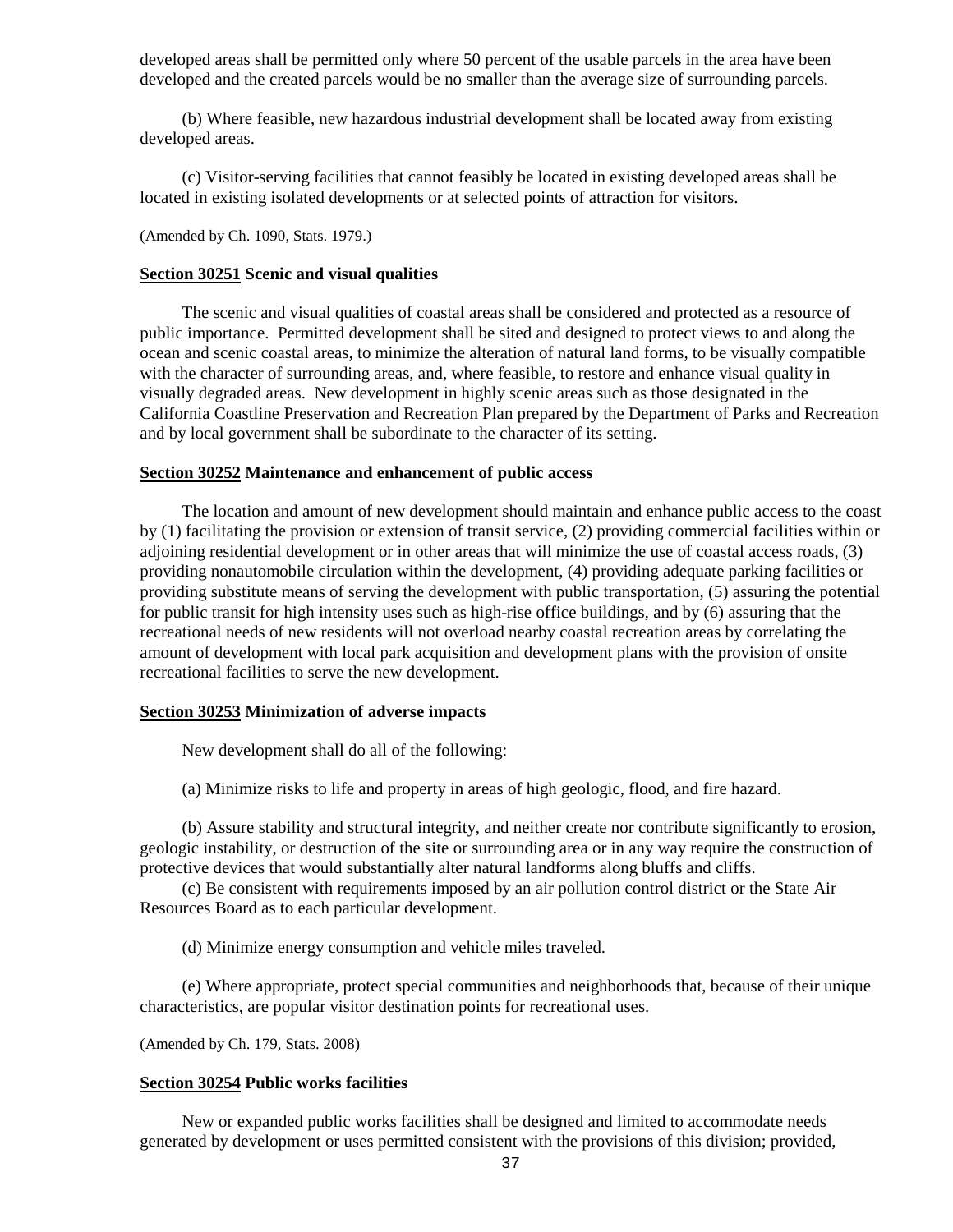developed areas shall be permitted only where 50 percent of the usable parcels in the area have been developed and the created parcels would be no smaller than the average size of surrounding parcels.

(b) Where feasible, new hazardous industrial development shall be located away from existing developed areas.

(c) Visitor-serving facilities that cannot feasibly be located in existing developed areas shall be located in existing isolated developments or at selected points of attraction for visitors.

(Amended by Ch. 1090, Stats. 1979.)

#### **Section 30251** Scenic and visual qualities

The scenic and visual qualities of coastal areas shall be considered and protected as a resource of public importance. Permitted development shall be sited and designed to protect views to and along the ocean and scenic coastal areas, to minimize the alteration of natural land forms, to be visually compatible with the character of surrounding areas, and, where feasible, to restore and enhance visual quality in visually degraded areas. New development in highly scenic areas such as those designated in the California Coastline Preservation and Recreation Plan prepared by the Department of Parks and Recreation and by local government shall be subordinate to the character of its setting.

#### **Section 30252** Maintenance and enhancement of public access

The location and amount of new development should maintain and enhance public access to the coast by (1) facilitating the provision or extension of transit service, (2) providing commercial facilities within or adjoining residential development or in other areas that will minimize the use of coastal access roads, (3) providing nonautomobile circulation within the development, (4) providing adequate parking facilities or providing substitute means of serving the development with public transportation, (5) assuring the potential for public transit for high intensity uses such as high-rise office buildings, and by (6) assuring that the recreational needs of new residents will not overload nearby coastal recreation areas by correlating the amount of development with local park acquisition and development plans with the provision of onsite recreational facilities to serve the new development.

#### **Section 30253** Minimization of adverse impacts

New development shall do all of the following:

(a) Minimize risks to life and property in areas of high geologic, flood, and fire hazard.

(b) Assure stability and structural integrity, and neither create nor contribute significantly to erosion, geologic instability, or destruction of the site or surrounding area or in any way require the construction of protective devices that would substantially alter natural landforms along bluffs and cliffs.

(c) Be consistent with requirements imposed by an air pollution control district or the State Air Resources Board as to each particular development.

(d) Minimize energy consumption and vehicle miles traveled.

(e) Where appropriate, protect special communities and neighborhoods that, because of their unique characteristics, are popular visitor destination points for recreational uses.

(Amended by Ch. 179, Stats. 2008)

#### **Section 30254** Public works facilities

New or expanded public works facilities shall be designed and limited to accommodate needs generated by development or uses permitted consistent with the provisions of this division; provided,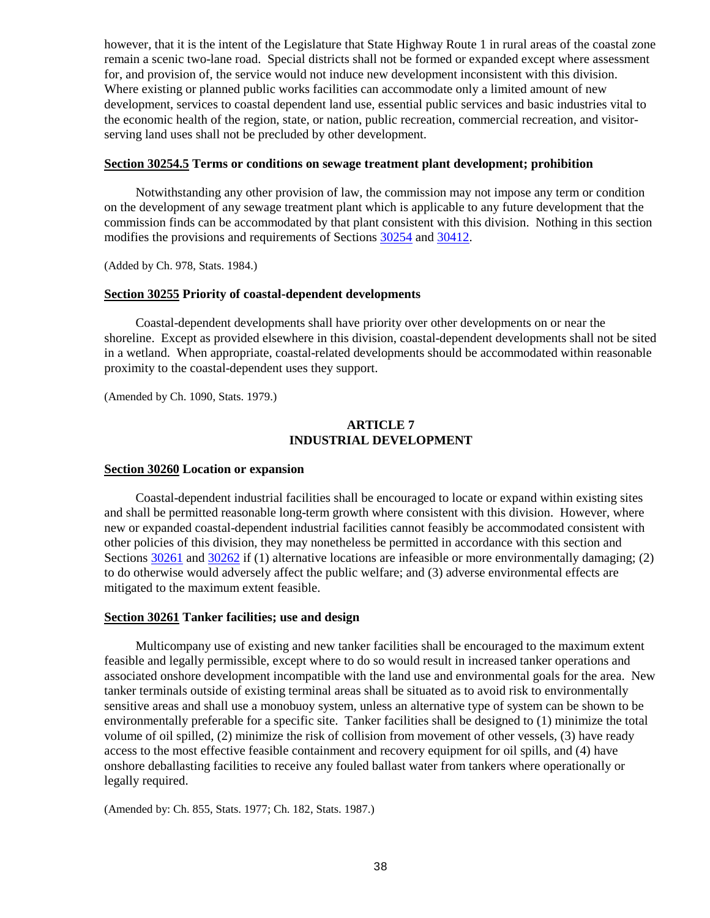however, that it is the intent of the Legislature that State Highway Route 1 in rural areas of the coastal zone remain a scenic two-lane road. Special districts shall not be formed or expanded except where assessment for, and provision of, the service would not induce new development inconsistent with this division. Where existing or planned public works facilities can accommodate only a limited amount of new development, services to coastal dependent land use, essential public services and basic industries vital to the economic health of the region, state, or nation, public recreation, commercial recreation, and visitor-serving land uses shall not be precluded by other development.

**Section 30254.5 Terms or conditions on sewage treatment plant development; prohibition**

Notwithstanding any other provision of law, the commission may not impose any term or condition on the development of any sewage treatment plant which is applicable to any future development that the commission finds can be accommodated by that plant consistent with this division. Nothing in this section modifies the provisions and requirements of Sections 30254 and 30412.

(Added by Ch. 978, Stats. 1984.)

**Section 30255 Priority of coastal-dependent developments**

Coastal-dependent developments shall have priority over other developments on or near the shoreline. Except as provided elsewhere in this division, coastal-dependent developments shall not be sited in a wetland. When appropriate, coastal-related developments should be accommodated within reasonable proximity to the coastal-dependent uses they support.

(Amended by Ch. 1090, Stats. 1979.)

## ARTICLE 7
## INDUSTRIAL DEVELOPMENT

**Section 30260 Location or expansion**

Coastal-dependent industrial facilities shall be encouraged to locate or expand within existing sites and shall be permitted reasonable long-term growth where consistent with this division. However, where new or expanded coastal-dependent industrial facilities cannot feasibly be accommodated consistent with other policies of this division, they may nonetheless be permitted in accordance with this section and Sections 30261 and 30262 if (1) alternative locations are infeasible or more environmentally damaging; (2) to do otherwise would adversely affect the public welfare; and (3) adverse environmental effects are mitigated to the maximum extent feasible.

**Section 30261 Tanker facilities; use and design**

Multicompany use of existing and new tanker facilities shall be encouraged to the maximum extent feasible and legally permissible, except where to do so would result in increased tanker operations and associated onshore development incompatible with the land use and environmental goals for the area. New tanker terminals outside of existing terminal areas shall be situated as to avoid risk to environmentally sensitive areas and shall use a monobuoy system, unless an alternative type of system can be shown to be environmentally preferable for a specific site. Tanker facilities shall be designed to (1) minimize the total volume of oil spilled, (2) minimize the risk of collision from movement of other vessels, (3) have ready access to the most effective feasible containment and recovery equipment for oil spills, and (4) have onshore deballasting facilities to receive any fouled ballast water from tankers where operationally or legally required.

(Amended by: Ch. 855, Stats. 1977; Ch. 182, Stats. 1987.)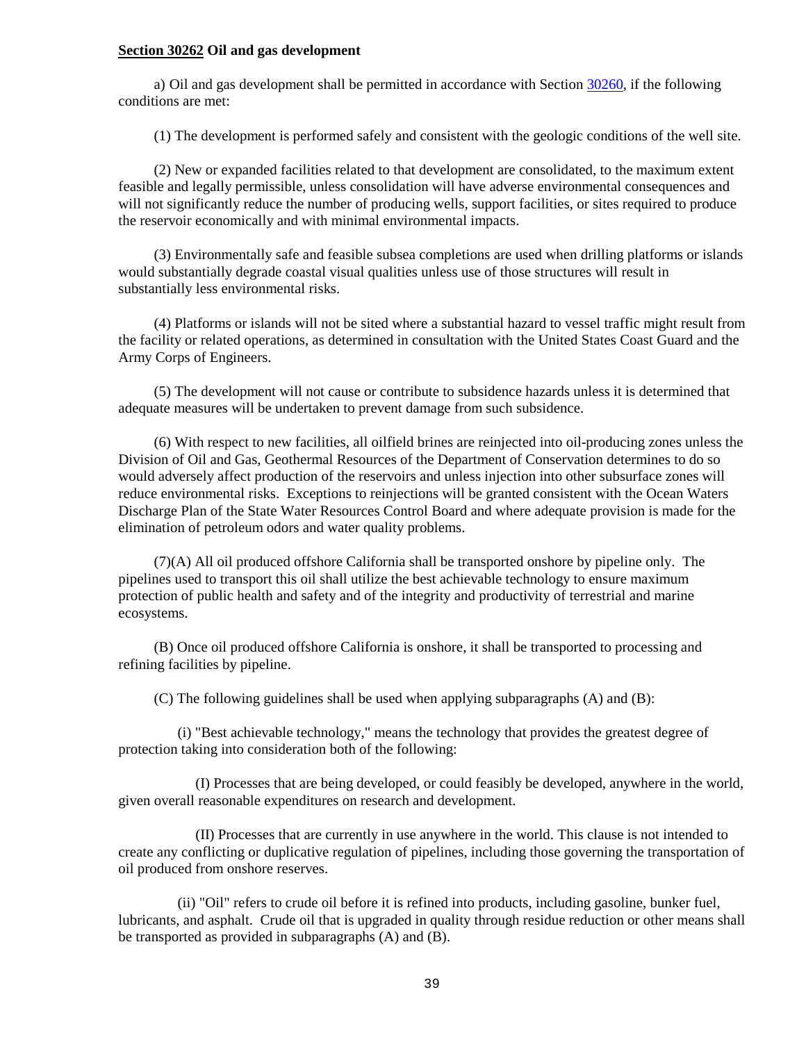**Section 30262 Oil and gas development**

a) Oil and gas development shall be permitted in accordance with Section 30260, if the following conditions are met:

(1) The development is performed safely and consistent with the geologic conditions of the well site.

(2) New or expanded facilities related to that development are consolidated, to the maximum extent feasible and legally permissible, unless consolidation will have adverse environmental consequences and will not significantly reduce the number of producing wells, support facilities, or sites required to produce the reservoir economically and with minimal environmental impacts.

(3) Environmentally safe and feasible subsea completions are used when drilling platforms or islands would substantially degrade coastal visual qualities unless use of those structures will result in substantially less environmental risks.

(4) Platforms or islands will not be sited where a substantial hazard to vessel traffic might result from the facility or related operations, as determined in consultation with the United States Coast Guard and the Army Corps of Engineers.

(5) The development will not cause or contribute to subsidence hazards unless it is determined that adequate measures will be undertaken to prevent damage from such subsidence.

(6) With respect to new facilities, all oilfield brines are reinjected into oil-producing zones unless the Division of Oil and Gas, Geothermal Resources of the Department of Conservation determines to do so would adversely affect production of the reservoirs and unless injection into other subsurface zones will reduce environmental risks. Exceptions to reinjections will be granted consistent with the Ocean Waters Discharge Plan of the State Water Resources Control Board and where adequate provision is made for the elimination of petroleum odors and water quality problems.

(7)(A) All oil produced offshore California shall be transported onshore by pipeline only. The pipelines used to transport this oil shall utilize the best achievable technology to ensure maximum protection of public health and safety and of the integrity and productivity of terrestrial and marine ecosystems.

(B) Once oil produced offshore California is onshore, it shall be transported to processing and refining facilities by pipeline.

(C) The following guidelines shall be used when applying subparagraphs (A) and (B):

(i) "Best achievable technology," means the technology that provides the greatest degree of protection taking into consideration both of the following:

(I) Processes that are being developed, or could feasibly be developed, anywhere in the world, given overall reasonable expenditures on research and development.

(II) Processes that are currently in use anywhere in the world. This clause is not intended to create any conflicting or duplicative regulation of pipelines, including those governing the transportation of oil produced from onshore reserves.

(ii) "Oil" refers to crude oil before it is refined into products, including gasoline, bunker fuel, lubricants, and asphalt. Crude oil that is upgraded in quality through residue reduction or other means shall be transported as provided in subparagraphs (A) and (B).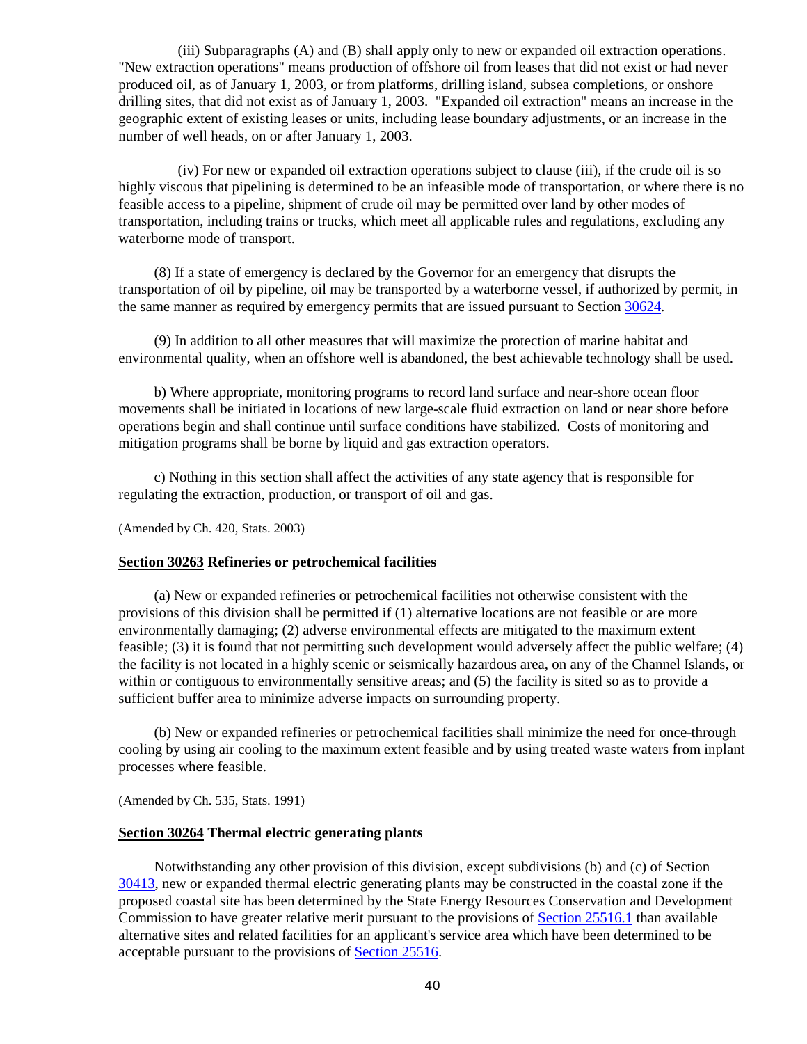(iii) Subparagraphs (A) and (B) shall apply only to new or expanded oil extraction operations. "New extraction operations" means production of offshore oil from leases that did not exist or had never produced oil, as of January 1, 2003, or from platforms, drilling island, subsea completions, or onshore drilling sites, that did not exist as of January 1, 2003. "Expanded oil extraction" means an increase in the geographic extent of existing leases or units, including lease boundary adjustments, or an increase in the number of well heads, on or after January 1, 2003.

(iv) For new or expanded oil extraction operations subject to clause (iii), if the crude oil is so highly viscous that pipelining is determined to be an infeasible mode of transportation, or where there is no feasible access to a pipeline, shipment of crude oil may be permitted over land by other modes of transportation, including trains or trucks, which meet all applicable rules and regulations, excluding any waterborne mode of transport.

(8) If a state of emergency is declared by the Governor for an emergency that disrupts the transportation of oil by pipeline, oil may be transported by a waterborne vessel, if authorized by permit, in the same manner as required by emergency permits that are issued pursuant to Section 30624.

(9) In addition to all other measures that will maximize the protection of marine habitat and environmental quality, when an offshore well is abandoned, the best achievable technology shall be used.

b) Where appropriate, monitoring programs to record land surface and near-shore ocean floor movements shall be initiated in locations of new large-scale fluid extraction on land or near shore before operations begin and shall continue until surface conditions have stabilized. Costs of monitoring and mitigation programs shall be borne by liquid and gas extraction operators.

c) Nothing in this section shall affect the activities of any state agency that is responsible for regulating the extraction, production, or transport of oil and gas.

(Amended by Ch. 420, Stats. 2003)

### Section 30263 Refineries or petrochemical facilities

(a) New or expanded refineries or petrochemical facilities not otherwise consistent with the provisions of this division shall be permitted if (1) alternative locations are not feasible or are more environmentally damaging; (2) adverse environmental effects are mitigated to the maximum extent feasible; (3) it is found that not permitting such development would adversely affect the public welfare; (4) the facility is not located in a highly scenic or seismically hazardous area, on any of the Channel Islands, or within or contiguous to environmentally sensitive areas; and (5) the facility is sited so as to provide a sufficient buffer area to minimize adverse impacts on surrounding property.

(b) New or expanded refineries or petrochemical facilities shall minimize the need for once-through cooling by using air cooling to the maximum extent feasible and by using treated waste waters from inplant processes where feasible.

(Amended by Ch. 535, Stats. 1991)

### Section 30264 Thermal electric generating plants

Notwithstanding any other provision of this division, except subdivisions (b) and (c) of Section 30413, new or expanded thermal electric generating plants may be constructed in the coastal zone if the proposed coastal site has been determined by the State Energy Resources Conservation and Development Commission to have greater relative merit pursuant to the provisions of Section 25516.1 than available alternative sites and related facilities for an applicant's service area which have been determined to be acceptable pursuant to the provisions of Section 25516.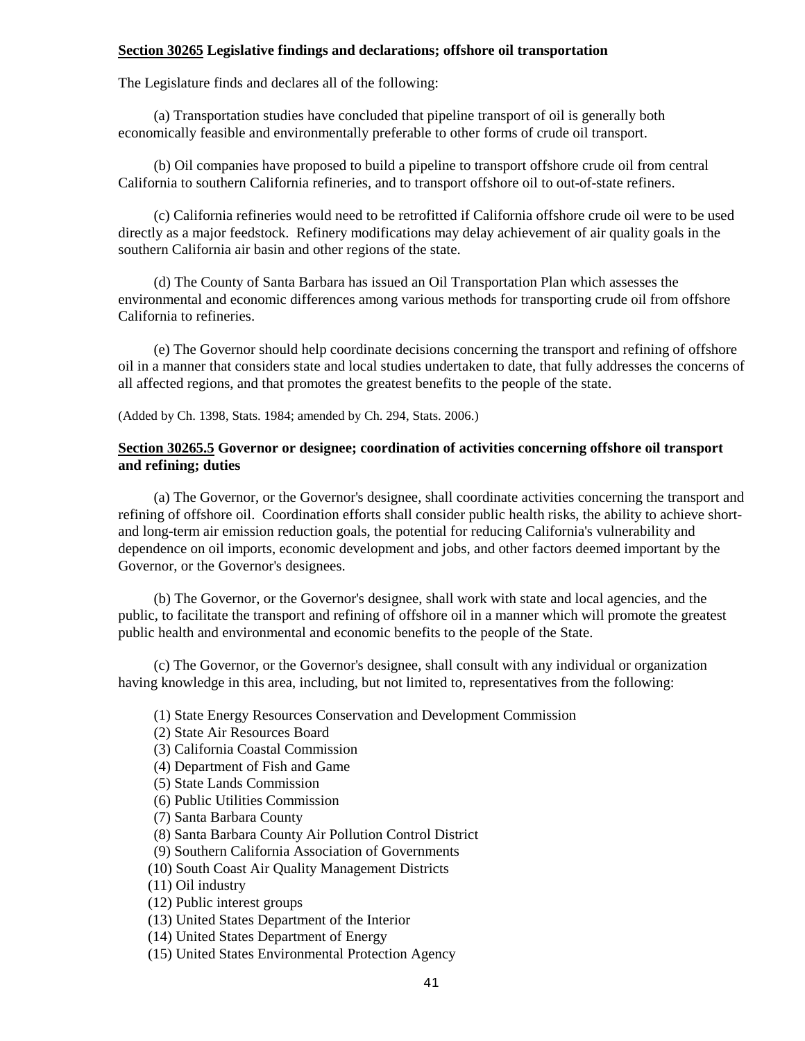**Section 30265 Legislative findings and declarations; offshore oil transportation**

The Legislature finds and declares all of the following:

(a) Transportation studies have concluded that pipeline transport of oil is generally both economically feasible and environmentally preferable to other forms of crude oil transport.

(b) Oil companies have proposed to build a pipeline to transport offshore crude oil from central California to southern California refineries, and to transport offshore oil to out-of-state refiners.

(c) California refineries would need to be retrofitted if California offshore crude oil were to be used directly as a major feedstock. Refinery modifications may delay achievement of air quality goals in the southern California air basin and other regions of the state.

(d) The County of Santa Barbara has issued an Oil Transportation Plan which assesses the environmental and economic differences among various methods for transporting crude oil from offshore California to refineries.

(e) The Governor should help coordinate decisions concerning the transport and refining of offshore oil in a manner that considers state and local studies undertaken to date, that fully addresses the concerns of all affected regions, and that promotes the greatest benefits to the people of the state.

(Added by Ch. 1398, Stats. 1984; amended by Ch. 294, Stats. 2006.)

**Section 30265.5 Governor or designee; coordination of activities concerning offshore oil transport and refining; duties**

(a) The Governor, or the Governor's designee, shall coordinate activities concerning the transport and refining of offshore oil. Coordination efforts shall consider public health risks, the ability to achieve short- and long-term air emission reduction goals, the potential for reducing California's vulnerability and dependence on oil imports, economic development and jobs, and other factors deemed important by the Governor, or the Governor's designees.

(b) The Governor, or the Governor's designee, shall work with state and local agencies, and the public, to facilitate the transport and refining of offshore oil in a manner which will promote the greatest public health and environmental and economic benefits to the people of the State.

(c) The Governor, or the Governor's designee, shall consult with any individual or organization having knowledge in this area, including, but not limited to, representatives from the following:

(1) State Energy Resources Conservation and Development Commission
(2) State Air Resources Board
(3) California Coastal Commission
(4) Department of Fish and Game
(5) State Lands Commission
(6) Public Utilities Commission
(7) Santa Barbara County
(8) Santa Barbara County Air Pollution Control District
(9) Southern California Association of Governments
(10) South Coast Air Quality Management Districts
(11) Oil industry
(12) Public interest groups
(13) United States Department of the Interior
(14) United States Department of Energy
(15) United States Environmental Protection Agency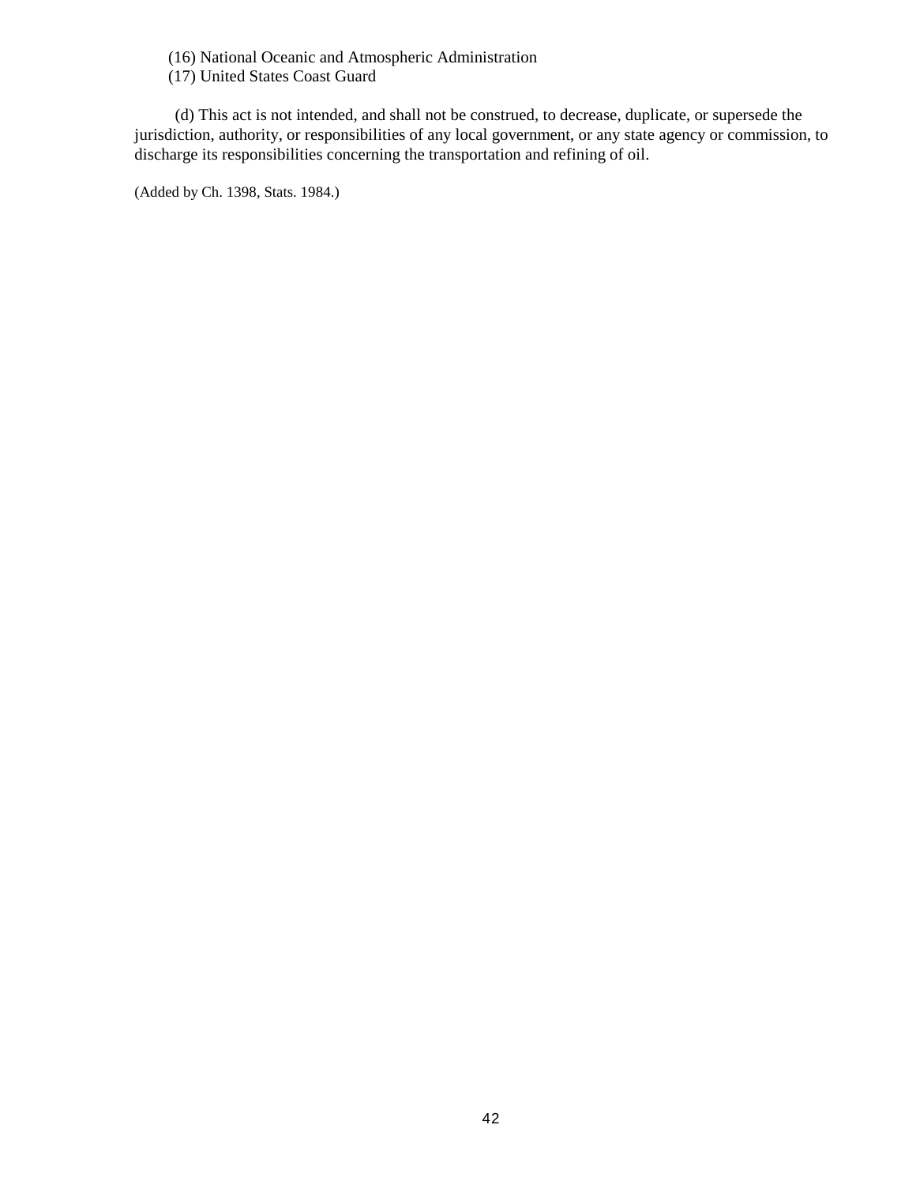(16) National Oceanic and Atmospheric Administration

(17) United States Coast Guard

(d) This act is not intended, and shall not be construed, to decrease, duplicate, or supersede the jurisdiction, authority, or responsibilities of any local government, or any state agency or commission, to discharge its responsibilities concerning the transportation and refining of oil.

(Added by Ch. 1398, Stats. 1984.)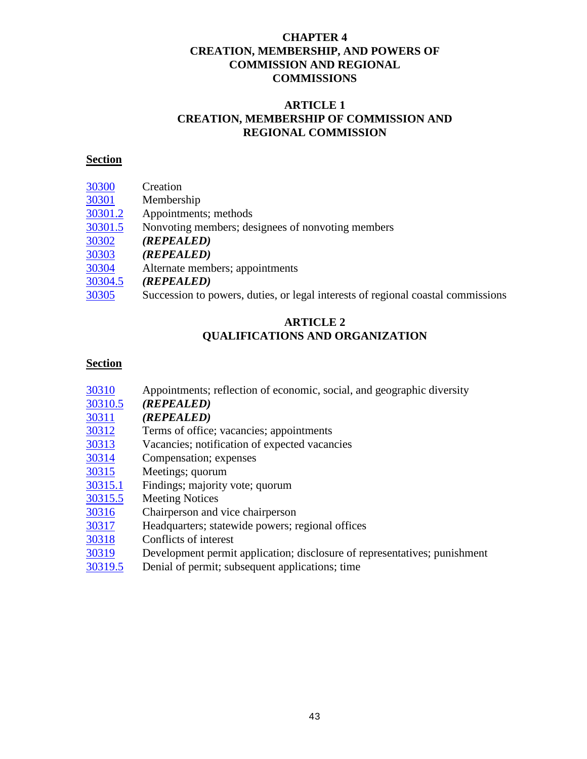# CHAPTER 4
# CREATION, MEMBERSHIP, AND POWERS OF COMMISSION AND REGIONAL COMMISSIONS

## ARTICLE 1
## CREATION, MEMBERSHIP OF COMMISSION AND REGIONAL COMMISSION

**Section**

| | |
|---|---|
| 30300 | Creation |
| 30301 | Membership |
| 30301.2 | Appointments; methods |
| 30301.5 | Nonvoting members; designees of nonvoting members |
| 30302 | ***(REPEALED)*** |
| 30303 | ***(REPEALED)*** |
| 30304 | Alternate members; appointments |
| 30304.5 | ***(REPEALED)*** |
| 30305 | Succession to powers, duties, or legal interests of regional coastal commissions |

## ARTICLE 2
## QUALIFICATIONS AND ORGANIZATION

**Section**

| | |
|---|---|
| 30310 | Appointments; reflection of economic, social, and geographic diversity |
| 30310.5 | ***(REPEALED)*** |
| 30311 | ***(REPEALED)*** |
| 30312 | Terms of office; vacancies; appointments |
| 30313 | Vacancies; notification of expected vacancies |
| 30314 | Compensation; expenses |
| 30315 | Meetings; quorum |
| 30315.1 | Findings; majority vote; quorum |
| 30315.5 | Meeting Notices |
| 30316 | Chairperson and vice chairperson |
| 30317 | Headquarters; statewide powers; regional offices |
| 30318 | Conflicts of interest |
| 30319 | Development permit application; disclosure of representatives; punishment |
| 30319.5 | Denial of permit; subsequent applications; time |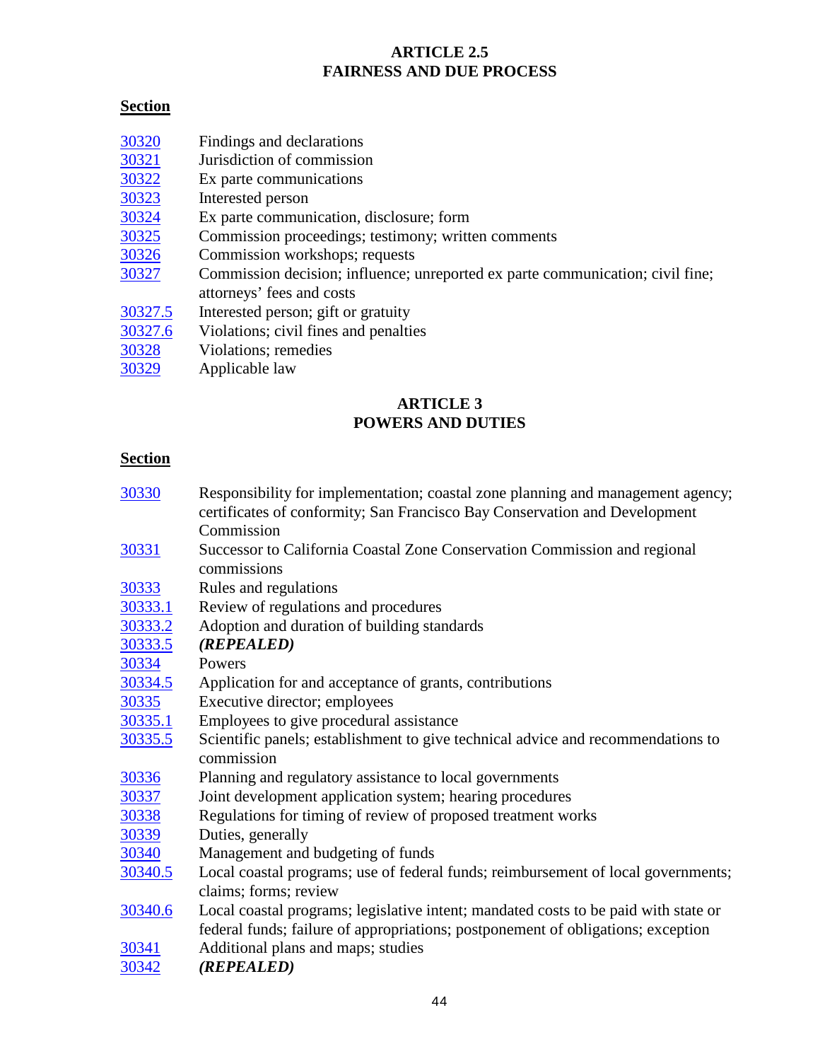## ARTICLE 2.5
## FAIRNESS AND DUE PROCESS

**Section**

| | |
|---|---|
| 30320 | Findings and declarations |
| 30321 | Jurisdiction of commission |
| 30322 | Ex parte communications |
| 30323 | Interested person |
| 30324 | Ex parte communication, disclosure; form |
| 30325 | Commission proceedings; testimony; written comments |
| 30326 | Commission workshops; requests |
| 30327 | Commission decision; influence; unreported ex parte communication; civil fine; attorneys' fees and costs |
| 30327.5 | Interested person; gift or gratuity |
| 30327.6 | Violations; civil fines and penalties |
| 30328 | Violations; remedies |
| 30329 | Applicable law |

## ARTICLE 3
## POWERS AND DUTIES

**Section**

| | |
|---|---|
| 30330 | Responsibility for implementation; coastal zone planning and management agency; certificates of conformity; San Francisco Bay Conservation and Development Commission |
| 30331 | Successor to California Coastal Zone Conservation Commission and regional commissions |
| 30333 | Rules and regulations |
| 30333.1 | Review of regulations and procedures |
| 30333.2 | Adoption and duration of building standards |
| 30333.5 | ***(REPEALED)*** |
| 30334 | Powers |
| 30334.5 | Application for and acceptance of grants, contributions |
| 30335 | Executive director; employees |
| 30335.1 | Employees to give procedural assistance |
| 30335.5 | Scientific panels; establishment to give technical advice and recommendations to commission |
| 30336 | Planning and regulatory assistance to local governments |
| 30337 | Joint development application system; hearing procedures |
| 30338 | Regulations for timing of review of proposed treatment works |
| 30339 | Duties, generally |
| 30340 | Management and budgeting of funds |
| 30340.5 | Local coastal programs; use of federal funds; reimbursement of local governments; claims; forms; review |
| 30340.6 | Local coastal programs; legislative intent; mandated costs to be paid with state or federal funds; failure of appropriations; postponement of obligations; exception |
| 30341 | Additional plans and maps; studies |
| 30342 | ***(REPEALED)*** |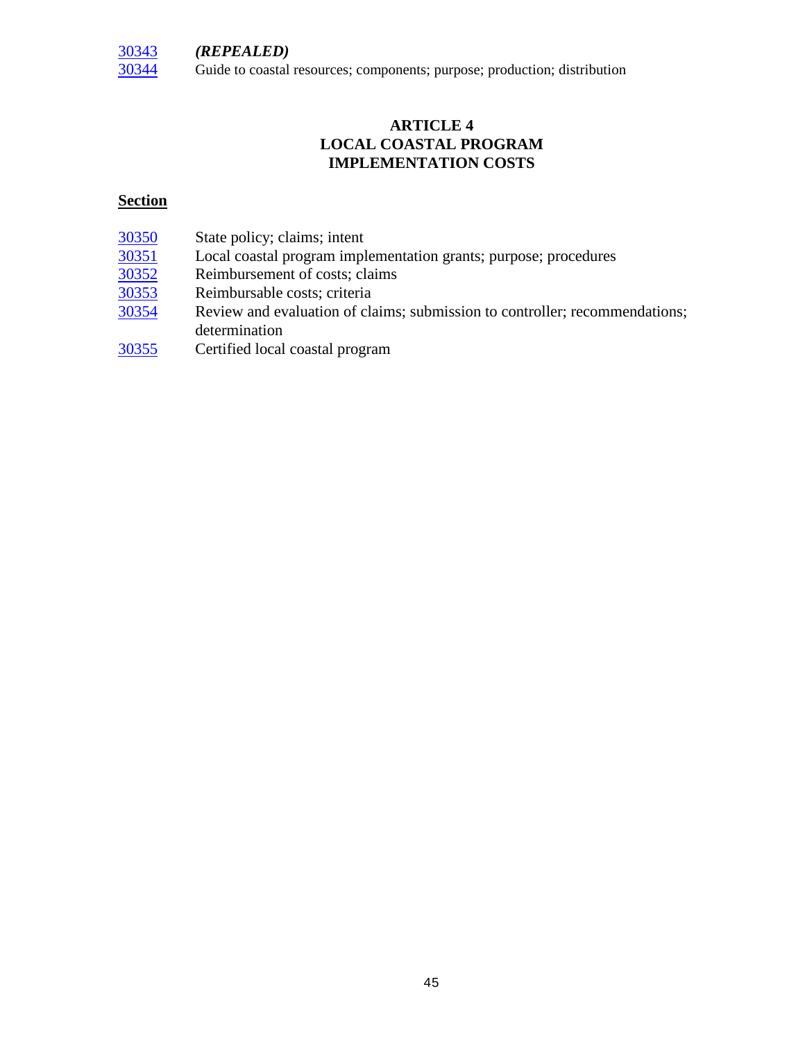30343 ***(REPEALED)***
30344 Guide to coastal resources; components; purpose; production; distribution

## ARTICLE 4
## LOCAL COASTAL PROGRAM
## IMPLEMENTATION COSTS

**Section**

30350 State policy; claims; intent
30351 Local coastal program implementation grants; purpose; procedures
30352 Reimbursement of costs; claims
30353 Reimbursable costs; criteria
30354 Review and evaluation of claims; submission to controller; recommendations; determination
30355 Certified local coastal program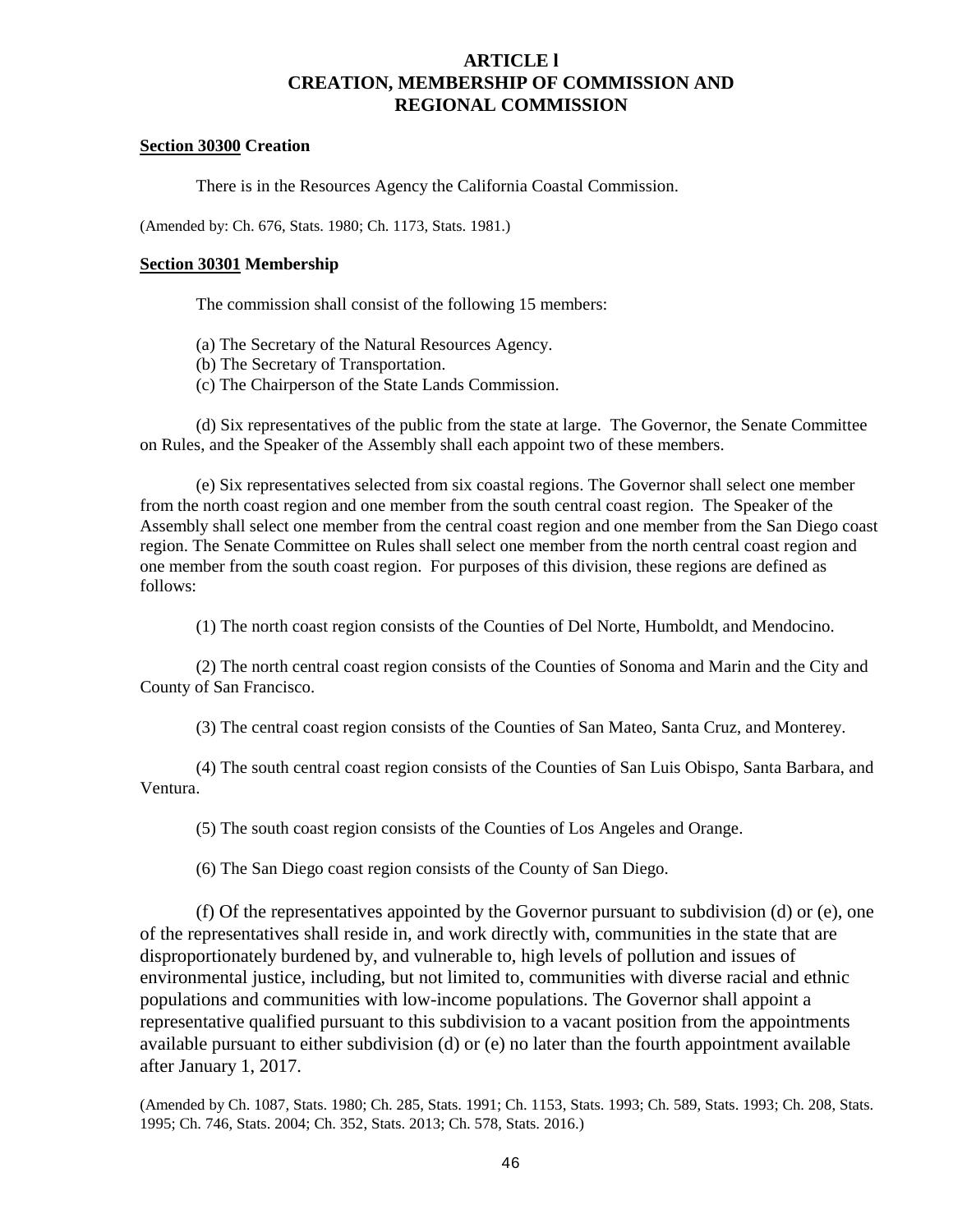# ARTICLE l
# CREATION, MEMBERSHIP OF COMMISSION AND REGIONAL COMMISSION

**Section 30300 Creation**

There is in the Resources Agency the California Coastal Commission.

(Amended by: Ch. 676, Stats. 1980; Ch. 1173, Stats. 1981.)

**Section 30301 Membership**

The commission shall consist of the following 15 members:

(a) The Secretary of the Natural Resources Agency.
(b) The Secretary of Transportation.
(c) The Chairperson of the State Lands Commission.

(d) Six representatives of the public from the state at large. The Governor, the Senate Committee on Rules, and the Speaker of the Assembly shall each appoint two of these members.

(e) Six representatives selected from six coastal regions. The Governor shall select one member from the north coast region and one member from the south central coast region. The Speaker of the Assembly shall select one member from the central coast region and one member from the San Diego coast region. The Senate Committee on Rules shall select one member from the north central coast region and one member from the south coast region. For purposes of this division, these regions are defined as follows:

(1) The north coast region consists of the Counties of Del Norte, Humboldt, and Mendocino.

(2) The north central coast region consists of the Counties of Sonoma and Marin and the City and County of San Francisco.

(3) The central coast region consists of the Counties of San Mateo, Santa Cruz, and Monterey.

(4) The south central coast region consists of the Counties of San Luis Obispo, Santa Barbara, and Ventura.

(5) The south coast region consists of the Counties of Los Angeles and Orange.

(6) The San Diego coast region consists of the County of San Diego.

(f) Of the representatives appointed by the Governor pursuant to subdivision (d) or (e), one of the representatives shall reside in, and work directly with, communities in the state that are disproportionately burdened by, and vulnerable to, high levels of pollution and issues of environmental justice, including, but not limited to, communities with diverse racial and ethnic populations and communities with low-income populations. The Governor shall appoint a representative qualified pursuant to this subdivision to a vacant position from the appointments available pursuant to either subdivision (d) or (e) no later than the fourth appointment available after January 1, 2017.

(Amended by Ch. 1087, Stats. 1980; Ch. 285, Stats. 1991; Ch. 1153, Stats. 1993; Ch. 589, Stats. 1993; Ch. 208, Stats. 1995; Ch. 746, Stats. 2004; Ch. 352, Stats. 2013; Ch. 578, Stats. 2016.)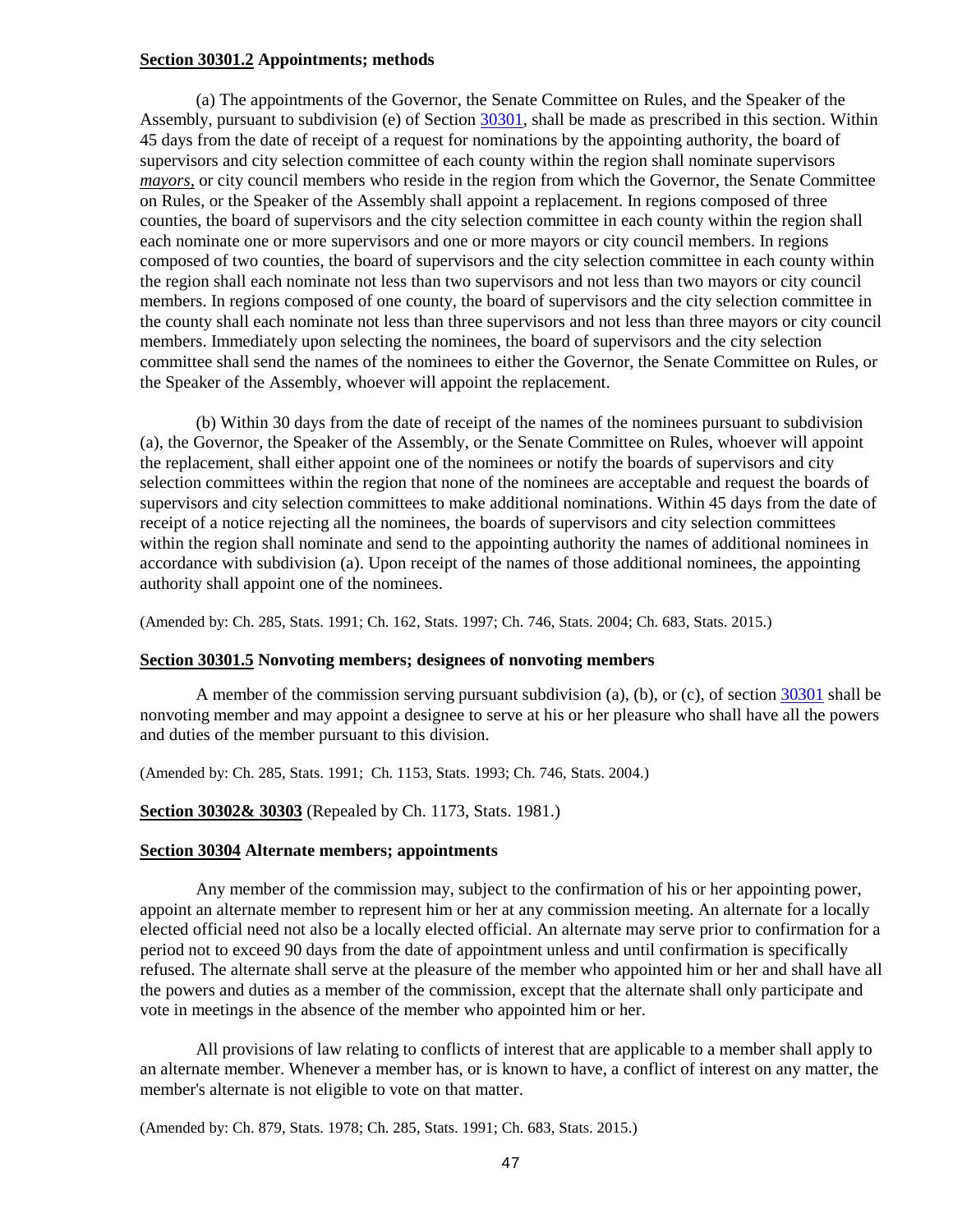**<u>Section 30301.2</u> Appointments; methods**

(a) The appointments of the Governor, the Senate Committee on Rules, and the Speaker of the Assembly, pursuant to subdivision (e) of Section 30301, shall be made as prescribed in this section. Within 45 days from the date of receipt of a request for nominations by the appointing authority, the board of supervisors and city selection committee of each county within the region shall nominate supervisors *mayors,* or city council members who reside in the region from which the Governor, the Senate Committee on Rules, or the Speaker of the Assembly shall appoint a replacement. In regions composed of three counties, the board of supervisors and the city selection committee in each county within the region shall each nominate one or more supervisors and one or more mayors or city council members. In regions composed of two counties, the board of supervisors and the city selection committee in each county within the region shall each nominate not less than two supervisors and not less than two mayors or city council members. In regions composed of one county, the board of supervisors and the city selection committee in the county shall each nominate not less than three supervisors and not less than three mayors or city council members. Immediately upon selecting the nominees, the board of supervisors and the city selection committee shall send the names of the nominees to either the Governor, the Senate Committee on Rules, or the Speaker of the Assembly, whoever will appoint the replacement.

(b) Within 30 days from the date of receipt of the names of the nominees pursuant to subdivision (a), the Governor, the Speaker of the Assembly, or the Senate Committee on Rules, whoever will appoint the replacement, shall either appoint one of the nominees or notify the boards of supervisors and city selection committees within the region that none of the nominees are acceptable and request the boards of supervisors and city selection committees to make additional nominations. Within 45 days from the date of receipt of a notice rejecting all the nominees, the boards of supervisors and city selection committees within the region shall nominate and send to the appointing authority the names of additional nominees in accordance with subdivision (a). Upon receipt of the names of those additional nominees, the appointing authority shall appoint one of the nominees.

(Amended by: Ch. 285, Stats. 1991; Ch. 162, Stats. 1997; Ch. 746, Stats. 2004; Ch. 683, Stats. 2015.)

**<u>Section 30301.5</u> Nonvoting members; designees of nonvoting members**

A member of the commission serving pursuant subdivision (a), (b), or (c), of section 30301 shall be nonvoting member and may appoint a designee to serve at his or her pleasure who shall have all the powers and duties of the member pursuant to this division.

(Amended by: Ch. 285, Stats. 1991; Ch. 1153, Stats. 1993; Ch. 746, Stats. 2004.)

**<u>Section 30302& 30303</u>** (Repealed by Ch. 1173, Stats. 1981.)

**<u>Section 30304</u> Alternate members; appointments**

Any member of the commission may, subject to the confirmation of his or her appointing power, appoint an alternate member to represent him or her at any commission meeting. An alternate for a locally elected official need not also be a locally elected official. An alternate may serve prior to confirmation for a period not to exceed 90 days from the date of appointment unless and until confirmation is specifically refused. The alternate shall serve at the pleasure of the member who appointed him or her and shall have all the powers and duties as a member of the commission, except that the alternate shall only participate and vote in meetings in the absence of the member who appointed him or her.

All provisions of law relating to conflicts of interest that are applicable to a member shall apply to an alternate member. Whenever a member has, or is known to have, a conflict of interest on any matter, the member's alternate is not eligible to vote on that matter.

(Amended by: Ch. 879, Stats. 1978; Ch. 285, Stats. 1991; Ch. 683, Stats. 2015.)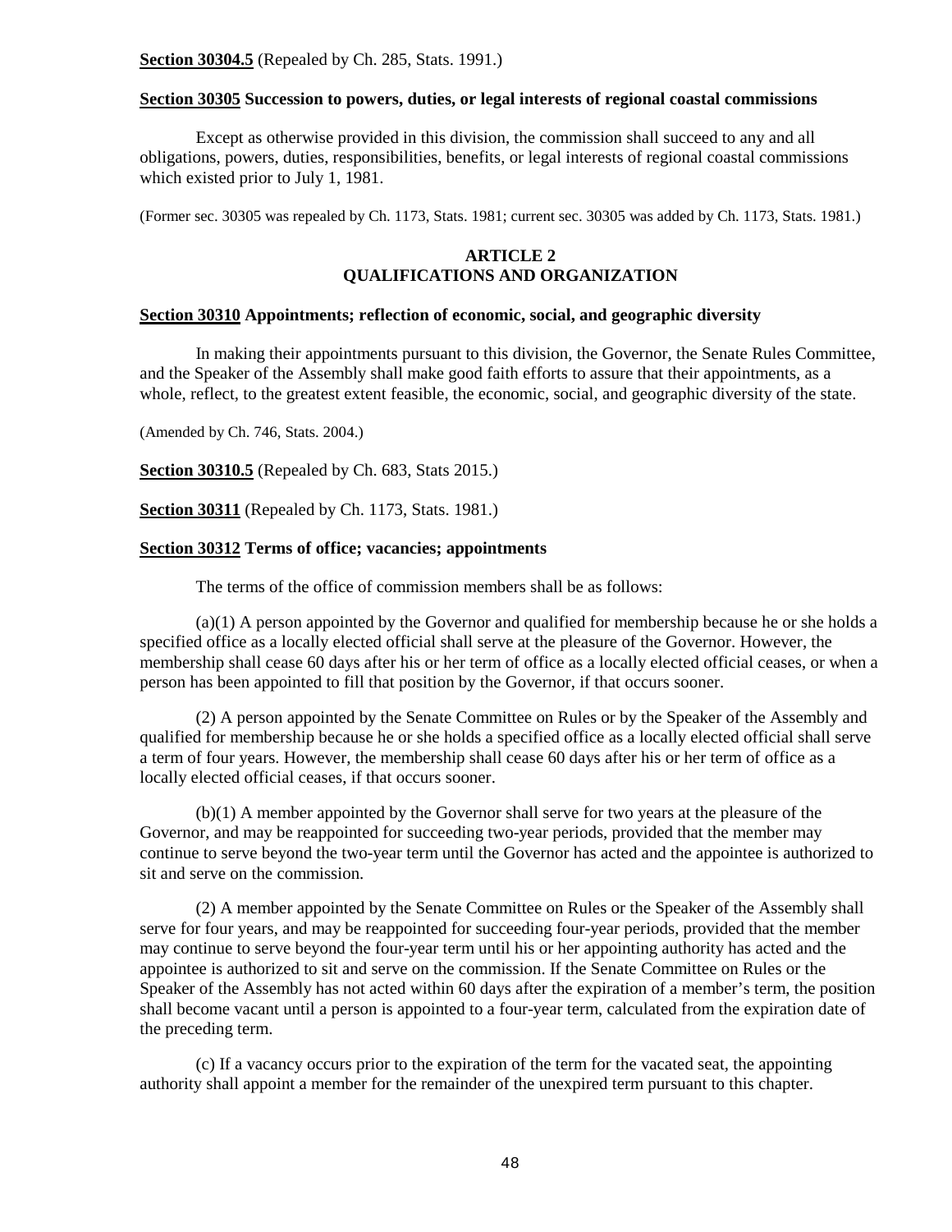**Section 30304.5** (Repealed by Ch. 285, Stats. 1991.)

**Section 30305 Succession to powers, duties, or legal interests of regional coastal commissions**

Except as otherwise provided in this division, the commission shall succeed to any and all obligations, powers, duties, responsibilities, benefits, or legal interests of regional coastal commissions which existed prior to July 1, 1981.

(Former sec. 30305 was repealed by Ch. 1173, Stats. 1981; current sec. 30305 was added by Ch. 1173, Stats. 1981.)

## ARTICLE 2
## QUALIFICATIONS AND ORGANIZATION

**Section 30310 Appointments; reflection of economic, social, and geographic diversity**

In making their appointments pursuant to this division, the Governor, the Senate Rules Committee, and the Speaker of the Assembly shall make good faith efforts to assure that their appointments, as a whole, reflect, to the greatest extent feasible, the economic, social, and geographic diversity of the state.

(Amended by Ch. 746, Stats. 2004.)

**Section 30310.5** (Repealed by Ch. 683, Stats 2015.)

**Section 30311** (Repealed by Ch. 1173, Stats. 1981.)

**Section 30312 Terms of office; vacancies; appointments**

The terms of the office of commission members shall be as follows:

(a)(1) A person appointed by the Governor and qualified for membership because he or she holds a specified office as a locally elected official shall serve at the pleasure of the Governor. However, the membership shall cease 60 days after his or her term of office as a locally elected official ceases, or when a person has been appointed to fill that position by the Governor, if that occurs sooner.

(2) A person appointed by the Senate Committee on Rules or by the Speaker of the Assembly and qualified for membership because he or she holds a specified office as a locally elected official shall serve a term of four years. However, the membership shall cease 60 days after his or her term of office as a locally elected official ceases, if that occurs sooner.

(b)(1) A member appointed by the Governor shall serve for two years at the pleasure of the Governor, and may be reappointed for succeeding two-year periods, provided that the member may continue to serve beyond the two-year term until the Governor has acted and the appointee is authorized to sit and serve on the commission.

(2) A member appointed by the Senate Committee on Rules or the Speaker of the Assembly shall serve for four years, and may be reappointed for succeeding four-year periods, provided that the member may continue to serve beyond the four-year term until his or her appointing authority has acted and the appointee is authorized to sit and serve on the commission. If the Senate Committee on Rules or the Speaker of the Assembly has not acted within 60 days after the expiration of a member's term, the position shall become vacant until a person is appointed to a four-year term, calculated from the expiration date of the preceding term.

(c) If a vacancy occurs prior to the expiration of the term for the vacated seat, the appointing authority shall appoint a member for the remainder of the unexpired term pursuant to this chapter.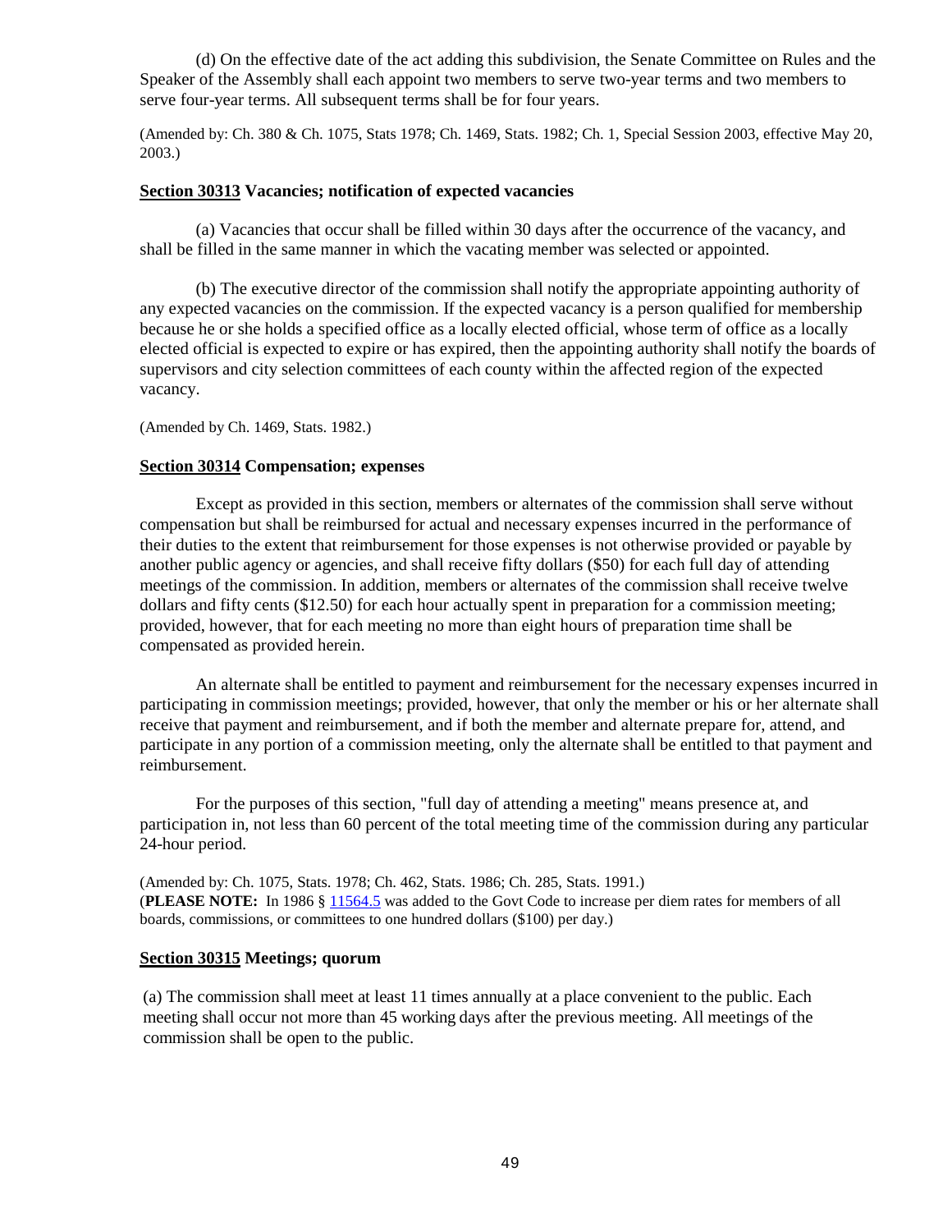(d) On the effective date of the act adding this subdivision, the Senate Committee on Rules and the Speaker of the Assembly shall each appoint two members to serve two-year terms and two members to serve four-year terms. All subsequent terms shall be for four years.

(Amended by: Ch. 380 & Ch. 1075, Stats 1978; Ch. 1469, Stats. 1982; Ch. 1, Special Session 2003, effective May 20, 2003.)

### **Section 30313** Vacancies; notification of expected vacancies

(a) Vacancies that occur shall be filled within 30 days after the occurrence of the vacancy, and shall be filled in the same manner in which the vacating member was selected or appointed.

(b) The executive director of the commission shall notify the appropriate appointing authority of any expected vacancies on the commission. If the expected vacancy is a person qualified for membership because he or she holds a specified office as a locally elected official, whose term of office as a locally elected official is expected to expire or has expired, then the appointing authority shall notify the boards of supervisors and city selection committees of each county within the affected region of the expected vacancy.

(Amended by Ch. 1469, Stats. 1982.)

### **Section 30314** Compensation; expenses

Except as provided in this section, members or alternates of the commission shall serve without compensation but shall be reimbursed for actual and necessary expenses incurred in the performance of their duties to the extent that reimbursement for those expenses is not otherwise provided or payable by another public agency or agencies, and shall receive fifty dollars ($50) for each full day of attending meetings of the commission. In addition, members or alternates of the commission shall receive twelve dollars and fifty cents ($12.50) for each hour actually spent in preparation for a commission meeting; provided, however, that for each meeting no more than eight hours of preparation time shall be compensated as provided herein.

An alternate shall be entitled to payment and reimbursement for the necessary expenses incurred in participating in commission meetings; provided, however, that only the member or his or her alternate shall receive that payment and reimbursement, and if both the member and alternate prepare for, attend, and participate in any portion of a commission meeting, only the alternate shall be entitled to that payment and reimbursement.

For the purposes of this section, "full day of attending a meeting" means presence at, and participation in, not less than 60 percent of the total meeting time of the commission during any particular 24-hour period.

(Amended by: Ch. 1075, Stats. 1978; Ch. 462, Stats. 1986; Ch. 285, Stats. 1991.)
(**PLEASE NOTE:** In 1986 § 11564.5 was added to the Govt Code to increase per diem rates for members of all boards, commissions, or committees to one hundred dollars ($100) per day.)

### **Section 30315** Meetings; quorum

(a) The commission shall meet at least 11 times annually at a place convenient to the public. Each meeting shall occur not more than 45 working days after the previous meeting. All meetings of the commission shall be open to the public.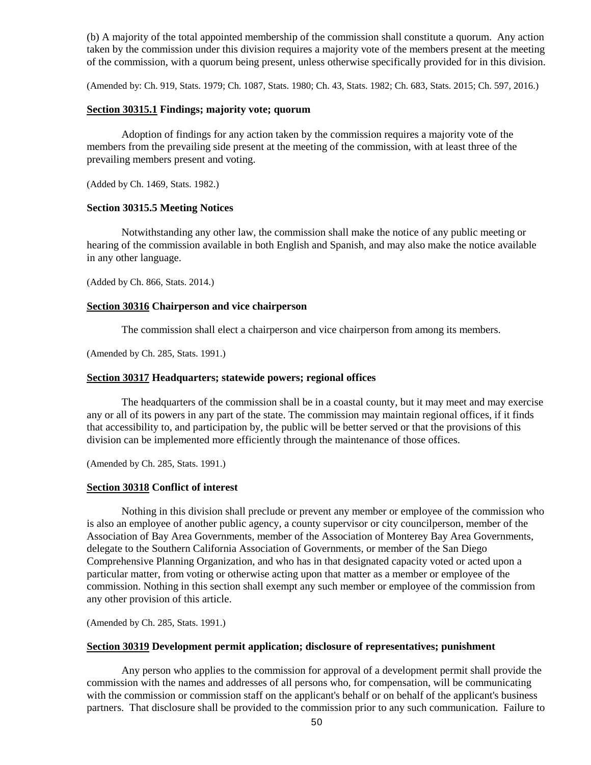(b) A majority of the total appointed membership of the commission shall constitute a quorum. Any action taken by the commission under this division requires a majority vote of the members present at the meeting of the commission, with a quorum being present, unless otherwise specifically provided for in this division.

(Amended by: Ch. 919, Stats. 1979; Ch. 1087, Stats. 1980; Ch. 43, Stats. 1982; Ch. 683, Stats. 2015; Ch. 597, 2016.)

#### **Section 30315.1 Findings; majority vote; quorum**

Adoption of findings for any action taken by the commission requires a majority vote of the members from the prevailing side present at the meeting of the commission, with at least three of the prevailing members present and voting.

(Added by Ch. 1469, Stats. 1982.)

#### **Section 30315.5 Meeting Notices**

Notwithstanding any other law, the commission shall make the notice of any public meeting or hearing of the commission available in both English and Spanish, and may also make the notice available in any other language.

(Added by Ch. 866, Stats. 2014.)

#### **Section 30316 Chairperson and vice chairperson**

The commission shall elect a chairperson and vice chairperson from among its members.

(Amended by Ch. 285, Stats. 1991.)

#### **Section 30317 Headquarters; statewide powers; regional offices**

The headquarters of the commission shall be in a coastal county, but it may meet and may exercise any or all of its powers in any part of the state. The commission may maintain regional offices, if it finds that accessibility to, and participation by, the public will be better served or that the provisions of this division can be implemented more efficiently through the maintenance of those offices.

(Amended by Ch. 285, Stats. 1991.)

#### **Section 30318 Conflict of interest**

Nothing in this division shall preclude or prevent any member or employee of the commission who is also an employee of another public agency, a county supervisor or city councilperson, member of the Association of Bay Area Governments, member of the Association of Monterey Bay Area Governments, delegate to the Southern California Association of Governments, or member of the San Diego Comprehensive Planning Organization, and who has in that designated capacity voted or acted upon a particular matter, from voting or otherwise acting upon that matter as a member or employee of the commission. Nothing in this section shall exempt any such member or employee of the commission from any other provision of this article.

(Amended by Ch. 285, Stats. 1991.)

#### **Section 30319 Development permit application; disclosure of representatives; punishment**

Any person who applies to the commission for approval of a development permit shall provide the commission with the names and addresses of all persons who, for compensation, will be communicating with the commission or commission staff on the applicant's behalf or on behalf of the applicant's business partners. That disclosure shall be provided to the commission prior to any such communication. Failure to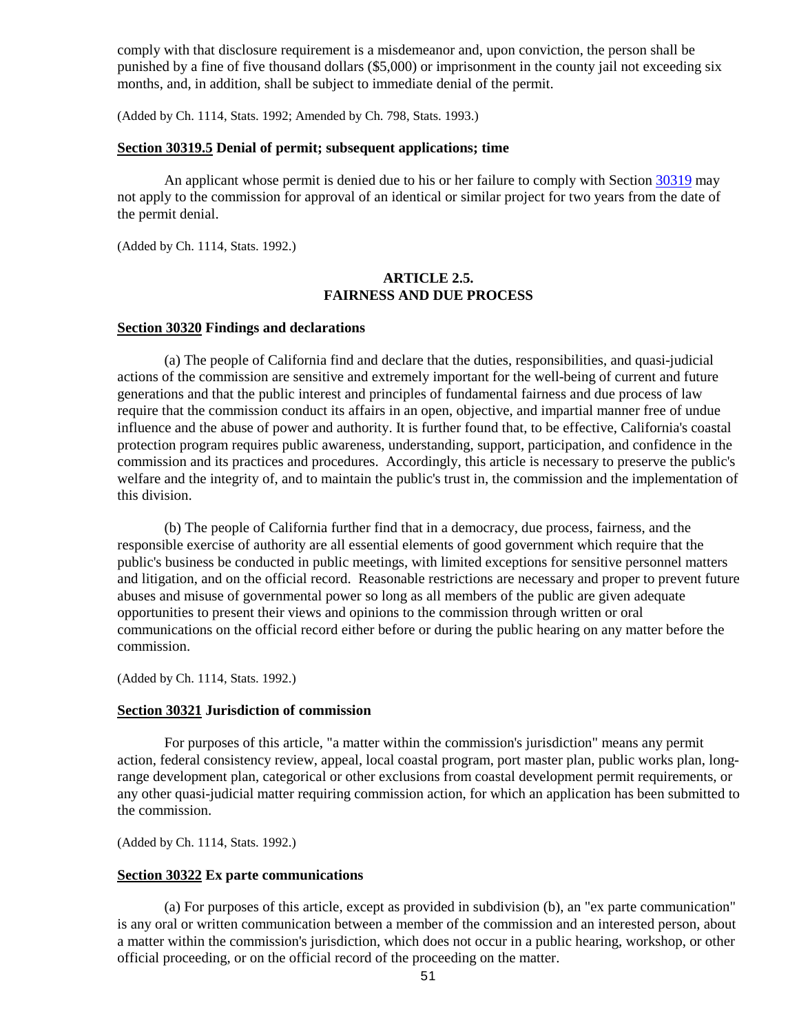comply with that disclosure requirement is a misdemeanor and, upon conviction, the person shall be punished by a fine of five thousand dollars ($5,000) or imprisonment in the county jail not exceeding six months, and, in addition, shall be subject to immediate denial of the permit.

(Added by Ch. 1114, Stats. 1992; Amended by Ch. 798, Stats. 1993.)

**Section 30319.5 Denial of permit; subsequent applications; time**

An applicant whose permit is denied due to his or her failure to comply with Section 30319 may not apply to the commission for approval of an identical or similar project for two years from the date of the permit denial.

(Added by Ch. 1114, Stats. 1992.)

## ARTICLE 2.5. FAIRNESS AND DUE PROCESS

**Section 30320 Findings and declarations**

(a) The people of California find and declare that the duties, responsibilities, and quasi-judicial actions of the commission are sensitive and extremely important for the well-being of current and future generations and that the public interest and principles of fundamental fairness and due process of law require that the commission conduct its affairs in an open, objective, and impartial manner free of undue influence and the abuse of power and authority. It is further found that, to be effective, California's coastal protection program requires public awareness, understanding, support, participation, and confidence in the commission and its practices and procedures. Accordingly, this article is necessary to preserve the public's welfare and the integrity of, and to maintain the public's trust in, the commission and the implementation of this division.

(b) The people of California further find that in a democracy, due process, fairness, and the responsible exercise of authority are all essential elements of good government which require that the public's business be conducted in public meetings, with limited exceptions for sensitive personnel matters and litigation, and on the official record. Reasonable restrictions are necessary and proper to prevent future abuses and misuse of governmental power so long as all members of the public are given adequate opportunities to present their views and opinions to the commission through written or oral communications on the official record either before or during the public hearing on any matter before the commission.

(Added by Ch. 1114, Stats. 1992.)

**Section 30321 Jurisdiction of commission**

For purposes of this article, "a matter within the commission's jurisdiction" means any permit action, federal consistency review, appeal, local coastal program, port master plan, public works plan, long-range development plan, categorical or other exclusions from coastal development permit requirements, or any other quasi-judicial matter requiring commission action, for which an application has been submitted to the commission.

(Added by Ch. 1114, Stats. 1992.)

**Section 30322 Ex parte communications**

(a) For purposes of this article, except as provided in subdivision (b), an "ex parte communication" is any oral or written communication between a member of the commission and an interested person, about a matter within the commission's jurisdiction, which does not occur in a public hearing, workshop, or other official proceeding, or on the official record of the proceeding on the matter.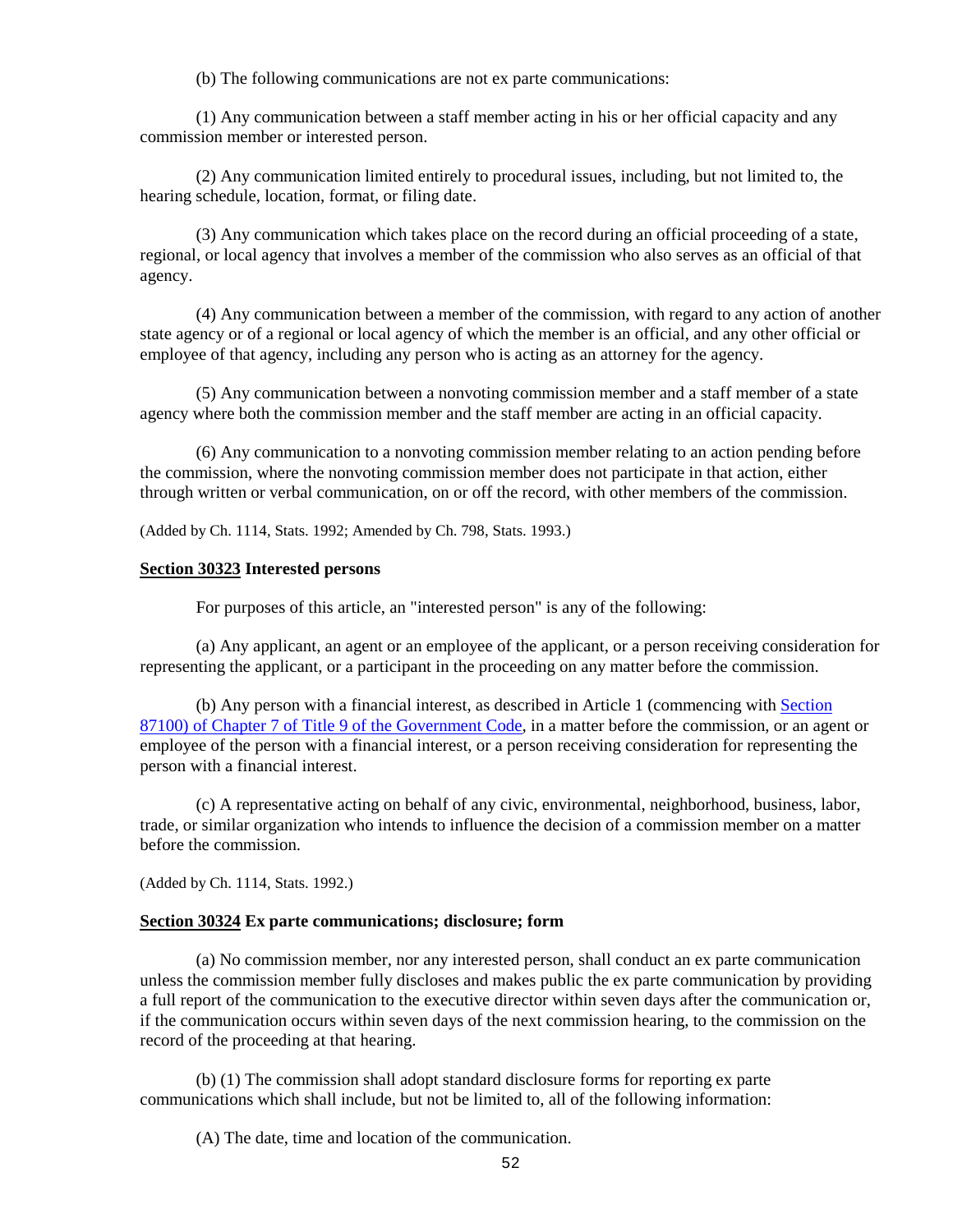(b) The following communications are not ex parte communications:

(1) Any communication between a staff member acting in his or her official capacity and any commission member or interested person.

(2) Any communication limited entirely to procedural issues, including, but not limited to, the hearing schedule, location, format, or filing date.

(3) Any communication which takes place on the record during an official proceeding of a state, regional, or local agency that involves a member of the commission who also serves as an official of that agency.

(4) Any communication between a member of the commission, with regard to any action of another state agency or of a regional or local agency of which the member is an official, and any other official or employee of that agency, including any person who is acting as an attorney for the agency.

(5) Any communication between a nonvoting commission member and a staff member of a state agency where both the commission member and the staff member are acting in an official capacity.

(6) Any communication to a nonvoting commission member relating to an action pending before the commission, where the nonvoting commission member does not participate in that action, either through written or verbal communication, on or off the record, with other members of the commission.

(Added by Ch. 1114, Stats. 1992; Amended by Ch. 798, Stats. 1993.)

**Section 30323 Interested persons**

For purposes of this article, an "interested person" is any of the following:

(a) Any applicant, an agent or an employee of the applicant, or a person receiving consideration for representing the applicant, or a participant in the proceeding on any matter before the commission.

(b) Any person with a financial interest, as described in Article 1 (commencing with Section 87100) of Chapter 7 of Title 9 of the Government Code, in a matter before the commission, or an agent or employee of the person with a financial interest, or a person receiving consideration for representing the person with a financial interest.

(c) A representative acting on behalf of any civic, environmental, neighborhood, business, labor, trade, or similar organization who intends to influence the decision of a commission member on a matter before the commission.

(Added by Ch. 1114, Stats. 1992.)

**Section 30324 Ex parte communications; disclosure; form**

(a) No commission member, nor any interested person, shall conduct an ex parte communication unless the commission member fully discloses and makes public the ex parte communication by providing a full report of the communication to the executive director within seven days after the communication or, if the communication occurs within seven days of the next commission hearing, to the commission on the record of the proceeding at that hearing.

(b) (1) The commission shall adopt standard disclosure forms for reporting ex parte communications which shall include, but not be limited to, all of the following information:

(A) The date, time and location of the communication.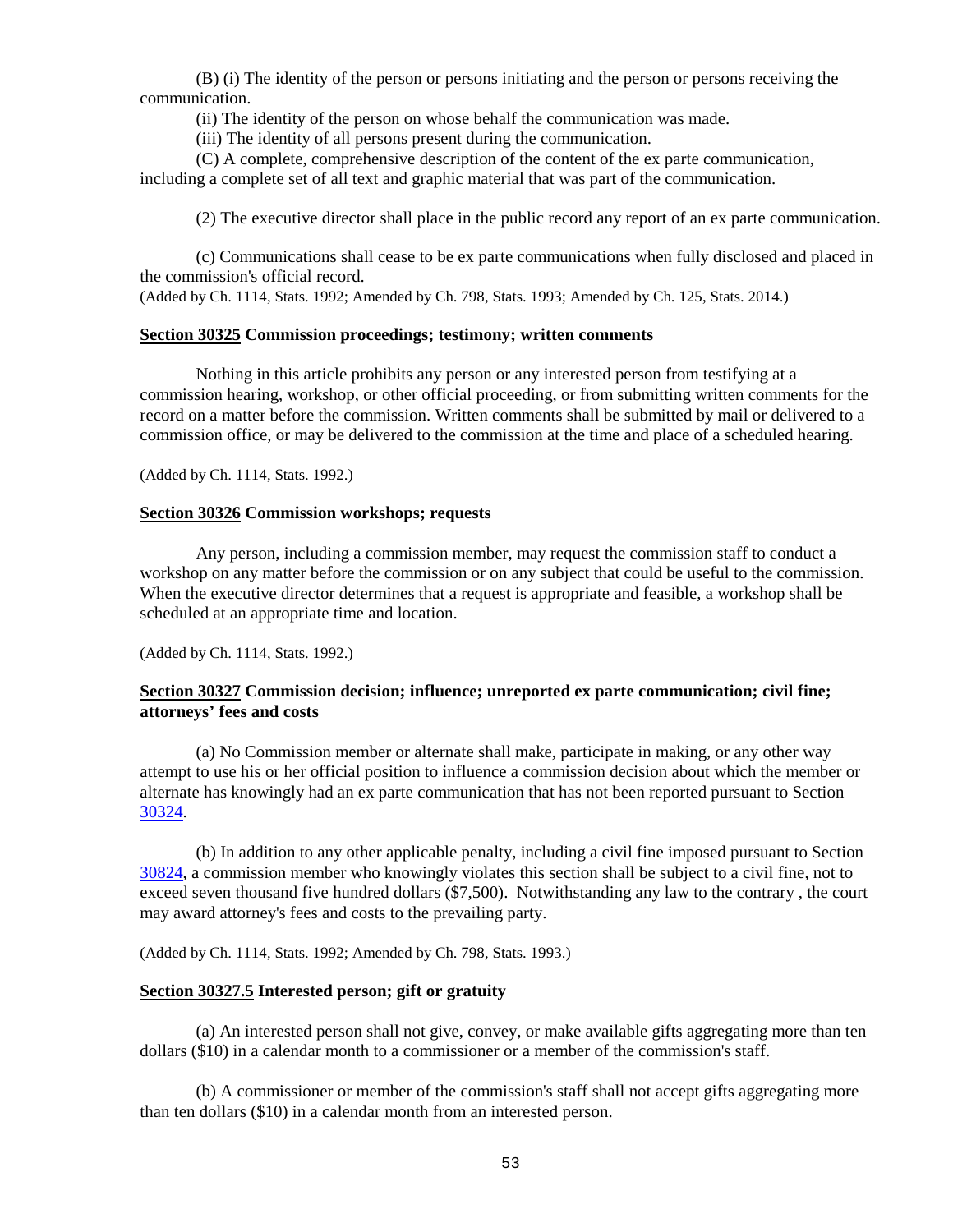(B) (i) The identity of the person or persons initiating and the person or persons receiving the communication.

(ii) The identity of the person on whose behalf the communication was made.

(iii) The identity of all persons present during the communication.

(C) A complete, comprehensive description of the content of the ex parte communication, including a complete set of all text and graphic material that was part of the communication.

(2) The executive director shall place in the public record any report of an ex parte communication.

(c) Communications shall cease to be ex parte communications when fully disclosed and placed in the commission's official record.

(Added by Ch. 1114, Stats. 1992; Amended by Ch. 798, Stats. 1993; Amended by Ch. 125, Stats. 2014.)

**Section 30325 Commission proceedings; testimony; written comments**

Nothing in this article prohibits any person or any interested person from testifying at a commission hearing, workshop, or other official proceeding, or from submitting written comments for the record on a matter before the commission. Written comments shall be submitted by mail or delivered to a commission office, or may be delivered to the commission at the time and place of a scheduled hearing.

(Added by Ch. 1114, Stats. 1992.)

**Section 30326 Commission workshops; requests**

Any person, including a commission member, may request the commission staff to conduct a workshop on any matter before the commission or on any subject that could be useful to the commission. When the executive director determines that a request is appropriate and feasible, a workshop shall be scheduled at an appropriate time and location.

(Added by Ch. 1114, Stats. 1992.)

**Section 30327 Commission decision; influence; unreported ex parte communication; civil fine; attorneys' fees and costs**

(a) No Commission member or alternate shall make, participate in making, or any other way attempt to use his or her official position to influence a commission decision about which the member or alternate has knowingly had an ex parte communication that has not been reported pursuant to Section 30324.

(b) In addition to any other applicable penalty, including a civil fine imposed pursuant to Section 30824, a commission member who knowingly violates this section shall be subject to a civil fine, not to exceed seven thousand five hundred dollars ($7,500). Notwithstanding any law to the contrary , the court may award attorney's fees and costs to the prevailing party.

(Added by Ch. 1114, Stats. 1992; Amended by Ch. 798, Stats. 1993.)

**Section 30327.5 Interested person; gift or gratuity**

(a) An interested person shall not give, convey, or make available gifts aggregating more than ten dollars ($10) in a calendar month to a commissioner or a member of the commission's staff.

(b) A commissioner or member of the commission's staff shall not accept gifts aggregating more than ten dollars ($10) in a calendar month from an interested person.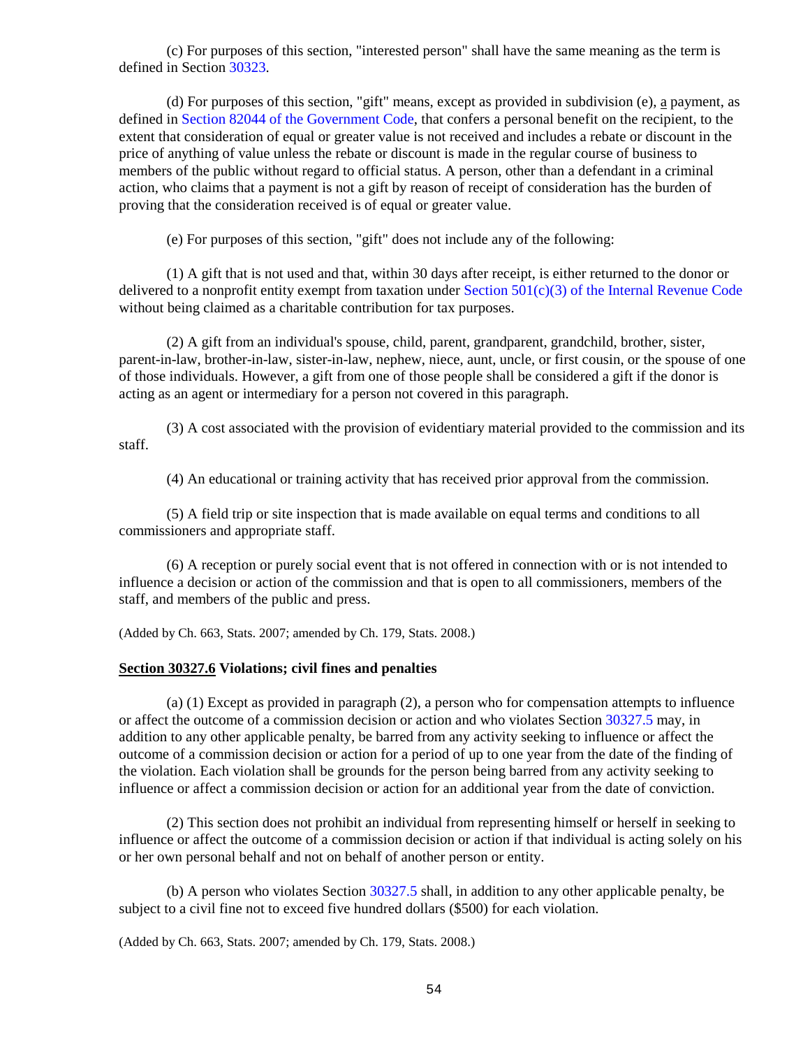(c) For purposes of this section, "interested person" shall have the same meaning as the term is defined in Section 30323.

(d) For purposes of this section, "gift" means, except as provided in subdivision (e), a payment, as defined in Section 82044 of the Government Code, that confers a personal benefit on the recipient, to the extent that consideration of equal or greater value is not received and includes a rebate or discount in the price of anything of value unless the rebate or discount is made in the regular course of business to members of the public without regard to official status. A person, other than a defendant in a criminal action, who claims that a payment is not a gift by reason of receipt of consideration has the burden of proving that the consideration received is of equal or greater value.

(e) For purposes of this section, "gift" does not include any of the following:

(1) A gift that is not used and that, within 30 days after receipt, is either returned to the donor or delivered to a nonprofit entity exempt from taxation under Section 501(c)(3) of the Internal Revenue Code without being claimed as a charitable contribution for tax purposes.

(2) A gift from an individual's spouse, child, parent, grandparent, grandchild, brother, sister, parent-in-law, brother-in-law, sister-in-law, nephew, niece, aunt, uncle, or first cousin, or the spouse of one of those individuals. However, a gift from one of those people shall be considered a gift if the donor is acting as an agent or intermediary for a person not covered in this paragraph.

(3) A cost associated with the provision of evidentiary material provided to the commission and its staff.

(4) An educational or training activity that has received prior approval from the commission.

(5) A field trip or site inspection that is made available on equal terms and conditions to all commissioners and appropriate staff.

(6) A reception or purely social event that is not offered in connection with or is not intended to influence a decision or action of the commission and that is open to all commissioners, members of the staff, and members of the public and press.

(Added by Ch. 663, Stats. 2007; amended by Ch. 179, Stats. 2008.)

**Section 30327.6 Violations; civil fines and penalties**

(a) (1) Except as provided in paragraph (2), a person who for compensation attempts to influence or affect the outcome of a commission decision or action and who violates Section 30327.5 may, in addition to any other applicable penalty, be barred from any activity seeking to influence or affect the outcome of a commission decision or action for a period of up to one year from the date of the finding of the violation. Each violation shall be grounds for the person being barred from any activity seeking to influence or affect a commission decision or action for an additional year from the date of conviction.

(2) This section does not prohibit an individual from representing himself or herself in seeking to influence or affect the outcome of a commission decision or action if that individual is acting solely on his or her own personal behalf and not on behalf of another person or entity.

(b) A person who violates Section 30327.5 shall, in addition to any other applicable penalty, be subject to a civil fine not to exceed five hundred dollars ($500) for each violation.

(Added by Ch. 663, Stats. 2007; amended by Ch. 179, Stats. 2008.)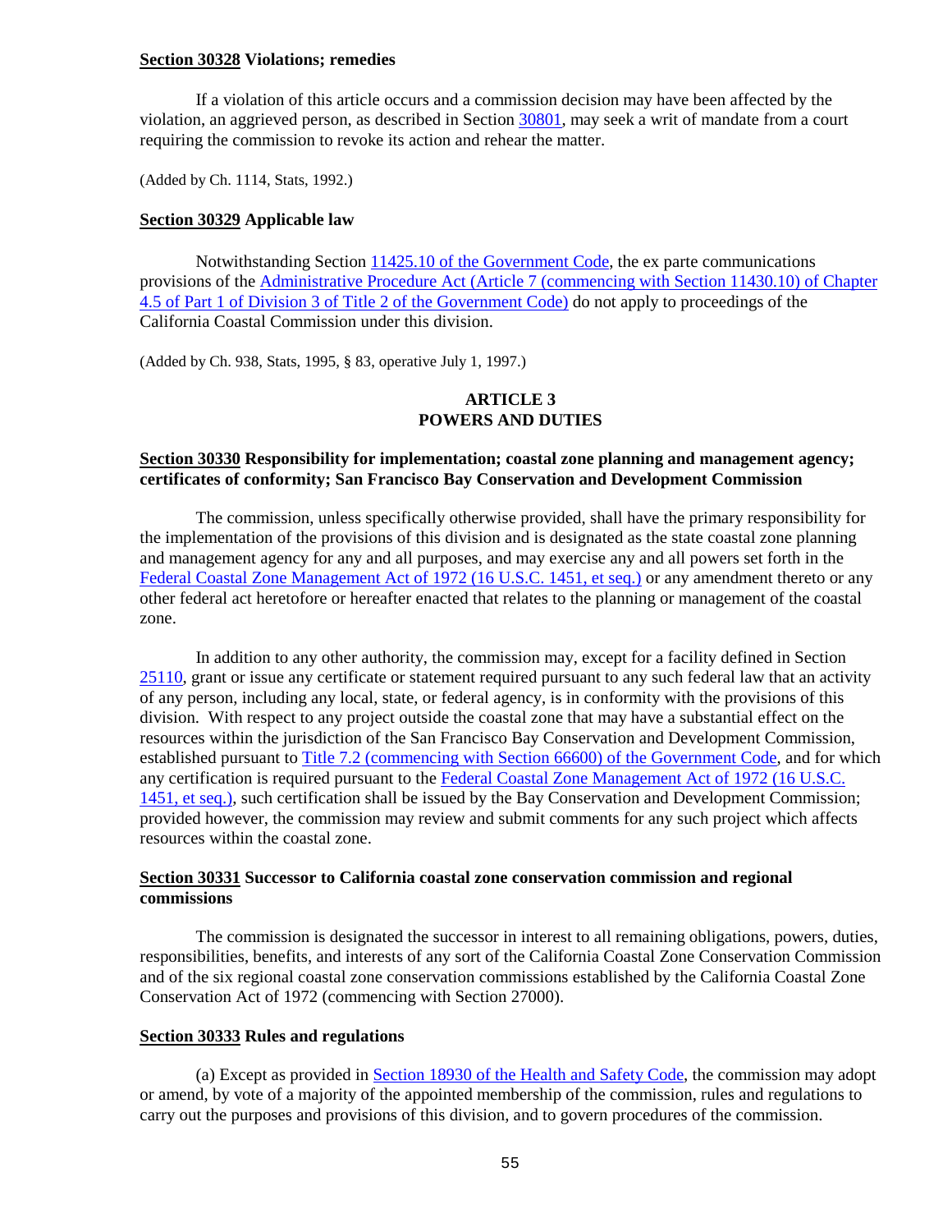**Section 30328 Violations; remedies**

If a violation of this article occurs and a commission decision may have been affected by the violation, an aggrieved person, as described in Section 30801, may seek a writ of mandate from a court requiring the commission to revoke its action and rehear the matter.

(Added by Ch. 1114, Stats, 1992.)

**Section 30329 Applicable law**

Notwithstanding Section 11425.10 of the Government Code, the ex parte communications provisions of the Administrative Procedure Act (Article 7 (commencing with Section 11430.10) of Chapter 4.5 of Part 1 of Division 3 of Title 2 of the Government Code) do not apply to proceedings of the California Coastal Commission under this division.

(Added by Ch. 938, Stats, 1995, § 83, operative July 1, 1997.)

## ARTICLE 3
## POWERS AND DUTIES

**Section 30330 Responsibility for implementation; coastal zone planning and management agency; certificates of conformity; San Francisco Bay Conservation and Development Commission**

The commission, unless specifically otherwise provided, shall have the primary responsibility for the implementation of the provisions of this division and is designated as the state coastal zone planning and management agency for any and all purposes, and may exercise any and all powers set forth in the Federal Coastal Zone Management Act of 1972 (16 U.S.C. 1451, et seq.) or any amendment thereto or any other federal act heretofore or hereafter enacted that relates to the planning or management of the coastal zone.

In addition to any other authority, the commission may, except for a facility defined in Section 25110, grant or issue any certificate or statement required pursuant to any such federal law that an activity of any person, including any local, state, or federal agency, is in conformity with the provisions of this division. With respect to any project outside the coastal zone that may have a substantial effect on the resources within the jurisdiction of the San Francisco Bay Conservation and Development Commission, established pursuant to Title 7.2 (commencing with Section 66600) of the Government Code, and for which any certification is required pursuant to the Federal Coastal Zone Management Act of 1972 (16 U.S.C. 1451, et seq.), such certification shall be issued by the Bay Conservation and Development Commission; provided however, the commission may review and submit comments for any such project which affects resources within the coastal zone.

**Section 30331 Successor to California coastal zone conservation commission and regional commissions**

The commission is designated the successor in interest to all remaining obligations, powers, duties, responsibilities, benefits, and interests of any sort of the California Coastal Zone Conservation Commission and of the six regional coastal zone conservation commissions established by the California Coastal Zone Conservation Act of 1972 (commencing with Section 27000).

**Section 30333 Rules and regulations**

(a) Except as provided in Section 18930 of the Health and Safety Code, the commission may adopt or amend, by vote of a majority of the appointed membership of the commission, rules and regulations to carry out the purposes and provisions of this division, and to govern procedures of the commission.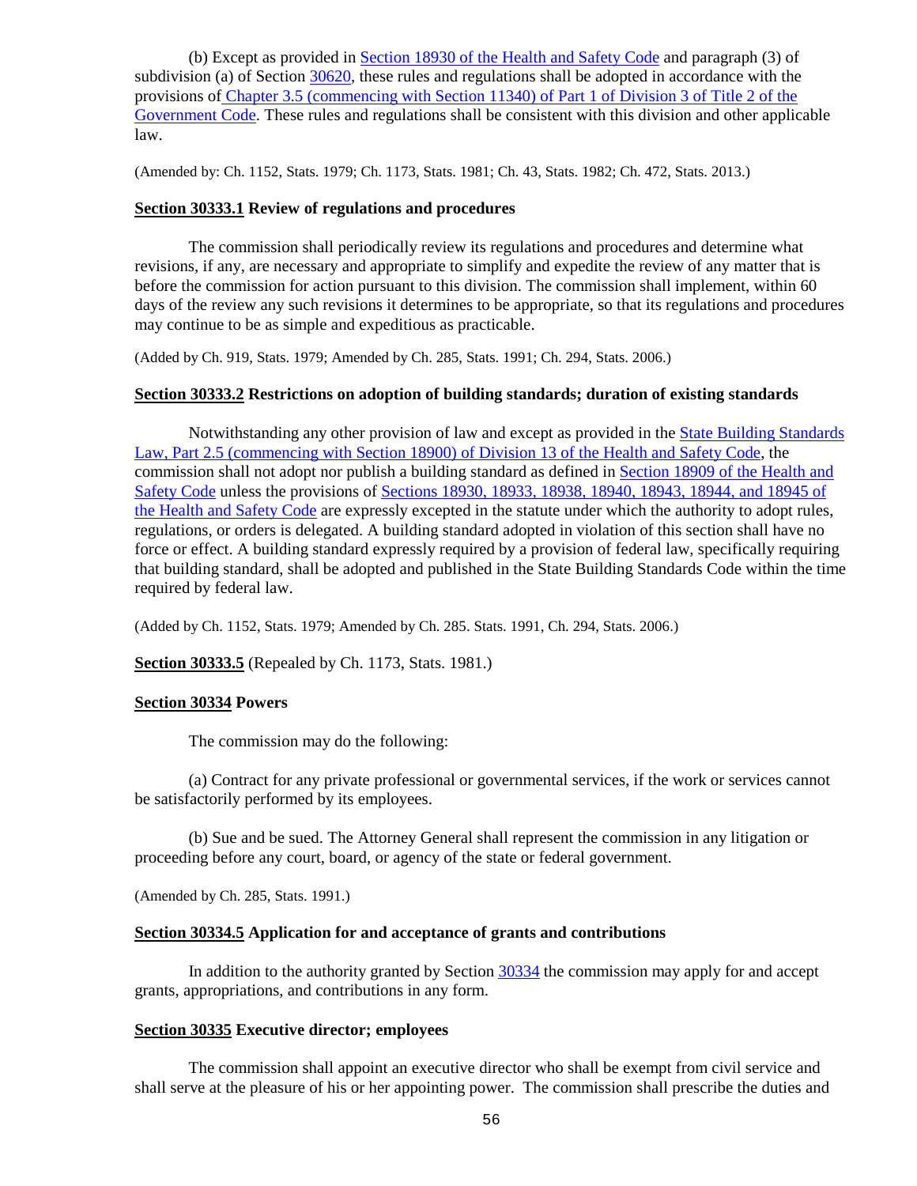(b) Except as provided in Section 18930 of the Health and Safety Code and paragraph (3) of subdivision (a) of Section 30620, these rules and regulations shall be adopted in accordance with the provisions of Chapter 3.5 (commencing with Section 11340) of Part 1 of Division 3 of Title 2 of the Government Code. These rules and regulations shall be consistent with this division and other applicable law.

(Amended by: Ch. 1152, Stats. 1979; Ch. 1173, Stats. 1981; Ch. 43, Stats. 1982; Ch. 472, Stats. 2013.)

**Section 30333.1 Review of regulations and procedures**

The commission shall periodically review its regulations and procedures and determine what revisions, if any, are necessary and appropriate to simplify and expedite the review of any matter that is before the commission for action pursuant to this division. The commission shall implement, within 60 days of the review any such revisions it determines to be appropriate, so that its regulations and procedures may continue to be as simple and expeditious as practicable.

(Added by Ch. 919, Stats. 1979; Amended by Ch. 285, Stats. 1991; Ch. 294, Stats. 2006.)

**Section 30333.2 Restrictions on adoption of building standards; duration of existing standards**

Notwithstanding any other provision of law and except as provided in the State Building Standards Law, Part 2.5 (commencing with Section 18900) of Division 13 of the Health and Safety Code, the commission shall not adopt nor publish a building standard as defined in Section 18909 of the Health and Safety Code unless the provisions of Sections 18930, 18933, 18938, 18940, 18943, 18944, and 18945 of the Health and Safety Code are expressly excepted in the statute under which the authority to adopt rules, regulations, or orders is delegated. A building standard adopted in violation of this section shall have no force or effect. A building standard expressly required by a provision of federal law, specifically requiring that building standard, shall be adopted and published in the State Building Standards Code within the time required by federal law.

(Added by Ch. 1152, Stats. 1979; Amended by Ch. 285. Stats. 1991, Ch. 294, Stats. 2006.)

**Section 30333.5** (Repealed by Ch. 1173, Stats. 1981.)

**Section 30334 Powers**

The commission may do the following:

(a) Contract for any private professional or governmental services, if the work or services cannot be satisfactorily performed by its employees.

(b) Sue and be sued. The Attorney General shall represent the commission in any litigation or proceeding before any court, board, or agency of the state or federal government.

(Amended by Ch. 285, Stats. 1991.)

**Section 30334.5 Application for and acceptance of grants and contributions**

In addition to the authority granted by Section 30334 the commission may apply for and accept grants, appropriations, and contributions in any form.

**Section 30335 Executive director; employees**

The commission shall appoint an executive director who shall be exempt from civil service and shall serve at the pleasure of his or her appointing power. The commission shall prescribe the duties and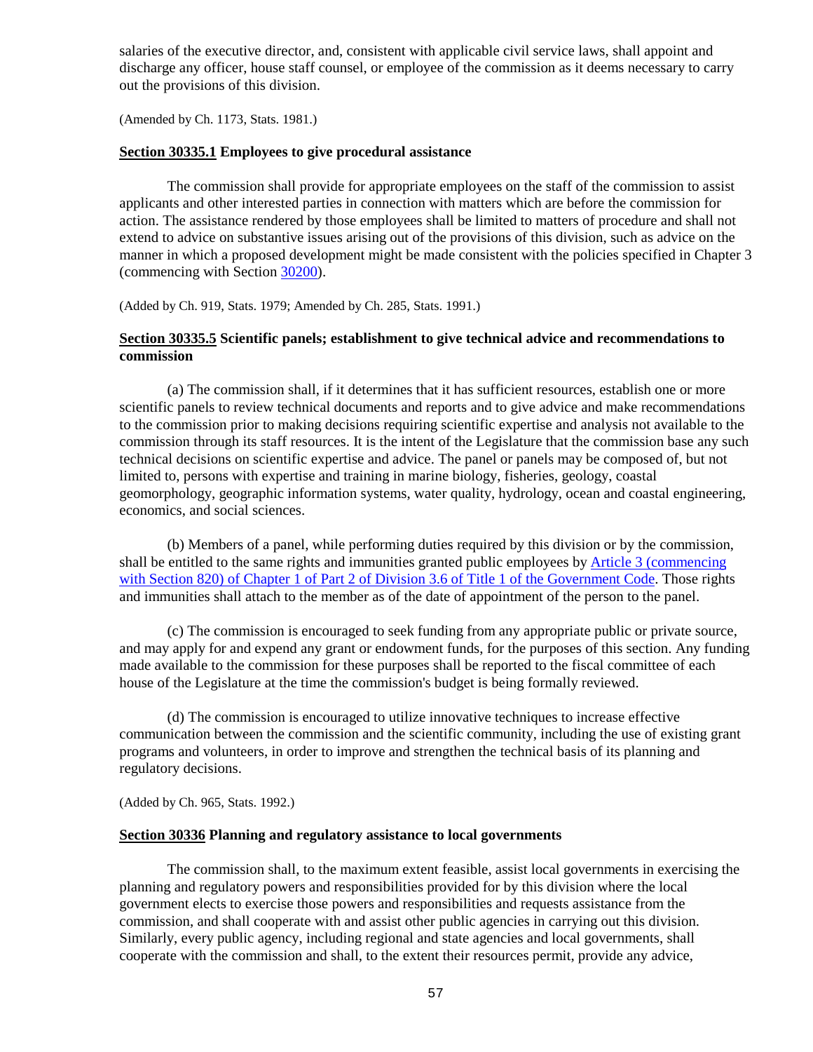salaries of the executive director, and, consistent with applicable civil service laws, shall appoint and discharge any officer, house staff counsel, or employee of the commission as it deems necessary to carry out the provisions of this division.

(Amended by Ch. 1173, Stats. 1981.)

**Section 30335.1 Employees to give procedural assistance**

The commission shall provide for appropriate employees on the staff of the commission to assist applicants and other interested parties in connection with matters which are before the commission for action. The assistance rendered by those employees shall be limited to matters of procedure and shall not extend to advice on substantive issues arising out of the provisions of this division, such as advice on the manner in which a proposed development might be made consistent with the policies specified in Chapter 3 (commencing with Section 30200).

(Added by Ch. 919, Stats. 1979; Amended by Ch. 285, Stats. 1991.)

**Section 30335.5 Scientific panels; establishment to give technical advice and recommendations to commission**

(a) The commission shall, if it determines that it has sufficient resources, establish one or more scientific panels to review technical documents and reports and to give advice and make recommendations to the commission prior to making decisions requiring scientific expertise and analysis not available to the commission through its staff resources. It is the intent of the Legislature that the commission base any such technical decisions on scientific expertise and advice. The panel or panels may be composed of, but not limited to, persons with expertise and training in marine biology, fisheries, geology, coastal geomorphology, geographic information systems, water quality, hydrology, ocean and coastal engineering, economics, and social sciences.

(b) Members of a panel, while performing duties required by this division or by the commission, shall be entitled to the same rights and immunities granted public employees by Article 3 (commencing with Section 820) of Chapter 1 of Part 2 of Division 3.6 of Title 1 of the Government Code. Those rights and immunities shall attach to the member as of the date of appointment of the person to the panel.

(c) The commission is encouraged to seek funding from any appropriate public or private source, and may apply for and expend any grant or endowment funds, for the purposes of this section. Any funding made available to the commission for these purposes shall be reported to the fiscal committee of each house of the Legislature at the time the commission's budget is being formally reviewed.

(d) The commission is encouraged to utilize innovative techniques to increase effective communication between the commission and the scientific community, including the use of existing grant programs and volunteers, in order to improve and strengthen the technical basis of its planning and regulatory decisions.

(Added by Ch. 965, Stats. 1992.)

**Section 30336 Planning and regulatory assistance to local governments**

The commission shall, to the maximum extent feasible, assist local governments in exercising the planning and regulatory powers and responsibilities provided for by this division where the local government elects to exercise those powers and responsibilities and requests assistance from the commission, and shall cooperate with and assist other public agencies in carrying out this division. Similarly, every public agency, including regional and state agencies and local governments, shall cooperate with the commission and shall, to the extent their resources permit, provide any advice,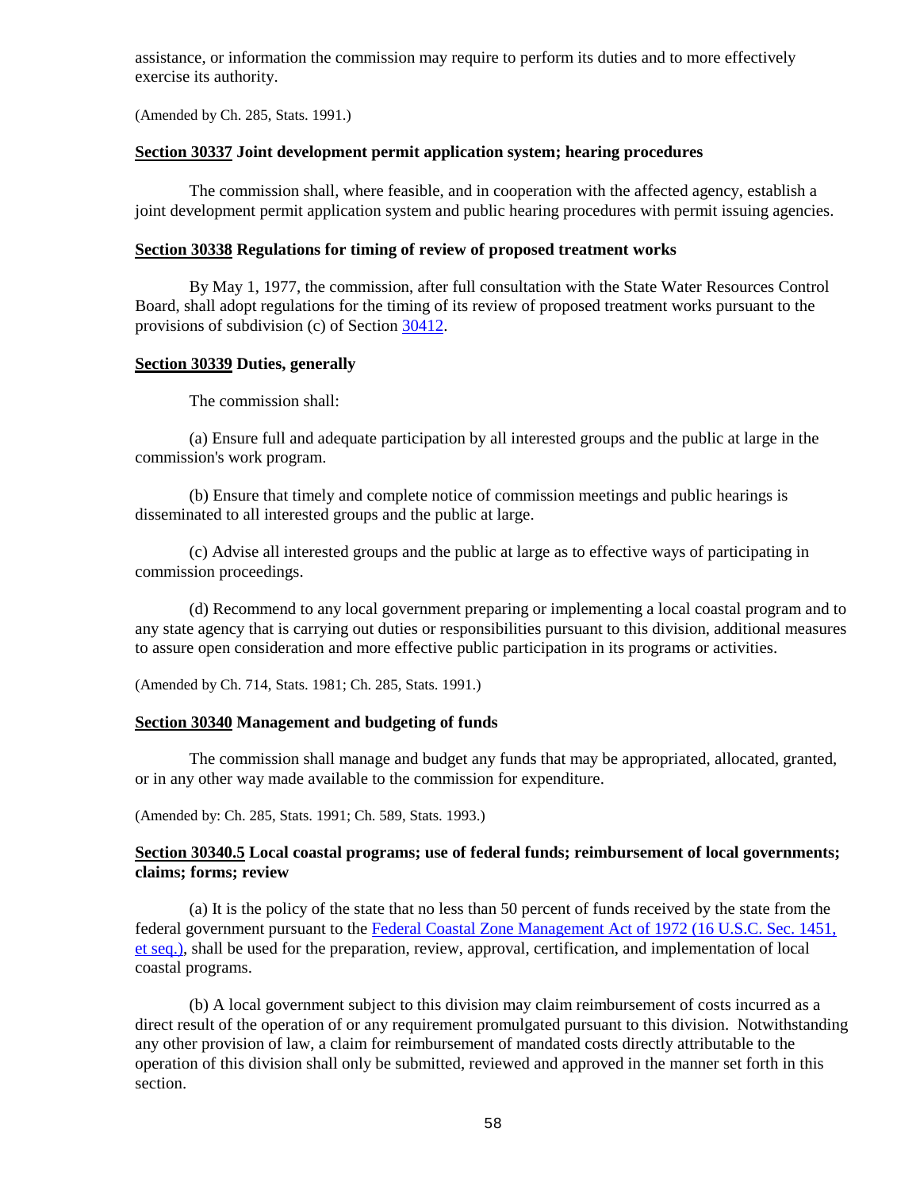assistance, or information the commission may require to perform its duties and to more effectively exercise its authority.

(Amended by Ch. 285, Stats. 1991.)

**Section 30337 Joint development permit application system; hearing procedures**

The commission shall, where feasible, and in cooperation with the affected agency, establish a joint development permit application system and public hearing procedures with permit issuing agencies.

**Section 30338 Regulations for timing of review of proposed treatment works**

By May 1, 1977, the commission, after full consultation with the State Water Resources Control Board, shall adopt regulations for the timing of its review of proposed treatment works pursuant to the provisions of subdivision (c) of Section 30412.

**Section 30339 Duties, generally**

The commission shall:

(a) Ensure full and adequate participation by all interested groups and the public at large in the commission's work program.

(b) Ensure that timely and complete notice of commission meetings and public hearings is disseminated to all interested groups and the public at large.

(c) Advise all interested groups and the public at large as to effective ways of participating in commission proceedings.

(d) Recommend to any local government preparing or implementing a local coastal program and to any state agency that is carrying out duties or responsibilities pursuant to this division, additional measures to assure open consideration and more effective public participation in its programs or activities.

(Amended by Ch. 714, Stats. 1981; Ch. 285, Stats. 1991.)

**Section 30340 Management and budgeting of funds**

The commission shall manage and budget any funds that may be appropriated, allocated, granted, or in any other way made available to the commission for expenditure.

(Amended by: Ch. 285, Stats. 1991; Ch. 589, Stats. 1993.)

**Section 30340.5 Local coastal programs; use of federal funds; reimbursement of local governments; claims; forms; review**

(a) It is the policy of the state that no less than 50 percent of funds received by the state from the federal government pursuant to the Federal Coastal Zone Management Act of 1972 (16 U.S.C. Sec. 1451, et seq.), shall be used for the preparation, review, approval, certification, and implementation of local coastal programs.

(b) A local government subject to this division may claim reimbursement of costs incurred as a direct result of the operation of or any requirement promulgated pursuant to this division. Notwithstanding any other provision of law, a claim for reimbursement of mandated costs directly attributable to the operation of this division shall only be submitted, reviewed and approved in the manner set forth in this section.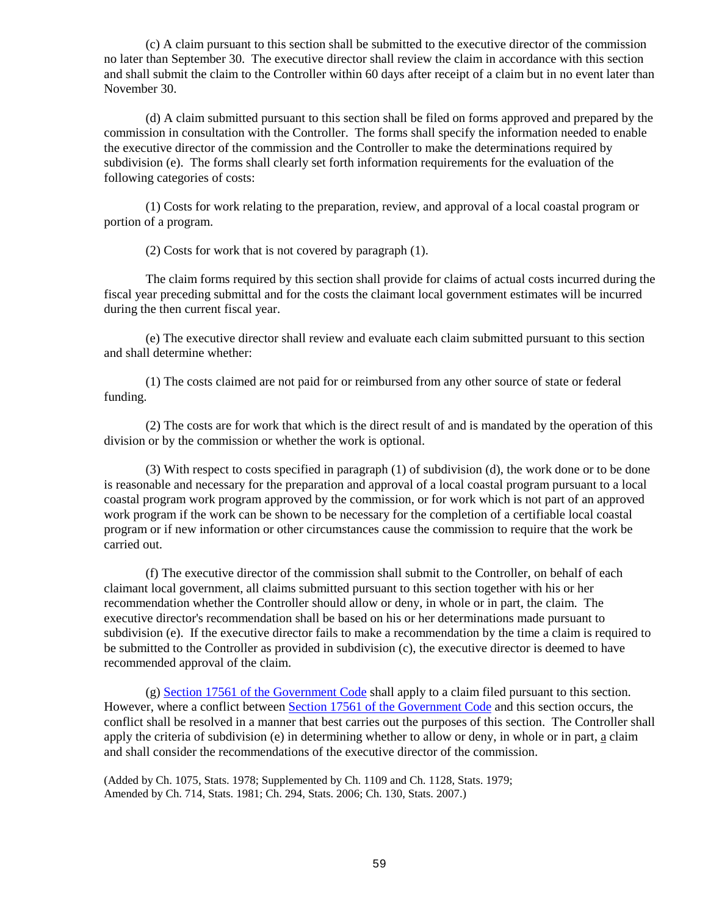(c) A claim pursuant to this section shall be submitted to the executive director of the commission no later than September 30. The executive director shall review the claim in accordance with this section and shall submit the claim to the Controller within 60 days after receipt of a claim but in no event later than November 30.

(d) A claim submitted pursuant to this section shall be filed on forms approved and prepared by the commission in consultation with the Controller. The forms shall specify the information needed to enable the executive director of the commission and the Controller to make the determinations required by subdivision (e). The forms shall clearly set forth information requirements for the evaluation of the following categories of costs:

(1) Costs for work relating to the preparation, review, and approval of a local coastal program or portion of a program.

(2) Costs for work that is not covered by paragraph (1).

The claim forms required by this section shall provide for claims of actual costs incurred during the fiscal year preceding submittal and for the costs the claimant local government estimates will be incurred during the then current fiscal year.

(e) The executive director shall review and evaluate each claim submitted pursuant to this section and shall determine whether:

(1) The costs claimed are not paid for or reimbursed from any other source of state or federal funding.

(2) The costs are for work that which is the direct result of and is mandated by the operation of this division or by the commission or whether the work is optional.

(3) With respect to costs specified in paragraph (1) of subdivision (d), the work done or to be done is reasonable and necessary for the preparation and approval of a local coastal program pursuant to a local coastal program work program approved by the commission, or for work which is not part of an approved work program if the work can be shown to be necessary for the completion of a certifiable local coastal program or if new information or other circumstances cause the commission to require that the work be carried out.

(f) The executive director of the commission shall submit to the Controller, on behalf of each claimant local government, all claims submitted pursuant to this section together with his or her recommendation whether the Controller should allow or deny, in whole or in part, the claim. The executive director's recommendation shall be based on his or her determinations made pursuant to subdivision (e). If the executive director fails to make a recommendation by the time a claim is required to be submitted to the Controller as provided in subdivision (c), the executive director is deemed to have recommended approval of the claim.

(g) Section 17561 of the Government Code shall apply to a claim filed pursuant to this section. However, where a conflict between Section 17561 of the Government Code and this section occurs, the conflict shall be resolved in a manner that best carries out the purposes of this section. The Controller shall apply the criteria of subdivision (e) in determining whether to allow or deny, in whole or in part, a claim and shall consider the recommendations of the executive director of the commission.

(Added by Ch. 1075, Stats. 1978; Supplemented by Ch. 1109 and Ch. 1128, Stats. 1979; Amended by Ch. 714, Stats. 1981; Ch. 294, Stats. 2006; Ch. 130, Stats. 2007.)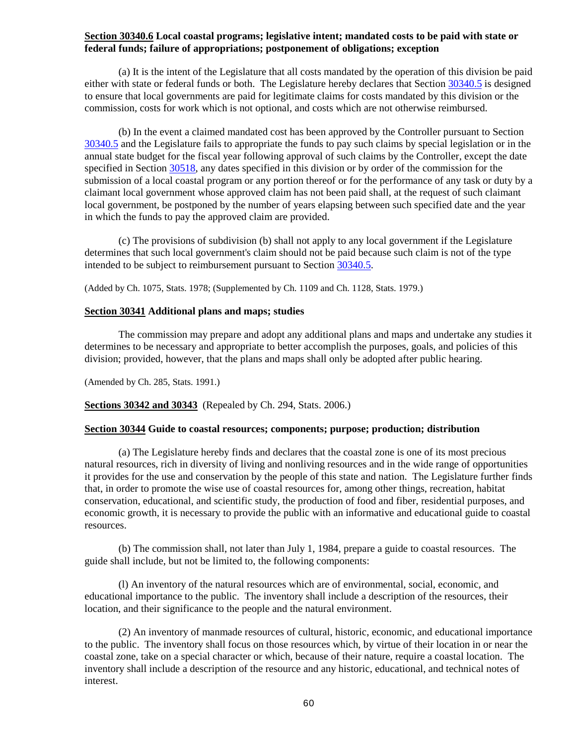**Section 30340.6 Local coastal programs; legislative intent; mandated costs to be paid with state or federal funds; failure of appropriations; postponement of obligations; exception**

(a) It is the intent of the Legislature that all costs mandated by the operation of this division be paid either with state or federal funds or both. The Legislature hereby declares that Section 30340.5 is designed to ensure that local governments are paid for legitimate claims for costs mandated by this division or the commission, costs for work which is not optional, and costs which are not otherwise reimbursed.

(b) In the event a claimed mandated cost has been approved by the Controller pursuant to Section 30340.5 and the Legislature fails to appropriate the funds to pay such claims by special legislation or in the annual state budget for the fiscal year following approval of such claims by the Controller, except the date specified in Section 30518, any dates specified in this division or by order of the commission for the submission of a local coastal program or any portion thereof or for the performance of any task or duty by a claimant local government whose approved claim has not been paid shall, at the request of such claimant local government, be postponed by the number of years elapsing between such specified date and the year in which the funds to pay the approved claim are provided.

(c) The provisions of subdivision (b) shall not apply to any local government if the Legislature determines that such local government's claim should not be paid because such claim is not of the type intended to be subject to reimbursement pursuant to Section 30340.5.

(Added by Ch. 1075, Stats. 1978; (Supplemented by Ch. 1109 and Ch. 1128, Stats. 1979.)

**Section 30341 Additional plans and maps; studies**

The commission may prepare and adopt any additional plans and maps and undertake any studies it determines to be necessary and appropriate to better accomplish the purposes, goals, and policies of this division; provided, however, that the plans and maps shall only be adopted after public hearing.

(Amended by Ch. 285, Stats. 1991.)

**Sections 30342 and 30343** (Repealed by Ch. 294, Stats. 2006.)

**Section 30344 Guide to coastal resources; components; purpose; production; distribution**

(a) The Legislature hereby finds and declares that the coastal zone is one of its most precious natural resources, rich in diversity of living and nonliving resources and in the wide range of opportunities it provides for the use and conservation by the people of this state and nation. The Legislature further finds that, in order to promote the wise use of coastal resources for, among other things, recreation, habitat conservation, educational, and scientific study, the production of food and fiber, residential purposes, and economic growth, it is necessary to provide the public with an informative and educational guide to coastal resources.

(b) The commission shall, not later than July 1, 1984, prepare a guide to coastal resources. The guide shall include, but not be limited to, the following components:

(l) An inventory of the natural resources which are of environmental, social, economic, and educational importance to the public. The inventory shall include a description of the resources, their location, and their significance to the people and the natural environment.

(2) An inventory of manmade resources of cultural, historic, economic, and educational importance to the public. The inventory shall focus on those resources which, by virtue of their location in or near the coastal zone, take on a special character or which, because of their nature, require a coastal location. The inventory shall include a description of the resource and any historic, educational, and technical notes of interest.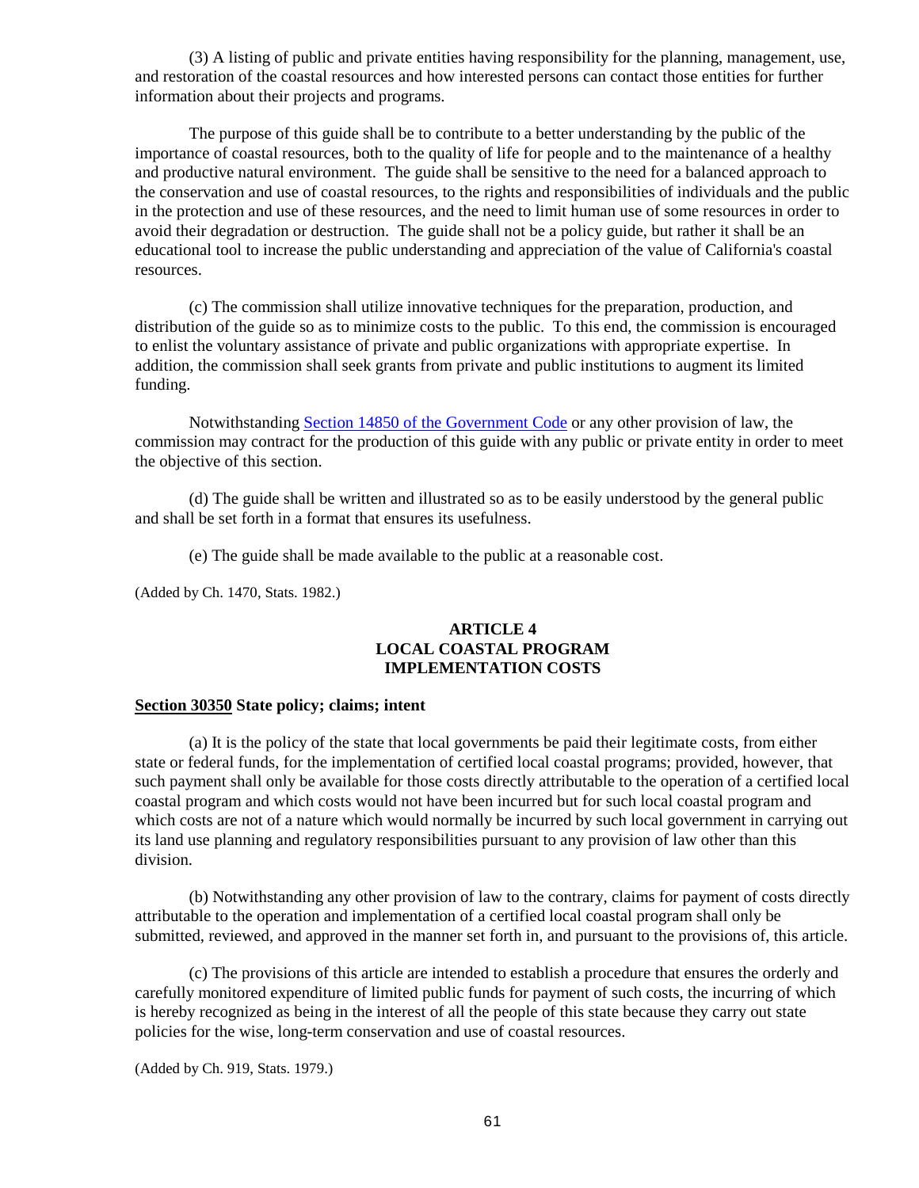(3) A listing of public and private entities having responsibility for the planning, management, use, and restoration of the coastal resources and how interested persons can contact those entities for further information about their projects and programs.

The purpose of this guide shall be to contribute to a better understanding by the public of the importance of coastal resources, both to the quality of life for people and to the maintenance of a healthy and productive natural environment. The guide shall be sensitive to the need for a balanced approach to the conservation and use of coastal resources, to the rights and responsibilities of individuals and the public in the protection and use of these resources, and the need to limit human use of some resources in order to avoid their degradation or destruction. The guide shall not be a policy guide, but rather it shall be an educational tool to increase the public understanding and appreciation of the value of California's coastal resources.

(c) The commission shall utilize innovative techniques for the preparation, production, and distribution of the guide so as to minimize costs to the public. To this end, the commission is encouraged to enlist the voluntary assistance of private and public organizations with appropriate expertise. In addition, the commission shall seek grants from private and public institutions to augment its limited funding.

Notwithstanding Section 14850 of the Government Code or any other provision of law, the commission may contract for the production of this guide with any public or private entity in order to meet the objective of this section.

(d) The guide shall be written and illustrated so as to be easily understood by the general public and shall be set forth in a format that ensures its usefulness.

(e) The guide shall be made available to the public at a reasonable cost.

(Added by Ch. 1470, Stats. 1982.)

## ARTICLE 4
## LOCAL COASTAL PROGRAM
## IMPLEMENTATION COSTS

**Section 30350 State policy; claims; intent**

(a) It is the policy of the state that local governments be paid their legitimate costs, from either state or federal funds, for the implementation of certified local coastal programs; provided, however, that such payment shall only be available for those costs directly attributable to the operation of a certified local coastal program and which costs would not have been incurred but for such local coastal program and which costs are not of a nature which would normally be incurred by such local government in carrying out its land use planning and regulatory responsibilities pursuant to any provision of law other than this division.

(b) Notwithstanding any other provision of law to the contrary, claims for payment of costs directly attributable to the operation and implementation of a certified local coastal program shall only be submitted, reviewed, and approved in the manner set forth in, and pursuant to the provisions of, this article.

(c) The provisions of this article are intended to establish a procedure that ensures the orderly and carefully monitored expenditure of limited public funds for payment of such costs, the incurring of which is hereby recognized as being in the interest of all the people of this state because they carry out state policies for the wise, long-term conservation and use of coastal resources.

(Added by Ch. 919, Stats. 1979.)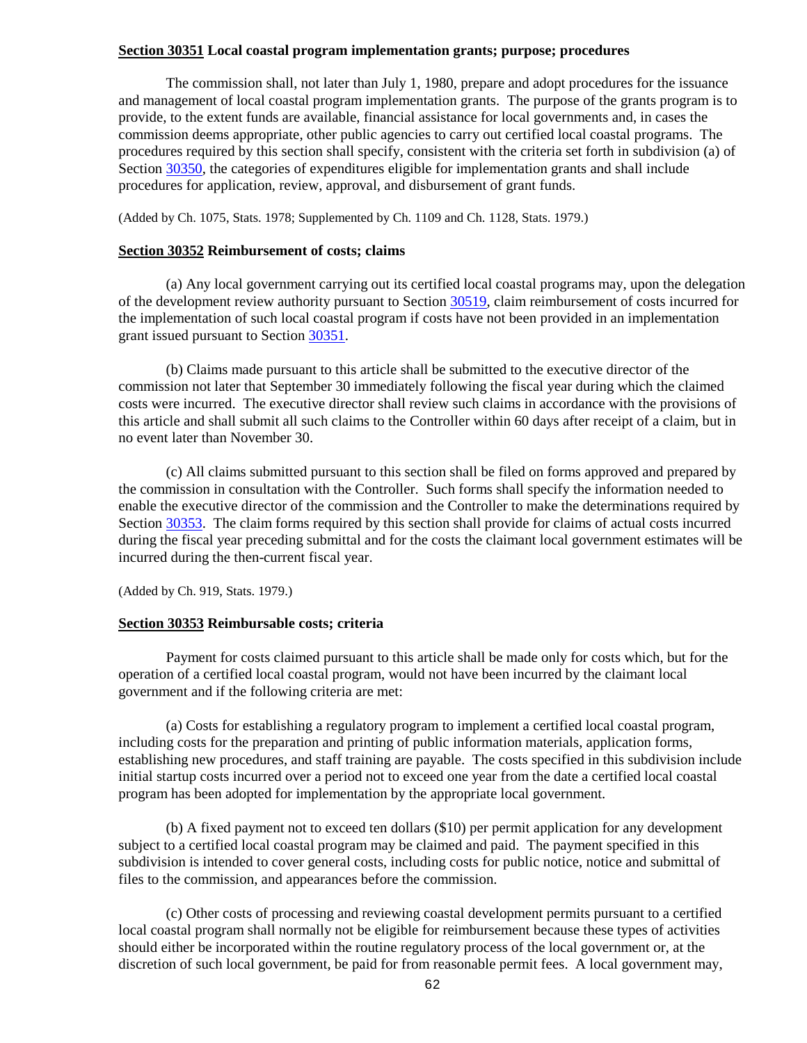**Section 30351 Local coastal program implementation grants; purpose; procedures**

The commission shall, not later than July 1, 1980, prepare and adopt procedures for the issuance and management of local coastal program implementation grants. The purpose of the grants program is to provide, to the extent funds are available, financial assistance for local governments and, in cases the commission deems appropriate, other public agencies to carry out certified local coastal programs. The procedures required by this section shall specify, consistent with the criteria set forth in subdivision (a) of Section 30350, the categories of expenditures eligible for implementation grants and shall include procedures for application, review, approval, and disbursement of grant funds.

(Added by Ch. 1075, Stats. 1978; Supplemented by Ch. 1109 and Ch. 1128, Stats. 1979.)

**Section 30352 Reimbursement of costs; claims**

(a) Any local government carrying out its certified local coastal programs may, upon the delegation of the development review authority pursuant to Section 30519, claim reimbursement of costs incurred for the implementation of such local coastal program if costs have not been provided in an implementation grant issued pursuant to Section 30351.

(b) Claims made pursuant to this article shall be submitted to the executive director of the commission not later that September 30 immediately following the fiscal year during which the claimed costs were incurred. The executive director shall review such claims in accordance with the provisions of this article and shall submit all such claims to the Controller within 60 days after receipt of a claim, but in no event later than November 30.

(c) All claims submitted pursuant to this section shall be filed on forms approved and prepared by the commission in consultation with the Controller. Such forms shall specify the information needed to enable the executive director of the commission and the Controller to make the determinations required by Section 30353. The claim forms required by this section shall provide for claims of actual costs incurred during the fiscal year preceding submittal and for the costs the claimant local government estimates will be incurred during the then-current fiscal year.

(Added by Ch. 919, Stats. 1979.)

**Section 30353 Reimbursable costs; criteria**

Payment for costs claimed pursuant to this article shall be made only for costs which, but for the operation of a certified local coastal program, would not have been incurred by the claimant local government and if the following criteria are met:

(a) Costs for establishing a regulatory program to implement a certified local coastal program, including costs for the preparation and printing of public information materials, application forms, establishing new procedures, and staff training are payable. The costs specified in this subdivision include initial startup costs incurred over a period not to exceed one year from the date a certified local coastal program has been adopted for implementation by the appropriate local government.

(b) A fixed payment not to exceed ten dollars ($10) per permit application for any development subject to a certified local coastal program may be claimed and paid. The payment specified in this subdivision is intended to cover general costs, including costs for public notice, notice and submittal of files to the commission, and appearances before the commission.

(c) Other costs of processing and reviewing coastal development permits pursuant to a certified local coastal program shall normally not be eligible for reimbursement because these types of activities should either be incorporated within the routine regulatory process of the local government or, at the discretion of such local government, be paid for from reasonable permit fees. A local government may,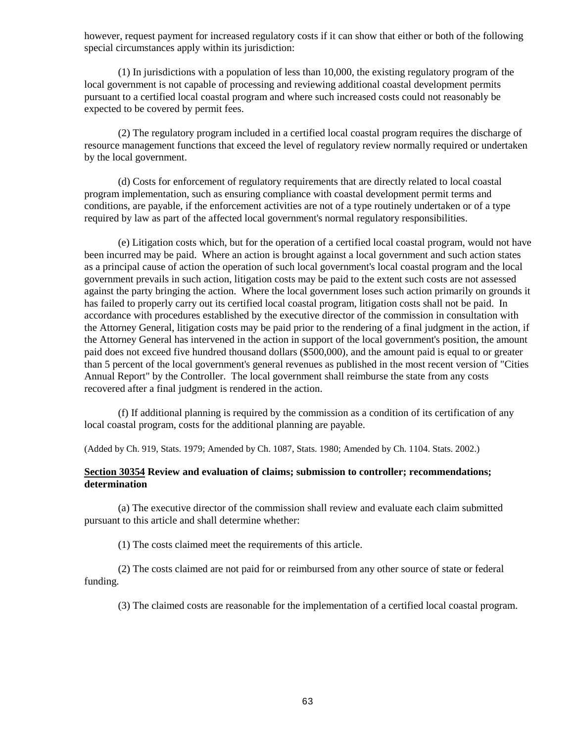however, request payment for increased regulatory costs if it can show that either or both of the following special circumstances apply within its jurisdiction:

(1) In jurisdictions with a population of less than 10,000, the existing regulatory program of the local government is not capable of processing and reviewing additional coastal development permits pursuant to a certified local coastal program and where such increased costs could not reasonably be expected to be covered by permit fees.

(2) The regulatory program included in a certified local coastal program requires the discharge of resource management functions that exceed the level of regulatory review normally required or undertaken by the local government.

(d) Costs for enforcement of regulatory requirements that are directly related to local coastal program implementation, such as ensuring compliance with coastal development permit terms and conditions, are payable, if the enforcement activities are not of a type routinely undertaken or of a type required by law as part of the affected local government's normal regulatory responsibilities.

(e) Litigation costs which, but for the operation of a certified local coastal program, would not have been incurred may be paid. Where an action is brought against a local government and such action states as a principal cause of action the operation of such local government's local coastal program and the local government prevails in such action, litigation costs may be paid to the extent such costs are not assessed against the party bringing the action. Where the local government loses such action primarily on grounds it has failed to properly carry out its certified local coastal program, litigation costs shall not be paid. In accordance with procedures established by the executive director of the commission in consultation with the Attorney General, litigation costs may be paid prior to the rendering of a final judgment in the action, if the Attorney General has intervened in the action in support of the local government's position, the amount paid does not exceed five hundred thousand dollars ($500,000), and the amount paid is equal to or greater than 5 percent of the local government's general revenues as published in the most recent version of "Cities Annual Report" by the Controller. The local government shall reimburse the state from any costs recovered after a final judgment is rendered in the action.

(f) If additional planning is required by the commission as a condition of its certification of any local coastal program, costs for the additional planning are payable.

(Added by Ch. 919, Stats. 1979; Amended by Ch. 1087, Stats. 1980; Amended by Ch. 1104. Stats. 2002.)

**Section 30354 Review and evaluation of claims; submission to controller; recommendations; determination**

(a) The executive director of the commission shall review and evaluate each claim submitted pursuant to this article and shall determine whether:

(1) The costs claimed meet the requirements of this article.

(2) The costs claimed are not paid for or reimbursed from any other source of state or federal funding.

(3) The claimed costs are reasonable for the implementation of a certified local coastal program.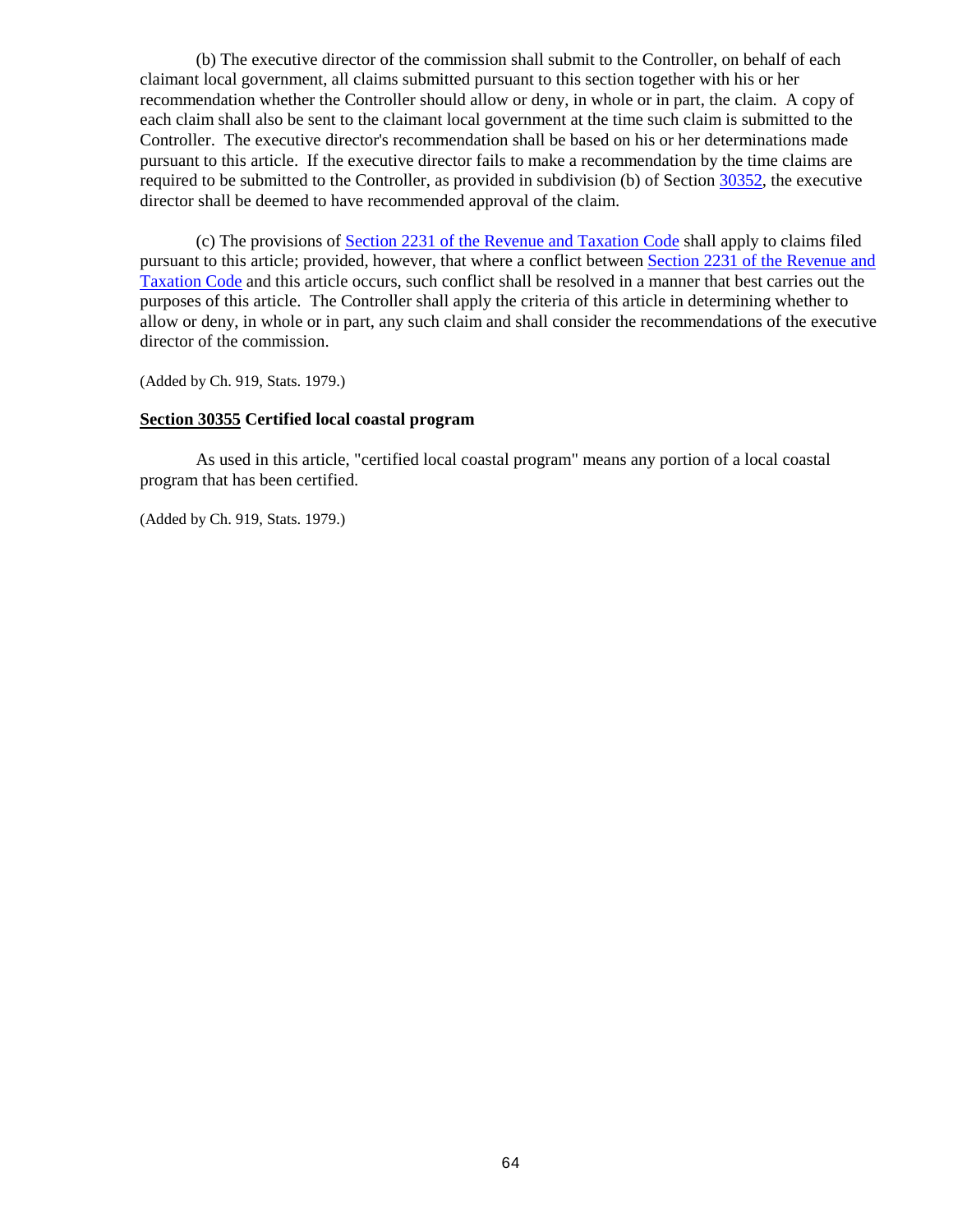(b) The executive director of the commission shall submit to the Controller, on behalf of each claimant local government, all claims submitted pursuant to this section together with his or her recommendation whether the Controller should allow or deny, in whole or in part, the claim. A copy of each claim shall also be sent to the claimant local government at the time such claim is submitted to the Controller. The executive director's recommendation shall be based on his or her determinations made pursuant to this article. If the executive director fails to make a recommendation by the time claims are required to be submitted to the Controller, as provided in subdivision (b) of Section 30352, the executive director shall be deemed to have recommended approval of the claim.

(c) The provisions of Section 2231 of the Revenue and Taxation Code shall apply to claims filed pursuant to this article; provided, however, that where a conflict between Section 2231 of the Revenue and Taxation Code and this article occurs, such conflict shall be resolved in a manner that best carries out the purposes of this article. The Controller shall apply the criteria of this article in determining whether to allow or deny, in whole or in part, any such claim and shall consider the recommendations of the executive director of the commission.

(Added by Ch. 919, Stats. 1979.)

### Section 30355 Certified local coastal program

As used in this article, "certified local coastal program" means any portion of a local coastal program that has been certified.

(Added by Ch. 919, Stats. 1979.)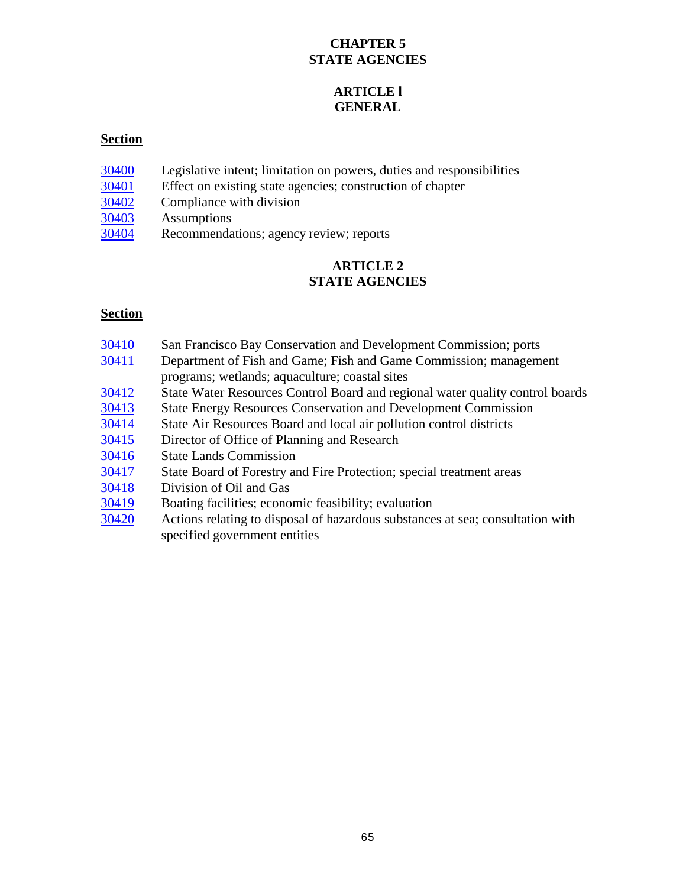# CHAPTER 5
# STATE AGENCIES

## ARTICLE l
## GENERAL

**Section**

| | |
|---|---|
| 30400 | Legislative intent; limitation on powers, duties and responsibilities |
| 30401 | Effect on existing state agencies; construction of chapter |
| 30402 | Compliance with division |
| 30403 | Assumptions |
| 30404 | Recommendations; agency review; reports |

## ARTICLE 2
## STATE AGENCIES

**Section**

| | |
|---|---|
| 30410 | San Francisco Bay Conservation and Development Commission; ports |
| 30411 | Department of Fish and Game; Fish and Game Commission; management programs; wetlands; aquaculture; coastal sites |
| 30412 | State Water Resources Control Board and regional water quality control boards |
| 30413 | State Energy Resources Conservation and Development Commission |
| 30414 | State Air Resources Board and local air pollution control districts |
| 30415 | Director of Office of Planning and Research |
| 30416 | State Lands Commission |
| 30417 | State Board of Forestry and Fire Protection; special treatment areas |
| 30418 | Division of Oil and Gas |
| 30419 | Boating facilities; economic feasibility; evaluation |
| 30420 | Actions relating to disposal of hazardous substances at sea; consultation with specified government entities |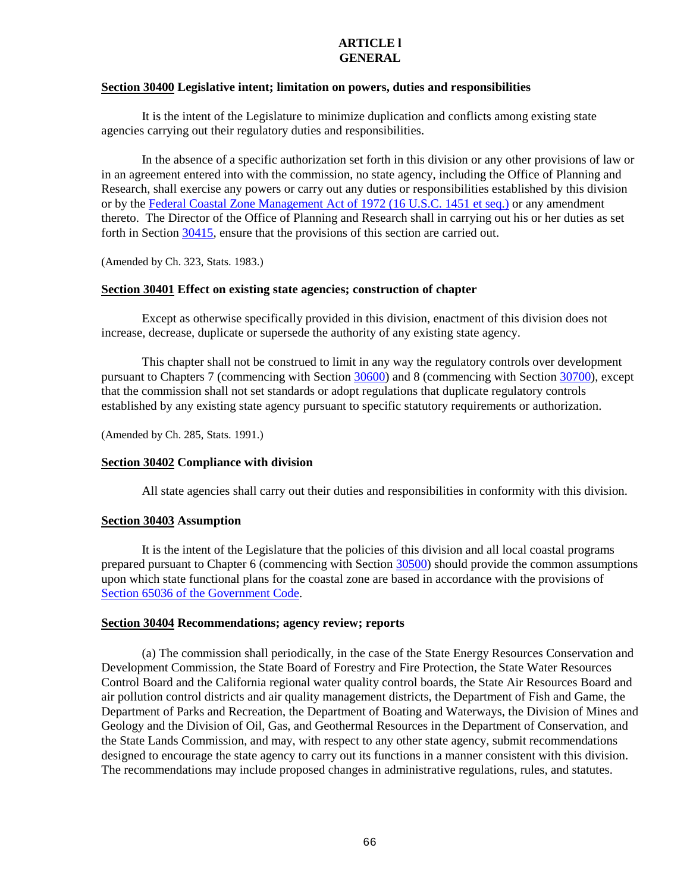# ARTICLE l
# GENERAL

**Section 30400 Legislative intent; limitation on powers, duties and responsibilities**

It is the intent of the Legislature to minimize duplication and conflicts among existing state agencies carrying out their regulatory duties and responsibilities.

In the absence of a specific authorization set forth in this division or any other provisions of law or in an agreement entered into with the commission, no state agency, including the Office of Planning and Research, shall exercise any powers or carry out any duties or responsibilities established by this division or by the Federal Coastal Zone Management Act of 1972 (16 U.S.C. 1451 et seq.) or any amendment thereto. The Director of the Office of Planning and Research shall in carrying out his or her duties as set forth in Section 30415, ensure that the provisions of this section are carried out.

(Amended by Ch. 323, Stats. 1983.)

**Section 30401 Effect on existing state agencies; construction of chapter**

Except as otherwise specifically provided in this division, enactment of this division does not increase, decrease, duplicate or supersede the authority of any existing state agency.

This chapter shall not be construed to limit in any way the regulatory controls over development pursuant to Chapters 7 (commencing with Section 30600) and 8 (commencing with Section 30700), except that the commission shall not set standards or adopt regulations that duplicate regulatory controls established by any existing state agency pursuant to specific statutory requirements or authorization.

(Amended by Ch. 285, Stats. 1991.)

**Section 30402 Compliance with division**

All state agencies shall carry out their duties and responsibilities in conformity with this division.

**Section 30403 Assumption**

It is the intent of the Legislature that the policies of this division and all local coastal programs prepared pursuant to Chapter 6 (commencing with Section 30500) should provide the common assumptions upon which state functional plans for the coastal zone are based in accordance with the provisions of Section 65036 of the Government Code.

**Section 30404 Recommendations; agency review; reports**

(a) The commission shall periodically, in the case of the State Energy Resources Conservation and Development Commission, the State Board of Forestry and Fire Protection, the State Water Resources Control Board and the California regional water quality control boards, the State Air Resources Board and air pollution control districts and air quality management districts, the Department of Fish and Game, the Department of Parks and Recreation, the Department of Boating and Waterways, the Division of Mines and Geology and the Division of Oil, Gas, and Geothermal Resources in the Department of Conservation, and the State Lands Commission, and may, with respect to any other state agency, submit recommendations designed to encourage the state agency to carry out its functions in a manner consistent with this division. The recommendations may include proposed changes in administrative regulations, rules, and statutes.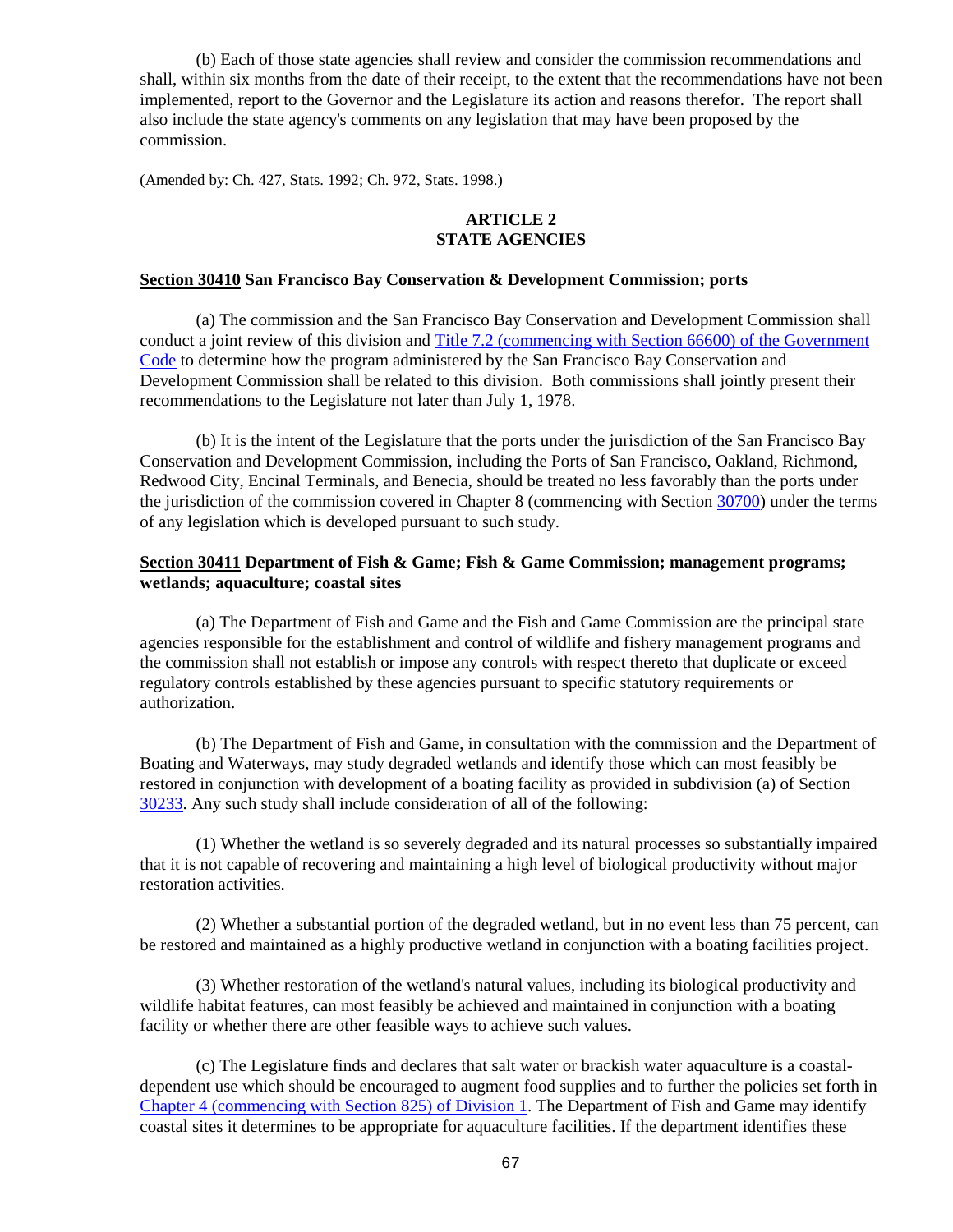(b) Each of those state agencies shall review and consider the commission recommendations and shall, within six months from the date of their receipt, to the extent that the recommendations have not been implemented, report to the Governor and the Legislature its action and reasons therefor. The report shall also include the state agency's comments on any legislation that may have been proposed by the commission.

(Amended by: Ch. 427, Stats. 1992; Ch. 972, Stats. 1998.)

## ARTICLE 2
## STATE AGENCIES

**Section 30410 San Francisco Bay Conservation & Development Commission; ports**

(a) The commission and the San Francisco Bay Conservation and Development Commission shall conduct a joint review of this division and Title 7.2 (commencing with Section 66600) of the Government Code to determine how the program administered by the San Francisco Bay Conservation and Development Commission shall be related to this division. Both commissions shall jointly present their recommendations to the Legislature not later than July 1, 1978.

(b) It is the intent of the Legislature that the ports under the jurisdiction of the San Francisco Bay Conservation and Development Commission, including the Ports of San Francisco, Oakland, Richmond, Redwood City, Encinal Terminals, and Benecia, should be treated no less favorably than the ports under the jurisdiction of the commission covered in Chapter 8 (commencing with Section 30700) under the terms of any legislation which is developed pursuant to such study.

**Section 30411 Department of Fish & Game; Fish & Game Commission; management programs; wetlands; aquaculture; coastal sites**

(a) The Department of Fish and Game and the Fish and Game Commission are the principal state agencies responsible for the establishment and control of wildlife and fishery management programs and the commission shall not establish or impose any controls with respect thereto that duplicate or exceed regulatory controls established by these agencies pursuant to specific statutory requirements or authorization.

(b) The Department of Fish and Game, in consultation with the commission and the Department of Boating and Waterways, may study degraded wetlands and identify those which can most feasibly be restored in conjunction with development of a boating facility as provided in subdivision (a) of Section 30233. Any such study shall include consideration of all of the following:

(1) Whether the wetland is so severely degraded and its natural processes so substantially impaired that it is not capable of recovering and maintaining a high level of biological productivity without major restoration activities.

(2) Whether a substantial portion of the degraded wetland, but in no event less than 75 percent, can be restored and maintained as a highly productive wetland in conjunction with a boating facilities project.

(3) Whether restoration of the wetland's natural values, including its biological productivity and wildlife habitat features, can most feasibly be achieved and maintained in conjunction with a boating facility or whether there are other feasible ways to achieve such values.

(c) The Legislature finds and declares that salt water or brackish water aquaculture is a coastal-dependent use which should be encouraged to augment food supplies and to further the policies set forth in Chapter 4 (commencing with Section 825) of Division 1. The Department of Fish and Game may identify coastal sites it determines to be appropriate for aquaculture facilities. If the department identifies these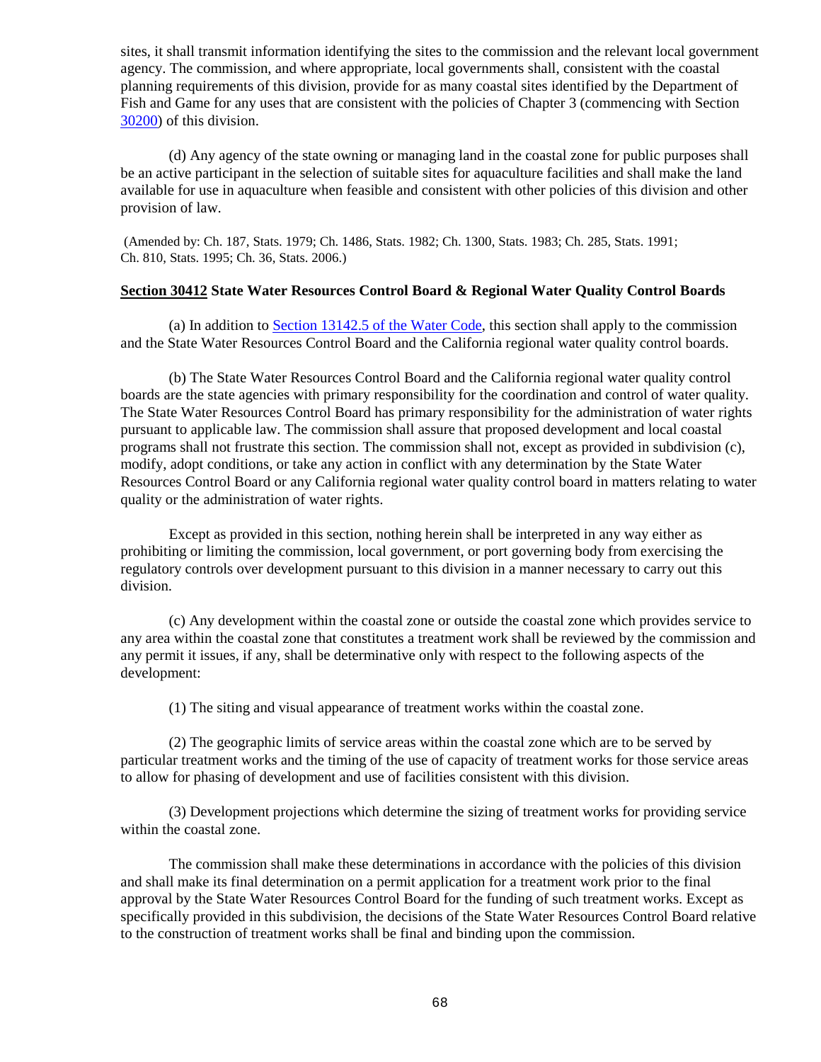sites, it shall transmit information identifying the sites to the commission and the relevant local government agency. The commission, and where appropriate, local governments shall, consistent with the coastal planning requirements of this division, provide for as many coastal sites identified by the Department of Fish and Game for any uses that are consistent with the policies of Chapter 3 (commencing with Section 30200) of this division.

(d) Any agency of the state owning or managing land in the coastal zone for public purposes shall be an active participant in the selection of suitable sites for aquaculture facilities and shall make the land available for use in aquaculture when feasible and consistent with other policies of this division and other provision of law.

(Amended by: Ch. 187, Stats. 1979; Ch. 1486, Stats. 1982; Ch. 1300, Stats. 1983; Ch. 285, Stats. 1991; Ch. 810, Stats. 1995; Ch. 36, Stats. 2006.)

**Section 30412 State Water Resources Control Board & Regional Water Quality Control Boards**

(a) In addition to Section 13142.5 of the Water Code, this section shall apply to the commission and the State Water Resources Control Board and the California regional water quality control boards.

(b) The State Water Resources Control Board and the California regional water quality control boards are the state agencies with primary responsibility for the coordination and control of water quality. The State Water Resources Control Board has primary responsibility for the administration of water rights pursuant to applicable law. The commission shall assure that proposed development and local coastal programs shall not frustrate this section. The commission shall not, except as provided in subdivision (c), modify, adopt conditions, or take any action in conflict with any determination by the State Water Resources Control Board or any California regional water quality control board in matters relating to water quality or the administration of water rights.

Except as provided in this section, nothing herein shall be interpreted in any way either as prohibiting or limiting the commission, local government, or port governing body from exercising the regulatory controls over development pursuant to this division in a manner necessary to carry out this division.

(c) Any development within the coastal zone or outside the coastal zone which provides service to any area within the coastal zone that constitutes a treatment work shall be reviewed by the commission and any permit it issues, if any, shall be determinative only with respect to the following aspects of the development:

(1) The siting and visual appearance of treatment works within the coastal zone.

(2) The geographic limits of service areas within the coastal zone which are to be served by particular treatment works and the timing of the use of capacity of treatment works for those service areas to allow for phasing of development and use of facilities consistent with this division.

(3) Development projections which determine the sizing of treatment works for providing service within the coastal zone.

The commission shall make these determinations in accordance with the policies of this division and shall make its final determination on a permit application for a treatment work prior to the final approval by the State Water Resources Control Board for the funding of such treatment works. Except as specifically provided in this subdivision, the decisions of the State Water Resources Control Board relative to the construction of treatment works shall be final and binding upon the commission.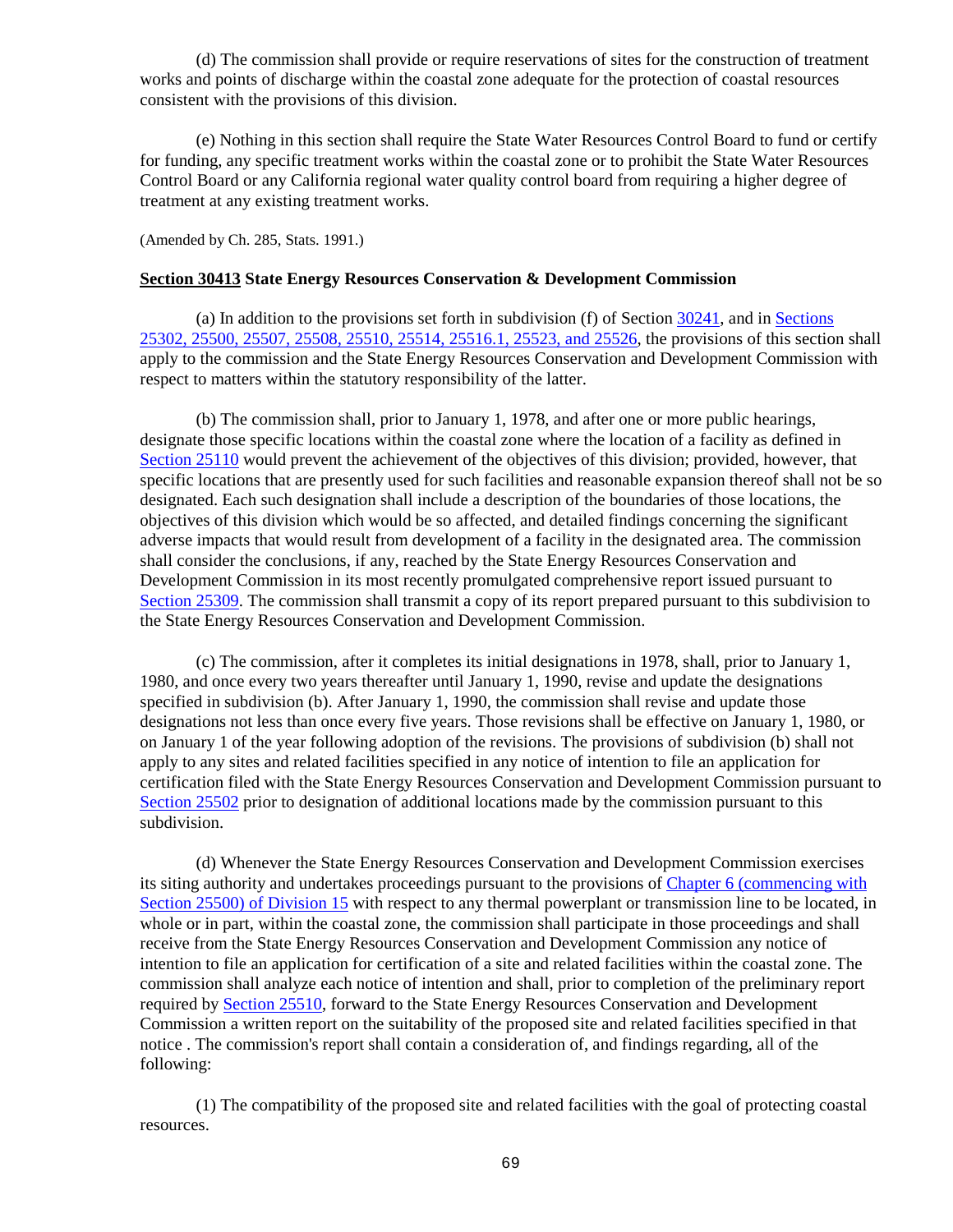(d) The commission shall provide or require reservations of sites for the construction of treatment works and points of discharge within the coastal zone adequate for the protection of coastal resources consistent with the provisions of this division.

(e) Nothing in this section shall require the State Water Resources Control Board to fund or certify for funding, any specific treatment works within the coastal zone or to prohibit the State Water Resources Control Board or any California regional water quality control board from requiring a higher degree of treatment at any existing treatment works.

(Amended by Ch. 285, Stats. 1991.)

**Section 30413 State Energy Resources Conservation & Development Commission**

(a) In addition to the provisions set forth in subdivision (f) of Section 30241, and in Sections 25302, 25500, 25507, 25508, 25510, 25514, 25516.1, 25523, and 25526, the provisions of this section shall apply to the commission and the State Energy Resources Conservation and Development Commission with respect to matters within the statutory responsibility of the latter.

(b) The commission shall, prior to January 1, 1978, and after one or more public hearings, designate those specific locations within the coastal zone where the location of a facility as defined in Section 25110 would prevent the achievement of the objectives of this division; provided, however, that specific locations that are presently used for such facilities and reasonable expansion thereof shall not be so designated. Each such designation shall include a description of the boundaries of those locations, the objectives of this division which would be so affected, and detailed findings concerning the significant adverse impacts that would result from development of a facility in the designated area. The commission shall consider the conclusions, if any, reached by the State Energy Resources Conservation and Development Commission in its most recently promulgated comprehensive report issued pursuant to Section 25309. The commission shall transmit a copy of its report prepared pursuant to this subdivision to the State Energy Resources Conservation and Development Commission.

(c) The commission, after it completes its initial designations in 1978, shall, prior to January 1, 1980, and once every two years thereafter until January 1, 1990, revise and update the designations specified in subdivision (b). After January 1, 1990, the commission shall revise and update those designations not less than once every five years. Those revisions shall be effective on January 1, 1980, or on January 1 of the year following adoption of the revisions. The provisions of subdivision (b) shall not apply to any sites and related facilities specified in any notice of intention to file an application for certification filed with the State Energy Resources Conservation and Development Commission pursuant to Section 25502 prior to designation of additional locations made by the commission pursuant to this subdivision.

(d) Whenever the State Energy Resources Conservation and Development Commission exercises its siting authority and undertakes proceedings pursuant to the provisions of Chapter 6 (commencing with Section 25500) of Division 15 with respect to any thermal powerplant or transmission line to be located, in whole or in part, within the coastal zone, the commission shall participate in those proceedings and shall receive from the State Energy Resources Conservation and Development Commission any notice of intention to file an application for certification of a site and related facilities within the coastal zone. The commission shall analyze each notice of intention and shall, prior to completion of the preliminary report required by Section 25510, forward to the State Energy Resources Conservation and Development Commission a written report on the suitability of the proposed site and related facilities specified in that notice . The commission's report shall contain a consideration of, and findings regarding, all of the following:

(1) The compatibility of the proposed site and related facilities with the goal of protecting coastal resources.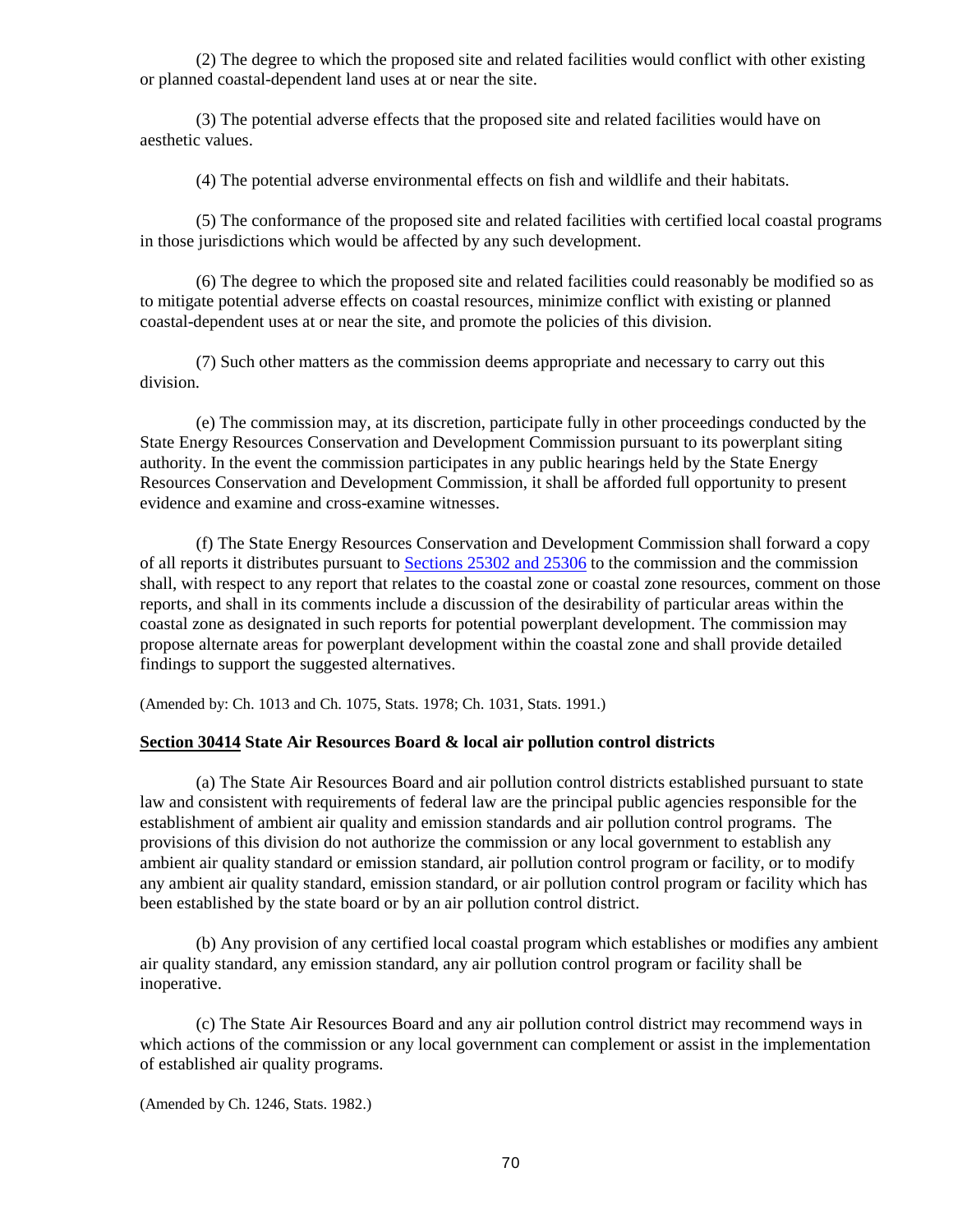(2) The degree to which the proposed site and related facilities would conflict with other existing or planned coastal-dependent land uses at or near the site.

(3) The potential adverse effects that the proposed site and related facilities would have on aesthetic values.

(4) The potential adverse environmental effects on fish and wildlife and their habitats.

(5) The conformance of the proposed site and related facilities with certified local coastal programs in those jurisdictions which would be affected by any such development.

(6) The degree to which the proposed site and related facilities could reasonably be modified so as to mitigate potential adverse effects on coastal resources, minimize conflict with existing or planned coastal-dependent uses at or near the site, and promote the policies of this division.

(7) Such other matters as the commission deems appropriate and necessary to carry out this division.

(e) The commission may, at its discretion, participate fully in other proceedings conducted by the State Energy Resources Conservation and Development Commission pursuant to its powerplant siting authority. In the event the commission participates in any public hearings held by the State Energy Resources Conservation and Development Commission, it shall be afforded full opportunity to present evidence and examine and cross-examine witnesses.

(f) The State Energy Resources Conservation and Development Commission shall forward a copy of all reports it distributes pursuant to Sections 25302 and 25306 to the commission and the commission shall, with respect to any report that relates to the coastal zone or coastal zone resources, comment on those reports, and shall in its comments include a discussion of the desirability of particular areas within the coastal zone as designated in such reports for potential powerplant development. The commission may propose alternate areas for powerplant development within the coastal zone and shall provide detailed findings to support the suggested alternatives.

(Amended by: Ch. 1013 and Ch. 1075, Stats. 1978; Ch. 1031, Stats. 1991.)

**Section 30414 State Air Resources Board & local air pollution control districts**

(a) The State Air Resources Board and air pollution control districts established pursuant to state law and consistent with requirements of federal law are the principal public agencies responsible for the establishment of ambient air quality and emission standards and air pollution control programs. The provisions of this division do not authorize the commission or any local government to establish any ambient air quality standard or emission standard, air pollution control program or facility, or to modify any ambient air quality standard, emission standard, or air pollution control program or facility which has been established by the state board or by an air pollution control district.

(b) Any provision of any certified local coastal program which establishes or modifies any ambient air quality standard, any emission standard, any air pollution control program or facility shall be inoperative.

(c) The State Air Resources Board and any air pollution control district may recommend ways in which actions of the commission or any local government can complement or assist in the implementation of established air quality programs.

(Amended by Ch. 1246, Stats. 1982.)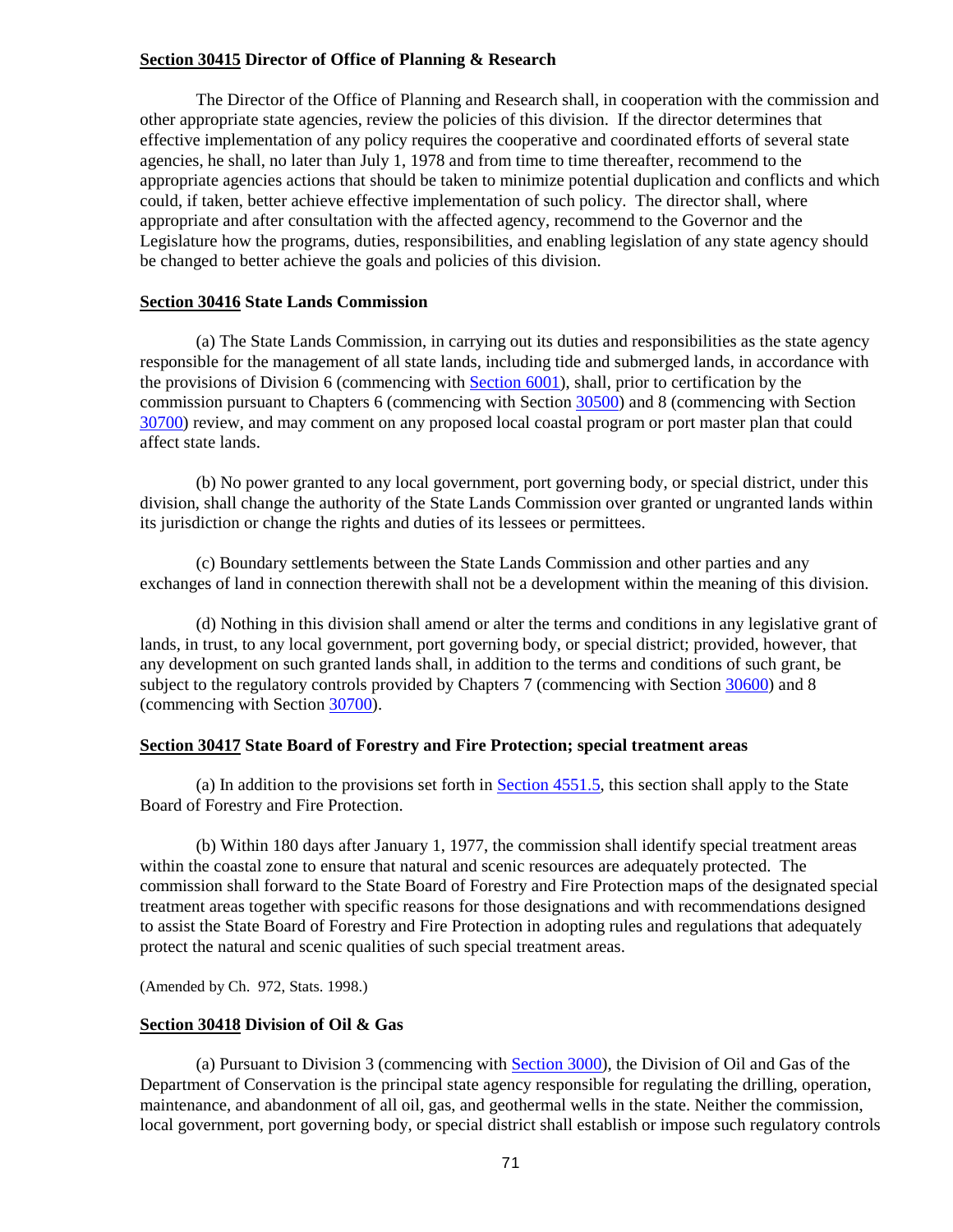**<u>Section 30415</u> Director of Office of Planning & Research**

The Director of the Office of Planning and Research shall, in cooperation with the commission and other appropriate state agencies, review the policies of this division. If the director determines that effective implementation of any policy requires the cooperative and coordinated efforts of several state agencies, he shall, no later than July 1, 1978 and from time to time thereafter, recommend to the appropriate agencies actions that should be taken to minimize potential duplication and conflicts and which could, if taken, better achieve effective implementation of such policy. The director shall, where appropriate and after consultation with the affected agency, recommend to the Governor and the Legislature how the programs, duties, responsibilities, and enabling legislation of any state agency should be changed to better achieve the goals and policies of this division.

**<u>Section 30416</u> State Lands Commission**

(a) The State Lands Commission, in carrying out its duties and responsibilities as the state agency responsible for the management of all state lands, including tide and submerged lands, in accordance with the provisions of Division 6 (commencing with Section 6001), shall, prior to certification by the commission pursuant to Chapters 6 (commencing with Section 30500) and 8 (commencing with Section 30700) review, and may comment on any proposed local coastal program or port master plan that could affect state lands.

(b) No power granted to any local government, port governing body, or special district, under this division, shall change the authority of the State Lands Commission over granted or ungranted lands within its jurisdiction or change the rights and duties of its lessees or permittees.

(c) Boundary settlements between the State Lands Commission and other parties and any exchanges of land in connection therewith shall not be a development within the meaning of this division.

(d) Nothing in this division shall amend or alter the terms and conditions in any legislative grant of lands, in trust, to any local government, port governing body, or special district; provided, however, that any development on such granted lands shall, in addition to the terms and conditions of such grant, be subject to the regulatory controls provided by Chapters 7 (commencing with Section 30600) and 8 (commencing with Section 30700).

**<u>Section 30417</u> State Board of Forestry and Fire Protection; special treatment areas**

(a) In addition to the provisions set forth in Section 4551.5, this section shall apply to the State Board of Forestry and Fire Protection.

(b) Within 180 days after January 1, 1977, the commission shall identify special treatment areas within the coastal zone to ensure that natural and scenic resources are adequately protected. The commission shall forward to the State Board of Forestry and Fire Protection maps of the designated special treatment areas together with specific reasons for those designations and with recommendations designed to assist the State Board of Forestry and Fire Protection in adopting rules and regulations that adequately protect the natural and scenic qualities of such special treatment areas.

(Amended by Ch. 972, Stats. 1998.)

**<u>Section 30418</u> Division of Oil & Gas**

(a) Pursuant to Division 3 (commencing with Section 3000), the Division of Oil and Gas of the Department of Conservation is the principal state agency responsible for regulating the drilling, operation, maintenance, and abandonment of all oil, gas, and geothermal wells in the state. Neither the commission, local government, port governing body, or special district shall establish or impose such regulatory controls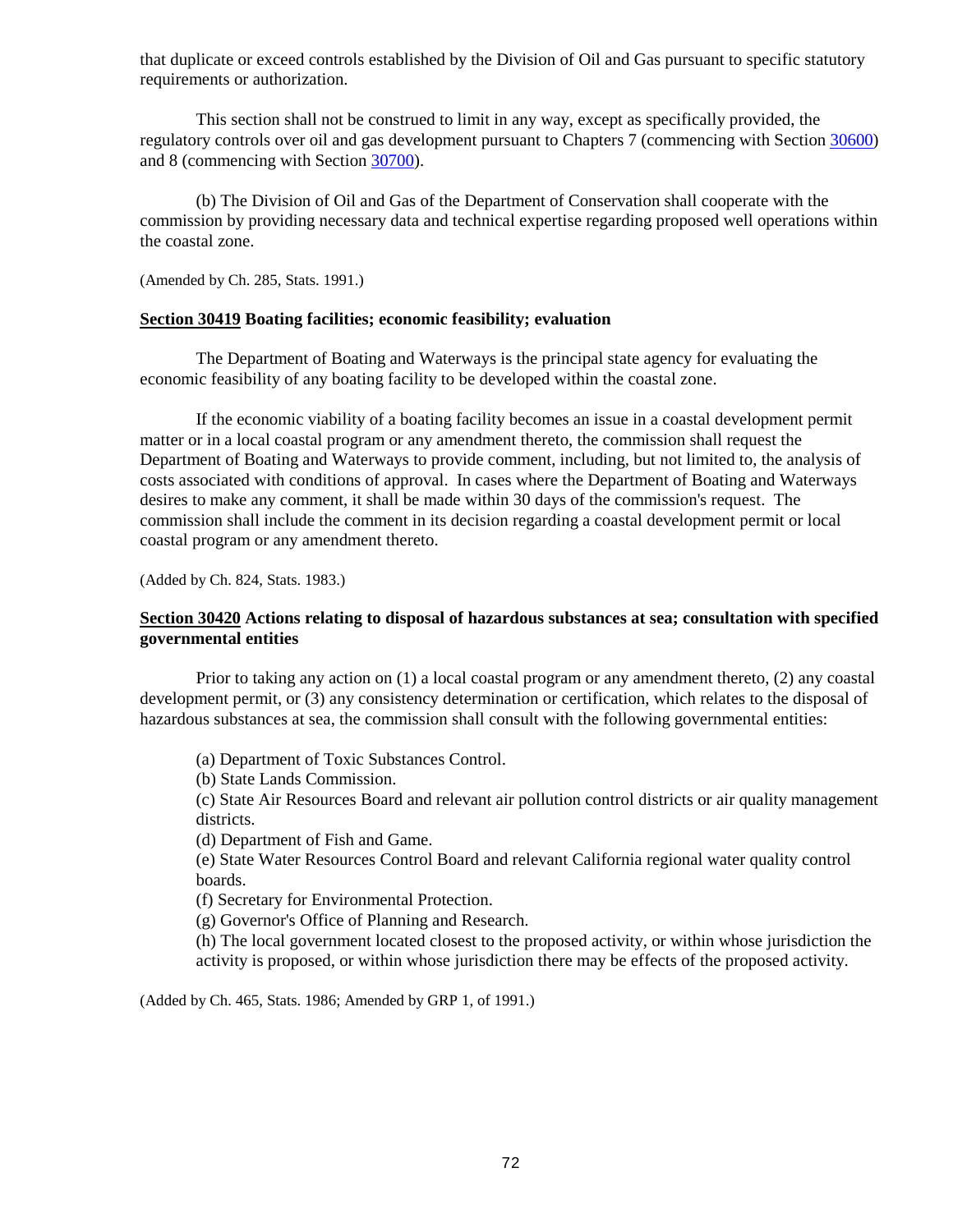that duplicate or exceed controls established by the Division of Oil and Gas pursuant to specific statutory requirements or authorization.

This section shall not be construed to limit in any way, except as specifically provided, the regulatory controls over oil and gas development pursuant to Chapters 7 (commencing with Section 30600) and 8 (commencing with Section 30700).

(b) The Division of Oil and Gas of the Department of Conservation shall cooperate with the commission by providing necessary data and technical expertise regarding proposed well operations within the coastal zone.

(Amended by Ch. 285, Stats. 1991.)

**Section 30419 Boating facilities; economic feasibility; evaluation**

The Department of Boating and Waterways is the principal state agency for evaluating the economic feasibility of any boating facility to be developed within the coastal zone.

If the economic viability of a boating facility becomes an issue in a coastal development permit matter or in a local coastal program or any amendment thereto, the commission shall request the Department of Boating and Waterways to provide comment, including, but not limited to, the analysis of costs associated with conditions of approval. In cases where the Department of Boating and Waterways desires to make any comment, it shall be made within 30 days of the commission's request. The commission shall include the comment in its decision regarding a coastal development permit or local coastal program or any amendment thereto.

(Added by Ch. 824, Stats. 1983.)

**Section 30420 Actions relating to disposal of hazardous substances at sea; consultation with specified governmental entities**

Prior to taking any action on (1) a local coastal program or any amendment thereto, (2) any coastal development permit, or (3) any consistency determination or certification, which relates to the disposal of hazardous substances at sea, the commission shall consult with the following governmental entities:

(a) Department of Toxic Substances Control.
(b) State Lands Commission.
(c) State Air Resources Board and relevant air pollution control districts or air quality management districts.
(d) Department of Fish and Game.
(e) State Water Resources Control Board and relevant California regional water quality control boards.
(f) Secretary for Environmental Protection.
(g) Governor's Office of Planning and Research.
(h) The local government located closest to the proposed activity, or within whose jurisdiction the activity is proposed, or within whose jurisdiction there may be effects of the proposed activity.

(Added by Ch. 465, Stats. 1986; Amended by GRP 1, of 1991.)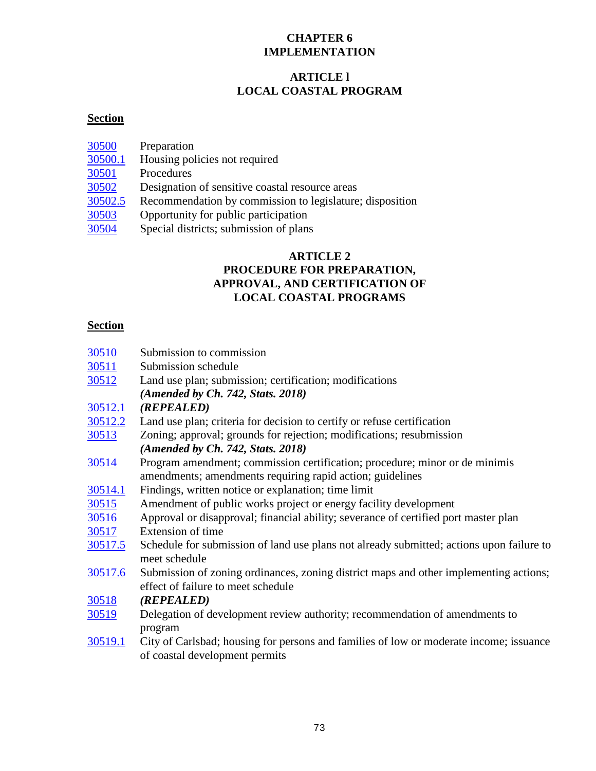# CHAPTER 6
# IMPLEMENTATION

## ARTICLE l
## LOCAL COASTAL PROGRAM

**Section**

| | |
|---|---|
| 30500 | Preparation |
| 30500.1 | Housing policies not required |
| 30501 | Procedures |
| 30502 | Designation of sensitive coastal resource areas |
| 30502.5 | Recommendation by commission to legislature; disposition |
| 30503 | Opportunity for public participation |
| 30504 | Special districts; submission of plans |

## ARTICLE 2
## PROCEDURE FOR PREPARATION, APPROVAL, AND CERTIFICATION OF LOCAL COASTAL PROGRAMS

**Section**

| | |
|---|---|
| 30510 | Submission to commission |
| 30511 | Submission schedule |
| 30512 | Land use plan; submission; certification; modifications ***(Amended by Ch. 742, Stats. 2018)*** |
| 30512.1 | ***(REPEALED)*** |
| 30512.2 | Land use plan; criteria for decision to certify or refuse certification |
| 30513 | Zoning; approval; grounds for rejection; modifications; resubmission ***(Amended by Ch. 742, Stats. 2018)*** |
| 30514 | Program amendment; commission certification; procedure; minor or de minimis amendments; amendments requiring rapid action; guidelines |
| 30514.1 | Findings, written notice or explanation; time limit |
| 30515 | Amendment of public works project or energy facility development |
| 30516 | Approval or disapproval; financial ability; severance of certified port master plan |
| 30517 | Extension of time |
| 30517.5 | Schedule for submission of land use plans not already submitted; actions upon failure to meet schedule |
| 30517.6 | Submission of zoning ordinances, zoning district maps and other implementing actions; effect of failure to meet schedule |
| 30518 | ***(REPEALED)*** |
| 30519 | Delegation of development review authority; recommendation of amendments to program |
| 30519.1 | City of Carlsbad; housing for persons and families of low or moderate income; issuance of coastal development permits |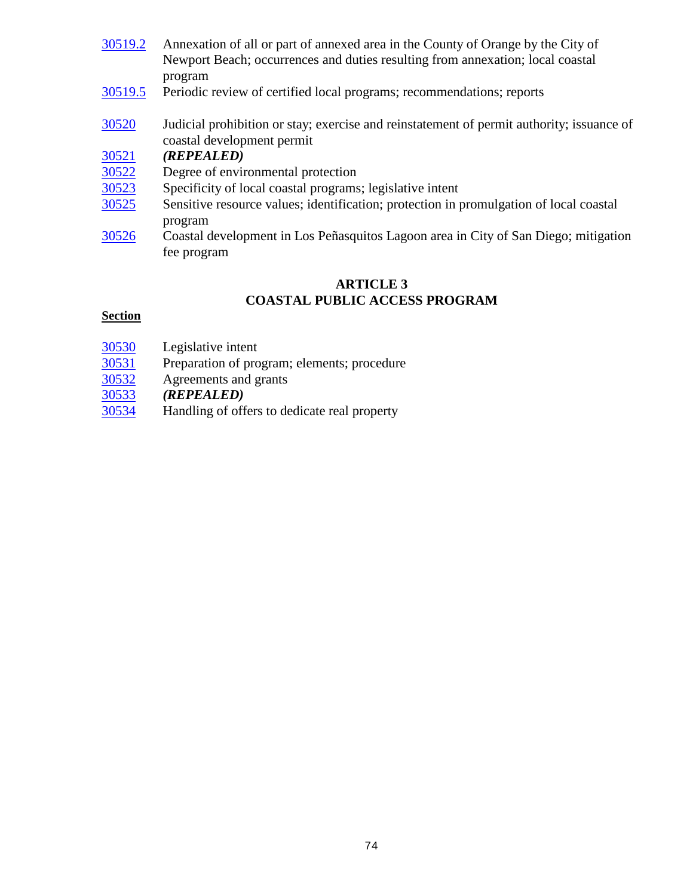[30519.2](#) Annexation of all or part of annexed area in the County of Orange by the City of Newport Beach; occurrences and duties resulting from annexation; local coastal program

[30519.5](#) Periodic review of certified local programs; recommendations; reports

[30520](#) Judicial prohibition or stay; exercise and reinstatement of permit authority; issuance of coastal development permit

[30521](#) ***(REPEALED)***

[30522](#) Degree of environmental protection

[30523](#) Specificity of local coastal programs; legislative intent

[30525](#) Sensitive resource values; identification; protection in promulgation of local coastal program

[30526](#) Coastal development in Los Peñasquitos Lagoon area in City of San Diego; mitigation fee program

## ARTICLE 3
## COASTAL PUBLIC ACCESS PROGRAM

**Section**

[30530](#) Legislative intent

[30531](#) Preparation of program; elements; procedure

[30532](#) Agreements and grants

[30533](#) ***(REPEALED)***

[30534](#) Handling of offers to dedicate real property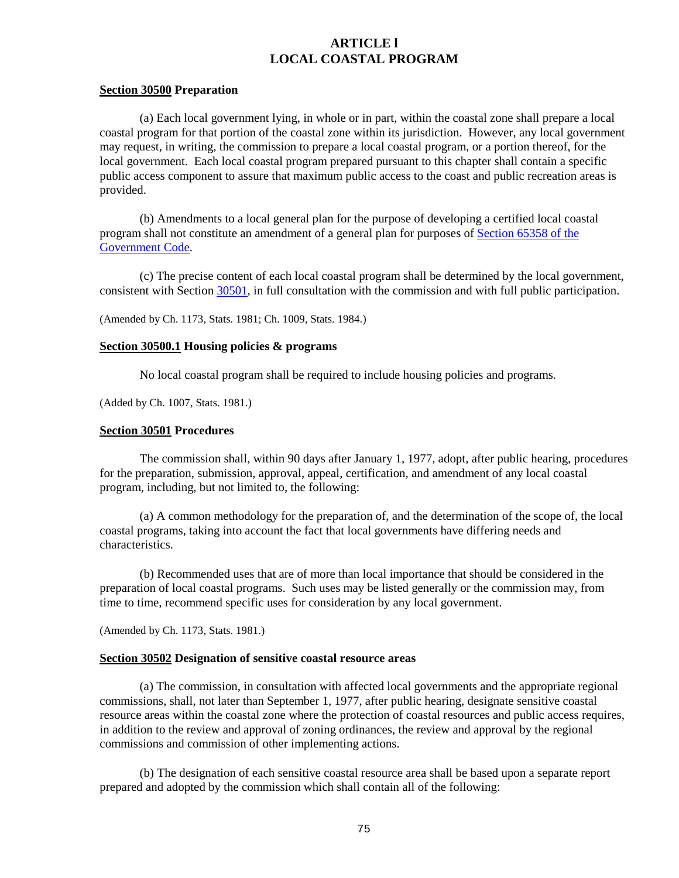## ARTICLE 1
## LOCAL COASTAL PROGRAM

**Section 30500 Preparation**

(a) Each local government lying, in whole or in part, within the coastal zone shall prepare a local coastal program for that portion of the coastal zone within its jurisdiction. However, any local government may request, in writing, the commission to prepare a local coastal program, or a portion thereof, for the local government. Each local coastal program prepared pursuant to this chapter shall contain a specific public access component to assure that maximum public access to the coast and public recreation areas is provided.

(b) Amendments to a local general plan for the purpose of developing a certified local coastal program shall not constitute an amendment of a general plan for purposes of Section 65358 of the Government Code.

(c) The precise content of each local coastal program shall be determined by the local government, consistent with Section 30501, in full consultation with the commission and with full public participation.

(Amended by Ch. 1173, Stats. 1981; Ch. 1009, Stats. 1984.)

**Section 30500.1 Housing policies & programs**

No local coastal program shall be required to include housing policies and programs.

(Added by Ch. 1007, Stats. 1981.)

**Section 30501 Procedures**

The commission shall, within 90 days after January 1, 1977, adopt, after public hearing, procedures for the preparation, submission, approval, appeal, certification, and amendment of any local coastal program, including, but not limited to, the following:

(a) A common methodology for the preparation of, and the determination of the scope of, the local coastal programs, taking into account the fact that local governments have differing needs and characteristics.

(b) Recommended uses that are of more than local importance that should be considered in the preparation of local coastal programs. Such uses may be listed generally or the commission may, from time to time, recommend specific uses for consideration by any local government.

(Amended by Ch. 1173, Stats. 1981.)

**Section 30502 Designation of sensitive coastal resource areas**

(a) The commission, in consultation with affected local governments and the appropriate regional commissions, shall, not later than September 1, 1977, after public hearing, designate sensitive coastal resource areas within the coastal zone where the protection of coastal resources and public access requires, in addition to the review and approval of zoning ordinances, the review and approval by the regional commissions and commission of other implementing actions.

(b) The designation of each sensitive coastal resource area shall be based upon a separate report prepared and adopted by the commission which shall contain all of the following: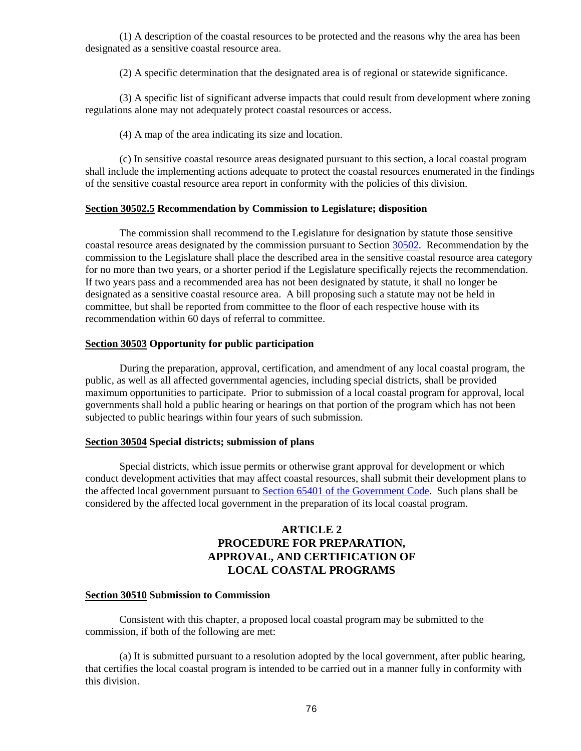(1) A description of the coastal resources to be protected and the reasons why the area has been designated as a sensitive coastal resource area.

(2) A specific determination that the designated area is of regional or statewide significance.

(3) A specific list of significant adverse impacts that could result from development where zoning regulations alone may not adequately protect coastal resources or access.

(4) A map of the area indicating its size and location.

(c) In sensitive coastal resource areas designated pursuant to this section, a local coastal program shall include the implementing actions adequate to protect the coastal resources enumerated in the findings of the sensitive coastal resource area report in conformity with the policies of this division.

**Section 30502.5 Recommendation by Commission to Legislature; disposition**

The commission shall recommend to the Legislature for designation by statute those sensitive coastal resource areas designated by the commission pursuant to Section 30502. Recommendation by the commission to the Legislature shall place the described area in the sensitive coastal resource area category for no more than two years, or a shorter period if the Legislature specifically rejects the recommendation. If two years pass and a recommended area has not been designated by statute, it shall no longer be designated as a sensitive coastal resource area. A bill proposing such a statute may not be held in committee, but shall be reported from committee to the floor of each respective house with its recommendation within 60 days of referral to committee.

**Section 30503 Opportunity for public participation**

During the preparation, approval, certification, and amendment of any local coastal program, the public, as well as all affected governmental agencies, including special districts, shall be provided maximum opportunities to participate. Prior to submission of a local coastal program for approval, local governments shall hold a public hearing or hearings on that portion of the program which has not been subjected to public hearings within four years of such submission.

**Section 30504 Special districts; submission of plans**

Special districts, which issue permits or otherwise grant approval for development or which conduct development activities that may affect coastal resources, shall submit their development plans to the affected local government pursuant to Section 65401 of the Government Code. Such plans shall be considered by the affected local government in the preparation of its local coastal program.

## ARTICLE 2
## PROCEDURE FOR PREPARATION, APPROVAL, AND CERTIFICATION OF LOCAL COASTAL PROGRAMS

**Section 30510 Submission to Commission**

Consistent with this chapter, a proposed local coastal program may be submitted to the commission, if both of the following are met:

(a) It is submitted pursuant to a resolution adopted by the local government, after public hearing, that certifies the local coastal program is intended to be carried out in a manner fully in conformity with this division.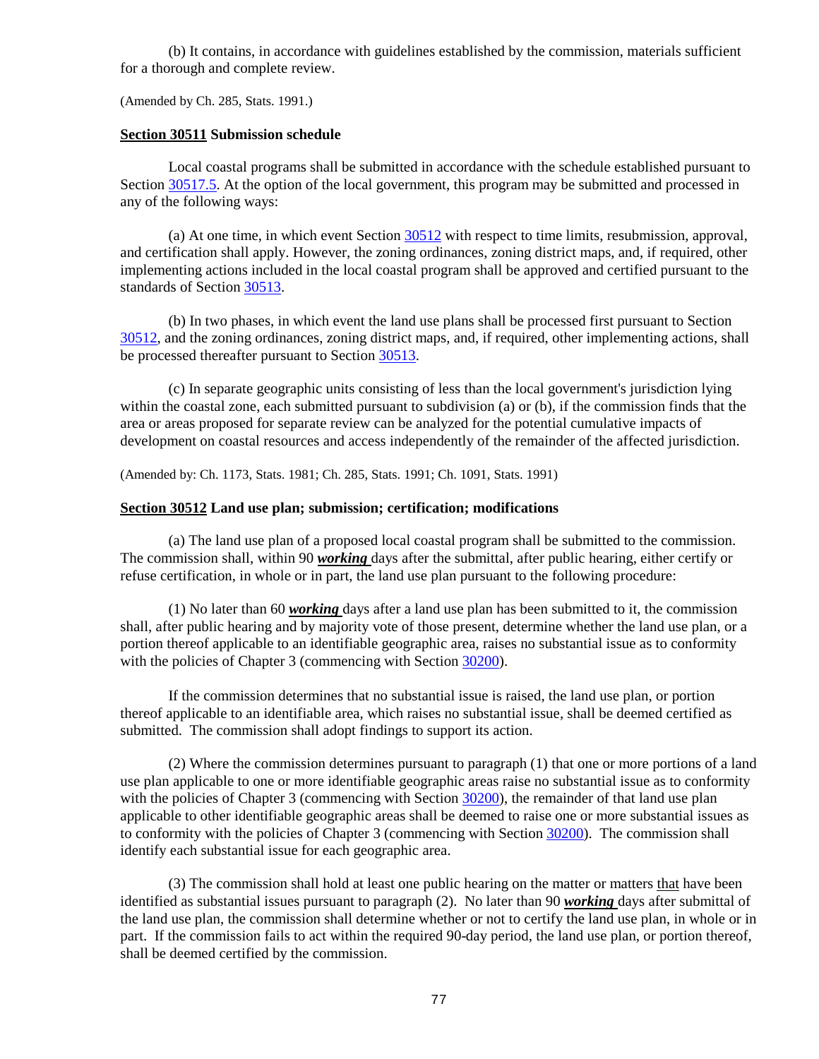(b) It contains, in accordance with guidelines established by the commission, materials sufficient for a thorough and complete review.

(Amended by Ch. 285, Stats. 1991.)

**Section 30511 Submission schedule**

Local coastal programs shall be submitted in accordance with the schedule established pursuant to Section 30517.5. At the option of the local government, this program may be submitted and processed in any of the following ways:

(a) At one time, in which event Section 30512 with respect to time limits, resubmission, approval, and certification shall apply. However, the zoning ordinances, zoning district maps, and, if required, other implementing actions included in the local coastal program shall be approved and certified pursuant to the standards of Section 30513.

(b) In two phases, in which event the land use plans shall be processed first pursuant to Section 30512, and the zoning ordinances, zoning district maps, and, if required, other implementing actions, shall be processed thereafter pursuant to Section 30513.

(c) In separate geographic units consisting of less than the local government's jurisdiction lying within the coastal zone, each submitted pursuant to subdivision (a) or (b), if the commission finds that the area or areas proposed for separate review can be analyzed for the potential cumulative impacts of development on coastal resources and access independently of the remainder of the affected jurisdiction.

(Amended by: Ch. 1173, Stats. 1981; Ch. 285, Stats. 1991; Ch. 1091, Stats. 1991)

**Section 30512 Land use plan; submission; certification; modifications**

(a) The land use plan of a proposed local coastal program shall be submitted to the commission. The commission shall, within 90 ***working*** days after the submittal, after public hearing, either certify or refuse certification, in whole or in part, the land use plan pursuant to the following procedure:

(1) No later than 60 ***working*** days after a land use plan has been submitted to it, the commission shall, after public hearing and by majority vote of those present, determine whether the land use plan, or a portion thereof applicable to an identifiable geographic area, raises no substantial issue as to conformity with the policies of Chapter 3 (commencing with Section 30200).

If the commission determines that no substantial issue is raised, the land use plan, or portion thereof applicable to an identifiable area, which raises no substantial issue, shall be deemed certified as submitted. The commission shall adopt findings to support its action.

(2) Where the commission determines pursuant to paragraph (1) that one or more portions of a land use plan applicable to one or more identifiable geographic areas raise no substantial issue as to conformity with the policies of Chapter 3 (commencing with Section 30200), the remainder of that land use plan applicable to other identifiable geographic areas shall be deemed to raise one or more substantial issues as to conformity with the policies of Chapter 3 (commencing with Section 30200). The commission shall identify each substantial issue for each geographic area.

(3) The commission shall hold at least one public hearing on the matter or matters that have been identified as substantial issues pursuant to paragraph (2). No later than 90 ***working*** days after submittal of the land use plan, the commission shall determine whether or not to certify the land use plan, in whole or in part. If the commission fails to act within the required 90-day period, the land use plan, or portion thereof, shall be deemed certified by the commission.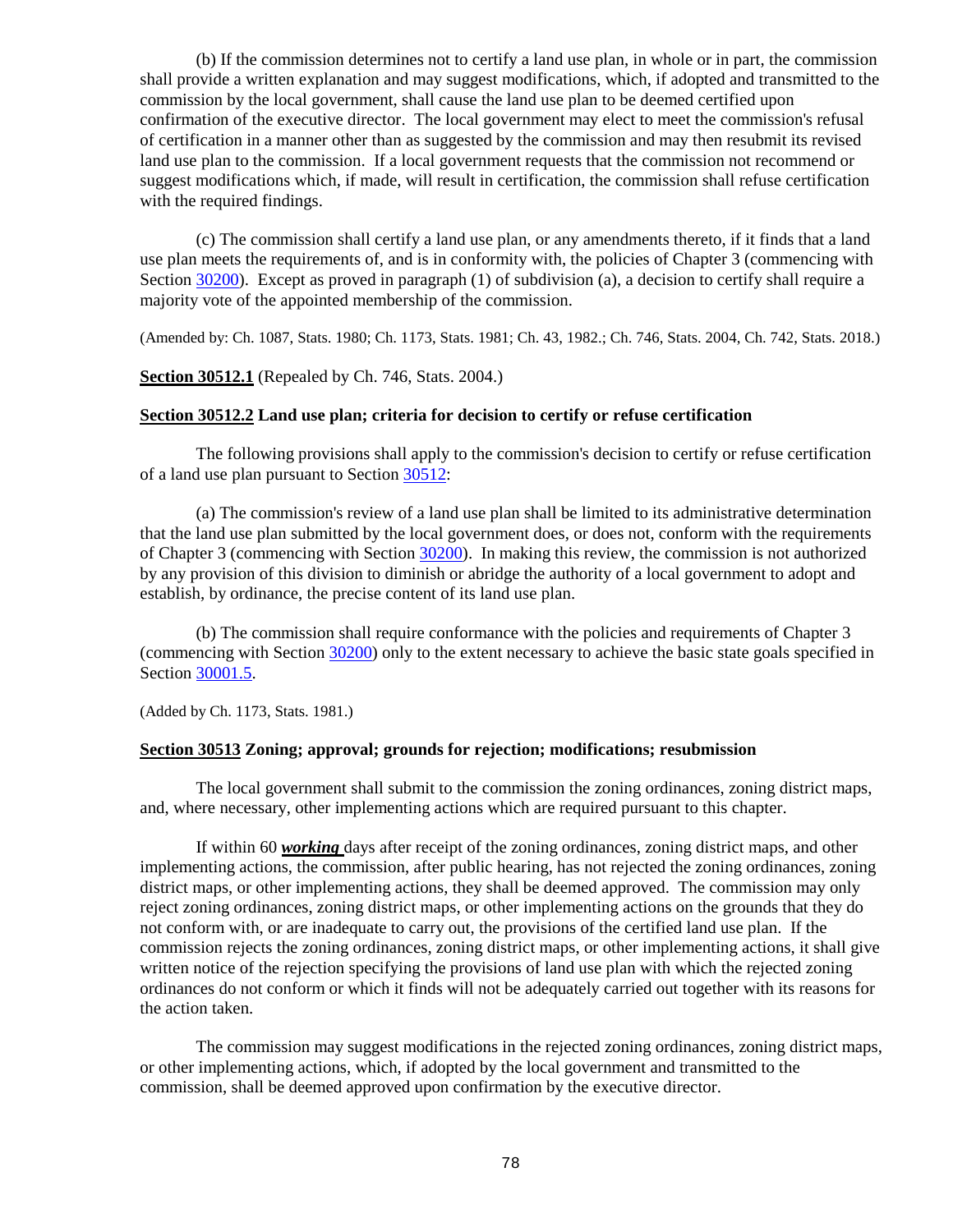(b) If the commission determines not to certify a land use plan, in whole or in part, the commission shall provide a written explanation and may suggest modifications, which, if adopted and transmitted to the commission by the local government, shall cause the land use plan to be deemed certified upon confirmation of the executive director. The local government may elect to meet the commission's refusal of certification in a manner other than as suggested by the commission and may then resubmit its revised land use plan to the commission. If a local government requests that the commission not recommend or suggest modifications which, if made, will result in certification, the commission shall refuse certification with the required findings.

(c) The commission shall certify a land use plan, or any amendments thereto, if it finds that a land use plan meets the requirements of, and is in conformity with, the policies of Chapter 3 (commencing with Section 30200). Except as proved in paragraph (1) of subdivision (a), a decision to certify shall require a majority vote of the appointed membership of the commission.

(Amended by: Ch. 1087, Stats. 1980; Ch. 1173, Stats. 1981; Ch. 43, 1982.; Ch. 746, Stats. 2004, Ch. 742, Stats. 2018.)

**Section 30512.1** (Repealed by Ch. 746, Stats. 2004.)

**Section 30512.2 Land use plan; criteria for decision to certify or refuse certification**

The following provisions shall apply to the commission's decision to certify or refuse certification of a land use plan pursuant to Section 30512:

(a) The commission's review of a land use plan shall be limited to its administrative determination that the land use plan submitted by the local government does, or does not, conform with the requirements of Chapter 3 (commencing with Section 30200). In making this review, the commission is not authorized by any provision of this division to diminish or abridge the authority of a local government to adopt and establish, by ordinance, the precise content of its land use plan.

(b) The commission shall require conformance with the policies and requirements of Chapter 3 (commencing with Section 30200) only to the extent necessary to achieve the basic state goals specified in Section 30001.5.

(Added by Ch. 1173, Stats. 1981.)

**Section 30513 Zoning; approval; grounds for rejection; modifications; resubmission**

The local government shall submit to the commission the zoning ordinances, zoning district maps, and, where necessary, other implementing actions which are required pursuant to this chapter.

If within 60 ***working*** days after receipt of the zoning ordinances, zoning district maps, and other implementing actions, the commission, after public hearing, has not rejected the zoning ordinances, zoning district maps, or other implementing actions, they shall be deemed approved. The commission may only reject zoning ordinances, zoning district maps, or other implementing actions on the grounds that they do not conform with, or are inadequate to carry out, the provisions of the certified land use plan. If the commission rejects the zoning ordinances, zoning district maps, or other implementing actions, it shall give written notice of the rejection specifying the provisions of land use plan with which the rejected zoning ordinances do not conform or which it finds will not be adequately carried out together with its reasons for the action taken.

The commission may suggest modifications in the rejected zoning ordinances, zoning district maps, or other implementing actions, which, if adopted by the local government and transmitted to the commission, shall be deemed approved upon confirmation by the executive director.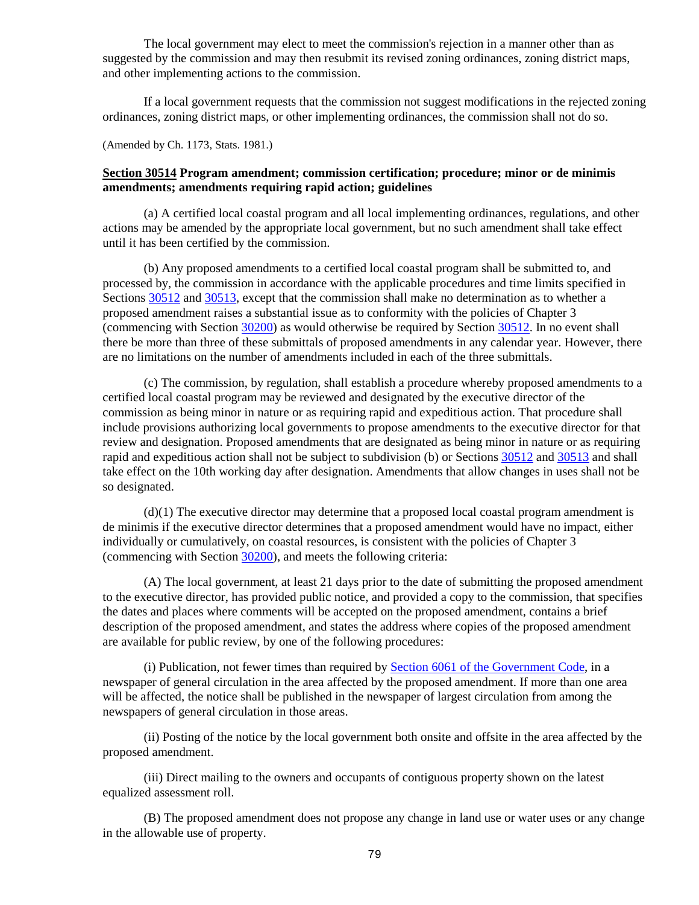The local government may elect to meet the commission's rejection in a manner other than as suggested by the commission and may then resubmit its revised zoning ordinances, zoning district maps, and other implementing actions to the commission.

If a local government requests that the commission not suggest modifications in the rejected zoning ordinances, zoning district maps, or other implementing ordinances, the commission shall not do so.

(Amended by Ch. 1173, Stats. 1981.)

**Section 30514 Program amendment; commission certification; procedure; minor or de minimis amendments; amendments requiring rapid action; guidelines**

(a) A certified local coastal program and all local implementing ordinances, regulations, and other actions may be amended by the appropriate local government, but no such amendment shall take effect until it has been certified by the commission.

(b) Any proposed amendments to a certified local coastal program shall be submitted to, and processed by, the commission in accordance with the applicable procedures and time limits specified in Sections 30512 and 30513, except that the commission shall make no determination as to whether a proposed amendment raises a substantial issue as to conformity with the policies of Chapter 3 (commencing with Section 30200) as would otherwise be required by Section 30512. In no event shall there be more than three of these submittals of proposed amendments in any calendar year. However, there are no limitations on the number of amendments included in each of the three submittals.

(c) The commission, by regulation, shall establish a procedure whereby proposed amendments to a certified local coastal program may be reviewed and designated by the executive director of the commission as being minor in nature or as requiring rapid and expeditious action. That procedure shall include provisions authorizing local governments to propose amendments to the executive director for that review and designation. Proposed amendments that are designated as being minor in nature or as requiring rapid and expeditious action shall not be subject to subdivision (b) or Sections 30512 and 30513 and shall take effect on the 10th working day after designation. Amendments that allow changes in uses shall not be so designated.

(d)(1) The executive director may determine that a proposed local coastal program amendment is de minimis if the executive director determines that a proposed amendment would have no impact, either individually or cumulatively, on coastal resources, is consistent with the policies of Chapter 3 (commencing with Section 30200), and meets the following criteria:

(A) The local government, at least 21 days prior to the date of submitting the proposed amendment to the executive director, has provided public notice, and provided a copy to the commission, that specifies the dates and places where comments will be accepted on the proposed amendment, contains a brief description of the proposed amendment, and states the address where copies of the proposed amendment are available for public review, by one of the following procedures:

(i) Publication, not fewer times than required by Section 6061 of the Government Code, in a newspaper of general circulation in the area affected by the proposed amendment. If more than one area will be affected, the notice shall be published in the newspaper of largest circulation from among the newspapers of general circulation in those areas.

(ii) Posting of the notice by the local government both onsite and offsite in the area affected by the proposed amendment.

(iii) Direct mailing to the owners and occupants of contiguous property shown on the latest equalized assessment roll.

(B) The proposed amendment does not propose any change in land use or water uses or any change in the allowable use of property.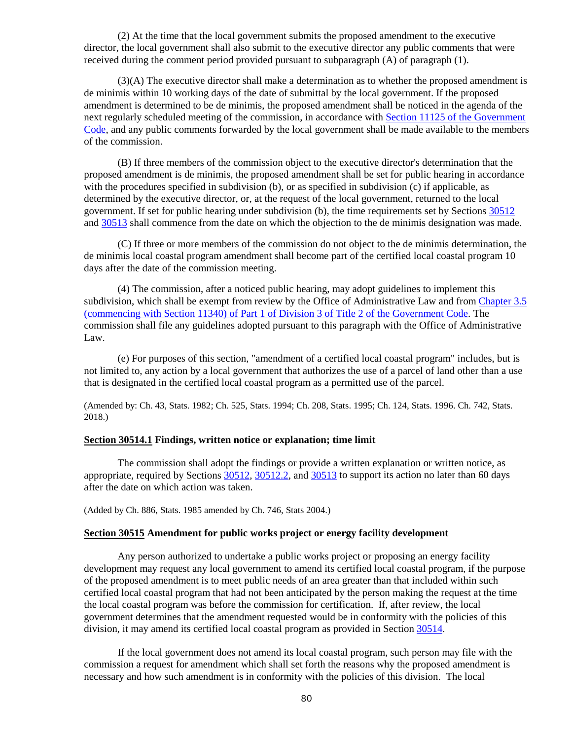(2) At the time that the local government submits the proposed amendment to the executive director, the local government shall also submit to the executive director any public comments that were received during the comment period provided pursuant to subparagraph (A) of paragraph (1).

(3)(A) The executive director shall make a determination as to whether the proposed amendment is de minimis within 10 working days of the date of submittal by the local government. If the proposed amendment is determined to be de minimis, the proposed amendment shall be noticed in the agenda of the next regularly scheduled meeting of the commission, in accordance with Section 11125 of the Government Code, and any public comments forwarded by the local government shall be made available to the members of the commission.

(B) If three members of the commission object to the executive director's determination that the proposed amendment is de minimis, the proposed amendment shall be set for public hearing in accordance with the procedures specified in subdivision (b), or as specified in subdivision (c) if applicable, as determined by the executive director, or, at the request of the local government, returned to the local government. If set for public hearing under subdivision (b), the time requirements set by Sections 30512 and 30513 shall commence from the date on which the objection to the de minimis designation was made.

(C) If three or more members of the commission do not object to the de minimis determination, the de minimis local coastal program amendment shall become part of the certified local coastal program 10 days after the date of the commission meeting.

(4) The commission, after a noticed public hearing, may adopt guidelines to implement this subdivision, which shall be exempt from review by the Office of Administrative Law and from Chapter 3.5 (commencing with Section 11340) of Part 1 of Division 3 of Title 2 of the Government Code. The commission shall file any guidelines adopted pursuant to this paragraph with the Office of Administrative Law.

(e) For purposes of this section, "amendment of a certified local coastal program" includes, but is not limited to, any action by a local government that authorizes the use of a parcel of land other than a use that is designated in the certified local coastal program as a permitted use of the parcel.

(Amended by: Ch. 43, Stats. 1982; Ch. 525, Stats. 1994; Ch. 208, Stats. 1995; Ch. 124, Stats. 1996. Ch. 742, Stats. 2018.)

**Section 30514.1 Findings, written notice or explanation; time limit**

The commission shall adopt the findings or provide a written explanation or written notice, as appropriate, required by Sections 30512, 30512.2, and 30513 to support its action no later than 60 days after the date on which action was taken.

(Added by Ch. 886, Stats. 1985 amended by Ch. 746, Stats 2004.)

**Section 30515 Amendment for public works project or energy facility development**

Any person authorized to undertake a public works project or proposing an energy facility development may request any local government to amend its certified local coastal program, if the purpose of the proposed amendment is to meet public needs of an area greater than that included within such certified local coastal program that had not been anticipated by the person making the request at the time the local coastal program was before the commission for certification. If, after review, the local government determines that the amendment requested would be in conformity with the policies of this division, it may amend its certified local coastal program as provided in Section 30514.

If the local government does not amend its local coastal program, such person may file with the commission a request for amendment which shall set forth the reasons why the proposed amendment is necessary and how such amendment is in conformity with the policies of this division. The local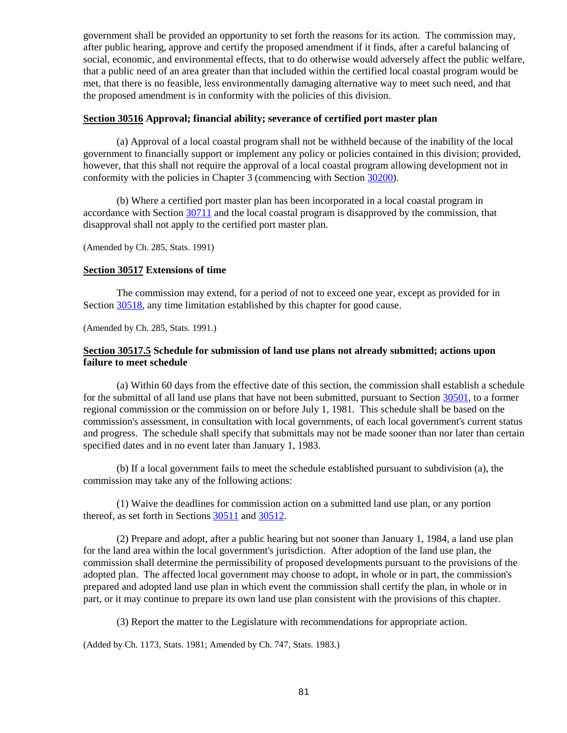government shall be provided an opportunity to set forth the reasons for its action. The commission may, after public hearing, approve and certify the proposed amendment if it finds, after a careful balancing of social, economic, and environmental effects, that to do otherwise would adversely affect the public welfare, that a public need of an area greater than that included within the certified local coastal program would be met, that there is no feasible, less environmentally damaging alternative way to meet such need, and that the proposed amendment is in conformity with the policies of this division.

**Section 30516 Approval; financial ability; severance of certified port master plan**

(a) Approval of a local coastal program shall not be withheld because of the inability of the local government to financially support or implement any policy or policies contained in this division; provided, however, that this shall not require the approval of a local coastal program allowing development not in conformity with the policies in Chapter 3 (commencing with Section 30200).

(b) Where a certified port master plan has been incorporated in a local coastal program in accordance with Section 30711 and the local coastal program is disapproved by the commission, that disapproval shall not apply to the certified port master plan.

(Amended by Ch. 285, Stats. 1991)

**Section 30517 Extensions of time**

The commission may extend, for a period of not to exceed one year, except as provided for in Section 30518, any time limitation established by this chapter for good cause.

(Amended by Ch. 285, Stats. 1991.)

**Section 30517.5 Schedule for submission of land use plans not already submitted; actions upon failure to meet schedule**

(a) Within 60 days from the effective date of this section, the commission shall establish a schedule for the submittal of all land use plans that have not been submitted, pursuant to Section 30501, to a former regional commission or the commission on or before July 1, 1981. This schedule shall be based on the commission's assessment, in consultation with local governments, of each local government's current status and progress. The schedule shall specify that submittals may not be made sooner than nor later than certain specified dates and in no event later than January 1, 1983.

(b) If a local government fails to meet the schedule established pursuant to subdivision (a), the commission may take any of the following actions:

(1) Waive the deadlines for commission action on a submitted land use plan, or any portion thereof, as set forth in Sections 30511 and 30512.

(2) Prepare and adopt, after a public hearing but not sooner than January 1, 1984, a land use plan for the land area within the local government's jurisdiction. After adoption of the land use plan, the commission shall determine the permissibility of proposed developments pursuant to the provisions of the adopted plan. The affected local government may choose to adopt, in whole or in part, the commission's prepared and adopted land use plan in which event the commission shall certify the plan, in whole or in part, or it may continue to prepare its own land use plan consistent with the provisions of this chapter.

(3) Report the matter to the Legislature with recommendations for appropriate action.

(Added by Ch. 1173, Stats. 1981; Amended by Ch. 747, Stats. 1983.)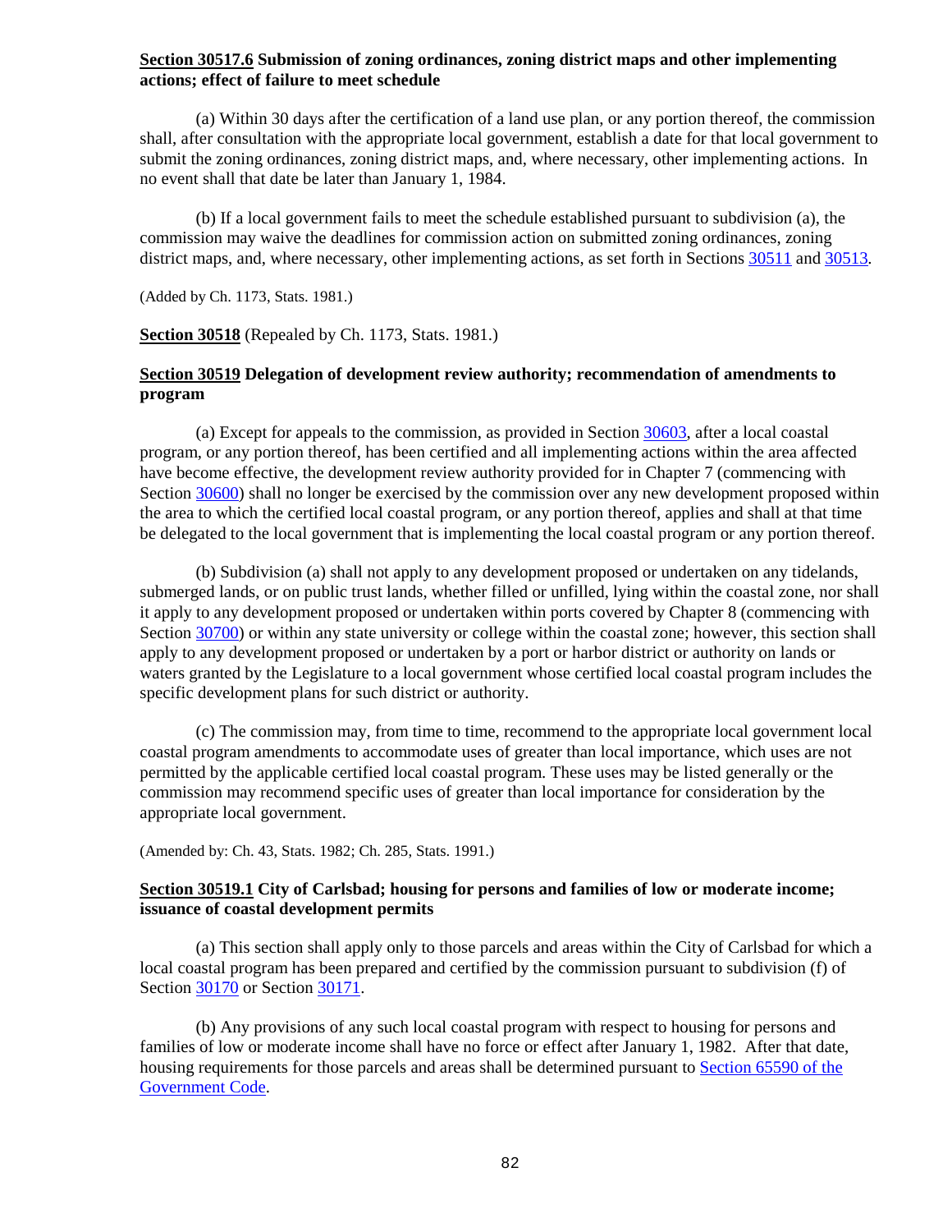**Section 30517.6 Submission of zoning ordinances, zoning district maps and other implementing actions; effect of failure to meet schedule**

(a) Within 30 days after the certification of a land use plan, or any portion thereof, the commission shall, after consultation with the appropriate local government, establish a date for that local government to submit the zoning ordinances, zoning district maps, and, where necessary, other implementing actions. In no event shall that date be later than January 1, 1984.

(b) If a local government fails to meet the schedule established pursuant to subdivision (a), the commission may waive the deadlines for commission action on submitted zoning ordinances, zoning district maps, and, where necessary, other implementing actions, as set forth in Sections 30511 and 30513.

(Added by Ch. 1173, Stats. 1981.)

**Section 30518** (Repealed by Ch. 1173, Stats. 1981.)

**Section 30519 Delegation of development review authority; recommendation of amendments to program**

(a) Except for appeals to the commission, as provided in Section 30603, after a local coastal program, or any portion thereof, has been certified and all implementing actions within the area affected have become effective, the development review authority provided for in Chapter 7 (commencing with Section 30600) shall no longer be exercised by the commission over any new development proposed within the area to which the certified local coastal program, or any portion thereof, applies and shall at that time be delegated to the local government that is implementing the local coastal program or any portion thereof.

(b) Subdivision (a) shall not apply to any development proposed or undertaken on any tidelands, submerged lands, or on public trust lands, whether filled or unfilled, lying within the coastal zone, nor shall it apply to any development proposed or undertaken within ports covered by Chapter 8 (commencing with Section 30700) or within any state university or college within the coastal zone; however, this section shall apply to any development proposed or undertaken by a port or harbor district or authority on lands or waters granted by the Legislature to a local government whose certified local coastal program includes the specific development plans for such district or authority.

(c) The commission may, from time to time, recommend to the appropriate local government local coastal program amendments to accommodate uses of greater than local importance, which uses are not permitted by the applicable certified local coastal program. These uses may be listed generally or the commission may recommend specific uses of greater than local importance for consideration by the appropriate local government.

(Amended by: Ch. 43, Stats. 1982; Ch. 285, Stats. 1991.)

**Section 30519.1 City of Carlsbad; housing for persons and families of low or moderate income; issuance of coastal development permits**

(a) This section shall apply only to those parcels and areas within the City of Carlsbad for which a local coastal program has been prepared and certified by the commission pursuant to subdivision (f) of Section 30170 or Section 30171.

(b) Any provisions of any such local coastal program with respect to housing for persons and families of low or moderate income shall have no force or effect after January 1, 1982. After that date, housing requirements for those parcels and areas shall be determined pursuant to Section 65590 of the Government Code.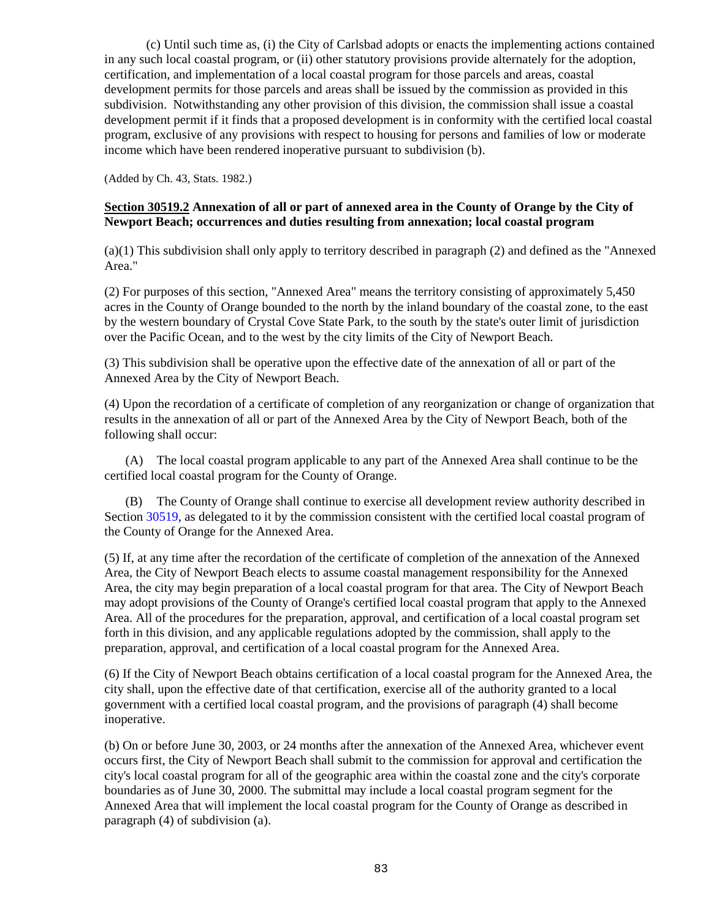(c) Until such time as, (i) the City of Carlsbad adopts or enacts the implementing actions contained in any such local coastal program, or (ii) other statutory provisions provide alternately for the adoption, certification, and implementation of a local coastal program for those parcels and areas, coastal development permits for those parcels and areas shall be issued by the commission as provided in this subdivision. Notwithstanding any other provision of this division, the commission shall issue a coastal development permit if it finds that a proposed development is in conformity with the certified local coastal program, exclusive of any provisions with respect to housing for persons and families of low or moderate income which have been rendered inoperative pursuant to subdivision (b).

(Added by Ch. 43, Stats. 1982.)

**Section 30519.2 Annexation of all or part of annexed area in the County of Orange by the City of Newport Beach; occurrences and duties resulting from annexation; local coastal program**

(a)(1) This subdivision shall only apply to territory described in paragraph (2) and defined as the "Annexed Area."

(2) For purposes of this section, "Annexed Area" means the territory consisting of approximately 5,450 acres in the County of Orange bounded to the north by the inland boundary of the coastal zone, to the east by the western boundary of Crystal Cove State Park, to the south by the state's outer limit of jurisdiction over the Pacific Ocean, and to the west by the city limits of the City of Newport Beach.

(3) This subdivision shall be operative upon the effective date of the annexation of all or part of the Annexed Area by the City of Newport Beach.

(4) Upon the recordation of a certificate of completion of any reorganization or change of organization that results in the annexation of all or part of the Annexed Area by the City of Newport Beach, both of the following shall occur:

(A) The local coastal program applicable to any part of the Annexed Area shall continue to be the certified local coastal program for the County of Orange.

(B) The County of Orange shall continue to exercise all development review authority described in Section 30519, as delegated to it by the commission consistent with the certified local coastal program of the County of Orange for the Annexed Area.

(5) If, at any time after the recordation of the certificate of completion of the annexation of the Annexed Area, the City of Newport Beach elects to assume coastal management responsibility for the Annexed Area, the city may begin preparation of a local coastal program for that area. The City of Newport Beach may adopt provisions of the County of Orange's certified local coastal program that apply to the Annexed Area. All of the procedures for the preparation, approval, and certification of a local coastal program set forth in this division, and any applicable regulations adopted by the commission, shall apply to the preparation, approval, and certification of a local coastal program for the Annexed Area.

(6) If the City of Newport Beach obtains certification of a local coastal program for the Annexed Area, the city shall, upon the effective date of that certification, exercise all of the authority granted to a local government with a certified local coastal program, and the provisions of paragraph (4) shall become inoperative.

(b) On or before June 30, 2003, or 24 months after the annexation of the Annexed Area, whichever event occurs first, the City of Newport Beach shall submit to the commission for approval and certification the city's local coastal program for all of the geographic area within the coastal zone and the city's corporate boundaries as of June 30, 2000. The submittal may include a local coastal program segment for the Annexed Area that will implement the local coastal program for the County of Orange as described in paragraph (4) of subdivision (a).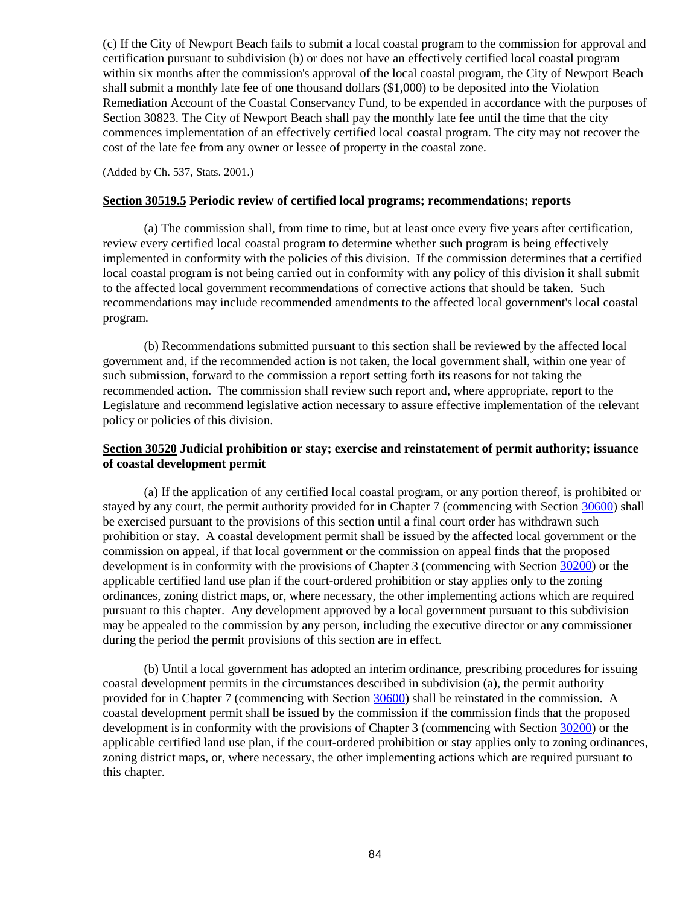(c) If the City of Newport Beach fails to submit a local coastal program to the commission for approval and certification pursuant to subdivision (b) or does not have an effectively certified local coastal program within six months after the commission's approval of the local coastal program, the City of Newport Beach shall submit a monthly late fee of one thousand dollars ($1,000) to be deposited into the Violation Remediation Account of the Coastal Conservancy Fund, to be expended in accordance with the purposes of Section 30823. The City of Newport Beach shall pay the monthly late fee until the time that the city commences implementation of an effectively certified local coastal program. The city may not recover the cost of the late fee from any owner or lessee of property in the coastal zone.

(Added by Ch. 537, Stats. 2001.)

### **Section 30519.5** Periodic review of certified local programs; recommendations; reports

(a) The commission shall, from time to time, but at least once every five years after certification, review every certified local coastal program to determine whether such program is being effectively implemented in conformity with the policies of this division. If the commission determines that a certified local coastal program is not being carried out in conformity with any policy of this division it shall submit to the affected local government recommendations of corrective actions that should be taken. Such recommendations may include recommended amendments to the affected local government's local coastal program.

(b) Recommendations submitted pursuant to this section shall be reviewed by the affected local government and, if the recommended action is not taken, the local government shall, within one year of such submission, forward to the commission a report setting forth its reasons for not taking the recommended action. The commission shall review such report and, where appropriate, report to the Legislature and recommend legislative action necessary to assure effective implementation of the relevant policy or policies of this division.

### **Section 30520** Judicial prohibition or stay; exercise and reinstatement of permit authority; issuance of coastal development permit

(a) If the application of any certified local coastal program, or any portion thereof, is prohibited or stayed by any court, the permit authority provided for in Chapter 7 (commencing with Section 30600) shall be exercised pursuant to the provisions of this section until a final court order has withdrawn such prohibition or stay. A coastal development permit shall be issued by the affected local government or the commission on appeal, if that local government or the commission on appeal finds that the proposed development is in conformity with the provisions of Chapter 3 (commencing with Section 30200) or the applicable certified land use plan if the court-ordered prohibition or stay applies only to the zoning ordinances, zoning district maps, or, where necessary, the other implementing actions which are required pursuant to this chapter. Any development approved by a local government pursuant to this subdivision may be appealed to the commission by any person, including the executive director or any commissioner during the period the permit provisions of this section are in effect.

(b) Until a local government has adopted an interim ordinance, prescribing procedures for issuing coastal development permits in the circumstances described in subdivision (a), the permit authority provided for in Chapter 7 (commencing with Section 30600) shall be reinstated in the commission. A coastal development permit shall be issued by the commission if the commission finds that the proposed development is in conformity with the provisions of Chapter 3 (commencing with Section 30200) or the applicable certified land use plan, if the court-ordered prohibition or stay applies only to zoning ordinances, zoning district maps, or, where necessary, the other implementing actions which are required pursuant to this chapter.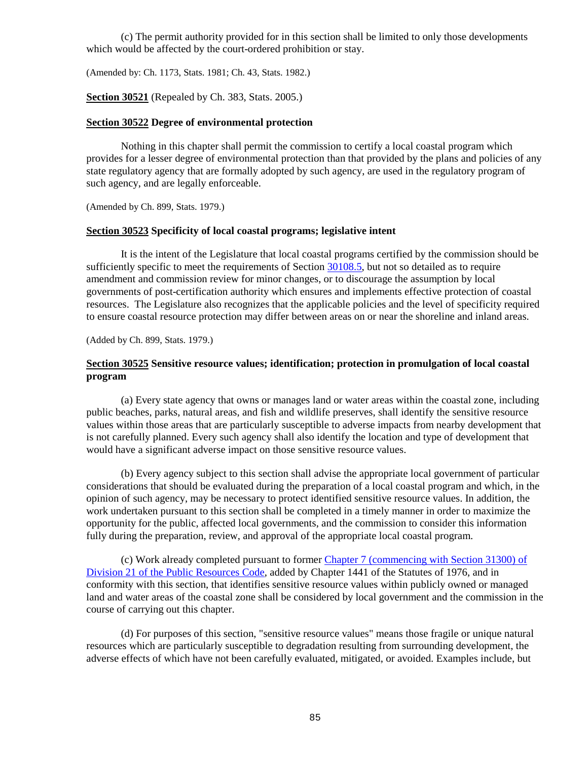(c) The permit authority provided for in this section shall be limited to only those developments which would be affected by the court-ordered prohibition or stay.

(Amended by: Ch. 1173, Stats. 1981; Ch. 43, Stats. 1982.)

**Section 30521** (Repealed by Ch. 383, Stats. 2005.)

**Section 30522 Degree of environmental protection**

Nothing in this chapter shall permit the commission to certify a local coastal program which provides for a lesser degree of environmental protection than that provided by the plans and policies of any state regulatory agency that are formally adopted by such agency, are used in the regulatory program of such agency, and are legally enforceable.

(Amended by Ch. 899, Stats. 1979.)

**Section 30523 Specificity of local coastal programs; legislative intent**

It is the intent of the Legislature that local coastal programs certified by the commission should be sufficiently specific to meet the requirements of Section 30108.5, but not so detailed as to require amendment and commission review for minor changes, or to discourage the assumption by local governments of post-certification authority which ensures and implements effective protection of coastal resources. The Legislature also recognizes that the applicable policies and the level of specificity required to ensure coastal resource protection may differ between areas on or near the shoreline and inland areas.

(Added by Ch. 899, Stats. 1979.)

**Section 30525 Sensitive resource values; identification; protection in promulgation of local coastal program**

(a) Every state agency that owns or manages land or water areas within the coastal zone, including public beaches, parks, natural areas, and fish and wildlife preserves, shall identify the sensitive resource values within those areas that are particularly susceptible to adverse impacts from nearby development that is not carefully planned. Every such agency shall also identify the location and type of development that would have a significant adverse impact on those sensitive resource values.

(b) Every agency subject to this section shall advise the appropriate local government of particular considerations that should be evaluated during the preparation of a local coastal program and which, in the opinion of such agency, may be necessary to protect identified sensitive resource values. In addition, the work undertaken pursuant to this section shall be completed in a timely manner in order to maximize the opportunity for the public, affected local governments, and the commission to consider this information fully during the preparation, review, and approval of the appropriate local coastal program.

(c) Work already completed pursuant to former Chapter 7 (commencing with Section 31300) of Division 21 of the Public Resources Code, added by Chapter 1441 of the Statutes of 1976, and in conformity with this section, that identifies sensitive resource values within publicly owned or managed land and water areas of the coastal zone shall be considered by local government and the commission in the course of carrying out this chapter.

(d) For purposes of this section, "sensitive resource values" means those fragile or unique natural resources which are particularly susceptible to degradation resulting from surrounding development, the adverse effects of which have not been carefully evaluated, mitigated, or avoided. Examples include, but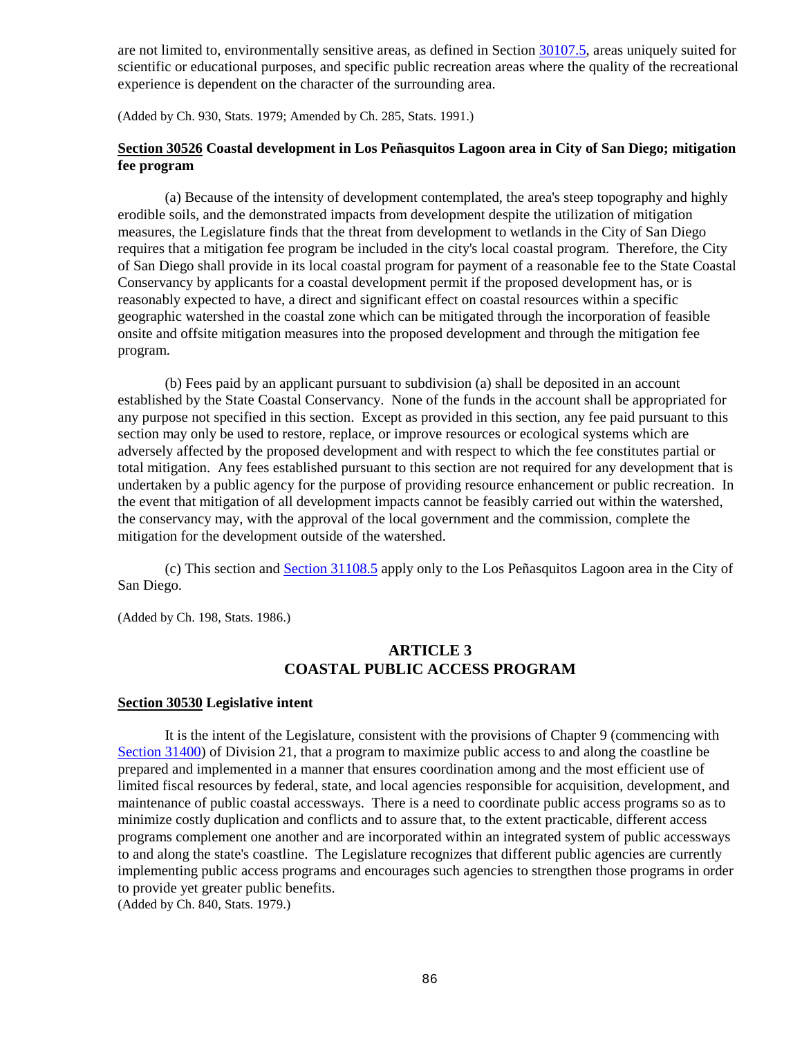are not limited to, environmentally sensitive areas, as defined in Section 30107.5, areas uniquely suited for scientific or educational purposes, and specific public recreation areas where the quality of the recreational experience is dependent on the character of the surrounding area.

(Added by Ch. 930, Stats. 1979; Amended by Ch. 285, Stats. 1991.)

**Section 30526 Coastal development in Los Peñasquitos Lagoon area in City of San Diego; mitigation fee program**

(a) Because of the intensity of development contemplated, the area's steep topography and highly erodible soils, and the demonstrated impacts from development despite the utilization of mitigation measures, the Legislature finds that the threat from development to wetlands in the City of San Diego requires that a mitigation fee program be included in the city's local coastal program. Therefore, the City of San Diego shall provide in its local coastal program for payment of a reasonable fee to the State Coastal Conservancy by applicants for a coastal development permit if the proposed development has, or is reasonably expected to have, a direct and significant effect on coastal resources within a specific geographic watershed in the coastal zone which can be mitigated through the incorporation of feasible onsite and offsite mitigation measures into the proposed development and through the mitigation fee program.

(b) Fees paid by an applicant pursuant to subdivision (a) shall be deposited in an account established by the State Coastal Conservancy. None of the funds in the account shall be appropriated for any purpose not specified in this section. Except as provided in this section, any fee paid pursuant to this section may only be used to restore, replace, or improve resources or ecological systems which are adversely affected by the proposed development and with respect to which the fee constitutes partial or total mitigation. Any fees established pursuant to this section are not required for any development that is undertaken by a public agency for the purpose of providing resource enhancement or public recreation. In the event that mitigation of all development impacts cannot be feasibly carried out within the watershed, the conservancy may, with the approval of the local government and the commission, complete the mitigation for the development outside of the watershed.

(c) This section and Section 31108.5 apply only to the Los Peñasquitos Lagoon area in the City of San Diego.

(Added by Ch. 198, Stats. 1986.)

## ARTICLE 3
## COASTAL PUBLIC ACCESS PROGRAM

**Section 30530 Legislative intent**

It is the intent of the Legislature, consistent with the provisions of Chapter 9 (commencing with Section 31400) of Division 21, that a program to maximize public access to and along the coastline be prepared and implemented in a manner that ensures coordination among and the most efficient use of limited fiscal resources by federal, state, and local agencies responsible for acquisition, development, and maintenance of public coastal accessways. There is a need to coordinate public access programs so as to minimize costly duplication and conflicts and to assure that, to the extent practicable, different access programs complement one another and are incorporated within an integrated system of public accessways to and along the state's coastline. The Legislature recognizes that different public agencies are currently implementing public access programs and encourages such agencies to strengthen those programs in order to provide yet greater public benefits.
(Added by Ch. 840, Stats. 1979.)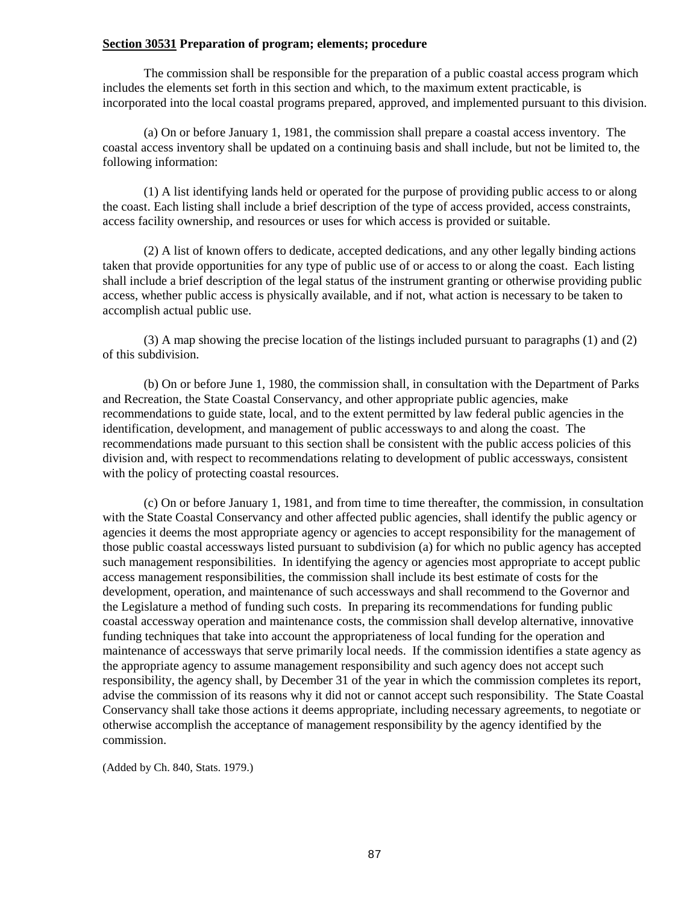**Section 30531 Preparation of program; elements; procedure**

The commission shall be responsible for the preparation of a public coastal access program which includes the elements set forth in this section and which, to the maximum extent practicable, is incorporated into the local coastal programs prepared, approved, and implemented pursuant to this division.

(a) On or before January 1, 1981, the commission shall prepare a coastal access inventory. The coastal access inventory shall be updated on a continuing basis and shall include, but not be limited to, the following information:

(1) A list identifying lands held or operated for the purpose of providing public access to or along the coast. Each listing shall include a brief description of the type of access provided, access constraints, access facility ownership, and resources or uses for which access is provided or suitable.

(2) A list of known offers to dedicate, accepted dedications, and any other legally binding actions taken that provide opportunities for any type of public use of or access to or along the coast. Each listing shall include a brief description of the legal status of the instrument granting or otherwise providing public access, whether public access is physically available, and if not, what action is necessary to be taken to accomplish actual public use.

(3) A map showing the precise location of the listings included pursuant to paragraphs (1) and (2) of this subdivision.

(b) On or before June 1, 1980, the commission shall, in consultation with the Department of Parks and Recreation, the State Coastal Conservancy, and other appropriate public agencies, make recommendations to guide state, local, and to the extent permitted by law federal public agencies in the identification, development, and management of public accessways to and along the coast. The recommendations made pursuant to this section shall be consistent with the public access policies of this division and, with respect to recommendations relating to development of public accessways, consistent with the policy of protecting coastal resources.

(c) On or before January 1, 1981, and from time to time thereafter, the commission, in consultation with the State Coastal Conservancy and other affected public agencies, shall identify the public agency or agencies it deems the most appropriate agency or agencies to accept responsibility for the management of those public coastal accessways listed pursuant to subdivision (a) for which no public agency has accepted such management responsibilities. In identifying the agency or agencies most appropriate to accept public access management responsibilities, the commission shall include its best estimate of costs for the development, operation, and maintenance of such accessways and shall recommend to the Governor and the Legislature a method of funding such costs. In preparing its recommendations for funding public coastal accessway operation and maintenance costs, the commission shall develop alternative, innovative funding techniques that take into account the appropriateness of local funding for the operation and maintenance of accessways that serve primarily local needs. If the commission identifies a state agency as the appropriate agency to assume management responsibility and such agency does not accept such responsibility, the agency shall, by December 31 of the year in which the commission completes its report, advise the commission of its reasons why it did not or cannot accept such responsibility. The State Coastal Conservancy shall take those actions it deems appropriate, including necessary agreements, to negotiate or otherwise accomplish the acceptance of management responsibility by the agency identified by the commission.

(Added by Ch. 840, Stats. 1979.)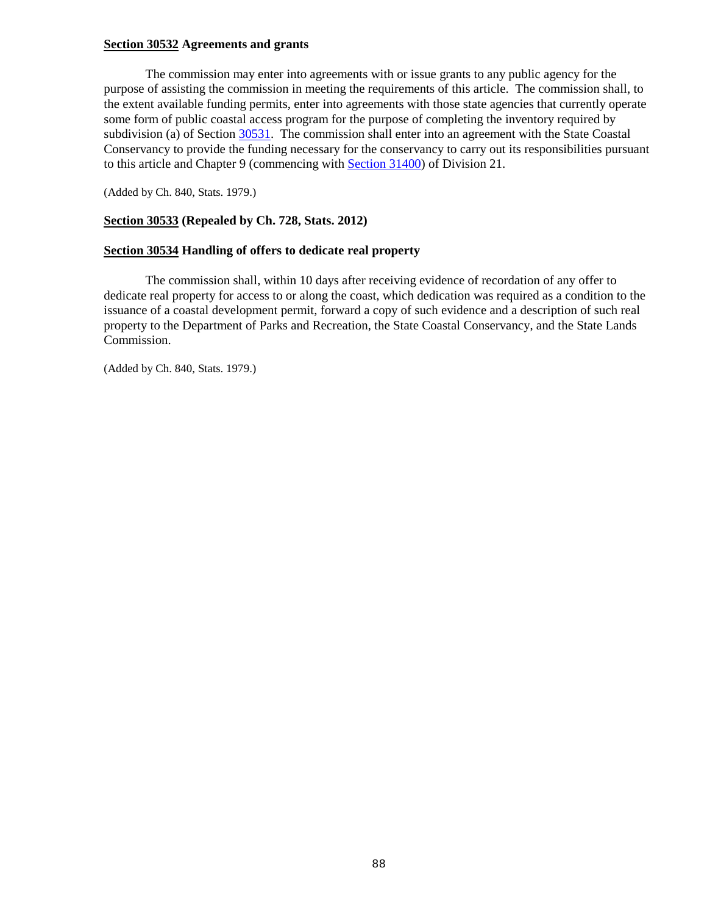**Section 30532 Agreements and grants**

The commission may enter into agreements with or issue grants to any public agency for the purpose of assisting the commission in meeting the requirements of this article. The commission shall, to the extent available funding permits, enter into agreements with those state agencies that currently operate some form of public coastal access program for the purpose of completing the inventory required by subdivision (a) of Section 30531. The commission shall enter into an agreement with the State Coastal Conservancy to provide the funding necessary for the conservancy to carry out its responsibilities pursuant to this article and Chapter 9 (commencing with Section 31400) of Division 21.

(Added by Ch. 840, Stats. 1979.)

**Section 30533 (Repealed by Ch. 728, Stats. 2012)**

**Section 30534 Handling of offers to dedicate real property**

The commission shall, within 10 days after receiving evidence of recordation of any offer to dedicate real property for access to or along the coast, which dedication was required as a condition to the issuance of a coastal development permit, forward a copy of such evidence and a description of such real property to the Department of Parks and Recreation, the State Coastal Conservancy, and the State Lands Commission.

(Added by Ch. 840, Stats. 1979.)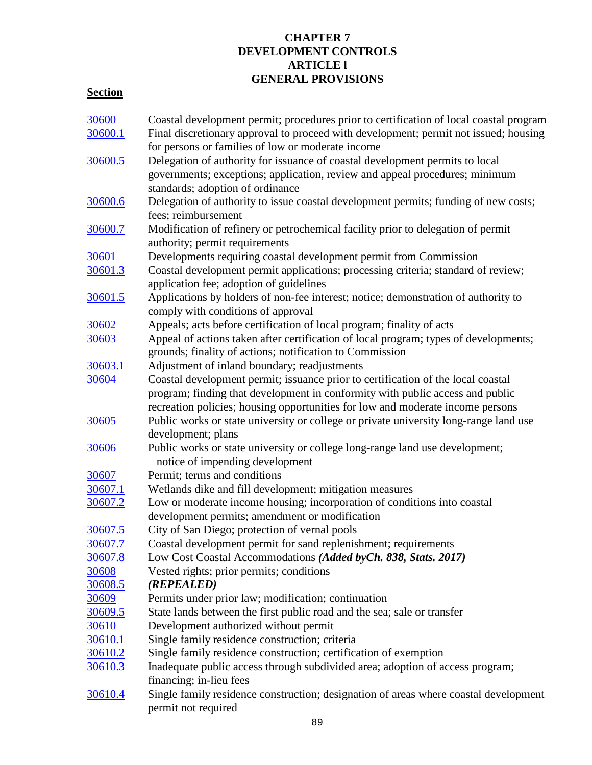# CHAPTER 7
# DEVELOPMENT CONTROLS
## ARTICLE l
## GENERAL PROVISIONS

**Section**

| | |
|---|---|
| 30600 | Coastal development permit; procedures prior to certification of local coastal program |
| 30600.1 | Final discretionary approval to proceed with development; permit not issued; housing for persons or families of low or moderate income |
| 30600.5 | Delegation of authority for issuance of coastal development permits to local governments; exceptions; application, review and appeal procedures; minimum standards; adoption of ordinance |
| 30600.6 | Delegation of authority to issue coastal development permits; funding of new costs; fees; reimbursement |
| 30600.7 | Modification of refinery or petrochemical facility prior to delegation of permit authority; permit requirements |
| 30601 | Developments requiring coastal development permit from Commission |
| 30601.3 | Coastal development permit applications; processing criteria; standard of review; application fee; adoption of guidelines |
| 30601.5 | Applications by holders of non-fee interest; notice; demonstration of authority to comply with conditions of approval |
| 30602 | Appeals; acts before certification of local program; finality of acts |
| 30603 | Appeal of actions taken after certification of local program; types of developments; grounds; finality of actions; notification to Commission |
| 30603.1 | Adjustment of inland boundary; readjustments |
| 30604 | Coastal development permit; issuance prior to certification of the local coastal program; finding that development in conformity with public access and public recreation policies; housing opportunities for low and moderate income persons |
| 30605 | Public works or state university or college or private university long-range land use development; plans |
| 30606 | Public works or state university or college long-range land use development; notice of impending development |
| 30607 | Permit; terms and conditions |
| 30607.1 | Wetlands dike and fill development; mitigation measures |
| 30607.2 | Low or moderate income housing; incorporation of conditions into coastal development permits; amendment or modification |
| 30607.5 | City of San Diego; protection of vernal pools |
| 30607.7 | Coastal development permit for sand replenishment; requirements |
| 30607.8 | Low Cost Coastal Accommodations ***(Added byCh. 838, Stats. 2017)*** |
| 30608 | Vested rights; prior permits; conditions |
| 30608.5 | ***(REPEALED)*** |
| 30609 | Permits under prior law; modification; continuation |
| 30609.5 | State lands between the first public road and the sea; sale or transfer |
| 30610 | Development authorized without permit |
| 30610.1 | Single family residence construction; criteria |
| 30610.2 | Single family residence construction; certification of exemption |
| 30610.3 | Inadequate public access through subdivided area; adoption of access program; financing; in-lieu fees |
| 30610.4 | Single family residence construction; designation of areas where coastal development permit not required |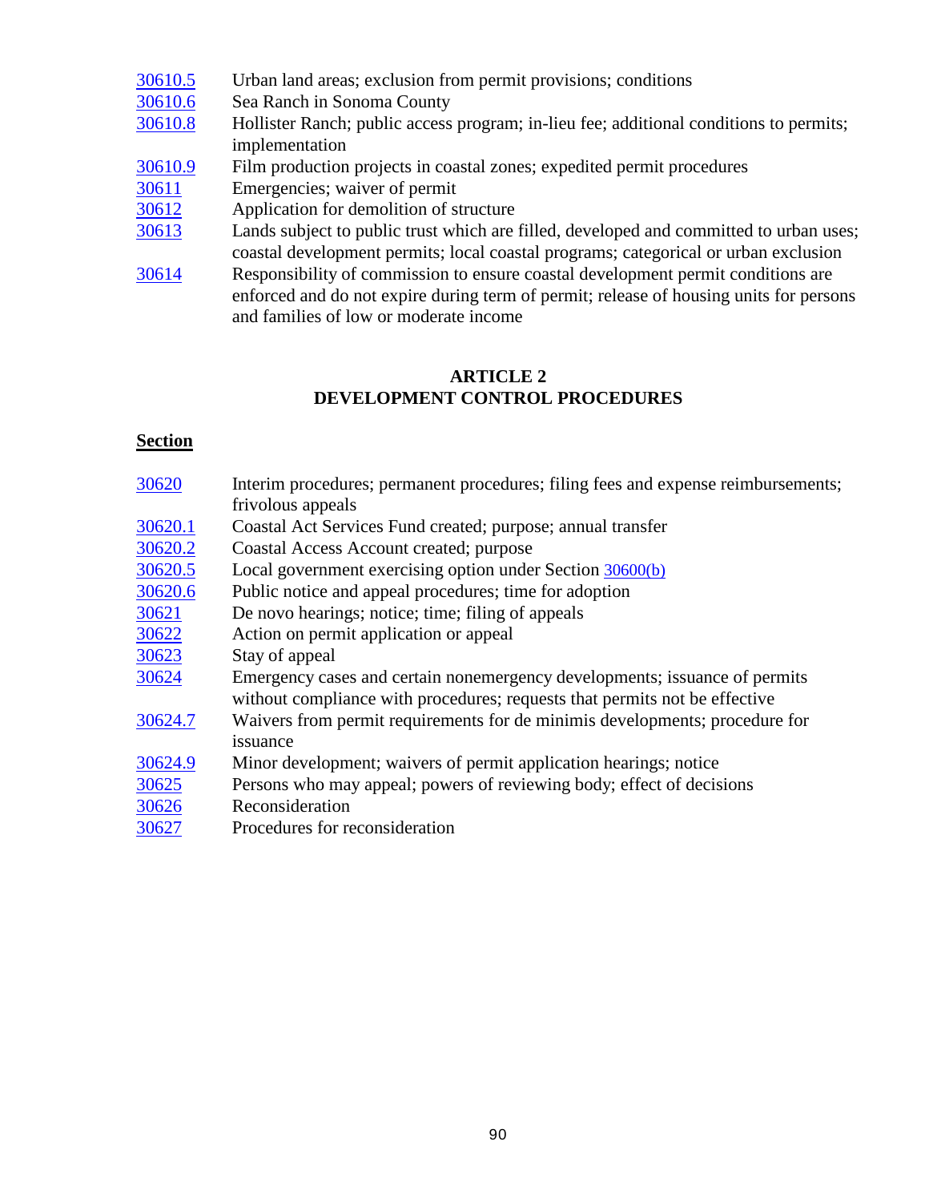| | |
|---|---|
| 30610.5 | Urban land areas; exclusion from permit provisions; conditions |
| 30610.6 | Sea Ranch in Sonoma County |
| 30610.8 | Hollister Ranch; public access program; in-lieu fee; additional conditions to permits; implementation |
| 30610.9 | Film production projects in coastal zones; expedited permit procedures |
| 30611 | Emergencies; waiver of permit |
| 30612 | Application for demolition of structure |
| 30613 | Lands subject to public trust which are filled, developed and committed to urban uses; coastal development permits; local coastal programs; categorical or urban exclusion |
| 30614 | Responsibility of commission to ensure coastal development permit conditions are enforced and do not expire during term of permit; release of housing units for persons and families of low or moderate income |

## ARTICLE 2
## DEVELOPMENT CONTROL PROCEDURES

**Section**

| | |
|---|---|
| 30620 | Interim procedures; permanent procedures; filing fees and expense reimbursements; frivolous appeals |
| 30620.1 | Coastal Act Services Fund created; purpose; annual transfer |
| 30620.2 | Coastal Access Account created; purpose |
| 30620.5 | Local government exercising option under Section 30600(b) |
| 30620.6 | Public notice and appeal procedures; time for adoption |
| 30621 | De novo hearings; notice; time; filing of appeals |
| 30622 | Action on permit application or appeal |
| 30623 | Stay of appeal |
| 30624 | Emergency cases and certain nonemergency developments; issuance of permits without compliance with procedures; requests that permits not be effective |
| 30624.7 | Waivers from permit requirements for de minimis developments; procedure for issuance |
| 30624.9 | Minor development; waivers of permit application hearings; notice |
| 30625 | Persons who may appeal; powers of reviewing body; effect of decisions |
| 30626 | Reconsideration |
| 30627 | Procedures for reconsideration |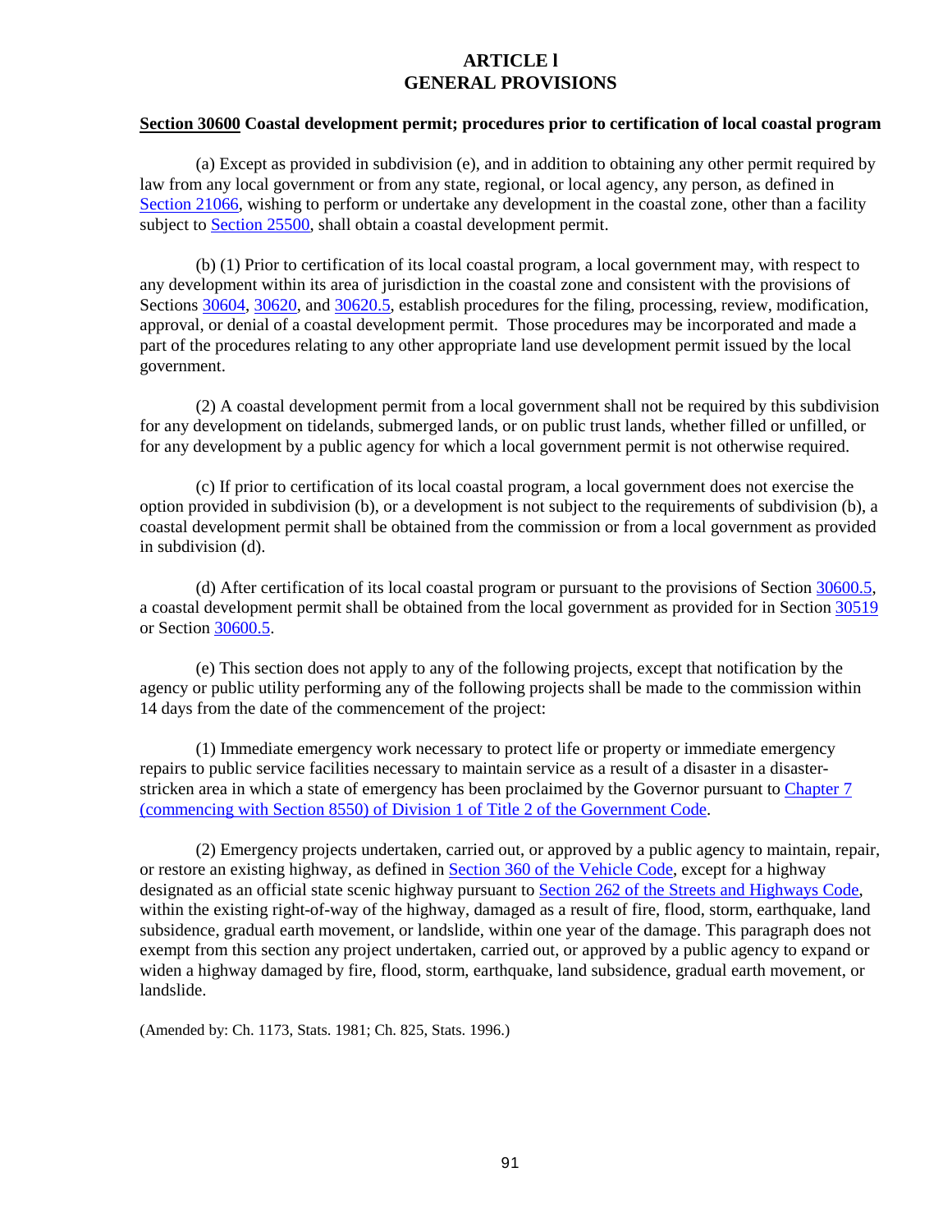# ARTICLE l
# GENERAL PROVISIONS

**<u>Section 30600</u> Coastal development permit; procedures prior to certification of local coastal program**

(a) Except as provided in subdivision (e), and in addition to obtaining any other permit required by law from any local government or from any state, regional, or local agency, any person, as defined in Section 21066, wishing to perform or undertake any development in the coastal zone, other than a facility subject to Section 25500, shall obtain a coastal development permit.

(b) (1) Prior to certification of its local coastal program, a local government may, with respect to any development within its area of jurisdiction in the coastal zone and consistent with the provisions of Sections 30604, 30620, and 30620.5, establish procedures for the filing, processing, review, modification, approval, or denial of a coastal development permit. Those procedures may be incorporated and made a part of the procedures relating to any other appropriate land use development permit issued by the local government.

(2) A coastal development permit from a local government shall not be required by this subdivision for any development on tidelands, submerged lands, or on public trust lands, whether filled or unfilled, or for any development by a public agency for which a local government permit is not otherwise required.

(c) If prior to certification of its local coastal program, a local government does not exercise the option provided in subdivision (b), or a development is not subject to the requirements of subdivision (b), a coastal development permit shall be obtained from the commission or from a local government as provided in subdivision (d).

(d) After certification of its local coastal program or pursuant to the provisions of Section 30600.5, a coastal development permit shall be obtained from the local government as provided for in Section 30519 or Section 30600.5.

(e) This section does not apply to any of the following projects, except that notification by the agency or public utility performing any of the following projects shall be made to the commission within 14 days from the date of the commencement of the project:

(1) Immediate emergency work necessary to protect life or property or immediate emergency repairs to public service facilities necessary to maintain service as a result of a disaster in a disaster-stricken area in which a state of emergency has been proclaimed by the Governor pursuant to Chapter 7 (commencing with Section 8550) of Division 1 of Title 2 of the Government Code.

(2) Emergency projects undertaken, carried out, or approved by a public agency to maintain, repair, or restore an existing highway, as defined in Section 360 of the Vehicle Code, except for a highway designated as an official state scenic highway pursuant to Section 262 of the Streets and Highways Code, within the existing right-of-way of the highway, damaged as a result of fire, flood, storm, earthquake, land subsidence, gradual earth movement, or landslide, within one year of the damage. This paragraph does not exempt from this section any project undertaken, carried out, or approved by a public agency to expand or widen a highway damaged by fire, flood, storm, earthquake, land subsidence, gradual earth movement, or landslide.

(Amended by: Ch. 1173, Stats. 1981; Ch. 825, Stats. 1996.)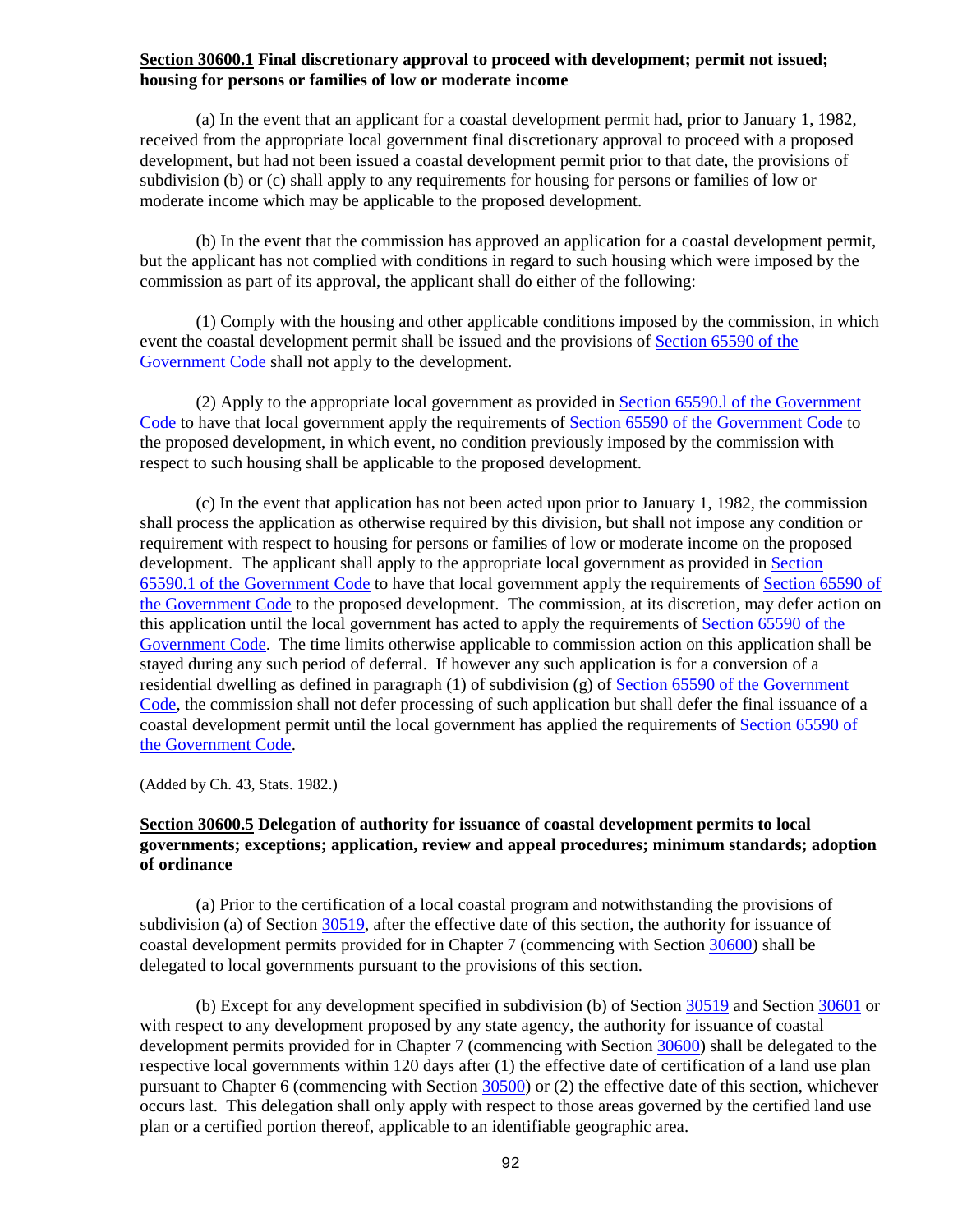**Section 30600.1 Final discretionary approval to proceed with development; permit not issued; housing for persons or families of low or moderate income**

(a) In the event that an applicant for a coastal development permit had, prior to January 1, 1982, received from the appropriate local government final discretionary approval to proceed with a proposed development, but had not been issued a coastal development permit prior to that date, the provisions of subdivision (b) or (c) shall apply to any requirements for housing for persons or families of low or moderate income which may be applicable to the proposed development.

(b) In the event that the commission has approved an application for a coastal development permit, but the applicant has not complied with conditions in regard to such housing which were imposed by the commission as part of its approval, the applicant shall do either of the following:

(1) Comply with the housing and other applicable conditions imposed by the commission, in which event the coastal development permit shall be issued and the provisions of Section 65590 of the Government Code shall not apply to the development.

(2) Apply to the appropriate local government as provided in Section 65590.l of the Government Code to have that local government apply the requirements of Section 65590 of the Government Code to the proposed development, in which event, no condition previously imposed by the commission with respect to such housing shall be applicable to the proposed development.

(c) In the event that application has not been acted upon prior to January 1, 1982, the commission shall process the application as otherwise required by this division, but shall not impose any condition or requirement with respect to housing for persons or families of low or moderate income on the proposed development. The applicant shall apply to the appropriate local government as provided in Section 65590.1 of the Government Code to have that local government apply the requirements of Section 65590 of the Government Code to the proposed development. The commission, at its discretion, may defer action on this application until the local government has acted to apply the requirements of Section 65590 of the Government Code. The time limits otherwise applicable to commission action on this application shall be stayed during any such period of deferral. If however any such application is for a conversion of a residential dwelling as defined in paragraph (1) of subdivision (g) of Section 65590 of the Government Code, the commission shall not defer processing of such application but shall defer the final issuance of a coastal development permit until the local government has applied the requirements of Section 65590 of the Government Code.

(Added by Ch. 43, Stats. 1982.)

**Section 30600.5 Delegation of authority for issuance of coastal development permits to local governments; exceptions; application, review and appeal procedures; minimum standards; adoption of ordinance**

(a) Prior to the certification of a local coastal program and notwithstanding the provisions of subdivision (a) of Section 30519, after the effective date of this section, the authority for issuance of coastal development permits provided for in Chapter 7 (commencing with Section 30600) shall be delegated to local governments pursuant to the provisions of this section.

(b) Except for any development specified in subdivision (b) of Section 30519 and Section 30601 or with respect to any development proposed by any state agency, the authority for issuance of coastal development permits provided for in Chapter 7 (commencing with Section 30600) shall be delegated to the respective local governments within 120 days after (1) the effective date of certification of a land use plan pursuant to Chapter 6 (commencing with Section 30500) or (2) the effective date of this section, whichever occurs last. This delegation shall only apply with respect to those areas governed by the certified land use plan or a certified portion thereof, applicable to an identifiable geographic area.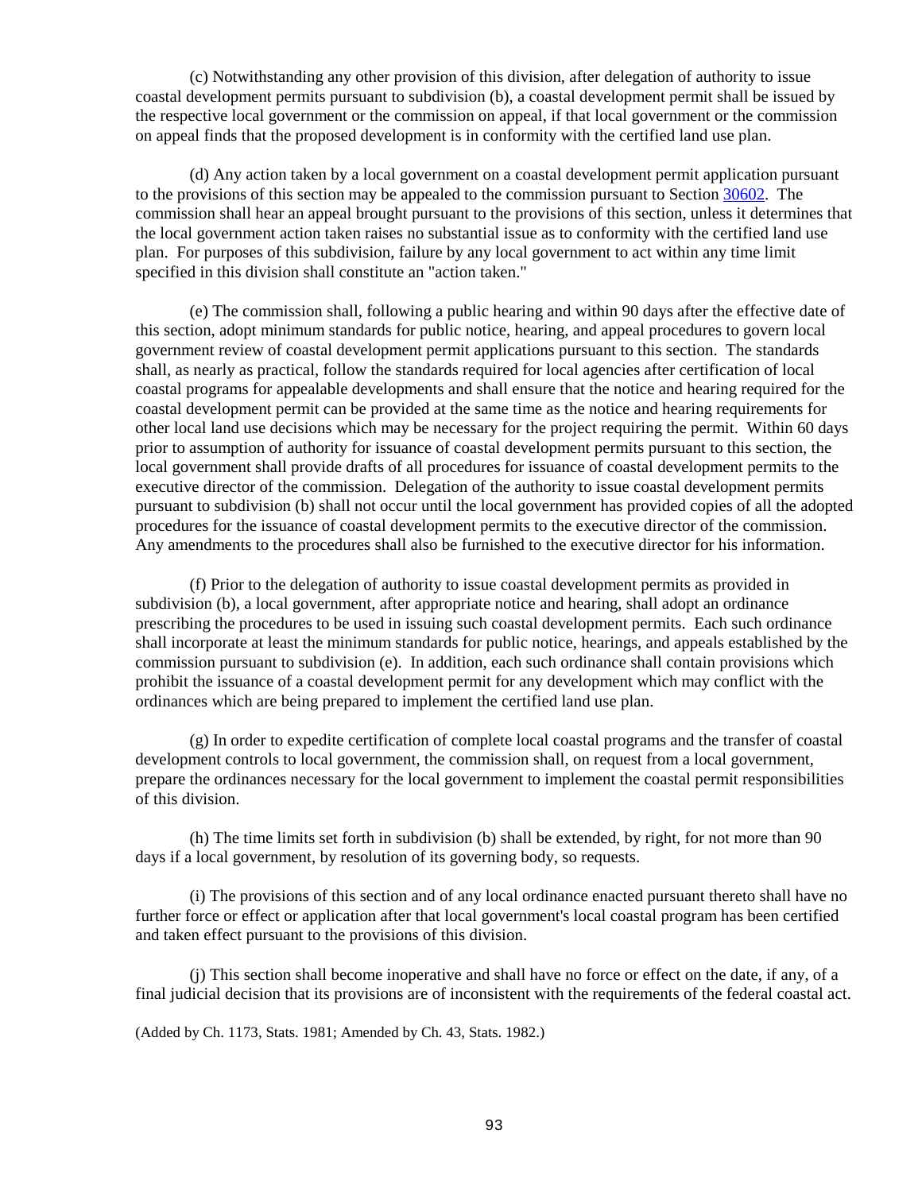(c) Notwithstanding any other provision of this division, after delegation of authority to issue coastal development permits pursuant to subdivision (b), a coastal development permit shall be issued by the respective local government or the commission on appeal, if that local government or the commission on appeal finds that the proposed development is in conformity with the certified land use plan.

(d) Any action taken by a local government on a coastal development permit application pursuant to the provisions of this section may be appealed to the commission pursuant to Section 30602. The commission shall hear an appeal brought pursuant to the provisions of this section, unless it determines that the local government action taken raises no substantial issue as to conformity with the certified land use plan. For purposes of this subdivision, failure by any local government to act within any time limit specified in this division shall constitute an "action taken."

(e) The commission shall, following a public hearing and within 90 days after the effective date of this section, adopt minimum standards for public notice, hearing, and appeal procedures to govern local government review of coastal development permit applications pursuant to this section. The standards shall, as nearly as practical, follow the standards required for local agencies after certification of local coastal programs for appealable developments and shall ensure that the notice and hearing required for the coastal development permit can be provided at the same time as the notice and hearing requirements for other local land use decisions which may be necessary for the project requiring the permit. Within 60 days prior to assumption of authority for issuance of coastal development permits pursuant to this section, the local government shall provide drafts of all procedures for issuance of coastal development permits to the executive director of the commission. Delegation of the authority to issue coastal development permits pursuant to subdivision (b) shall not occur until the local government has provided copies of all the adopted procedures for the issuance of coastal development permits to the executive director of the commission. Any amendments to the procedures shall also be furnished to the executive director for his information.

(f) Prior to the delegation of authority to issue coastal development permits as provided in subdivision (b), a local government, after appropriate notice and hearing, shall adopt an ordinance prescribing the procedures to be used in issuing such coastal development permits. Each such ordinance shall incorporate at least the minimum standards for public notice, hearings, and appeals established by the commission pursuant to subdivision (e). In addition, each such ordinance shall contain provisions which prohibit the issuance of a coastal development permit for any development which may conflict with the ordinances which are being prepared to implement the certified land use plan.

(g) In order to expedite certification of complete local coastal programs and the transfer of coastal development controls to local government, the commission shall, on request from a local government, prepare the ordinances necessary for the local government to implement the coastal permit responsibilities of this division.

(h) The time limits set forth in subdivision (b) shall be extended, by right, for not more than 90 days if a local government, by resolution of its governing body, so requests.

(i) The provisions of this section and of any local ordinance enacted pursuant thereto shall have no further force or effect or application after that local government's local coastal program has been certified and taken effect pursuant to the provisions of this division.

(j) This section shall become inoperative and shall have no force or effect on the date, if any, of a final judicial decision that its provisions are of inconsistent with the requirements of the federal coastal act.

(Added by Ch. 1173, Stats. 1981; Amended by Ch. 43, Stats. 1982.)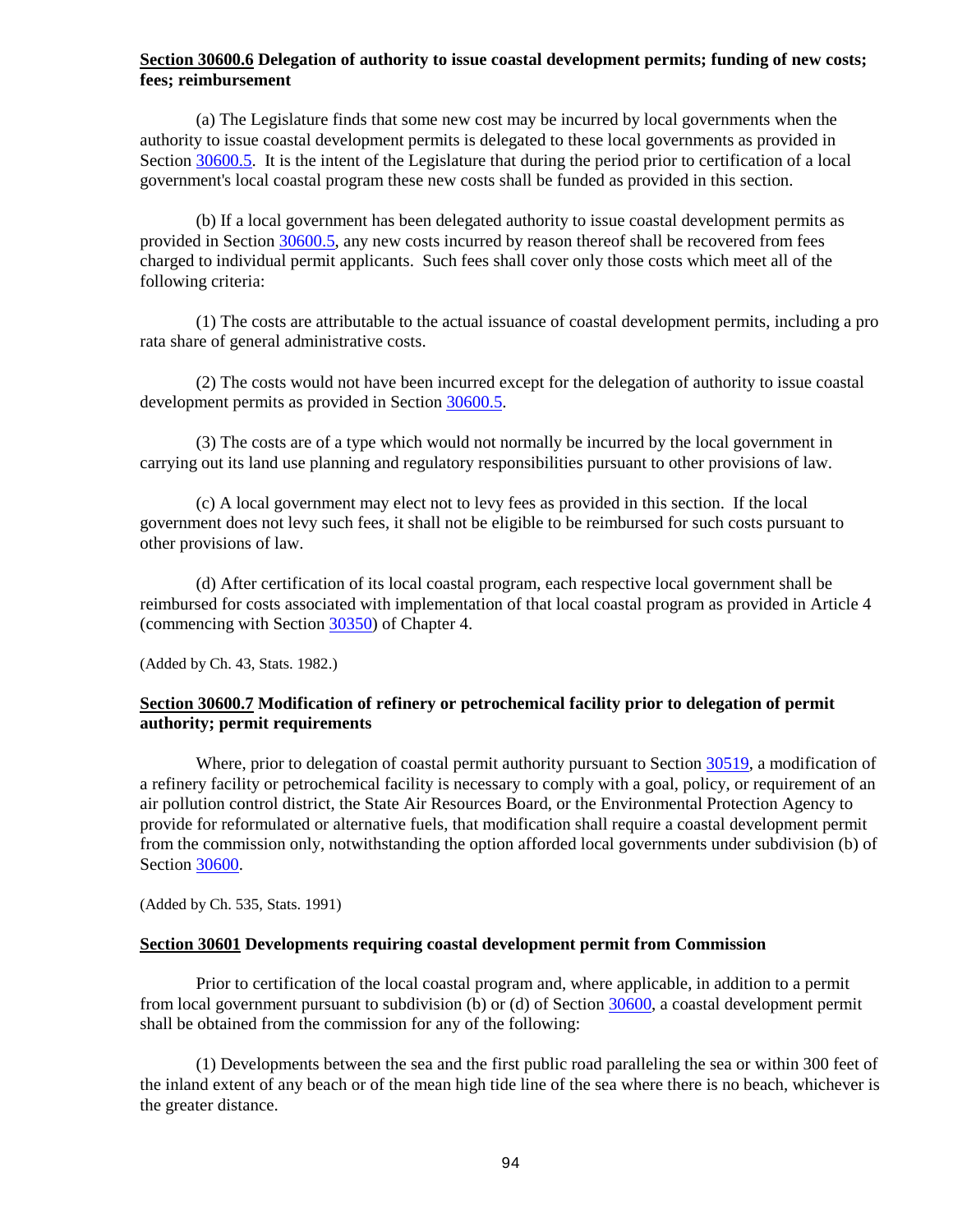**Section 30600.6 Delegation of authority to issue coastal development permits; funding of new costs; fees; reimbursement**

(a) The Legislature finds that some new cost may be incurred by local governments when the authority to issue coastal development permits is delegated to these local governments as provided in Section 30600.5. It is the intent of the Legislature that during the period prior to certification of a local government's local coastal program these new costs shall be funded as provided in this section.

(b) If a local government has been delegated authority to issue coastal development permits as provided in Section 30600.5, any new costs incurred by reason thereof shall be recovered from fees charged to individual permit applicants. Such fees shall cover only those costs which meet all of the following criteria:

(1) The costs are attributable to the actual issuance of coastal development permits, including a pro rata share of general administrative costs.

(2) The costs would not have been incurred except for the delegation of authority to issue coastal development permits as provided in Section 30600.5.

(3) The costs are of a type which would not normally be incurred by the local government in carrying out its land use planning and regulatory responsibilities pursuant to other provisions of law.

(c) A local government may elect not to levy fees as provided in this section. If the local government does not levy such fees, it shall not be eligible to be reimbursed for such costs pursuant to other provisions of law.

(d) After certification of its local coastal program, each respective local government shall be reimbursed for costs associated with implementation of that local coastal program as provided in Article 4 (commencing with Section 30350) of Chapter 4.

(Added by Ch. 43, Stats. 1982.)

**Section 30600.7 Modification of refinery or petrochemical facility prior to delegation of permit authority; permit requirements**

Where, prior to delegation of coastal permit authority pursuant to Section 30519, a modification of a refinery facility or petrochemical facility is necessary to comply with a goal, policy, or requirement of an air pollution control district, the State Air Resources Board, or the Environmental Protection Agency to provide for reformulated or alternative fuels, that modification shall require a coastal development permit from the commission only, notwithstanding the option afforded local governments under subdivision (b) of Section 30600.

(Added by Ch. 535, Stats. 1991)

**Section 30601 Developments requiring coastal development permit from Commission**

Prior to certification of the local coastal program and, where applicable, in addition to a permit from local government pursuant to subdivision (b) or (d) of Section 30600, a coastal development permit shall be obtained from the commission for any of the following:

(1) Developments between the sea and the first public road paralleling the sea or within 300 feet of the inland extent of any beach or of the mean high tide line of the sea where there is no beach, whichever is the greater distance.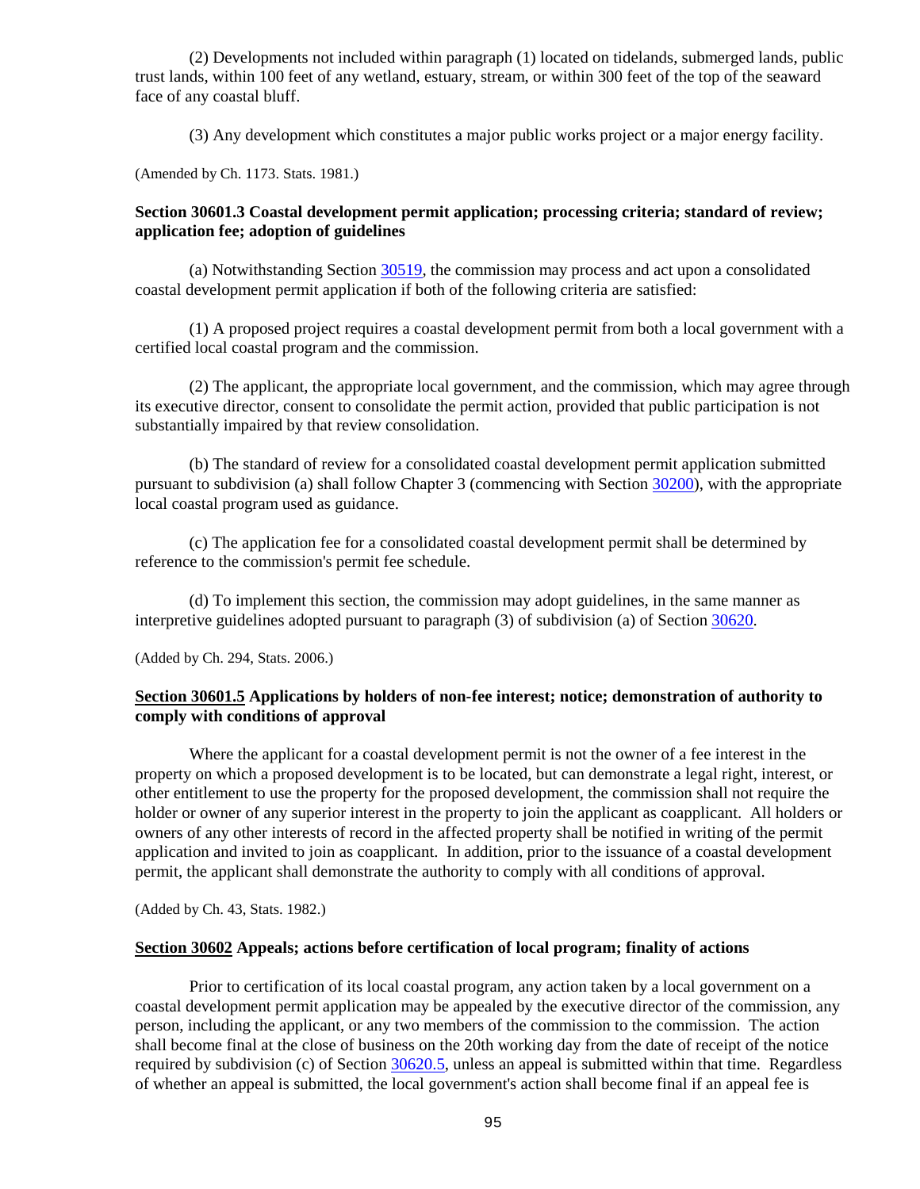(2) Developments not included within paragraph (1) located on tidelands, submerged lands, public trust lands, within 100 feet of any wetland, estuary, stream, or within 300 feet of the top of the seaward face of any coastal bluff.

(3) Any development which constitutes a major public works project or a major energy facility.

(Amended by Ch. 1173. Stats. 1981.)

### Section 30601.3 Coastal development permit application; processing criteria; standard of review; application fee; adoption of guidelines

(a) Notwithstanding Section 30519, the commission may process and act upon a consolidated coastal development permit application if both of the following criteria are satisfied:

(1) A proposed project requires a coastal development permit from both a local government with a certified local coastal program and the commission.

(2) The applicant, the appropriate local government, and the commission, which may agree through its executive director, consent to consolidate the permit action, provided that public participation is not substantially impaired by that review consolidation.

(b) The standard of review for a consolidated coastal development permit application submitted pursuant to subdivision (a) shall follow Chapter 3 (commencing with Section 30200), with the appropriate local coastal program used as guidance.

(c) The application fee for a consolidated coastal development permit shall be determined by reference to the commission's permit fee schedule.

(d) To implement this section, the commission may adopt guidelines, in the same manner as interpretive guidelines adopted pursuant to paragraph (3) of subdivision (a) of Section 30620.

(Added by Ch. 294, Stats. 2006.)

### Section 30601.5 Applications by holders of non-fee interest; notice; demonstration of authority to comply with conditions of approval

Where the applicant for a coastal development permit is not the owner of a fee interest in the property on which a proposed development is to be located, but can demonstrate a legal right, interest, or other entitlement to use the property for the proposed development, the commission shall not require the holder or owner of any superior interest in the property to join the applicant as coapplicant. All holders or owners of any other interests of record in the affected property shall be notified in writing of the permit application and invited to join as coapplicant. In addition, prior to the issuance of a coastal development permit, the applicant shall demonstrate the authority to comply with all conditions of approval.

(Added by Ch. 43, Stats. 1982.)

### Section 30602 Appeals; actions before certification of local program; finality of actions

Prior to certification of its local coastal program, any action taken by a local government on a coastal development permit application may be appealed by the executive director of the commission, any person, including the applicant, or any two members of the commission to the commission. The action shall become final at the close of business on the 20th working day from the date of receipt of the notice required by subdivision (c) of Section 30620.5, unless an appeal is submitted within that time. Regardless of whether an appeal is submitted, the local government's action shall become final if an appeal fee is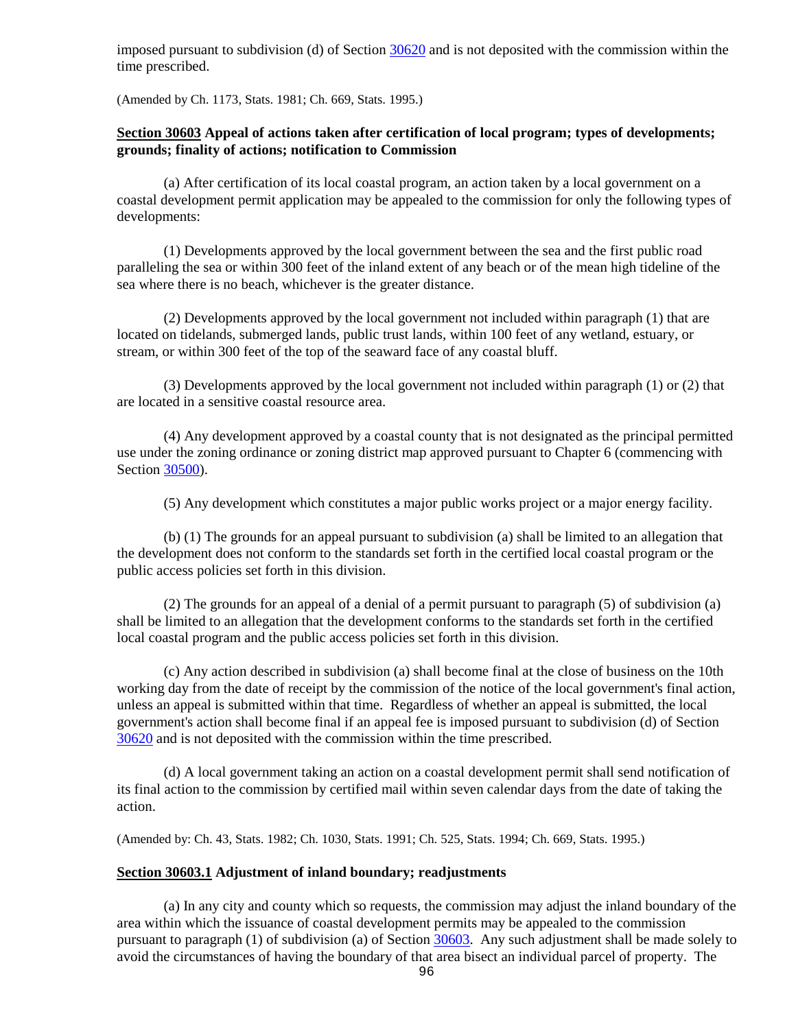imposed pursuant to subdivision (d) of Section 30620 and is not deposited with the commission within the time prescribed.

(Amended by Ch. 1173, Stats. 1981; Ch. 669, Stats. 1995.)

**Section 30603 Appeal of actions taken after certification of local program; types of developments; grounds; finality of actions; notification to Commission**

(a) After certification of its local coastal program, an action taken by a local government on a coastal development permit application may be appealed to the commission for only the following types of developments:

(1) Developments approved by the local government between the sea and the first public road paralleling the sea or within 300 feet of the inland extent of any beach or of the mean high tideline of the sea where there is no beach, whichever is the greater distance.

(2) Developments approved by the local government not included within paragraph (1) that are located on tidelands, submerged lands, public trust lands, within 100 feet of any wetland, estuary, or stream, or within 300 feet of the top of the seaward face of any coastal bluff.

(3) Developments approved by the local government not included within paragraph (1) or (2) that are located in a sensitive coastal resource area.

(4) Any development approved by a coastal county that is not designated as the principal permitted use under the zoning ordinance or zoning district map approved pursuant to Chapter 6 (commencing with Section 30500).

(5) Any development which constitutes a major public works project or a major energy facility.

(b) (1) The grounds for an appeal pursuant to subdivision (a) shall be limited to an allegation that the development does not conform to the standards set forth in the certified local coastal program or the public access policies set forth in this division.

(2) The grounds for an appeal of a denial of a permit pursuant to paragraph (5) of subdivision (a) shall be limited to an allegation that the development conforms to the standards set forth in the certified local coastal program and the public access policies set forth in this division.

(c) Any action described in subdivision (a) shall become final at the close of business on the 10th working day from the date of receipt by the commission of the notice of the local government's final action, unless an appeal is submitted within that time. Regardless of whether an appeal is submitted, the local government's action shall become final if an appeal fee is imposed pursuant to subdivision (d) of Section 30620 and is not deposited with the commission within the time prescribed.

(d) A local government taking an action on a coastal development permit shall send notification of its final action to the commission by certified mail within seven calendar days from the date of taking the action.

(Amended by: Ch. 43, Stats. 1982; Ch. 1030, Stats. 1991; Ch. 525, Stats. 1994; Ch. 669, Stats. 1995.)

**Section 30603.1 Adjustment of inland boundary; readjustments**

(a) In any city and county which so requests, the commission may adjust the inland boundary of the area within which the issuance of coastal development permits may be appealed to the commission pursuant to paragraph (1) of subdivision (a) of Section 30603. Any such adjustment shall be made solely to avoid the circumstances of having the boundary of that area bisect an individual parcel of property. The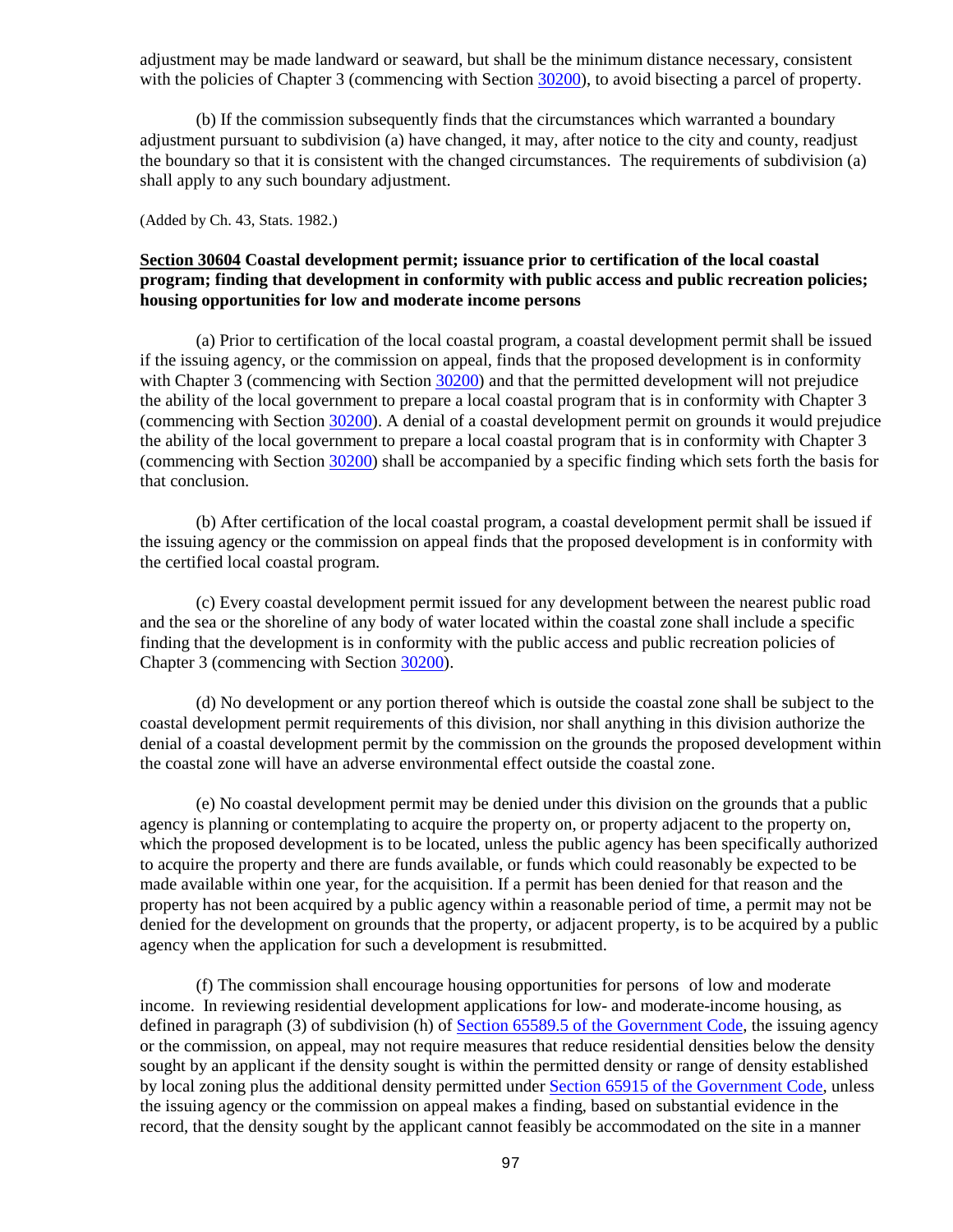adjustment may be made landward or seaward, but shall be the minimum distance necessary, consistent with the policies of Chapter 3 (commencing with Section [30200](#)), to avoid bisecting a parcel of property.

(b) If the commission subsequently finds that the circumstances which warranted a boundary adjustment pursuant to subdivision (a) have changed, it may, after notice to the city and county, readjust the boundary so that it is consistent with the changed circumstances. The requirements of subdivision (a) shall apply to any such boundary adjustment.

(Added by Ch. 43, Stats. 1982.)

### **Section 30604** Coastal development permit; issuance prior to certification of the local coastal program; finding that development in conformity with public access and public recreation policies; housing opportunities for low and moderate income persons

(a) Prior to certification of the local coastal program, a coastal development permit shall be issued if the issuing agency, or the commission on appeal, finds that the proposed development is in conformity with Chapter 3 (commencing with Section 30200) and that the permitted development will not prejudice the ability of the local government to prepare a local coastal program that is in conformity with Chapter 3 (commencing with Section 30200). A denial of a coastal development permit on grounds it would prejudice the ability of the local government to prepare a local coastal program that is in conformity with Chapter 3 (commencing with Section 30200) shall be accompanied by a specific finding which sets forth the basis for that conclusion.

(b) After certification of the local coastal program, a coastal development permit shall be issued if the issuing agency or the commission on appeal finds that the proposed development is in conformity with the certified local coastal program.

(c) Every coastal development permit issued for any development between the nearest public road and the sea or the shoreline of any body of water located within the coastal zone shall include a specific finding that the development is in conformity with the public access and public recreation policies of Chapter 3 (commencing with Section 30200).

(d) No development or any portion thereof which is outside the coastal zone shall be subject to the coastal development permit requirements of this division, nor shall anything in this division authorize the denial of a coastal development permit by the commission on the grounds the proposed development within the coastal zone will have an adverse environmental effect outside the coastal zone.

(e) No coastal development permit may be denied under this division on the grounds that a public agency is planning or contemplating to acquire the property on, or property adjacent to the property on, which the proposed development is to be located, unless the public agency has been specifically authorized to acquire the property and there are funds available, or funds which could reasonably be expected to be made available within one year, for the acquisition. If a permit has been denied for that reason and the property has not been acquired by a public agency within a reasonable period of time, a permit may not be denied for the development on grounds that the property, or adjacent property, is to be acquired by a public agency when the application for such a development is resubmitted.

(f) The commission shall encourage housing opportunities for persons of low and moderate income. In reviewing residential development applications for low- and moderate-income housing, as defined in paragraph (3) of subdivision (h) of Section 65589.5 of the Government Code, the issuing agency or the commission, on appeal, may not require measures that reduce residential densities below the density sought by an applicant if the density sought is within the permitted density or range of density established by local zoning plus the additional density permitted under Section 65915 of the Government Code, unless the issuing agency or the commission on appeal makes a finding, based on substantial evidence in the record, that the density sought by the applicant cannot feasibly be accommodated on the site in a manner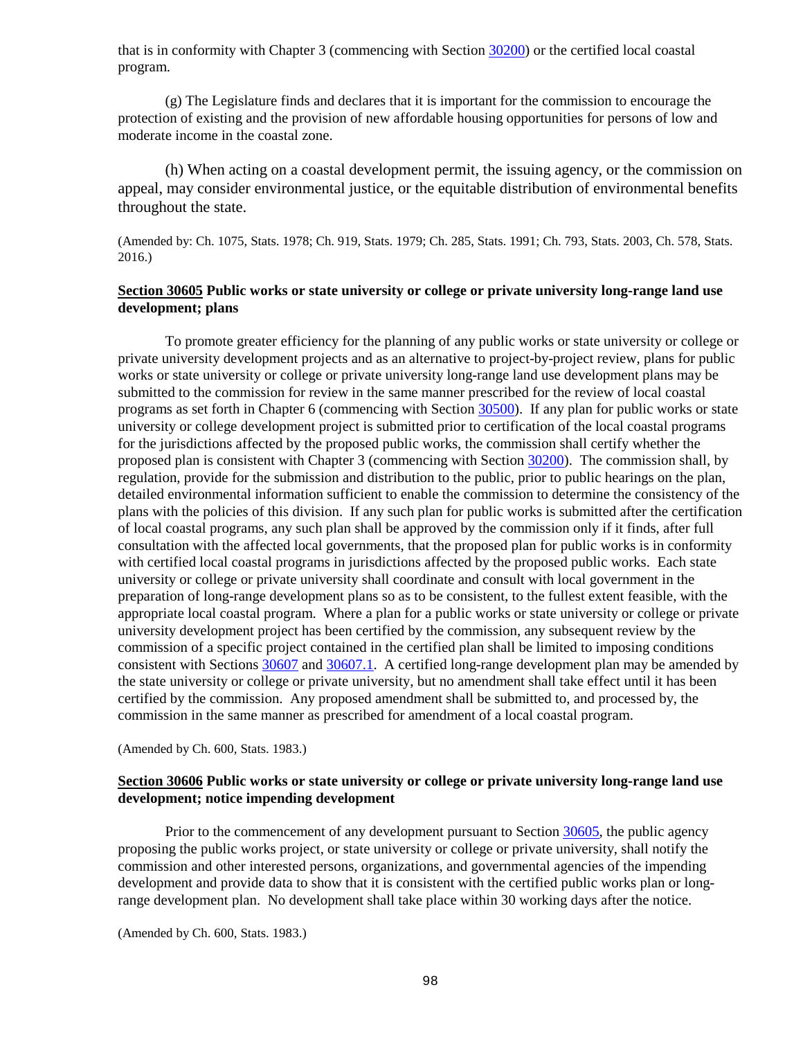that is in conformity with Chapter 3 (commencing with Section 30200) or the certified local coastal program.

(g) The Legislature finds and declares that it is important for the commission to encourage the protection of existing and the provision of new affordable housing opportunities for persons of low and moderate income in the coastal zone.

(h) When acting on a coastal development permit, the issuing agency, or the commission on appeal, may consider environmental justice, or the equitable distribution of environmental benefits throughout the state.

(Amended by: Ch. 1075, Stats. 1978; Ch. 919, Stats. 1979; Ch. 285, Stats. 1991; Ch. 793, Stats. 2003, Ch. 578, Stats. 2016.)

**Section 30605 Public works or state university or college or private university long-range land use development; plans**

To promote greater efficiency for the planning of any public works or state university or college or private university development projects and as an alternative to project-by-project review, plans for public works or state university or college or private university long-range land use development plans may be submitted to the commission for review in the same manner prescribed for the review of local coastal programs as set forth in Chapter 6 (commencing with Section 30500). If any plan for public works or state university or college development project is submitted prior to certification of the local coastal programs for the jurisdictions affected by the proposed public works, the commission shall certify whether the proposed plan is consistent with Chapter 3 (commencing with Section 30200). The commission shall, by regulation, provide for the submission and distribution to the public, prior to public hearings on the plan, detailed environmental information sufficient to enable the commission to determine the consistency of the plans with the policies of this division. If any such plan for public works is submitted after the certification of local coastal programs, any such plan shall be approved by the commission only if it finds, after full consultation with the affected local governments, that the proposed plan for public works is in conformity with certified local coastal programs in jurisdictions affected by the proposed public works. Each state university or college or private university shall coordinate and consult with local government in the preparation of long-range development plans so as to be consistent, to the fullest extent feasible, with the appropriate local coastal program. Where a plan for a public works or state university or college or private university development project has been certified by the commission, any subsequent review by the commission of a specific project contained in the certified plan shall be limited to imposing conditions consistent with Sections 30607 and 30607.1. A certified long-range development plan may be amended by the state university or college or private university, but no amendment shall take effect until it has been certified by the commission. Any proposed amendment shall be submitted to, and processed by, the commission in the same manner as prescribed for amendment of a local coastal program.

(Amended by Ch. 600, Stats. 1983.)

**Section 30606 Public works or state university or college or private university long-range land use development; notice impending development**

Prior to the commencement of any development pursuant to Section 30605, the public agency proposing the public works project, or state university or college or private university, shall notify the commission and other interested persons, organizations, and governmental agencies of the impending development and provide data to show that it is consistent with the certified public works plan or long-range development plan. No development shall take place within 30 working days after the notice.

(Amended by Ch. 600, Stats. 1983.)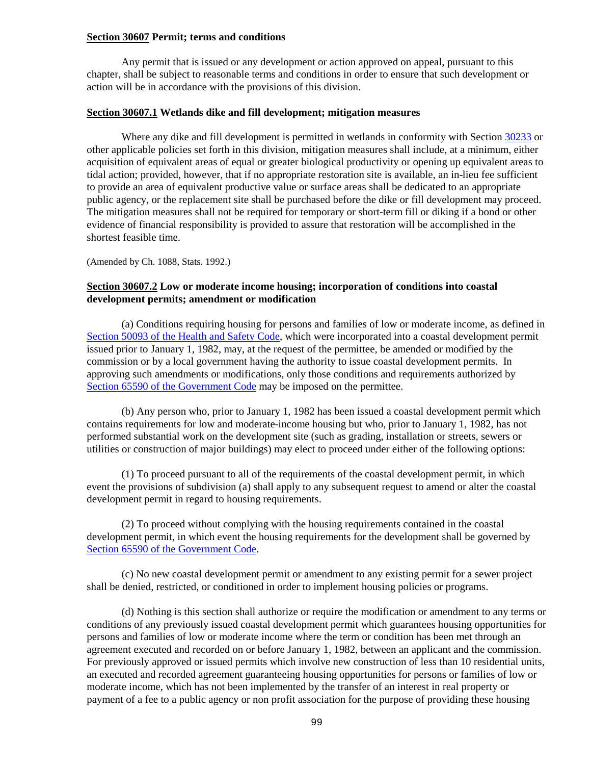**Section 30607 Permit; terms and conditions**

Any permit that is issued or any development or action approved on appeal, pursuant to this chapter, shall be subject to reasonable terms and conditions in order to ensure that such development or action will be in accordance with the provisions of this division.

**Section 30607.1 Wetlands dike and fill development; mitigation measures**

Where any dike and fill development is permitted in wetlands in conformity with Section 30233 or other applicable policies set forth in this division, mitigation measures shall include, at a minimum, either acquisition of equivalent areas of equal or greater biological productivity or opening up equivalent areas to tidal action; provided, however, that if no appropriate restoration site is available, an in-lieu fee sufficient to provide an area of equivalent productive value or surface areas shall be dedicated to an appropriate public agency, or the replacement site shall be purchased before the dike or fill development may proceed. The mitigation measures shall not be required for temporary or short-term fill or diking if a bond or other evidence of financial responsibility is provided to assure that restoration will be accomplished in the shortest feasible time.

(Amended by Ch. 1088, Stats. 1992.)

**Section 30607.2 Low or moderate income housing; incorporation of conditions into coastal development permits; amendment or modification**

(a) Conditions requiring housing for persons and families of low or moderate income, as defined in Section 50093 of the Health and Safety Code, which were incorporated into a coastal development permit issued prior to January 1, 1982, may, at the request of the permittee, be amended or modified by the commission or by a local government having the authority to issue coastal development permits. In approving such amendments or modifications, only those conditions and requirements authorized by Section 65590 of the Government Code may be imposed on the permittee.

(b) Any person who, prior to January 1, 1982 has been issued a coastal development permit which contains requirements for low and moderate-income housing but who, prior to January 1, 1982, has not performed substantial work on the development site (such as grading, installation or streets, sewers or utilities or construction of major buildings) may elect to proceed under either of the following options:

(1) To proceed pursuant to all of the requirements of the coastal development permit, in which event the provisions of subdivision (a) shall apply to any subsequent request to amend or alter the coastal development permit in regard to housing requirements.

(2) To proceed without complying with the housing requirements contained in the coastal development permit, in which event the housing requirements for the development shall be governed by Section 65590 of the Government Code.

(c) No new coastal development permit or amendment to any existing permit for a sewer project shall be denied, restricted, or conditioned in order to implement housing policies or programs.

(d) Nothing is this section shall authorize or require the modification or amendment to any terms or conditions of any previously issued coastal development permit which guarantees housing opportunities for persons and families of low or moderate income where the term or condition has been met through an agreement executed and recorded on or before January 1, 1982, between an applicant and the commission. For previously approved or issued permits which involve new construction of less than 10 residential units, an executed and recorded agreement guaranteeing housing opportunities for persons or families of low or moderate income, which has not been implemented by the transfer of an interest in real property or payment of a fee to a public agency or non profit association for the purpose of providing these housing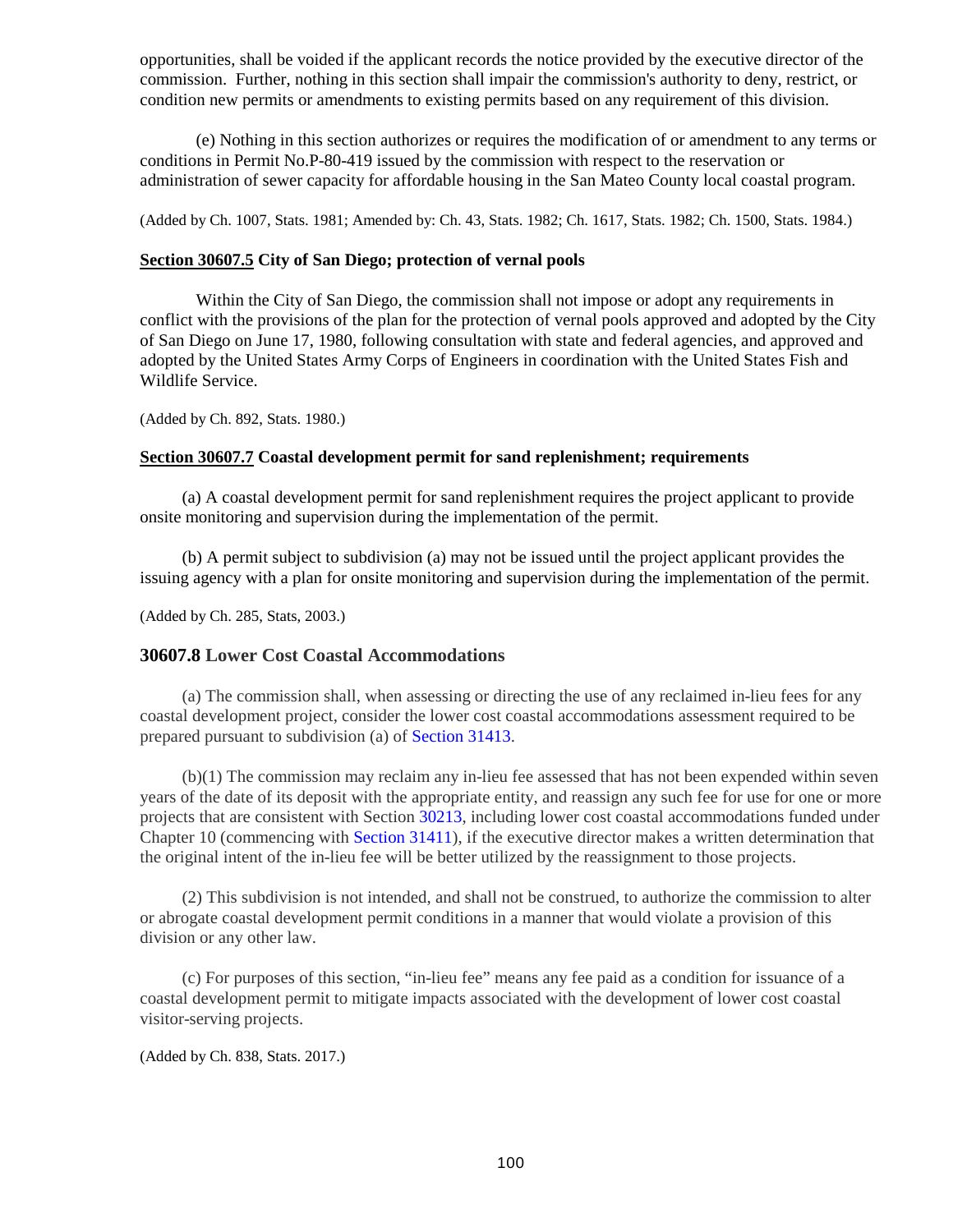opportunities, shall be voided if the applicant records the notice provided by the executive director of the commission. Further, nothing in this section shall impair the commission's authority to deny, restrict, or condition new permits or amendments to existing permits based on any requirement of this division.

(e) Nothing in this section authorizes or requires the modification of or amendment to any terms or conditions in Permit No.P-80-419 issued by the commission with respect to the reservation or administration of sewer capacity for affordable housing in the San Mateo County local coastal program.

(Added by Ch. 1007, Stats. 1981; Amended by: Ch. 43, Stats. 1982; Ch. 1617, Stats. 1982; Ch. 1500, Stats. 1984.)

#### Section 30607.5 City of San Diego; protection of vernal pools

Within the City of San Diego, the commission shall not impose or adopt any requirements in conflict with the provisions of the plan for the protection of vernal pools approved and adopted by the City of San Diego on June 17, 1980, following consultation with state and federal agencies, and approved and adopted by the United States Army Corps of Engineers in coordination with the United States Fish and Wildlife Service.

(Added by Ch. 892, Stats. 1980.)

#### Section 30607.7 Coastal development permit for sand replenishment; requirements

(a) A coastal development permit for sand replenishment requires the project applicant to provide onsite monitoring and supervision during the implementation of the permit.

(b) A permit subject to subdivision (a) may not be issued until the project applicant provides the issuing agency with a plan for onsite monitoring and supervision during the implementation of the permit.

(Added by Ch. 285, Stats, 2003.)

### 30607.8 Lower Cost Coastal Accommodations

(a) The commission shall, when assessing or directing the use of any reclaimed in-lieu fees for any coastal development project, consider the lower cost coastal accommodations assessment required to be prepared pursuant to subdivision (a) of Section 31413.

(b)(1) The commission may reclaim any in-lieu fee assessed that has not been expended within seven years of the date of its deposit with the appropriate entity, and reassign any such fee for use for one or more projects that are consistent with Section 30213, including lower cost coastal accommodations funded under Chapter 10 (commencing with Section 31411), if the executive director makes a written determination that the original intent of the in-lieu fee will be better utilized by the reassignment to those projects.

(2) This subdivision is not intended, and shall not be construed, to authorize the commission to alter or abrogate coastal development permit conditions in a manner that would violate a provision of this division or any other law.

(c) For purposes of this section, "in-lieu fee" means any fee paid as a condition for issuance of a coastal development permit to mitigate impacts associated with the development of lower cost coastal visitor-serving projects.

(Added by Ch. 838, Stats. 2017.)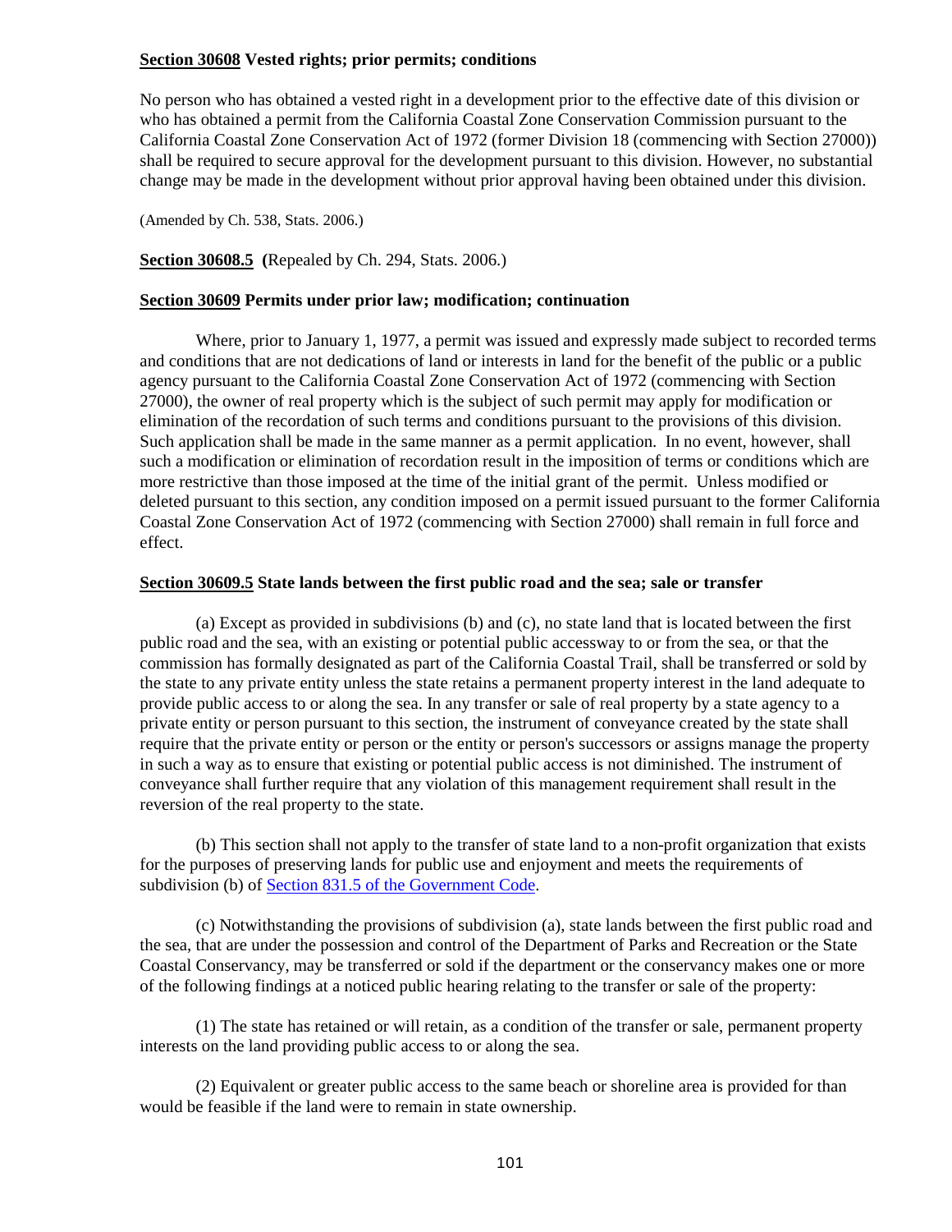**Section 30608 Vested rights; prior permits; conditions**

No person who has obtained a vested right in a development prior to the effective date of this division or who has obtained a permit from the California Coastal Zone Conservation Commission pursuant to the California Coastal Zone Conservation Act of 1972 (former Division 18 (commencing with Section 27000)) shall be required to secure approval for the development pursuant to this division. However, no substantial change may be made in the development without prior approval having been obtained under this division.

(Amended by Ch. 538, Stats. 2006.)

**Section 30608.5** (Repealed by Ch. 294, Stats. 2006.)

**Section 30609 Permits under prior law; modification; continuation**

Where, prior to January 1, 1977, a permit was issued and expressly made subject to recorded terms and conditions that are not dedications of land or interests in land for the benefit of the public or a public agency pursuant to the California Coastal Zone Conservation Act of 1972 (commencing with Section 27000), the owner of real property which is the subject of such permit may apply for modification or elimination of the recordation of such terms and conditions pursuant to the provisions of this division. Such application shall be made in the same manner as a permit application. In no event, however, shall such a modification or elimination of recordation result in the imposition of terms or conditions which are more restrictive than those imposed at the time of the initial grant of the permit. Unless modified or deleted pursuant to this section, any condition imposed on a permit issued pursuant to the former California Coastal Zone Conservation Act of 1972 (commencing with Section 27000) shall remain in full force and effect.

**Section 30609.5 State lands between the first public road and the sea; sale or transfer**

(a) Except as provided in subdivisions (b) and (c), no state land that is located between the first public road and the sea, with an existing or potential public accessway to or from the sea, or that the commission has formally designated as part of the California Coastal Trail, shall be transferred or sold by the state to any private entity unless the state retains a permanent property interest in the land adequate to provide public access to or along the sea. In any transfer or sale of real property by a state agency to a private entity or person pursuant to this section, the instrument of conveyance created by the state shall require that the private entity or person or the entity or person's successors or assigns manage the property in such a way as to ensure that existing or potential public access is not diminished. The instrument of conveyance shall further require that any violation of this management requirement shall result in the reversion of the real property to the state.

(b) This section shall not apply to the transfer of state land to a non-profit organization that exists for the purposes of preserving lands for public use and enjoyment and meets the requirements of subdivision (b) of Section 831.5 of the Government Code.

(c) Notwithstanding the provisions of subdivision (a), state lands between the first public road and the sea, that are under the possession and control of the Department of Parks and Recreation or the State Coastal Conservancy, may be transferred or sold if the department or the conservancy makes one or more of the following findings at a noticed public hearing relating to the transfer or sale of the property:

(1) The state has retained or will retain, as a condition of the transfer or sale, permanent property interests on the land providing public access to or along the sea.

(2) Equivalent or greater public access to the same beach or shoreline area is provided for than would be feasible if the land were to remain in state ownership.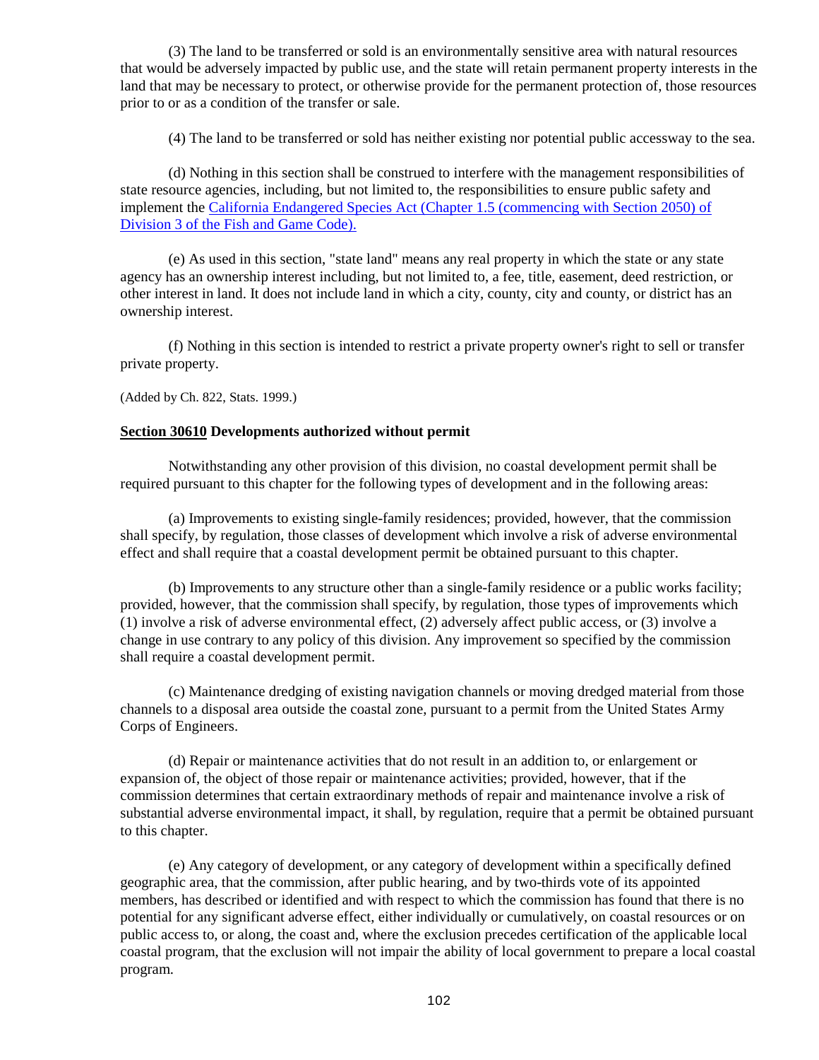(3) The land to be transferred or sold is an environmentally sensitive area with natural resources that would be adversely impacted by public use, and the state will retain permanent property interests in the land that may be necessary to protect, or otherwise provide for the permanent protection of, those resources prior to or as a condition of the transfer or sale.

(4) The land to be transferred or sold has neither existing nor potential public accessway to the sea.

(d) Nothing in this section shall be construed to interfere with the management responsibilities of state resource agencies, including, but not limited to, the responsibilities to ensure public safety and implement the California Endangered Species Act (Chapter 1.5 (commencing with Section 2050) of Division 3 of the Fish and Game Code).

(e) As used in this section, "state land" means any real property in which the state or any state agency has an ownership interest including, but not limited to, a fee, title, easement, deed restriction, or other interest in land. It does not include land in which a city, county, city and county, or district has an ownership interest.

(f) Nothing in this section is intended to restrict a private property owner's right to sell or transfer private property.

(Added by Ch. 822, Stats. 1999.)

**Section 30610 Developments authorized without permit**

Notwithstanding any other provision of this division, no coastal development permit shall be required pursuant to this chapter for the following types of development and in the following areas:

(a) Improvements to existing single-family residences; provided, however, that the commission shall specify, by regulation, those classes of development which involve a risk of adverse environmental effect and shall require that a coastal development permit be obtained pursuant to this chapter.

(b) Improvements to any structure other than a single-family residence or a public works facility; provided, however, that the commission shall specify, by regulation, those types of improvements which (1) involve a risk of adverse environmental effect, (2) adversely affect public access, or (3) involve a change in use contrary to any policy of this division. Any improvement so specified by the commission shall require a coastal development permit.

(c) Maintenance dredging of existing navigation channels or moving dredged material from those channels to a disposal area outside the coastal zone, pursuant to a permit from the United States Army Corps of Engineers.

(d) Repair or maintenance activities that do not result in an addition to, or enlargement or expansion of, the object of those repair or maintenance activities; provided, however, that if the commission determines that certain extraordinary methods of repair and maintenance involve a risk of substantial adverse environmental impact, it shall, by regulation, require that a permit be obtained pursuant to this chapter.

(e) Any category of development, or any category of development within a specifically defined geographic area, that the commission, after public hearing, and by two-thirds vote of its appointed members, has described or identified and with respect to which the commission has found that there is no potential for any significant adverse effect, either individually or cumulatively, on coastal resources or on public access to, or along, the coast and, where the exclusion precedes certification of the applicable local coastal program, that the exclusion will not impair the ability of local government to prepare a local coastal program.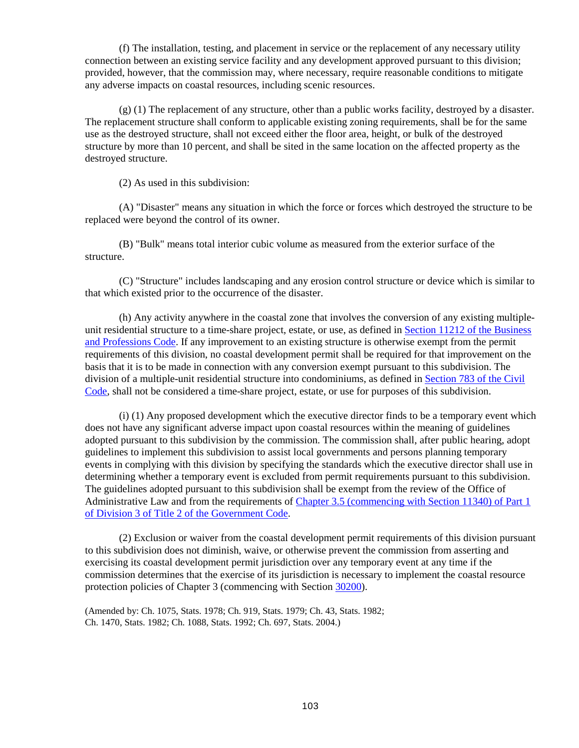(f) The installation, testing, and placement in service or the replacement of any necessary utility connection between an existing service facility and any development approved pursuant to this division; provided, however, that the commission may, where necessary, require reasonable conditions to mitigate any adverse impacts on coastal resources, including scenic resources.

(g) (1) The replacement of any structure, other than a public works facility, destroyed by a disaster. The replacement structure shall conform to applicable existing zoning requirements, shall be for the same use as the destroyed structure, shall not exceed either the floor area, height, or bulk of the destroyed structure by more than 10 percent, and shall be sited in the same location on the affected property as the destroyed structure.

(2) As used in this subdivision:

(A) "Disaster" means any situation in which the force or forces which destroyed the structure to be replaced were beyond the control of its owner.

(B) "Bulk" means total interior cubic volume as measured from the exterior surface of the structure.

(C) "Structure" includes landscaping and any erosion control structure or device which is similar to that which existed prior to the occurrence of the disaster.

(h) Any activity anywhere in the coastal zone that involves the conversion of any existing multiple-unit residential structure to a time-share project, estate, or use, as defined in Section 11212 of the Business and Professions Code. If any improvement to an existing structure is otherwise exempt from the permit requirements of this division, no coastal development permit shall be required for that improvement on the basis that it is to be made in connection with any conversion exempt pursuant to this subdivision. The division of a multiple-unit residential structure into condominiums, as defined in Section 783 of the Civil Code, shall not be considered a time-share project, estate, or use for purposes of this subdivision.

(i) (1) Any proposed development which the executive director finds to be a temporary event which does not have any significant adverse impact upon coastal resources within the meaning of guidelines adopted pursuant to this subdivision by the commission. The commission shall, after public hearing, adopt guidelines to implement this subdivision to assist local governments and persons planning temporary events in complying with this division by specifying the standards which the executive director shall use in determining whether a temporary event is excluded from permit requirements pursuant to this subdivision. The guidelines adopted pursuant to this subdivision shall be exempt from the review of the Office of Administrative Law and from the requirements of Chapter 3.5 (commencing with Section 11340) of Part 1 of Division 3 of Title 2 of the Government Code.

(2) Exclusion or waiver from the coastal development permit requirements of this division pursuant to this subdivision does not diminish, waive, or otherwise prevent the commission from asserting and exercising its coastal development permit jurisdiction over any temporary event at any time if the commission determines that the exercise of its jurisdiction is necessary to implement the coastal resource protection policies of Chapter 3 (commencing with Section 30200).

(Amended by: Ch. 1075, Stats. 1978; Ch. 919, Stats. 1979; Ch. 43, Stats. 1982; Ch. 1470, Stats. 1982; Ch. 1088, Stats. 1992; Ch. 697, Stats. 2004.)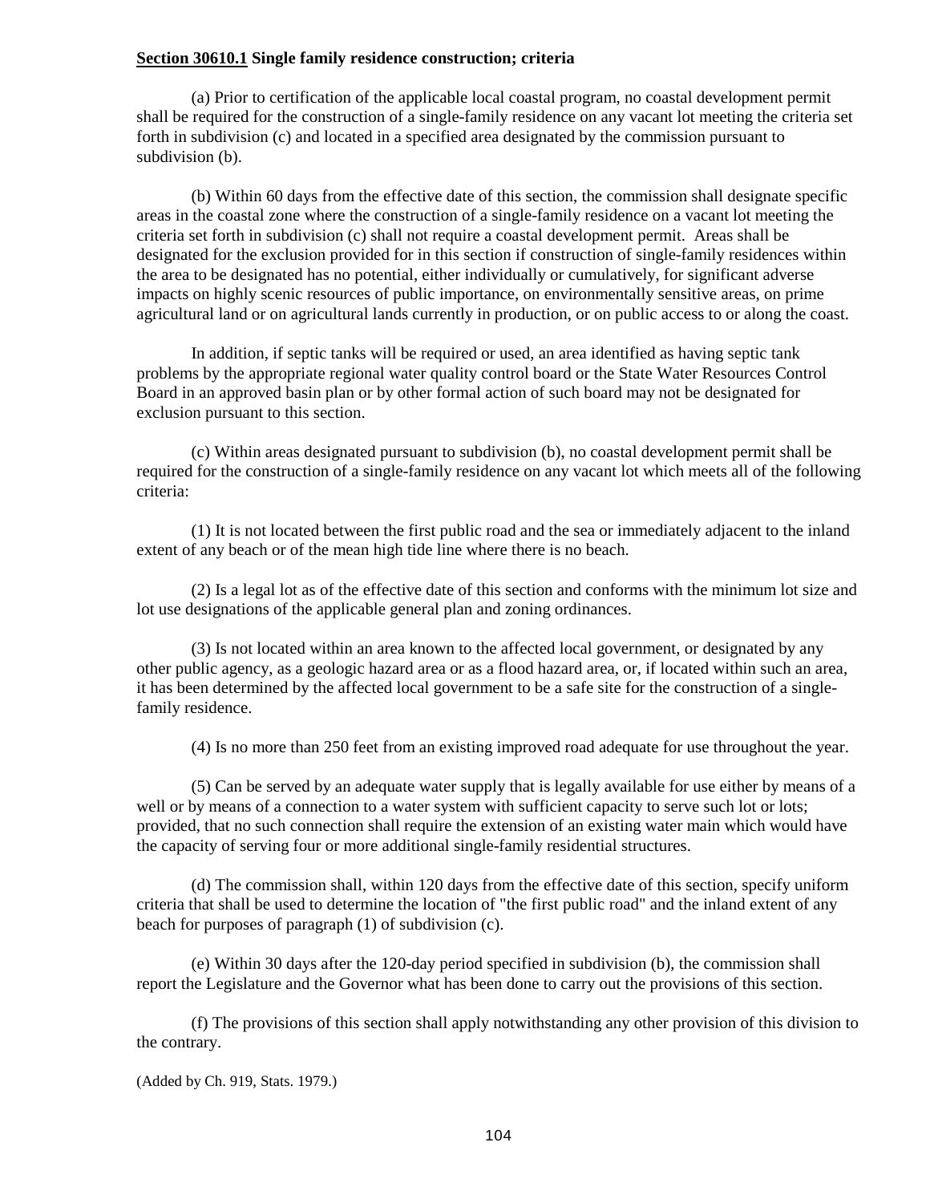**Section 30610.1 Single family residence construction; criteria**

(a) Prior to certification of the applicable local coastal program, no coastal development permit shall be required for the construction of a single-family residence on any vacant lot meeting the criteria set forth in subdivision (c) and located in a specified area designated by the commission pursuant to subdivision (b).

(b) Within 60 days from the effective date of this section, the commission shall designate specific areas in the coastal zone where the construction of a single-family residence on a vacant lot meeting the criteria set forth in subdivision (c) shall not require a coastal development permit. Areas shall be designated for the exclusion provided for in this section if construction of single-family residences within the area to be designated has no potential, either individually or cumulatively, for significant adverse impacts on highly scenic resources of public importance, on environmentally sensitive areas, on prime agricultural land or on agricultural lands currently in production, or on public access to or along the coast.

In addition, if septic tanks will be required or used, an area identified as having septic tank problems by the appropriate regional water quality control board or the State Water Resources Control Board in an approved basin plan or by other formal action of such board may not be designated for exclusion pursuant to this section.

(c) Within areas designated pursuant to subdivision (b), no coastal development permit shall be required for the construction of a single-family residence on any vacant lot which meets all of the following criteria:

(1) It is not located between the first public road and the sea or immediately adjacent to the inland extent of any beach or of the mean high tide line where there is no beach.

(2) Is a legal lot as of the effective date of this section and conforms with the minimum lot size and lot use designations of the applicable general plan and zoning ordinances.

(3) Is not located within an area known to the affected local government, or designated by any other public agency, as a geologic hazard area or as a flood hazard area, or, if located within such an area, it has been determined by the affected local government to be a safe site for the construction of a single-family residence.

(4) Is no more than 250 feet from an existing improved road adequate for use throughout the year.

(5) Can be served by an adequate water supply that is legally available for use either by means of a well or by means of a connection to a water system with sufficient capacity to serve such lot or lots; provided, that no such connection shall require the extension of an existing water main which would have the capacity of serving four or more additional single-family residential structures.

(d) The commission shall, within 120 days from the effective date of this section, specify uniform criteria that shall be used to determine the location of "the first public road" and the inland extent of any beach for purposes of paragraph (1) of subdivision (c).

(e) Within 30 days after the 120-day period specified in subdivision (b), the commission shall report the Legislature and the Governor what has been done to carry out the provisions of this section.

(f) The provisions of this section shall apply notwithstanding any other provision of this division to the contrary.

(Added by Ch. 919, Stats. 1979.)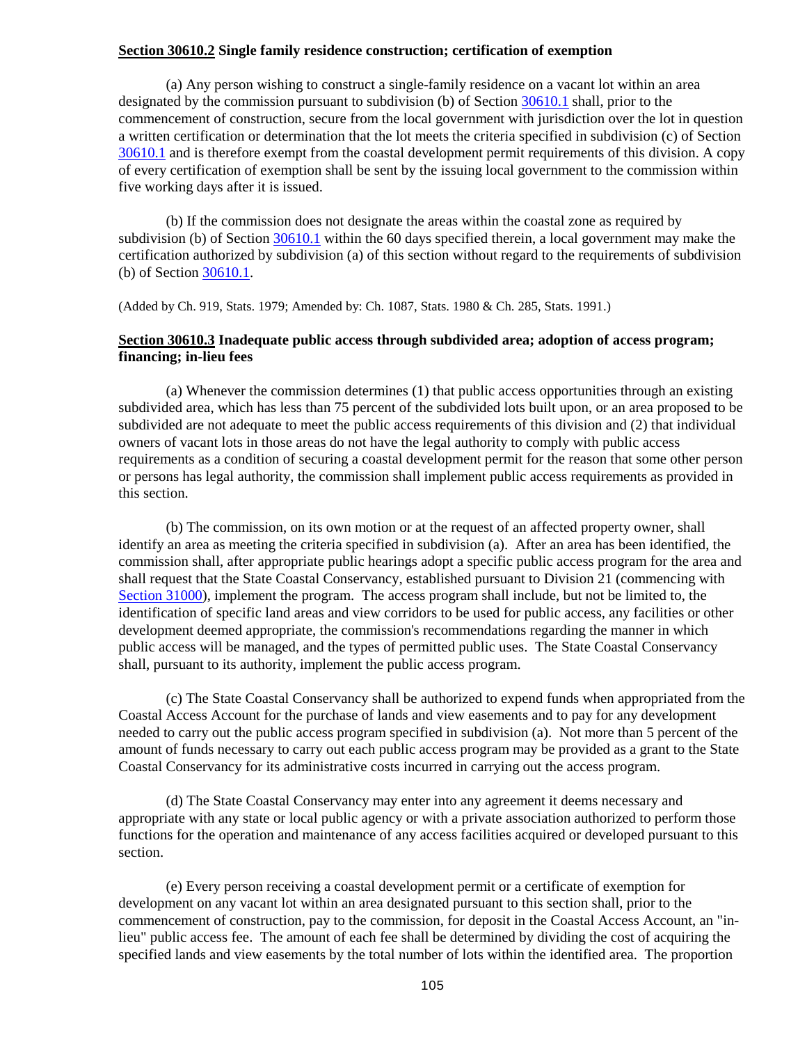**Section 30610.2 Single family residence construction; certification of exemption**

(a) Any person wishing to construct a single-family residence on a vacant lot within an area designated by the commission pursuant to subdivision (b) of Section 30610.1 shall, prior to the commencement of construction, secure from the local government with jurisdiction over the lot in question a written certification or determination that the lot meets the criteria specified in subdivision (c) of Section 30610.1 and is therefore exempt from the coastal development permit requirements of this division. A copy of every certification of exemption shall be sent by the issuing local government to the commission within five working days after it is issued.

(b) If the commission does not designate the areas within the coastal zone as required by subdivision (b) of Section 30610.1 within the 60 days specified therein, a local government may make the certification authorized by subdivision (a) of this section without regard to the requirements of subdivision (b) of Section 30610.1.

(Added by Ch. 919, Stats. 1979; Amended by: Ch. 1087, Stats. 1980 & Ch. 285, Stats. 1991.)

**Section 30610.3 Inadequate public access through subdivided area; adoption of access program; financing; in-lieu fees**

(a) Whenever the commission determines (1) that public access opportunities through an existing subdivided area, which has less than 75 percent of the subdivided lots built upon, or an area proposed to be subdivided are not adequate to meet the public access requirements of this division and (2) that individual owners of vacant lots in those areas do not have the legal authority to comply with public access requirements as a condition of securing a coastal development permit for the reason that some other person or persons has legal authority, the commission shall implement public access requirements as provided in this section.

(b) The commission, on its own motion or at the request of an affected property owner, shall identify an area as meeting the criteria specified in subdivision (a). After an area has been identified, the commission shall, after appropriate public hearings adopt a specific public access program for the area and shall request that the State Coastal Conservancy, established pursuant to Division 21 (commencing with Section 31000), implement the program. The access program shall include, but not be limited to, the identification of specific land areas and view corridors to be used for public access, any facilities or other development deemed appropriate, the commission's recommendations regarding the manner in which public access will be managed, and the types of permitted public uses. The State Coastal Conservancy shall, pursuant to its authority, implement the public access program.

(c) The State Coastal Conservancy shall be authorized to expend funds when appropriated from the Coastal Access Account for the purchase of lands and view easements and to pay for any development needed to carry out the public access program specified in subdivision (a). Not more than 5 percent of the amount of funds necessary to carry out each public access program may be provided as a grant to the State Coastal Conservancy for its administrative costs incurred in carrying out the access program.

(d) The State Coastal Conservancy may enter into any agreement it deems necessary and appropriate with any state or local public agency or with a private association authorized to perform those functions for the operation and maintenance of any access facilities acquired or developed pursuant to this section.

(e) Every person receiving a coastal development permit or a certificate of exemption for development on any vacant lot within an area designated pursuant to this section shall, prior to the commencement of construction, pay to the commission, for deposit in the Coastal Access Account, an "in-lieu" public access fee. The amount of each fee shall be determined by dividing the cost of acquiring the specified lands and view easements by the total number of lots within the identified area. The proportion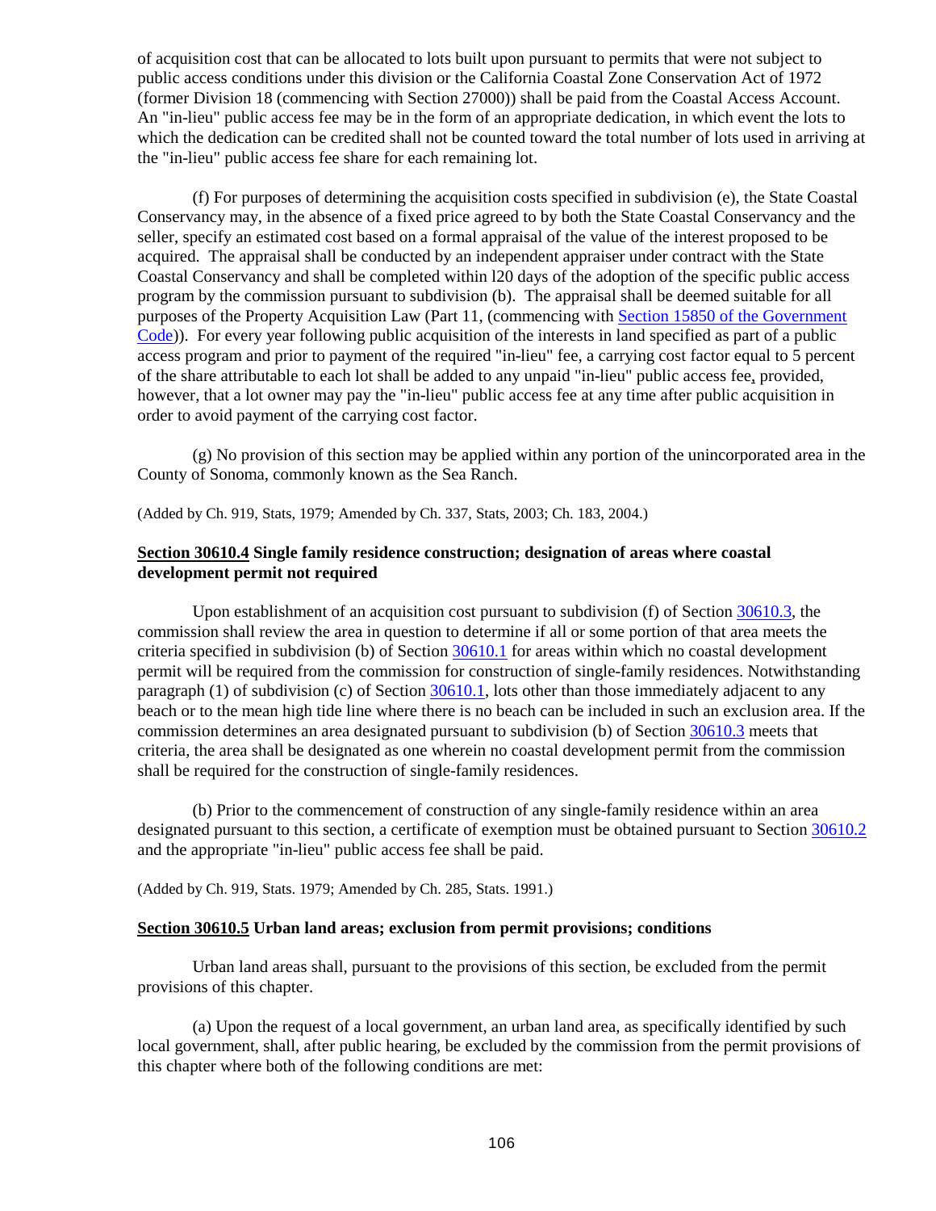of acquisition cost that can be allocated to lots built upon pursuant to permits that were not subject to public access conditions under this division or the California Coastal Zone Conservation Act of 1972 (former Division 18 (commencing with Section 27000)) shall be paid from the Coastal Access Account. An "in-lieu" public access fee may be in the form of an appropriate dedication, in which event the lots to which the dedication can be credited shall not be counted toward the total number of lots used in arriving at the "in-lieu" public access fee share for each remaining lot.

(f) For purposes of determining the acquisition costs specified in subdivision (e), the State Coastal Conservancy may, in the absence of a fixed price agreed to by both the State Coastal Conservancy and the seller, specify an estimated cost based on a formal appraisal of the value of the interest proposed to be acquired. The appraisal shall be conducted by an independent appraiser under contract with the State Coastal Conservancy and shall be completed within l20 days of the adoption of the specific public access program by the commission pursuant to subdivision (b). The appraisal shall be deemed suitable for all purposes of the Property Acquisition Law (Part 11, (commencing with Section 15850 of the Government Code)). For every year following public acquisition of the interests in land specified as part of a public access program and prior to payment of the required "in-lieu" fee, a carrying cost factor equal to 5 percent of the share attributable to each lot shall be added to any unpaid "in-lieu" public access fee, provided, however, that a lot owner may pay the "in-lieu" public access fee at any time after public acquisition in order to avoid payment of the carrying cost factor.

(g) No provision of this section may be applied within any portion of the unincorporated area in the County of Sonoma, commonly known as the Sea Ranch.

(Added by Ch. 919, Stats, 1979; Amended by Ch. 337, Stats, 2003; Ch. 183, 2004.)

**Section 30610.4 Single family residence construction; designation of areas where coastal development permit not required**

Upon establishment of an acquisition cost pursuant to subdivision (f) of Section 30610.3, the commission shall review the area in question to determine if all or some portion of that area meets the criteria specified in subdivision (b) of Section 30610.1 for areas within which no coastal development permit will be required from the commission for construction of single-family residences. Notwithstanding paragraph (1) of subdivision (c) of Section 30610.1, lots other than those immediately adjacent to any beach or to the mean high tide line where there is no beach can be included in such an exclusion area. If the commission determines an area designated pursuant to subdivision (b) of Section 30610.3 meets that criteria, the area shall be designated as one wherein no coastal development permit from the commission shall be required for the construction of single-family residences.

(b) Prior to the commencement of construction of any single-family residence within an area designated pursuant to this section, a certificate of exemption must be obtained pursuant to Section 30610.2 and the appropriate "in-lieu" public access fee shall be paid.

(Added by Ch. 919, Stats. 1979; Amended by Ch. 285, Stats. 1991.)

**Section 30610.5 Urban land areas; exclusion from permit provisions; conditions**

Urban land areas shall, pursuant to the provisions of this section, be excluded from the permit provisions of this chapter.

(a) Upon the request of a local government, an urban land area, as specifically identified by such local government, shall, after public hearing, be excluded by the commission from the permit provisions of this chapter where both of the following conditions are met: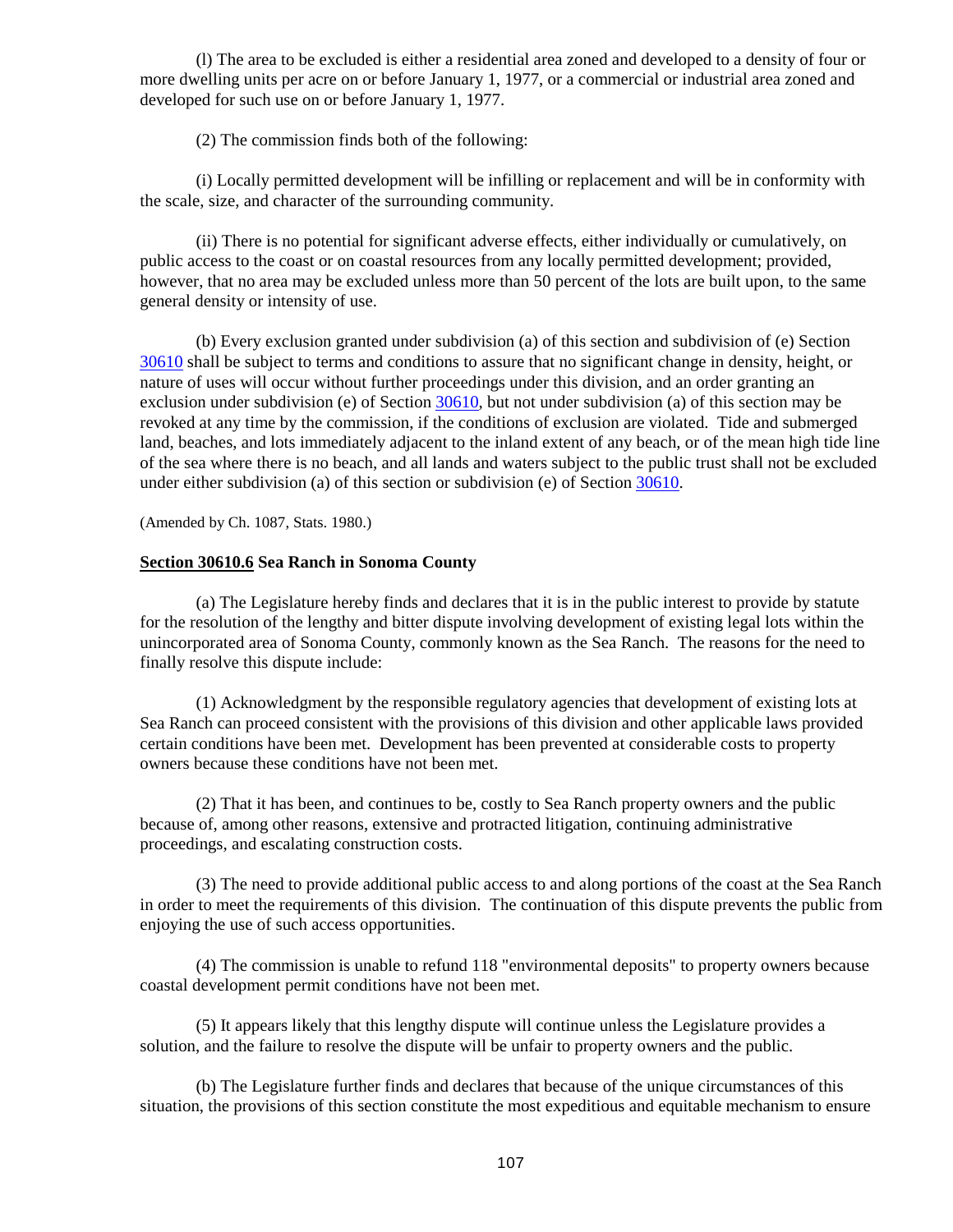(l) The area to be excluded is either a residential area zoned and developed to a density of four or more dwelling units per acre on or before January 1, 1977, or a commercial or industrial area zoned and developed for such use on or before January 1, 1977.

(2) The commission finds both of the following:

(i) Locally permitted development will be infilling or replacement and will be in conformity with the scale, size, and character of the surrounding community.

(ii) There is no potential for significant adverse effects, either individually or cumulatively, on public access to the coast or on coastal resources from any locally permitted development; provided, however, that no area may be excluded unless more than 50 percent of the lots are built upon, to the same general density or intensity of use.

(b) Every exclusion granted under subdivision (a) of this section and subdivision of (e) Section 30610 shall be subject to terms and conditions to assure that no significant change in density, height, or nature of uses will occur without further proceedings under this division, and an order granting an exclusion under subdivision (e) of Section 30610, but not under subdivision (a) of this section may be revoked at any time by the commission, if the conditions of exclusion are violated. Tide and submerged land, beaches, and lots immediately adjacent to the inland extent of any beach, or of the mean high tide line of the sea where there is no beach, and all lands and waters subject to the public trust shall not be excluded under either subdivision (a) of this section or subdivision (e) of Section 30610.

(Amended by Ch. 1087, Stats. 1980.)

**Section 30610.6 Sea Ranch in Sonoma County**

(a) The Legislature hereby finds and declares that it is in the public interest to provide by statute for the resolution of the lengthy and bitter dispute involving development of existing legal lots within the unincorporated area of Sonoma County, commonly known as the Sea Ranch. The reasons for the need to finally resolve this dispute include:

(1) Acknowledgment by the responsible regulatory agencies that development of existing lots at Sea Ranch can proceed consistent with the provisions of this division and other applicable laws provided certain conditions have been met. Development has been prevented at considerable costs to property owners because these conditions have not been met.

(2) That it has been, and continues to be, costly to Sea Ranch property owners and the public because of, among other reasons, extensive and protracted litigation, continuing administrative proceedings, and escalating construction costs.

(3) The need to provide additional public access to and along portions of the coast at the Sea Ranch in order to meet the requirements of this division. The continuation of this dispute prevents the public from enjoying the use of such access opportunities.

(4) The commission is unable to refund 118 "environmental deposits" to property owners because coastal development permit conditions have not been met.

(5) It appears likely that this lengthy dispute will continue unless the Legislature provides a solution, and the failure to resolve the dispute will be unfair to property owners and the public.

(b) The Legislature further finds and declares that because of the unique circumstances of this situation, the provisions of this section constitute the most expeditious and equitable mechanism to ensure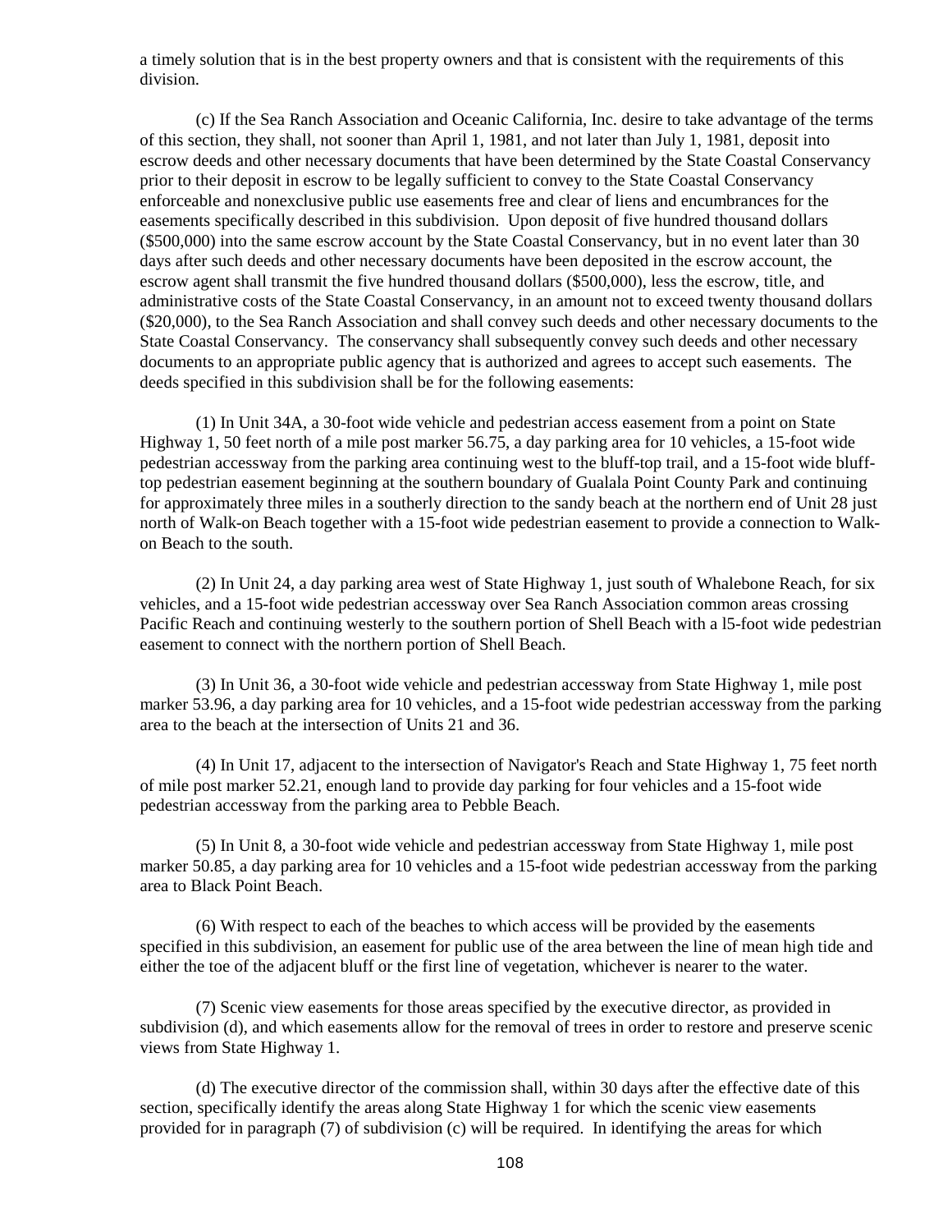a timely solution that is in the best property owners and that is consistent with the requirements of this division.

(c) If the Sea Ranch Association and Oceanic California, Inc. desire to take advantage of the terms of this section, they shall, not sooner than April 1, 1981, and not later than July 1, 1981, deposit into escrow deeds and other necessary documents that have been determined by the State Coastal Conservancy prior to their deposit in escrow to be legally sufficient to convey to the State Coastal Conservancy enforceable and nonexclusive public use easements free and clear of liens and encumbrances for the easements specifically described in this subdivision. Upon deposit of five hundred thousand dollars ($500,000) into the same escrow account by the State Coastal Conservancy, but in no event later than 30 days after such deeds and other necessary documents have been deposited in the escrow account, the escrow agent shall transmit the five hundred thousand dollars ($500,000), less the escrow, title, and administrative costs of the State Coastal Conservancy, in an amount not to exceed twenty thousand dollars ($20,000), to the Sea Ranch Association and shall convey such deeds and other necessary documents to the State Coastal Conservancy. The conservancy shall subsequently convey such deeds and other necessary documents to an appropriate public agency that is authorized and agrees to accept such easements. The deeds specified in this subdivision shall be for the following easements:

(1) In Unit 34A, a 30-foot wide vehicle and pedestrian access easement from a point on State Highway 1, 50 feet north of a mile post marker 56.75, a day parking area for 10 vehicles, a 15-foot wide pedestrian accessway from the parking area continuing west to the bluff-top trail, and a 15-foot wide bluff-top pedestrian easement beginning at the southern boundary of Gualala Point County Park and continuing for approximately three miles in a southerly direction to the sandy beach at the northern end of Unit 28 just north of Walk-on Beach together with a 15-foot wide pedestrian easement to provide a connection to Walk-on Beach to the south.

(2) In Unit 24, a day parking area west of State Highway 1, just south of Whalebone Reach, for six vehicles, and a 15-foot wide pedestrian accessway over Sea Ranch Association common areas crossing Pacific Reach and continuing westerly to the southern portion of Shell Beach with a l5-foot wide pedestrian easement to connect with the northern portion of Shell Beach.

(3) In Unit 36, a 30-foot wide vehicle and pedestrian accessway from State Highway 1, mile post marker 53.96, a day parking area for 10 vehicles, and a 15-foot wide pedestrian accessway from the parking area to the beach at the intersection of Units 21 and 36.

(4) In Unit 17, adjacent to the intersection of Navigator's Reach and State Highway 1, 75 feet north of mile post marker 52.21, enough land to provide day parking for four vehicles and a 15-foot wide pedestrian accessway from the parking area to Pebble Beach.

(5) In Unit 8, a 30-foot wide vehicle and pedestrian accessway from State Highway 1, mile post marker 50.85, a day parking area for 10 vehicles and a 15-foot wide pedestrian accessway from the parking area to Black Point Beach.

(6) With respect to each of the beaches to which access will be provided by the easements specified in this subdivision, an easement for public use of the area between the line of mean high tide and either the toe of the adjacent bluff or the first line of vegetation, whichever is nearer to the water.

(7) Scenic view easements for those areas specified by the executive director, as provided in subdivision (d), and which easements allow for the removal of trees in order to restore and preserve scenic views from State Highway 1.

(d) The executive director of the commission shall, within 30 days after the effective date of this section, specifically identify the areas along State Highway 1 for which the scenic view easements provided for in paragraph (7) of subdivision (c) will be required. In identifying the areas for which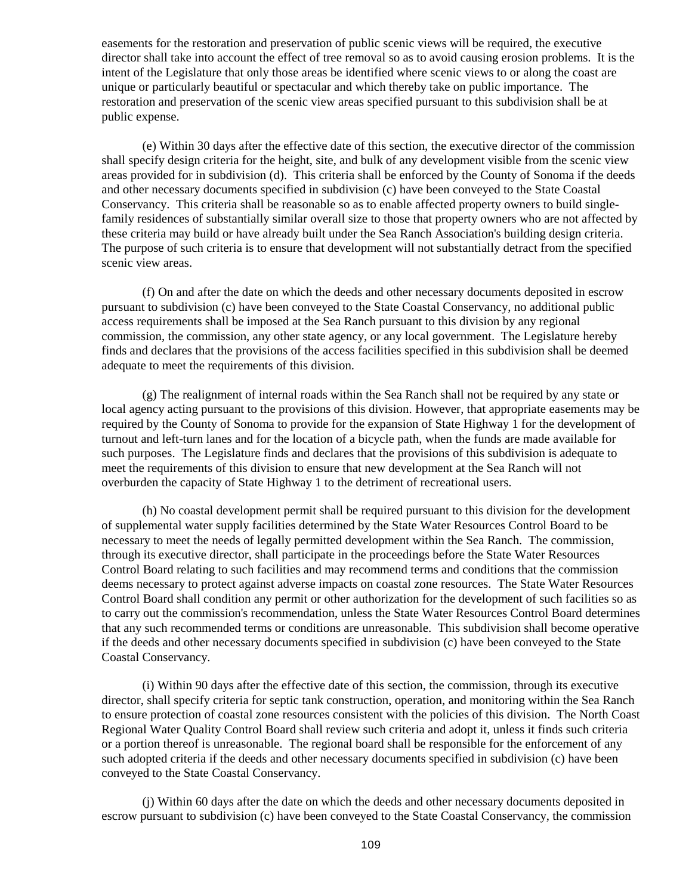easements for the restoration and preservation of public scenic views will be required, the executive director shall take into account the effect of tree removal so as to avoid causing erosion problems. It is the intent of the Legislature that only those areas be identified where scenic views to or along the coast are unique or particularly beautiful or spectacular and which thereby take on public importance. The restoration and preservation of the scenic view areas specified pursuant to this subdivision shall be at public expense.

(e) Within 30 days after the effective date of this section, the executive director of the commission shall specify design criteria for the height, site, and bulk of any development visible from the scenic view areas provided for in subdivision (d). This criteria shall be enforced by the County of Sonoma if the deeds and other necessary documents specified in subdivision (c) have been conveyed to the State Coastal Conservancy. This criteria shall be reasonable so as to enable affected property owners to build single-family residences of substantially similar overall size to those that property owners who are not affected by these criteria may build or have already built under the Sea Ranch Association's building design criteria. The purpose of such criteria is to ensure that development will not substantially detract from the specified scenic view areas.

(f) On and after the date on which the deeds and other necessary documents deposited in escrow pursuant to subdivision (c) have been conveyed to the State Coastal Conservancy, no additional public access requirements shall be imposed at the Sea Ranch pursuant to this division by any regional commission, the commission, any other state agency, or any local government. The Legislature hereby finds and declares that the provisions of the access facilities specified in this subdivision shall be deemed adequate to meet the requirements of this division.

(g) The realignment of internal roads within the Sea Ranch shall not be required by any state or local agency acting pursuant to the provisions of this division. However, that appropriate easements may be required by the County of Sonoma to provide for the expansion of State Highway 1 for the development of turnout and left-turn lanes and for the location of a bicycle path, when the funds are made available for such purposes. The Legislature finds and declares that the provisions of this subdivision is adequate to meet the requirements of this division to ensure that new development at the Sea Ranch will not overburden the capacity of State Highway 1 to the detriment of recreational users.

(h) No coastal development permit shall be required pursuant to this division for the development of supplemental water supply facilities determined by the State Water Resources Control Board to be necessary to meet the needs of legally permitted development within the Sea Ranch. The commission, through its executive director, shall participate in the proceedings before the State Water Resources Control Board relating to such facilities and may recommend terms and conditions that the commission deems necessary to protect against adverse impacts on coastal zone resources. The State Water Resources Control Board shall condition any permit or other authorization for the development of such facilities so as to carry out the commission's recommendation, unless the State Water Resources Control Board determines that any such recommended terms or conditions are unreasonable. This subdivision shall become operative if the deeds and other necessary documents specified in subdivision (c) have been conveyed to the State Coastal Conservancy.

(i) Within 90 days after the effective date of this section, the commission, through its executive director, shall specify criteria for septic tank construction, operation, and monitoring within the Sea Ranch to ensure protection of coastal zone resources consistent with the policies of this division. The North Coast Regional Water Quality Control Board shall review such criteria and adopt it, unless it finds such criteria or a portion thereof is unreasonable. The regional board shall be responsible for the enforcement of any such adopted criteria if the deeds and other necessary documents specified in subdivision (c) have been conveyed to the State Coastal Conservancy.

(j) Within 60 days after the date on which the deeds and other necessary documents deposited in escrow pursuant to subdivision (c) have been conveyed to the State Coastal Conservancy, the commission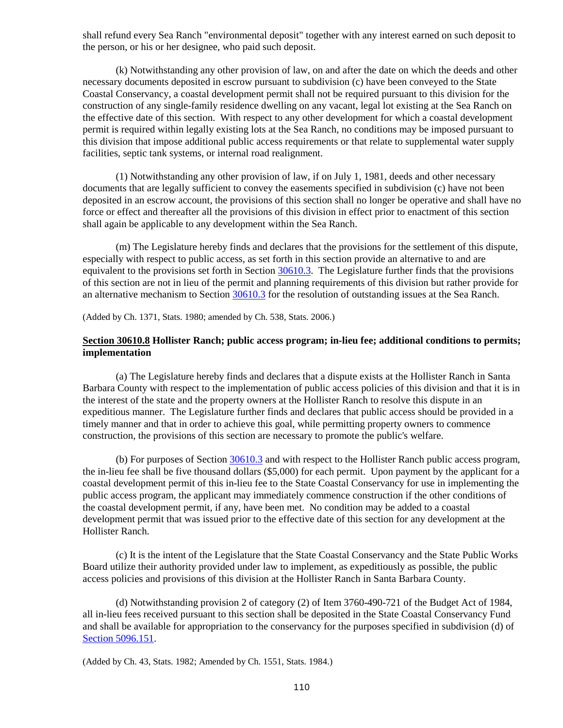shall refund every Sea Ranch "environmental deposit" together with any interest earned on such deposit to the person, or his or her designee, who paid such deposit.

(k) Notwithstanding any other provision of law, on and after the date on which the deeds and other necessary documents deposited in escrow pursuant to subdivision (c) have been conveyed to the State Coastal Conservancy, a coastal development permit shall not be required pursuant to this division for the construction of any single-family residence dwelling on any vacant, legal lot existing at the Sea Ranch on the effective date of this section. With respect to any other development for which a coastal development permit is required within legally existing lots at the Sea Ranch, no conditions may be imposed pursuant to this division that impose additional public access requirements or that relate to supplemental water supply facilities, septic tank systems, or internal road realignment.

(1) Notwithstanding any other provision of law, if on July 1, 1981, deeds and other necessary documents that are legally sufficient to convey the easements specified in subdivision (c) have not been deposited in an escrow account, the provisions of this section shall no longer be operative and shall have no force or effect and thereafter all the provisions of this division in effect prior to enactment of this section shall again be applicable to any development within the Sea Ranch.

(m) The Legislature hereby finds and declares that the provisions for the settlement of this dispute, especially with respect to public access, as set forth in this section provide an alternative to and are equivalent to the provisions set forth in Section 30610.3. The Legislature further finds that the provisions of this section are not in lieu of the permit and planning requirements of this division but rather provide for an alternative mechanism to Section 30610.3 for the resolution of outstanding issues at the Sea Ranch.

(Added by Ch. 1371, Stats. 1980; amended by Ch. 538, Stats. 2006.)

**Section 30610.8 Hollister Ranch; public access program; in-lieu fee; additional conditions to permits; implementation**

(a) The Legislature hereby finds and declares that a dispute exists at the Hollister Ranch in Santa Barbara County with respect to the implementation of public access policies of this division and that it is in the interest of the state and the property owners at the Hollister Ranch to resolve this dispute in an expeditious manner. The Legislature further finds and declares that public access should be provided in a timely manner and that in order to achieve this goal, while permitting property owners to commence construction, the provisions of this section are necessary to promote the public's welfare.

(b) For purposes of Section 30610.3 and with respect to the Hollister Ranch public access program, the in-lieu fee shall be five thousand dollars ($5,000) for each permit. Upon payment by the applicant for a coastal development permit of this in-lieu fee to the State Coastal Conservancy for use in implementing the public access program, the applicant may immediately commence construction if the other conditions of the coastal development permit, if any, have been met. No condition may be added to a coastal development permit that was issued prior to the effective date of this section for any development at the Hollister Ranch.

(c) It is the intent of the Legislature that the State Coastal Conservancy and the State Public Works Board utilize their authority provided under law to implement, as expeditiously as possible, the public access policies and provisions of this division at the Hollister Ranch in Santa Barbara County.

(d) Notwithstanding provision 2 of category (2) of Item 3760-490-721 of the Budget Act of 1984, all in-lieu fees received pursuant to this section shall be deposited in the State Coastal Conservancy Fund and shall be available for appropriation to the conservancy for the purposes specified in subdivision (d) of Section 5096.151.

(Added by Ch. 43, Stats. 1982; Amended by Ch. 1551, Stats. 1984.)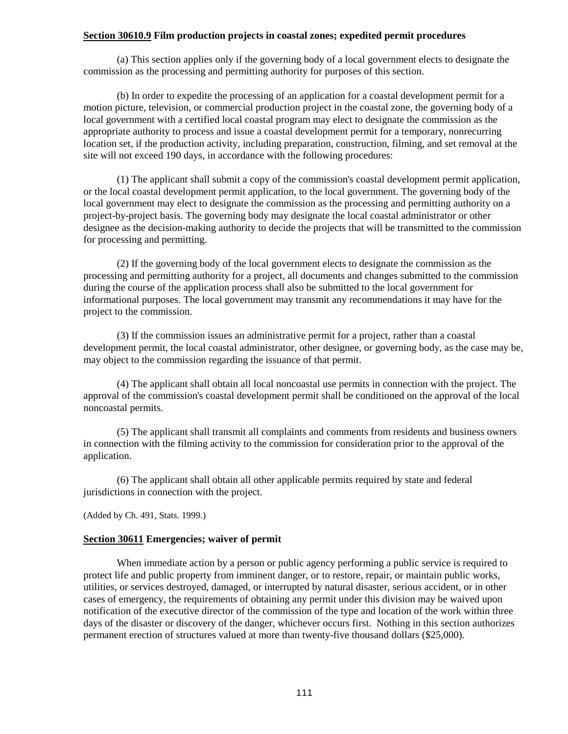**Section 30610.9 Film production projects in coastal zones; expedited permit procedures**

(a) This section applies only if the governing body of a local government elects to designate the commission as the processing and permitting authority for purposes of this section.

(b) In order to expedite the processing of an application for a coastal development permit for a motion picture, television, or commercial production project in the coastal zone, the governing body of a local government with a certified local coastal program may elect to designate the commission as the appropriate authority to process and issue a coastal development permit for a temporary, nonrecurring location set, if the production activity, including preparation, construction, filming, and set removal at the site will not exceed 190 days, in accordance with the following procedures:

(1) The applicant shall submit a copy of the commission's coastal development permit application, or the local coastal development permit application, to the local government. The governing body of the local government may elect to designate the commission as the processing and permitting authority on a project-by-project basis. The governing body may designate the local coastal administrator or other designee as the decision-making authority to decide the projects that will be transmitted to the commission for processing and permitting.

(2) If the governing body of the local government elects to designate the commission as the processing and permitting authority for a project, all documents and changes submitted to the commission during the course of the application process shall also be submitted to the local government for informational purposes. The local government may transmit any recommendations it may have for the project to the commission.

(3) If the commission issues an administrative permit for a project, rather than a coastal development permit, the local coastal administrator, other designee, or governing body, as the case may be, may object to the commission regarding the issuance of that permit.

(4) The applicant shall obtain all local noncoastal use permits in connection with the project. The approval of the commission's coastal development permit shall be conditioned on the approval of the local noncoastal permits.

(5) The applicant shall transmit all complaints and comments from residents and business owners in connection with the filming activity to the commission for consideration prior to the approval of the application.

(6) The applicant shall obtain all other applicable permits required by state and federal jurisdictions in connection with the project.

(Added by Ch. 491, Stats. 1999.)

**Section 30611 Emergencies; waiver of permit**

When immediate action by a person or public agency performing a public service is required to protect life and public property from imminent danger, or to restore, repair, or maintain public works, utilities, or services destroyed, damaged, or interrupted by natural disaster, serious accident, or in other cases of emergency, the requirements of obtaining any permit under this division may be waived upon notification of the executive director of the commission of the type and location of the work within three days of the disaster or discovery of the danger, whichever occurs first. Nothing in this section authorizes permanent erection of structures valued at more than twenty-five thousand dollars ($25,000).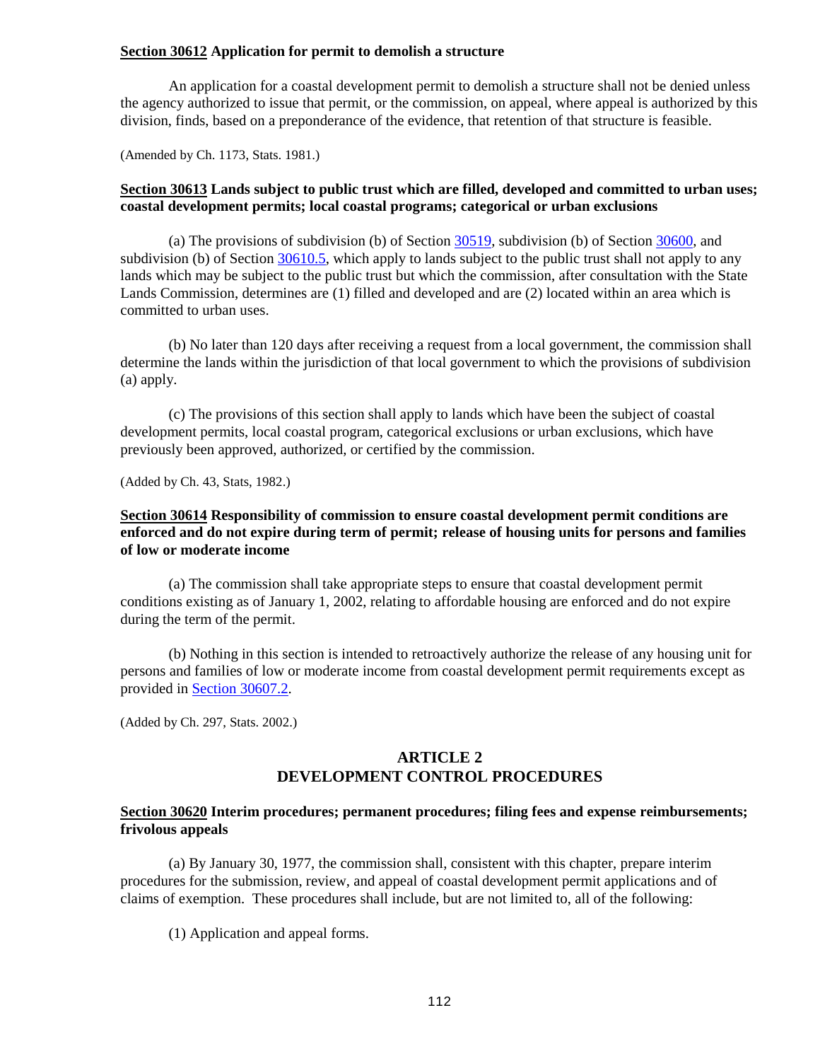**Section 30612 Application for permit to demolish a structure**

An application for a coastal development permit to demolish a structure shall not be denied unless the agency authorized to issue that permit, or the commission, on appeal, where appeal is authorized by this division, finds, based on a preponderance of the evidence, that retention of that structure is feasible.

(Amended by Ch. 1173, Stats. 1981.)

**Section 30613 Lands subject to public trust which are filled, developed and committed to urban uses; coastal development permits; local coastal programs; categorical or urban exclusions**

(a) The provisions of subdivision (b) of Section 30519, subdivision (b) of Section 30600, and subdivision (b) of Section 30610.5, which apply to lands subject to the public trust shall not apply to any lands which may be subject to the public trust but which the commission, after consultation with the State Lands Commission, determines are (1) filled and developed and are (2) located within an area which is committed to urban uses.

(b) No later than 120 days after receiving a request from a local government, the commission shall determine the lands within the jurisdiction of that local government to which the provisions of subdivision (a) apply.

(c) The provisions of this section shall apply to lands which have been the subject of coastal development permits, local coastal program, categorical exclusions or urban exclusions, which have previously been approved, authorized, or certified by the commission.

(Added by Ch. 43, Stats, 1982.)

**Section 30614 Responsibility of commission to ensure coastal development permit conditions are enforced and do not expire during term of permit; release of housing units for persons and families of low or moderate income**

(a) The commission shall take appropriate steps to ensure that coastal development permit conditions existing as of January 1, 2002, relating to affordable housing are enforced and do not expire during the term of the permit.

(b) Nothing in this section is intended to retroactively authorize the release of any housing unit for persons and families of low or moderate income from coastal development permit requirements except as provided in Section 30607.2.

(Added by Ch. 297, Stats. 2002.)

## ARTICLE 2
## DEVELOPMENT CONTROL PROCEDURES

**Section 30620 Interim procedures; permanent procedures; filing fees and expense reimbursements; frivolous appeals**

(a) By January 30, 1977, the commission shall, consistent with this chapter, prepare interim procedures for the submission, review, and appeal of coastal development permit applications and of claims of exemption. These procedures shall include, but are not limited to, all of the following:

(1) Application and appeal forms.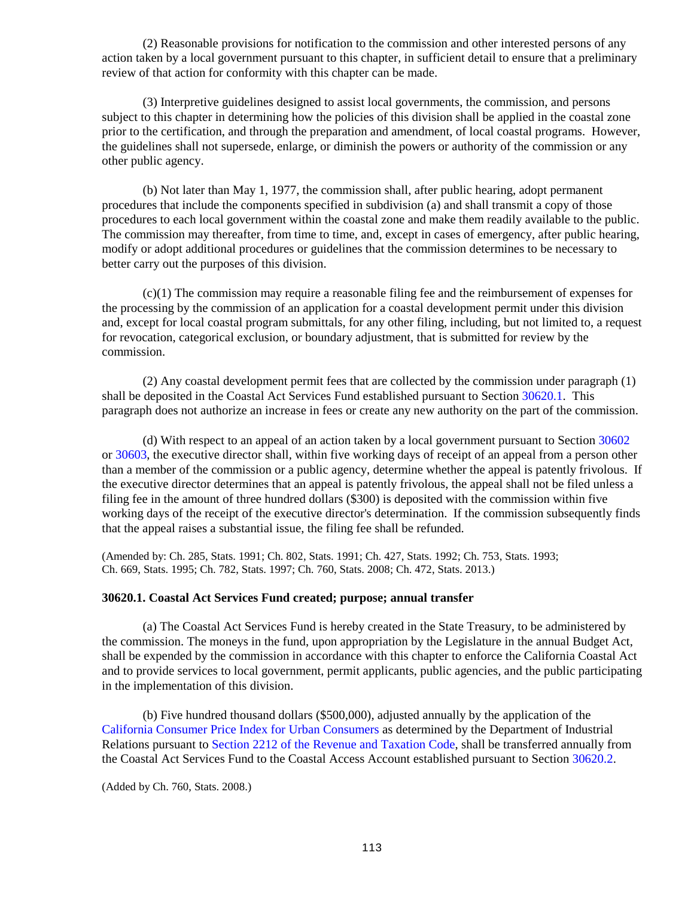(2) Reasonable provisions for notification to the commission and other interested persons of any action taken by a local government pursuant to this chapter, in sufficient detail to ensure that a preliminary review of that action for conformity with this chapter can be made.

(3) Interpretive guidelines designed to assist local governments, the commission, and persons subject to this chapter in determining how the policies of this division shall be applied in the coastal zone prior to the certification, and through the preparation and amendment, of local coastal programs. However, the guidelines shall not supersede, enlarge, or diminish the powers or authority of the commission or any other public agency.

(b) Not later than May 1, 1977, the commission shall, after public hearing, adopt permanent procedures that include the components specified in subdivision (a) and shall transmit a copy of those procedures to each local government within the coastal zone and make them readily available to the public. The commission may thereafter, from time to time, and, except in cases of emergency, after public hearing, modify or adopt additional procedures or guidelines that the commission determines to be necessary to better carry out the purposes of this division.

(c)(1) The commission may require a reasonable filing fee and the reimbursement of expenses for the processing by the commission of an application for a coastal development permit under this division and, except for local coastal program submittals, for any other filing, including, but not limited to, a request for revocation, categorical exclusion, or boundary adjustment, that is submitted for review by the commission.

(2) Any coastal development permit fees that are collected by the commission under paragraph (1) shall be deposited in the Coastal Act Services Fund established pursuant to Section 30620.1. This paragraph does not authorize an increase in fees or create any new authority on the part of the commission.

(d) With respect to an appeal of an action taken by a local government pursuant to Section 30602 or 30603, the executive director shall, within five working days of receipt of an appeal from a person other than a member of the commission or a public agency, determine whether the appeal is patently frivolous. If the executive director determines that an appeal is patently frivolous, the appeal shall not be filed unless a filing fee in the amount of three hundred dollars ($300) is deposited with the commission within five working days of the receipt of the executive director's determination. If the commission subsequently finds that the appeal raises a substantial issue, the filing fee shall be refunded.

(Amended by: Ch. 285, Stats. 1991; Ch. 802, Stats. 1991; Ch. 427, Stats. 1992; Ch. 753, Stats. 1993; Ch. 669, Stats. 1995; Ch. 782, Stats. 1997; Ch. 760, Stats. 2008; Ch. 472, Stats. 2013.)

**30620.1. Coastal Act Services Fund created; purpose; annual transfer**

(a) The Coastal Act Services Fund is hereby created in the State Treasury, to be administered by the commission. The moneys in the fund, upon appropriation by the Legislature in the annual Budget Act, shall be expended by the commission in accordance with this chapter to enforce the California Coastal Act and to provide services to local government, permit applicants, public agencies, and the public participating in the implementation of this division.

(b) Five hundred thousand dollars ($500,000), adjusted annually by the application of the California Consumer Price Index for Urban Consumers as determined by the Department of Industrial Relations pursuant to Section 2212 of the Revenue and Taxation Code, shall be transferred annually from the Coastal Act Services Fund to the Coastal Access Account established pursuant to Section 30620.2.

(Added by Ch. 760, Stats. 2008.)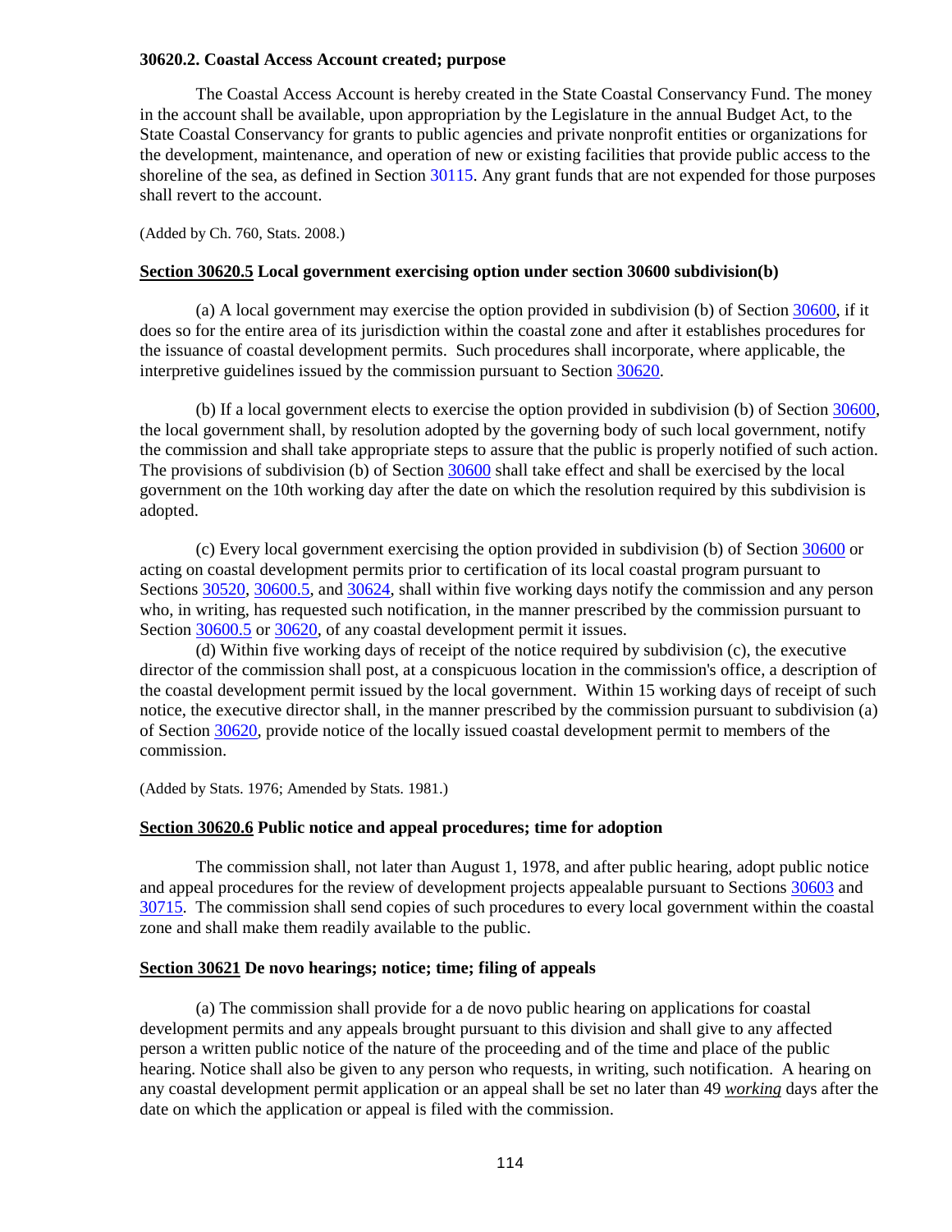**30620.2. Coastal Access Account created; purpose**

The Coastal Access Account is hereby created in the State Coastal Conservancy Fund. The money in the account shall be available, upon appropriation by the Legislature in the annual Budget Act, to the State Coastal Conservancy for grants to public agencies and private nonprofit entities or organizations for the development, maintenance, and operation of new or existing facilities that provide public access to the shoreline of the sea, as defined in Section 30115. Any grant funds that are not expended for those purposes shall revert to the account.

(Added by Ch. 760, Stats. 2008.)

**Section 30620.5 Local government exercising option under section 30600 subdivision(b)**

(a) A local government may exercise the option provided in subdivision (b) of Section 30600, if it does so for the entire area of its jurisdiction within the coastal zone and after it establishes procedures for the issuance of coastal development permits. Such procedures shall incorporate, where applicable, the interpretive guidelines issued by the commission pursuant to Section 30620.

(b) If a local government elects to exercise the option provided in subdivision (b) of Section 30600, the local government shall, by resolution adopted by the governing body of such local government, notify the commission and shall take appropriate steps to assure that the public is properly notified of such action. The provisions of subdivision (b) of Section 30600 shall take effect and shall be exercised by the local government on the 10th working day after the date on which the resolution required by this subdivision is adopted.

(c) Every local government exercising the option provided in subdivision (b) of Section 30600 or acting on coastal development permits prior to certification of its local coastal program pursuant to Sections 30520, 30600.5, and 30624, shall within five working days notify the commission and any person who, in writing, has requested such notification, in the manner prescribed by the commission pursuant to Section 30600.5 or 30620, of any coastal development permit it issues.

(d) Within five working days of receipt of the notice required by subdivision (c), the executive director of the commission shall post, at a conspicuous location in the commission's office, a description of the coastal development permit issued by the local government. Within 15 working days of receipt of such notice, the executive director shall, in the manner prescribed by the commission pursuant to subdivision (a) of Section 30620, provide notice of the locally issued coastal development permit to members of the commission.

(Added by Stats. 1976; Amended by Stats. 1981.)

**Section 30620.6 Public notice and appeal procedures; time for adoption**

The commission shall, not later than August 1, 1978, and after public hearing, adopt public notice and appeal procedures for the review of development projects appealable pursuant to Sections 30603 and 30715. The commission shall send copies of such procedures to every local government within the coastal zone and shall make them readily available to the public.

**Section 30621 De novo hearings; notice; time; filing of appeals**

(a) The commission shall provide for a de novo public hearing on applications for coastal development permits and any appeals brought pursuant to this division and shall give to any affected person a written public notice of the nature of the proceeding and of the time and place of the public hearing. Notice shall also be given to any person who requests, in writing, such notification. A hearing on any coastal development permit application or an appeal shall be set no later than 49 *working* days after the date on which the application or appeal is filed with the commission.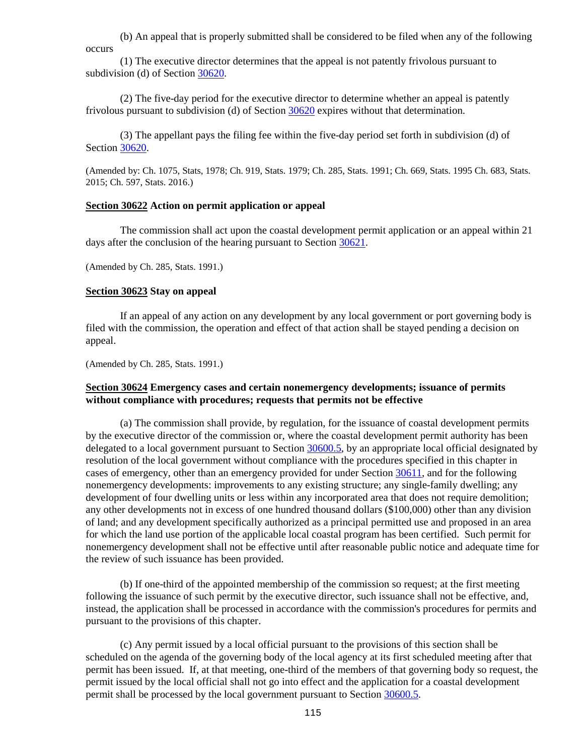(b) An appeal that is properly submitted shall be considered to be filed when any of the following occurs

(1) The executive director determines that the appeal is not patently frivolous pursuant to subdivision (d) of Section 30620.

(2) The five-day period for the executive director to determine whether an appeal is patently frivolous pursuant to subdivision (d) of Section 30620 expires without that determination.

(3) The appellant pays the filing fee within the five-day period set forth in subdivision (d) of Section 30620.

(Amended by: Ch. 1075, Stats, 1978; Ch. 919, Stats. 1979; Ch. 285, Stats. 1991; Ch. 669, Stats. 1995 Ch. 683, Stats. 2015; Ch. 597, Stats. 2016.)

#### **Section 30622 Action on permit application or appeal**

The commission shall act upon the coastal development permit application or an appeal within 21 days after the conclusion of the hearing pursuant to Section 30621.

(Amended by Ch. 285, Stats. 1991.)

#### **Section 30623 Stay on appeal**

If an appeal of any action on any development by any local government or port governing body is filed with the commission, the operation and effect of that action shall be stayed pending a decision on appeal.

(Amended by Ch. 285, Stats. 1991.)

#### **Section 30624 Emergency cases and certain nonemergency developments; issuance of permits without compliance with procedures; requests that permits not be effective**

(a) The commission shall provide, by regulation, for the issuance of coastal development permits by the executive director of the commission or, where the coastal development permit authority has been delegated to a local government pursuant to Section 30600.5, by an appropriate local official designated by resolution of the local government without compliance with the procedures specified in this chapter in cases of emergency, other than an emergency provided for under Section 30611, and for the following nonemergency developments: improvements to any existing structure; any single-family dwelling; any development of four dwelling units or less within any incorporated area that does not require demolition; any other developments not in excess of one hundred thousand dollars ($100,000) other than any division of land; and any development specifically authorized as a principal permitted use and proposed in an area for which the land use portion of the applicable local coastal program has been certified. Such permit for nonemergency development shall not be effective until after reasonable public notice and adequate time for the review of such issuance has been provided.

(b) If one-third of the appointed membership of the commission so request; at the first meeting following the issuance of such permit by the executive director, such issuance shall not be effective, and, instead, the application shall be processed in accordance with the commission's procedures for permits and pursuant to the provisions of this chapter.

(c) Any permit issued by a local official pursuant to the provisions of this section shall be scheduled on the agenda of the governing body of the local agency at its first scheduled meeting after that permit has been issued. If, at that meeting, one-third of the members of that governing body so request, the permit issued by the local official shall not go into effect and the application for a coastal development permit shall be processed by the local government pursuant to Section 30600.5.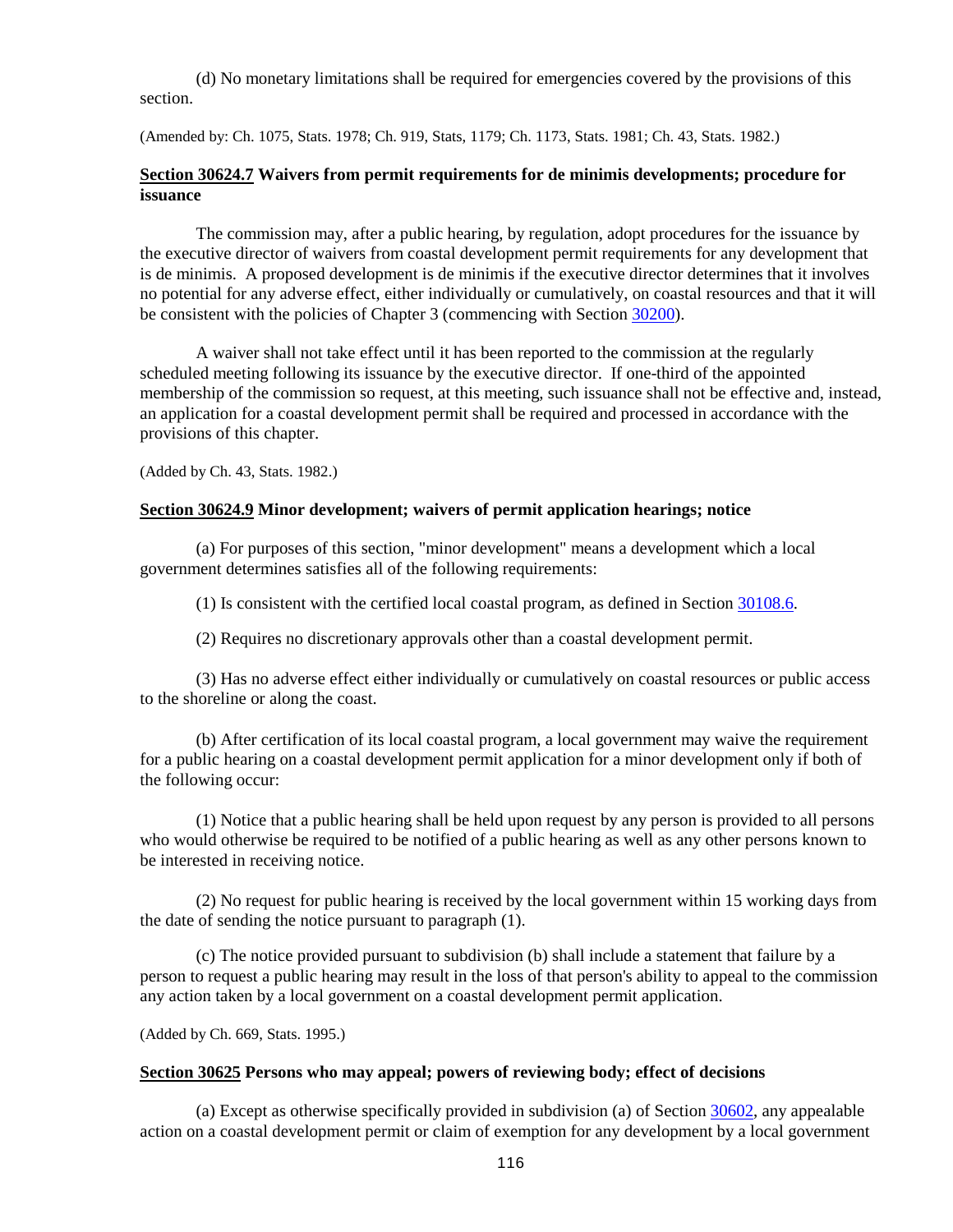(d) No monetary limitations shall be required for emergencies covered by the provisions of this section.

(Amended by: Ch. 1075, Stats. 1978; Ch. 919, Stats, 1179; Ch. 1173, Stats. 1981; Ch. 43, Stats. 1982.)

### Section 30624.7 Waivers from permit requirements for de minimis developments; procedure for issuance

The commission may, after a public hearing, by regulation, adopt procedures for the issuance by the executive director of waivers from coastal development permit requirements for any development that is de minimis. A proposed development is de minimis if the executive director determines that it involves no potential for any adverse effect, either individually or cumulatively, on coastal resources and that it will be consistent with the policies of Chapter 3 (commencing with Section 30200).

A waiver shall not take effect until it has been reported to the commission at the regularly scheduled meeting following its issuance by the executive director. If one-third of the appointed membership of the commission so request, at this meeting, such issuance shall not be effective and, instead, an application for a coastal development permit shall be required and processed in accordance with the provisions of this chapter.

(Added by Ch. 43, Stats. 1982.)

### Section 30624.9 Minor development; waivers of permit application hearings; notice

(a) For purposes of this section, "minor development" means a development which a local government determines satisfies all of the following requirements:

(1) Is consistent with the certified local coastal program, as defined in Section 30108.6.

(2) Requires no discretionary approvals other than a coastal development permit.

(3) Has no adverse effect either individually or cumulatively on coastal resources or public access to the shoreline or along the coast.

(b) After certification of its local coastal program, a local government may waive the requirement for a public hearing on a coastal development permit application for a minor development only if both of the following occur:

(1) Notice that a public hearing shall be held upon request by any person is provided to all persons who would otherwise be required to be notified of a public hearing as well as any other persons known to be interested in receiving notice.

(2) No request for public hearing is received by the local government within 15 working days from the date of sending the notice pursuant to paragraph (1).

(c) The notice provided pursuant to subdivision (b) shall include a statement that failure by a person to request a public hearing may result in the loss of that person's ability to appeal to the commission any action taken by a local government on a coastal development permit application.

(Added by Ch. 669, Stats. 1995.)

### Section 30625 Persons who may appeal; powers of reviewing body; effect of decisions

(a) Except as otherwise specifically provided in subdivision (a) of Section 30602, any appealable action on a coastal development permit or claim of exemption for any development by a local government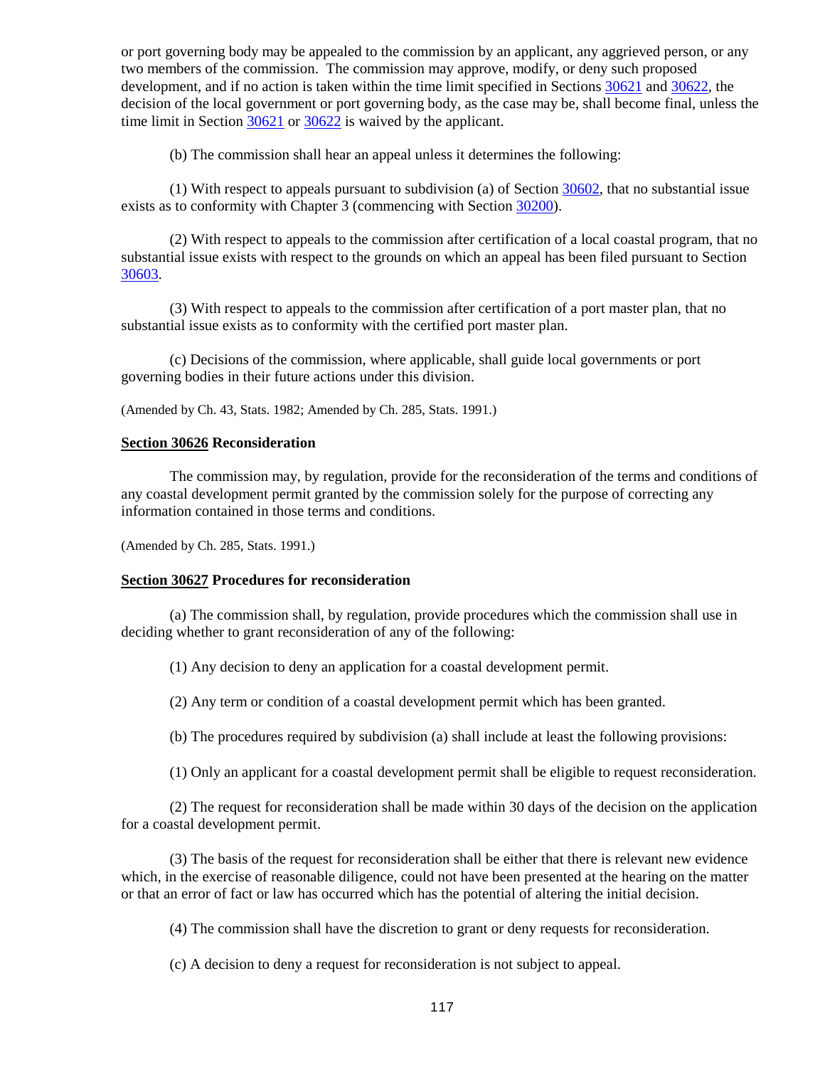or port governing body may be appealed to the commission by an applicant, any aggrieved person, or any two members of the commission. The commission may approve, modify, or deny such proposed development, and if no action is taken within the time limit specified in Sections 30621 and 30622, the decision of the local government or port governing body, as the case may be, shall become final, unless the time limit in Section 30621 or 30622 is waived by the applicant.

(b) The commission shall hear an appeal unless it determines the following:

(1) With respect to appeals pursuant to subdivision (a) of Section 30602, that no substantial issue exists as to conformity with Chapter 3 (commencing with Section 30200).

(2) With respect to appeals to the commission after certification of a local coastal program, that no substantial issue exists with respect to the grounds on which an appeal has been filed pursuant to Section 30603.

(3) With respect to appeals to the commission after certification of a port master plan, that no substantial issue exists as to conformity with the certified port master plan.

(c) Decisions of the commission, where applicable, shall guide local governments or port governing bodies in their future actions under this division.

(Amended by Ch. 43, Stats. 1982; Amended by Ch. 285, Stats. 1991.)

**Section 30626 Reconsideration**

The commission may, by regulation, provide for the reconsideration of the terms and conditions of any coastal development permit granted by the commission solely for the purpose of correcting any information contained in those terms and conditions.

(Amended by Ch. 285, Stats. 1991.)

**Section 30627 Procedures for reconsideration**

(a) The commission shall, by regulation, provide procedures which the commission shall use in deciding whether to grant reconsideration of any of the following:

(1) Any decision to deny an application for a coastal development permit.

(2) Any term or condition of a coastal development permit which has been granted.

(b) The procedures required by subdivision (a) shall include at least the following provisions:

(1) Only an applicant for a coastal development permit shall be eligible to request reconsideration.

(2) The request for reconsideration shall be made within 30 days of the decision on the application for a coastal development permit.

(3) The basis of the request for reconsideration shall be either that there is relevant new evidence which, in the exercise of reasonable diligence, could not have been presented at the hearing on the matter or that an error of fact or law has occurred which has the potential of altering the initial decision.

(4) The commission shall have the discretion to grant or deny requests for reconsideration.

(c) A decision to deny a request for reconsideration is not subject to appeal.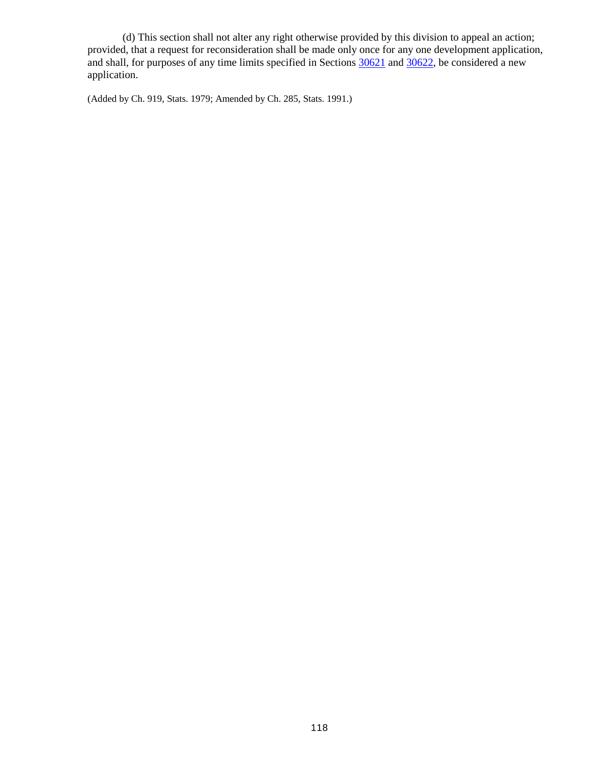(d) This section shall not alter any right otherwise provided by this division to appeal an action; provided, that a request for reconsideration shall be made only once for any one development application, and shall, for purposes of any time limits specified in Sections 30621 and 30622, be considered a new application.

(Added by Ch. 919, Stats. 1979; Amended by Ch. 285, Stats. 1991.)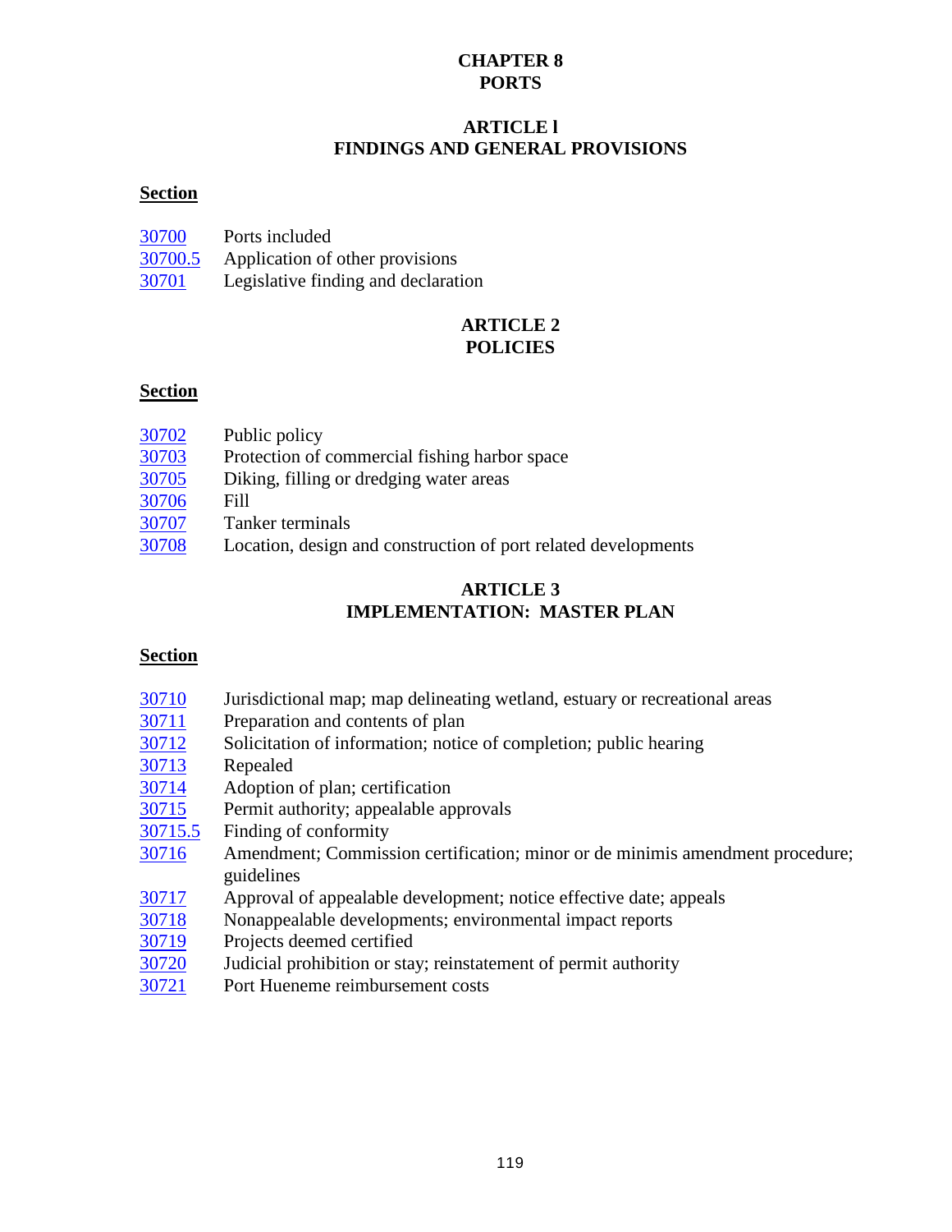# CHAPTER 8
# PORTS

## ARTICLE l
## FINDINGS AND GENERAL PROVISIONS

**Section**

| | |
|---|---|
| 30700 | Ports included |
| 30700.5 | Application of other provisions |
| 30701 | Legislative finding and declaration |

## ARTICLE 2
## POLICIES

**Section**

| | |
|---|---|
| 30702 | Public policy |
| 30703 | Protection of commercial fishing harbor space |
| 30705 | Diking, filling or dredging water areas |
| 30706 | Fill |
| 30707 | Tanker terminals |
| 30708 | Location, design and construction of port related developments |

## ARTICLE 3
## IMPLEMENTATION: MASTER PLAN

**Section**

| | |
|---|---|
| 30710 | Jurisdictional map; map delineating wetland, estuary or recreational areas |
| 30711 | Preparation and contents of plan |
| 30712 | Solicitation of information; notice of completion; public hearing |
| 30713 | Repealed |
| 30714 | Adoption of plan; certification |
| 30715 | Permit authority; appealable approvals |
| 30715.5 | Finding of conformity |
| 30716 | Amendment; Commission certification; minor or de minimis amendment procedure; guidelines |
| 30717 | Approval of appealable development; notice effective date; appeals |
| 30718 | Nonappealable developments; environmental impact reports |
| 30719 | Projects deemed certified |
| 30720 | Judicial prohibition or stay; reinstatement of permit authority |
| 30721 | Port Hueneme reimbursement costs |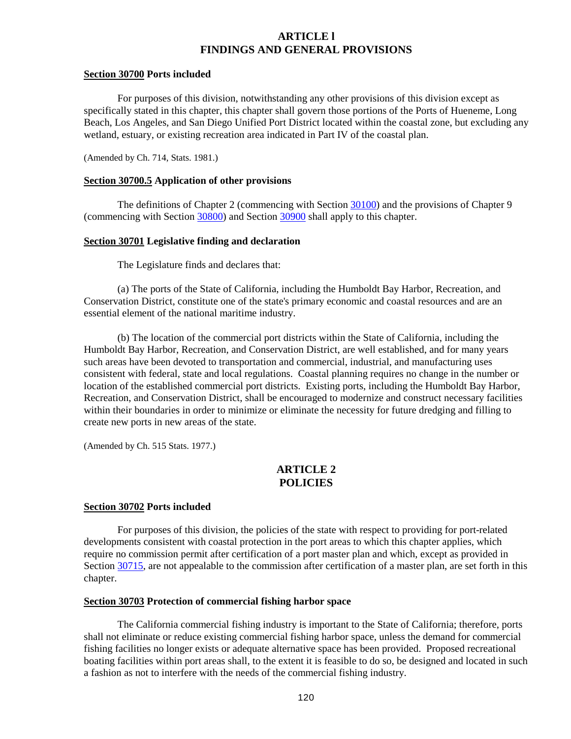## ARTICLE l
## FINDINGS AND GENERAL PROVISIONS

**Section 30700 Ports included**

For purposes of this division, notwithstanding any other provisions of this division except as specifically stated in this chapter, this chapter shall govern those portions of the Ports of Hueneme, Long Beach, Los Angeles, and San Diego Unified Port District located within the coastal zone, but excluding any wetland, estuary, or existing recreation area indicated in Part IV of the coastal plan.

(Amended by Ch. 714, Stats. 1981.)

**Section 30700.5 Application of other provisions**

The definitions of Chapter 2 (commencing with Section 30100) and the provisions of Chapter 9 (commencing with Section 30800) and Section 30900 shall apply to this chapter.

**Section 30701 Legislative finding and declaration**

The Legislature finds and declares that:

(a) The ports of the State of California, including the Humboldt Bay Harbor, Recreation, and Conservation District, constitute one of the state's primary economic and coastal resources and are an essential element of the national maritime industry.

(b) The location of the commercial port districts within the State of California, including the Humboldt Bay Harbor, Recreation, and Conservation District, are well established, and for many years such areas have been devoted to transportation and commercial, industrial, and manufacturing uses consistent with federal, state and local regulations. Coastal planning requires no change in the number or location of the established commercial port districts. Existing ports, including the Humboldt Bay Harbor, Recreation, and Conservation District, shall be encouraged to modernize and construct necessary facilities within their boundaries in order to minimize or eliminate the necessity for future dredging and filling to create new ports in new areas of the state.

(Amended by Ch. 515 Stats. 1977.)

## ARTICLE 2
## POLICIES

**Section 30702 Ports included**

For purposes of this division, the policies of the state with respect to providing for port-related developments consistent with coastal protection in the port areas to which this chapter applies, which require no commission permit after certification of a port master plan and which, except as provided in Section 30715, are not appealable to the commission after certification of a master plan, are set forth in this chapter.

**Section 30703 Protection of commercial fishing harbor space**

The California commercial fishing industry is important to the State of California; therefore, ports shall not eliminate or reduce existing commercial fishing harbor space, unless the demand for commercial fishing facilities no longer exists or adequate alternative space has been provided. Proposed recreational boating facilities within port areas shall, to the extent it is feasible to do so, be designed and located in such a fashion as not to interfere with the needs of the commercial fishing industry.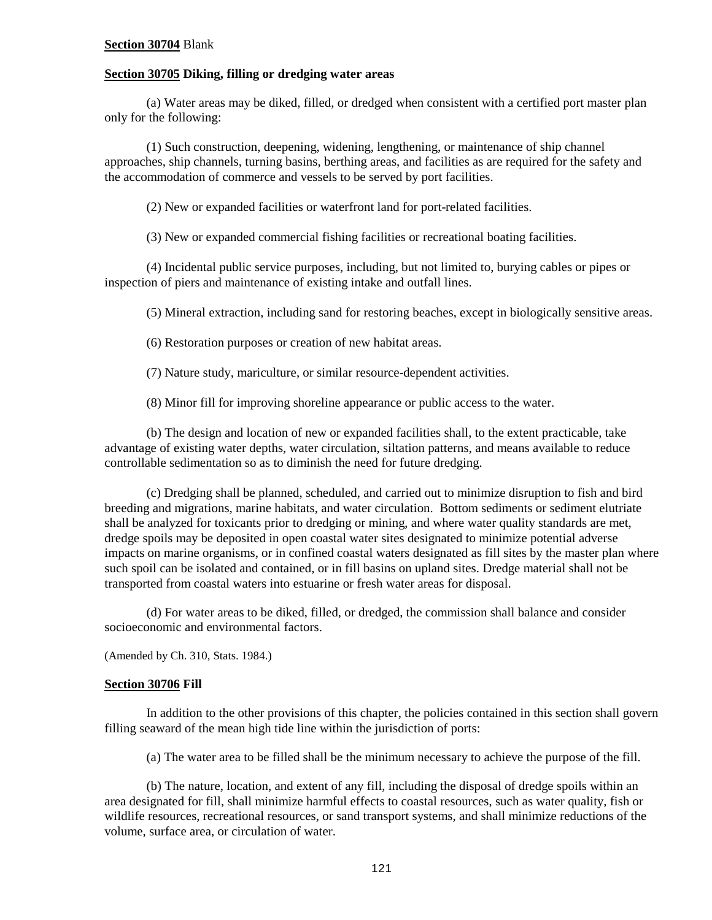**Section 30704** Blank

**Section 30705 Diking, filling or dredging water areas**

(a) Water areas may be diked, filled, or dredged when consistent with a certified port master plan only for the following:

(1) Such construction, deepening, widening, lengthening, or maintenance of ship channel approaches, ship channels, turning basins, berthing areas, and facilities as are required for the safety and the accommodation of commerce and vessels to be served by port facilities.

(2) New or expanded facilities or waterfront land for port-related facilities.

(3) New or expanded commercial fishing facilities or recreational boating facilities.

(4) Incidental public service purposes, including, but not limited to, burying cables or pipes or inspection of piers and maintenance of existing intake and outfall lines.

(5) Mineral extraction, including sand for restoring beaches, except in biologically sensitive areas.

(6) Restoration purposes or creation of new habitat areas.

(7) Nature study, mariculture, or similar resource-dependent activities.

(8) Minor fill for improving shoreline appearance or public access to the water.

(b) The design and location of new or expanded facilities shall, to the extent practicable, take advantage of existing water depths, water circulation, siltation patterns, and means available to reduce controllable sedimentation so as to diminish the need for future dredging.

(c) Dredging shall be planned, scheduled, and carried out to minimize disruption to fish and bird breeding and migrations, marine habitats, and water circulation. Bottom sediments or sediment elutriate shall be analyzed for toxicants prior to dredging or mining, and where water quality standards are met, dredge spoils may be deposited in open coastal water sites designated to minimize potential adverse impacts on marine organisms, or in confined coastal waters designated as fill sites by the master plan where such spoil can be isolated and contained, or in fill basins on upland sites. Dredge material shall not be transported from coastal waters into estuarine or fresh water areas for disposal.

(d) For water areas to be diked, filled, or dredged, the commission shall balance and consider socioeconomic and environmental factors.

(Amended by Ch. 310, Stats. 1984.)

**Section 30706 Fill**

In addition to the other provisions of this chapter, the policies contained in this section shall govern filling seaward of the mean high tide line within the jurisdiction of ports:

(a) The water area to be filled shall be the minimum necessary to achieve the purpose of the fill.

(b) The nature, location, and extent of any fill, including the disposal of dredge spoils within an area designated for fill, shall minimize harmful effects to coastal resources, such as water quality, fish or wildlife resources, recreational resources, or sand transport systems, and shall minimize reductions of the volume, surface area, or circulation of water.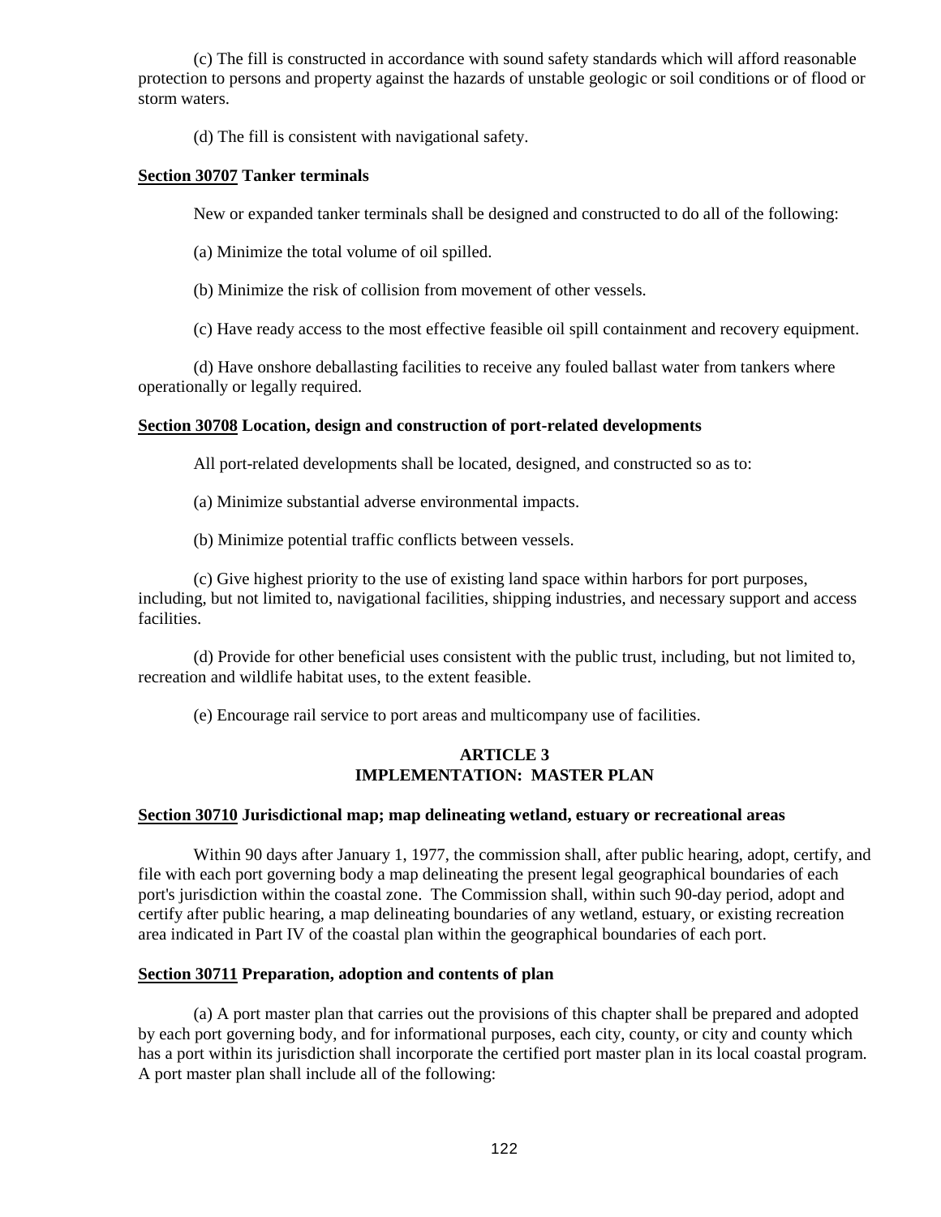(c) The fill is constructed in accordance with sound safety standards which will afford reasonable protection to persons and property against the hazards of unstable geologic or soil conditions or of flood or storm waters.

(d) The fill is consistent with navigational safety.

**Section 30707 Tanker terminals**

New or expanded tanker terminals shall be designed and constructed to do all of the following:

(a) Minimize the total volume of oil spilled.

(b) Minimize the risk of collision from movement of other vessels.

(c) Have ready access to the most effective feasible oil spill containment and recovery equipment.

(d) Have onshore deballasting facilities to receive any fouled ballast water from tankers where operationally or legally required.

**Section 30708 Location, design and construction of port-related developments**

All port-related developments shall be located, designed, and constructed so as to:

(a) Minimize substantial adverse environmental impacts.

(b) Minimize potential traffic conflicts between vessels.

(c) Give highest priority to the use of existing land space within harbors for port purposes, including, but not limited to, navigational facilities, shipping industries, and necessary support and access facilities.

(d) Provide for other beneficial uses consistent with the public trust, including, but not limited to, recreation and wildlife habitat uses, to the extent feasible.

(e) Encourage rail service to port areas and multicompany use of facilities.

## ARTICLE 3
## IMPLEMENTATION: MASTER PLAN

**Section 30710 Jurisdictional map; map delineating wetland, estuary or recreational areas**

Within 90 days after January 1, 1977, the commission shall, after public hearing, adopt, certify, and file with each port governing body a map delineating the present legal geographical boundaries of each port's jurisdiction within the coastal zone. The Commission shall, within such 90-day period, adopt and certify after public hearing, a map delineating boundaries of any wetland, estuary, or existing recreation area indicated in Part IV of the coastal plan within the geographical boundaries of each port.

**Section 30711 Preparation, adoption and contents of plan**

(a) A port master plan that carries out the provisions of this chapter shall be prepared and adopted by each port governing body, and for informational purposes, each city, county, or city and county which has a port within its jurisdiction shall incorporate the certified port master plan in its local coastal program. A port master plan shall include all of the following: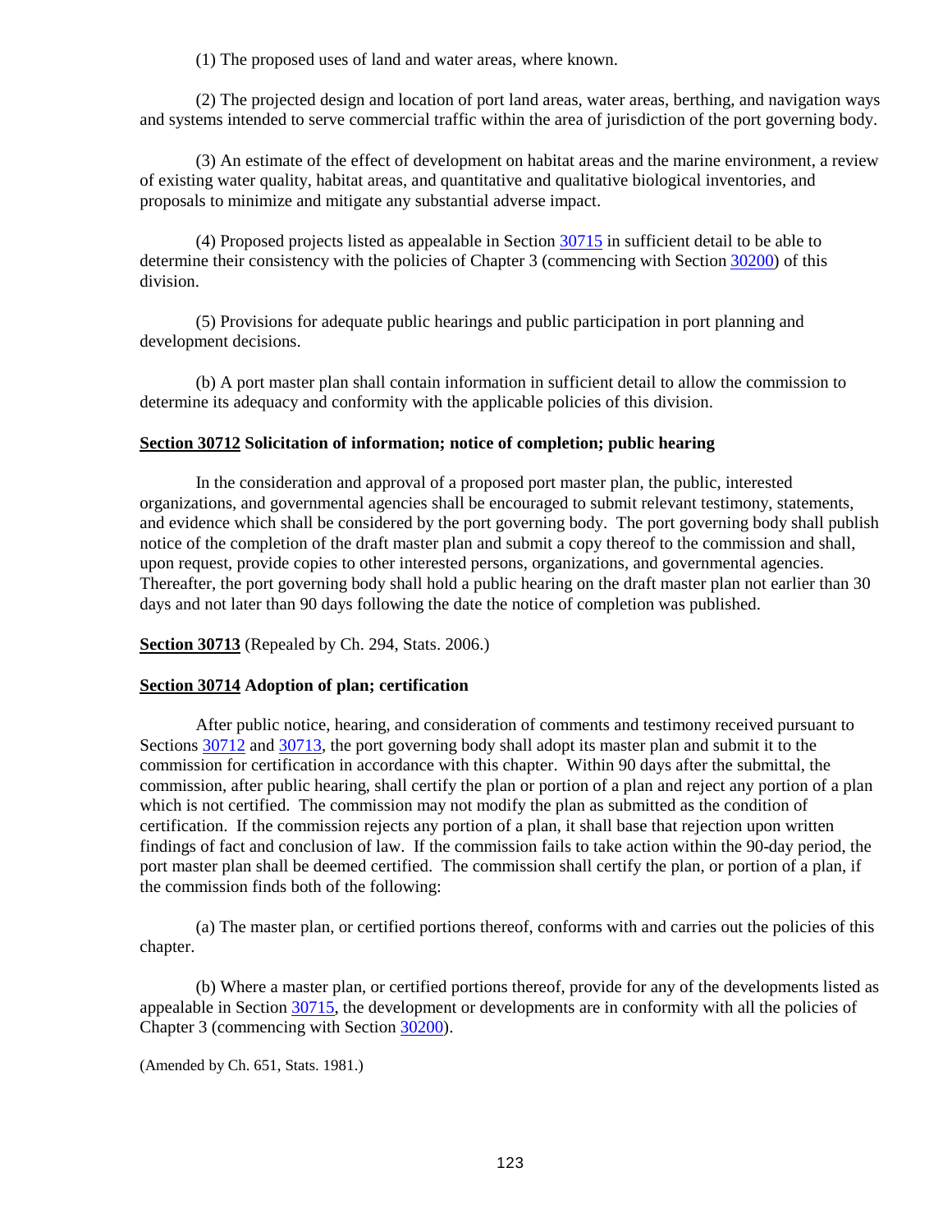(1) The proposed uses of land and water areas, where known.

(2) The projected design and location of port land areas, water areas, berthing, and navigation ways and systems intended to serve commercial traffic within the area of jurisdiction of the port governing body.

(3) An estimate of the effect of development on habitat areas and the marine environment, a review of existing water quality, habitat areas, and quantitative and qualitative biological inventories, and proposals to minimize and mitigate any substantial adverse impact.

(4) Proposed projects listed as appealable in Section 30715 in sufficient detail to be able to determine their consistency with the policies of Chapter 3 (commencing with Section 30200) of this division.

(5) Provisions for adequate public hearings and public participation in port planning and development decisions.

(b) A port master plan shall contain information in sufficient detail to allow the commission to determine its adequacy and conformity with the applicable policies of this division.

**Section 30712 Solicitation of information; notice of completion; public hearing**

In the consideration and approval of a proposed port master plan, the public, interested organizations, and governmental agencies shall be encouraged to submit relevant testimony, statements, and evidence which shall be considered by the port governing body. The port governing body shall publish notice of the completion of the draft master plan and submit a copy thereof to the commission and shall, upon request, provide copies to other interested persons, organizations, and governmental agencies. Thereafter, the port governing body shall hold a public hearing on the draft master plan not earlier than 30 days and not later than 90 days following the date the notice of completion was published.

**Section 30713** (Repealed by Ch. 294, Stats. 2006.)

**Section 30714 Adoption of plan; certification**

After public notice, hearing, and consideration of comments and testimony received pursuant to Sections 30712 and 30713, the port governing body shall adopt its master plan and submit it to the commission for certification in accordance with this chapter. Within 90 days after the submittal, the commission, after public hearing, shall certify the plan or portion of a plan and reject any portion of a plan which is not certified. The commission may not modify the plan as submitted as the condition of certification. If the commission rejects any portion of a plan, it shall base that rejection upon written findings of fact and conclusion of law. If the commission fails to take action within the 90-day period, the port master plan shall be deemed certified. The commission shall certify the plan, or portion of a plan, if the commission finds both of the following:

(a) The master plan, or certified portions thereof, conforms with and carries out the policies of this chapter.

(b) Where a master plan, or certified portions thereof, provide for any of the developments listed as appealable in Section 30715, the development or developments are in conformity with all the policies of Chapter 3 (commencing with Section 30200).

(Amended by Ch. 651, Stats. 1981.)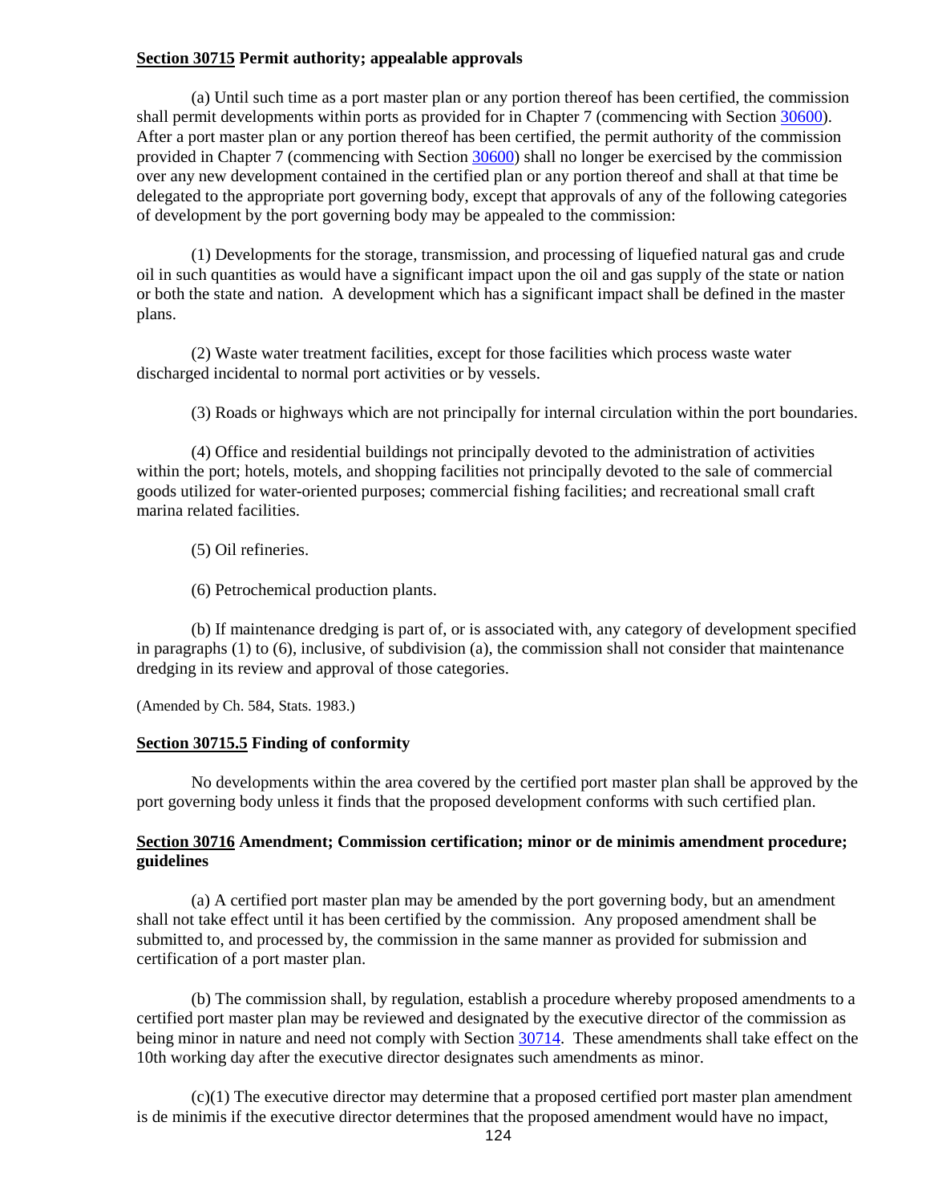**Section 30715 Permit authority; appealable approvals**

(a) Until such time as a port master plan or any portion thereof has been certified, the commission shall permit developments within ports as provided for in Chapter 7 (commencing with Section 30600). After a port master plan or any portion thereof has been certified, the permit authority of the commission provided in Chapter 7 (commencing with Section 30600) shall no longer be exercised by the commission over any new development contained in the certified plan or any portion thereof and shall at that time be delegated to the appropriate port governing body, except that approvals of any of the following categories of development by the port governing body may be appealed to the commission:

(1) Developments for the storage, transmission, and processing of liquefied natural gas and crude oil in such quantities as would have a significant impact upon the oil and gas supply of the state or nation or both the state and nation. A development which has a significant impact shall be defined in the master plans.

(2) Waste water treatment facilities, except for those facilities which process waste water discharged incidental to normal port activities or by vessels.

(3) Roads or highways which are not principally for internal circulation within the port boundaries.

(4) Office and residential buildings not principally devoted to the administration of activities within the port; hotels, motels, and shopping facilities not principally devoted to the sale of commercial goods utilized for water-oriented purposes; commercial fishing facilities; and recreational small craft marina related facilities.

(5) Oil refineries.

(6) Petrochemical production plants.

(b) If maintenance dredging is part of, or is associated with, any category of development specified in paragraphs (1) to (6), inclusive, of subdivision (a), the commission shall not consider that maintenance dredging in its review and approval of those categories.

(Amended by Ch. 584, Stats. 1983.)

**Section 30715.5 Finding of conformity**

No developments within the area covered by the certified port master plan shall be approved by the port governing body unless it finds that the proposed development conforms with such certified plan.

**Section 30716 Amendment; Commission certification; minor or de minimis amendment procedure; guidelines**

(a) A certified port master plan may be amended by the port governing body, but an amendment shall not take effect until it has been certified by the commission. Any proposed amendment shall be submitted to, and processed by, the commission in the same manner as provided for submission and certification of a port master plan.

(b) The commission shall, by regulation, establish a procedure whereby proposed amendments to a certified port master plan may be reviewed and designated by the executive director of the commission as being minor in nature and need not comply with Section 30714. These amendments shall take effect on the 10th working day after the executive director designates such amendments as minor.

(c)(1) The executive director may determine that a proposed certified port master plan amendment is de minimis if the executive director determines that the proposed amendment would have no impact,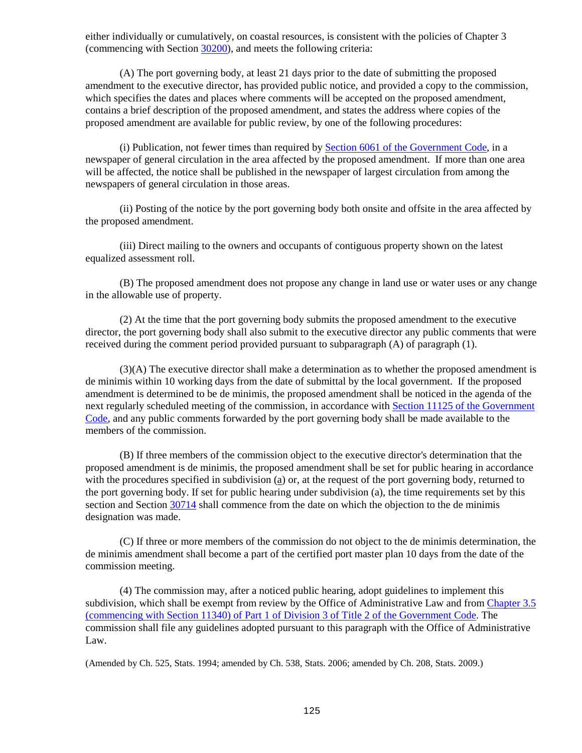either individually or cumulatively, on coastal resources, is consistent with the policies of Chapter 3 (commencing with Section 30200), and meets the following criteria:

(A) The port governing body, at least 21 days prior to the date of submitting the proposed amendment to the executive director, has provided public notice, and provided a copy to the commission, which specifies the dates and places where comments will be accepted on the proposed amendment, contains a brief description of the proposed amendment, and states the address where copies of the proposed amendment are available for public review, by one of the following procedures:

(i) Publication, not fewer times than required by Section 6061 of the Government Code, in a newspaper of general circulation in the area affected by the proposed amendment. If more than one area will be affected, the notice shall be published in the newspaper of largest circulation from among the newspapers of general circulation in those areas.

(ii) Posting of the notice by the port governing body both onsite and offsite in the area affected by the proposed amendment.

(iii) Direct mailing to the owners and occupants of contiguous property shown on the latest equalized assessment roll.

(B) The proposed amendment does not propose any change in land use or water uses or any change in the allowable use of property.

(2) At the time that the port governing body submits the proposed amendment to the executive director, the port governing body shall also submit to the executive director any public comments that were received during the comment period provided pursuant to subparagraph (A) of paragraph (1).

(3)(A) The executive director shall make a determination as to whether the proposed amendment is de minimis within 10 working days from the date of submittal by the local government. If the proposed amendment is determined to be de minimis, the proposed amendment shall be noticed in the agenda of the next regularly scheduled meeting of the commission, in accordance with Section 11125 of the Government Code, and any public comments forwarded by the port governing body shall be made available to the members of the commission.

(B) If three members of the commission object to the executive director's determination that the proposed amendment is de minimis, the proposed amendment shall be set for public hearing in accordance with the procedures specified in subdivision (a) or, at the request of the port governing body, returned to the port governing body. If set for public hearing under subdivision (a), the time requirements set by this section and Section 30714 shall commence from the date on which the objection to the de minimis designation was made.

(C) If three or more members of the commission do not object to the de minimis determination, the de minimis amendment shall become a part of the certified port master plan 10 days from the date of the commission meeting.

(4) The commission may, after a noticed public hearing, adopt guidelines to implement this subdivision, which shall be exempt from review by the Office of Administrative Law and from Chapter 3.5 (commencing with Section 11340) of Part 1 of Division 3 of Title 2 of the Government Code. The commission shall file any guidelines adopted pursuant to this paragraph with the Office of Administrative Law.

(Amended by Ch. 525, Stats. 1994; amended by Ch. 538, Stats. 2006; amended by Ch. 208, Stats. 2009.)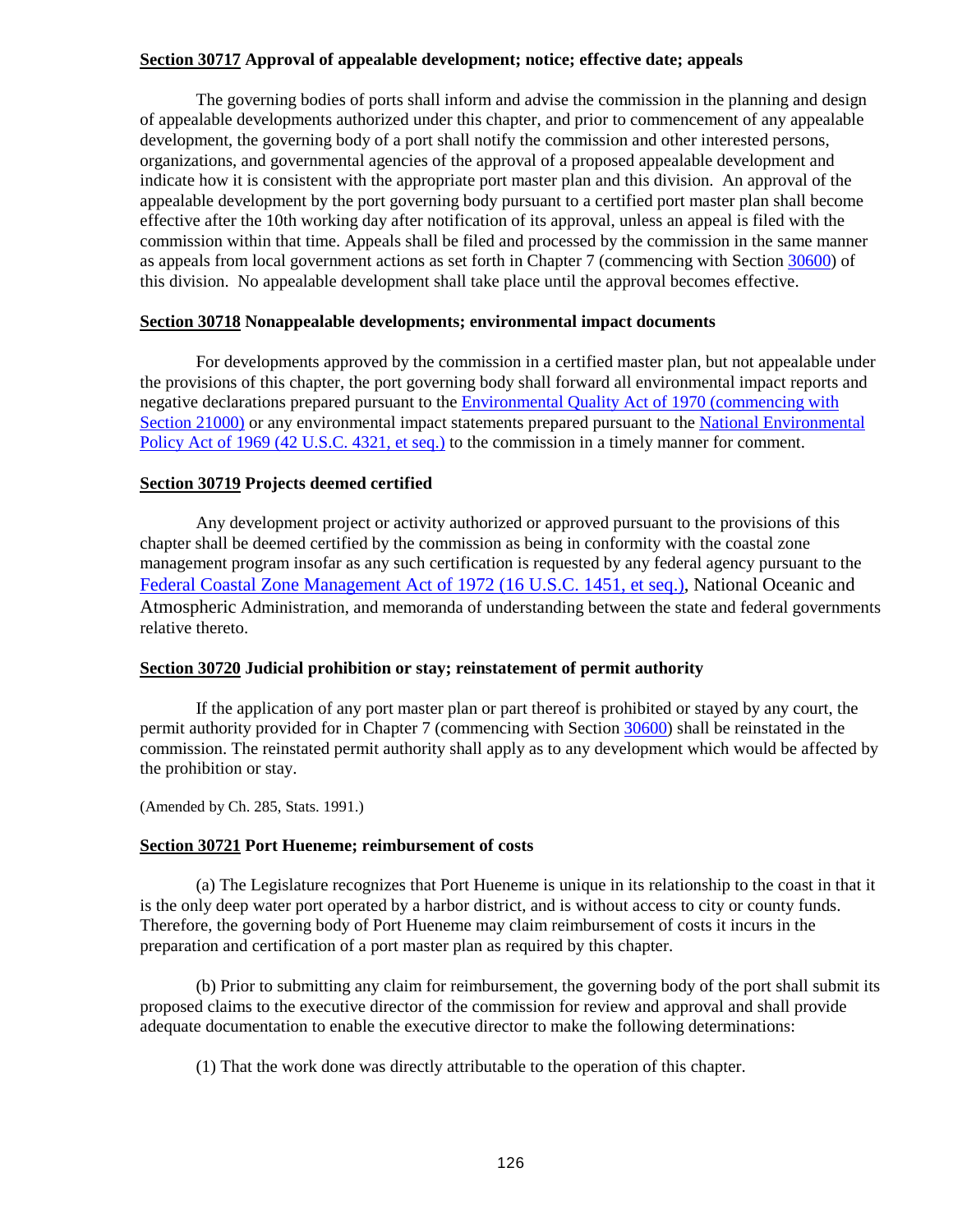**Section 30717 Approval of appealable development; notice; effective date; appeals**

The governing bodies of ports shall inform and advise the commission in the planning and design of appealable developments authorized under this chapter, and prior to commencement of any appealable development, the governing body of a port shall notify the commission and other interested persons, organizations, and governmental agencies of the approval of a proposed appealable development and indicate how it is consistent with the appropriate port master plan and this division. An approval of the appealable development by the port governing body pursuant to a certified port master plan shall become effective after the 10th working day after notification of its approval, unless an appeal is filed with the commission within that time. Appeals shall be filed and processed by the commission in the same manner as appeals from local government actions as set forth in Chapter 7 (commencing with Section 30600) of this division. No appealable development shall take place until the approval becomes effective.

**Section 30718 Nonappealable developments; environmental impact documents**

For developments approved by the commission in a certified master plan, but not appealable under the provisions of this chapter, the port governing body shall forward all environmental impact reports and negative declarations prepared pursuant to the Environmental Quality Act of 1970 (commencing with Section 21000) or any environmental impact statements prepared pursuant to the National Environmental Policy Act of 1969 (42 U.S.C. 4321, et seq.) to the commission in a timely manner for comment.

**Section 30719 Projects deemed certified**

Any development project or activity authorized or approved pursuant to the provisions of this chapter shall be deemed certified by the commission as being in conformity with the coastal zone management program insofar as any such certification is requested by any federal agency pursuant to the Federal Coastal Zone Management Act of 1972 (16 U.S.C. 1451, et seq.), National Oceanic and Atmospheric Administration, and memoranda of understanding between the state and federal governments relative thereto.

**Section 30720 Judicial prohibition or stay; reinstatement of permit authority**

If the application of any port master plan or part thereof is prohibited or stayed by any court, the permit authority provided for in Chapter 7 (commencing with Section 30600) shall be reinstated in the commission. The reinstated permit authority shall apply as to any development which would be affected by the prohibition or stay.

(Amended by Ch. 285, Stats. 1991.)

**Section 30721 Port Hueneme; reimbursement of costs**

(a) The Legislature recognizes that Port Hueneme is unique in its relationship to the coast in that it is the only deep water port operated by a harbor district, and is without access to city or county funds. Therefore, the governing body of Port Hueneme may claim reimbursement of costs it incurs in the preparation and certification of a port master plan as required by this chapter.

(b) Prior to submitting any claim for reimbursement, the governing body of the port shall submit its proposed claims to the executive director of the commission for review and approval and shall provide adequate documentation to enable the executive director to make the following determinations:

(1) That the work done was directly attributable to the operation of this chapter.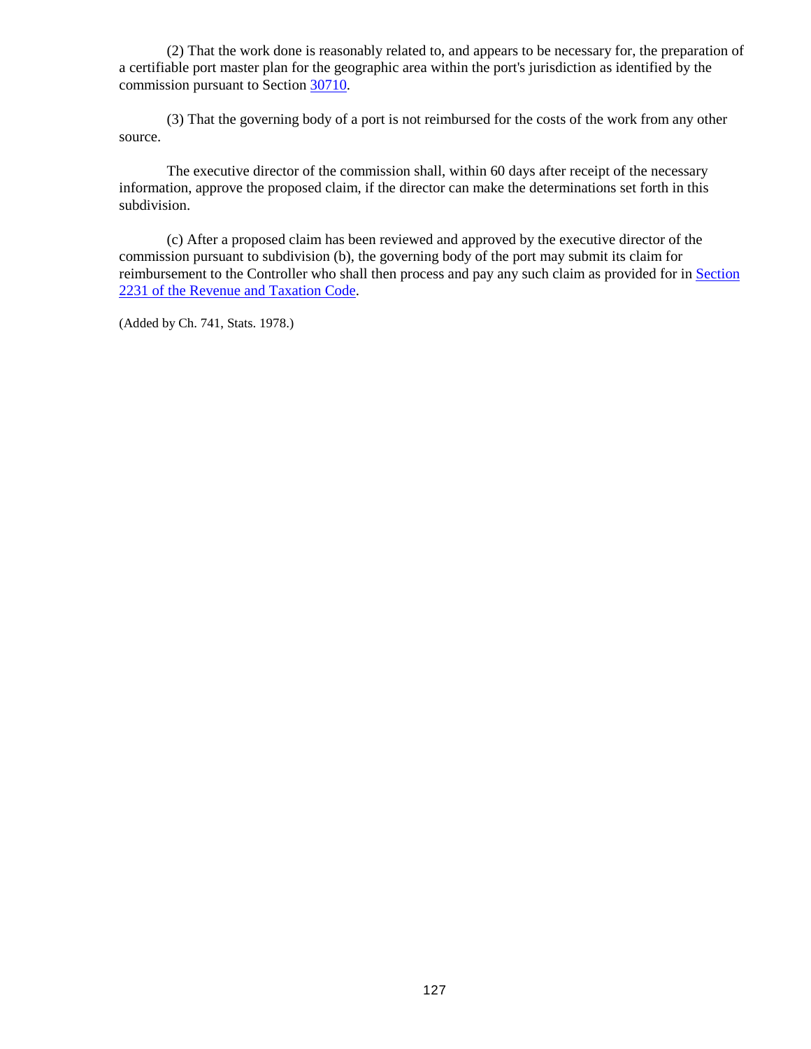(2) That the work done is reasonably related to, and appears to be necessary for, the preparation of a certifiable port master plan for the geographic area within the port's jurisdiction as identified by the commission pursuant to Section 30710.

(3) That the governing body of a port is not reimbursed for the costs of the work from any other source.

The executive director of the commission shall, within 60 days after receipt of the necessary information, approve the proposed claim, if the director can make the determinations set forth in this subdivision.

(c) After a proposed claim has been reviewed and approved by the executive director of the commission pursuant to subdivision (b), the governing body of the port may submit its claim for reimbursement to the Controller who shall then process and pay any such claim as provided for in Section 2231 of the Revenue and Taxation Code.

(Added by Ch. 741, Stats. 1978.)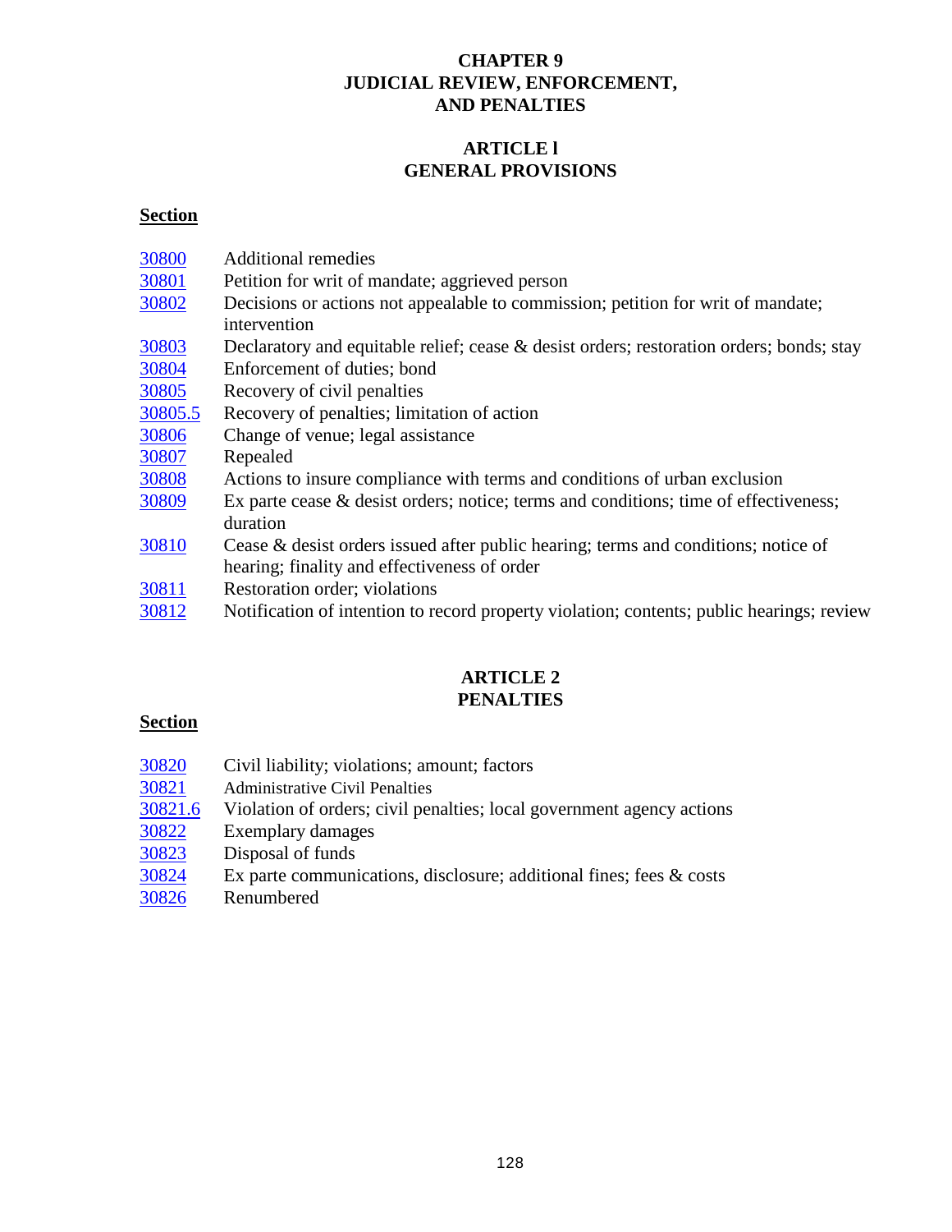# CHAPTER 9
# JUDICIAL REVIEW, ENFORCEMENT, AND PENALTIES

## ARTICLE l
## GENERAL PROVISIONS

**Section**

| | |
|---|---|
| 30800 | Additional remedies |
| 30801 | Petition for writ of mandate; aggrieved person |
| 30802 | Decisions or actions not appealable to commission; petition for writ of mandate; intervention |
| 30803 | Declaratory and equitable relief; cease & desist orders; restoration orders; bonds; stay |
| 30804 | Enforcement of duties; bond |
| 30805 | Recovery of civil penalties |
| 30805.5 | Recovery of penalties; limitation of action |
| 30806 | Change of venue; legal assistance |
| 30807 | Repealed |
| 30808 | Actions to insure compliance with terms and conditions of urban exclusion |
| 30809 | Ex parte cease & desist orders; notice; terms and conditions; time of effectiveness; duration |
| 30810 | Cease & desist orders issued after public hearing; terms and conditions; notice of hearing; finality and effectiveness of order |
| 30811 | Restoration order; violations |
| 30812 | Notification of intention to record property violation; contents; public hearings; review |

## ARTICLE 2
## PENALTIES

**Section**

| | |
|---|---|
| 30820 | Civil liability; violations; amount; factors |
| 30821 | Administrative Civil Penalties |
| 30821.6 | Violation of orders; civil penalties; local government agency actions |
| 30822 | Exemplary damages |
| 30823 | Disposal of funds |
| 30824 | Ex parte communications, disclosure; additional fines; fees & costs |
| 30826 | Renumbered |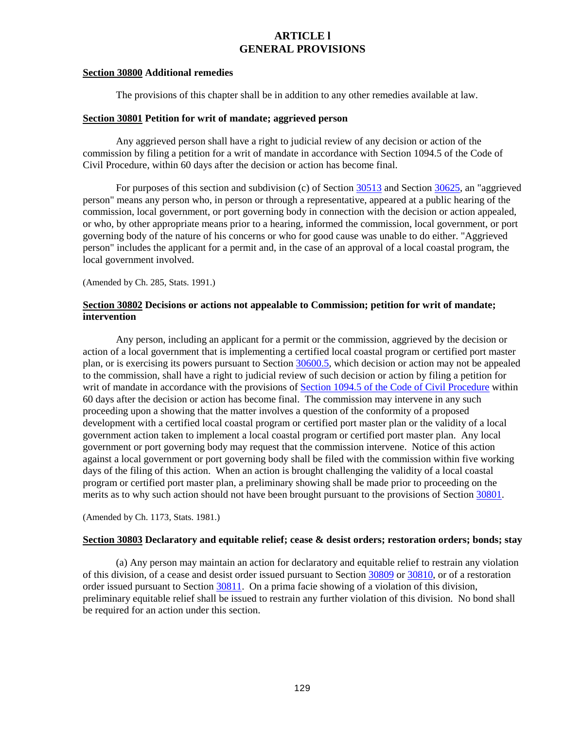# ARTICLE l
# GENERAL PROVISIONS

**Section 30800 Additional remedies**

The provisions of this chapter shall be in addition to any other remedies available at law.

**Section 30801 Petition for writ of mandate; aggrieved person**

Any aggrieved person shall have a right to judicial review of any decision or action of the commission by filing a petition for a writ of mandate in accordance with Section 1094.5 of the Code of Civil Procedure, within 60 days after the decision or action has become final.

For purposes of this section and subdivision (c) of Section 30513 and Section 30625, an "aggrieved person" means any person who, in person or through a representative, appeared at a public hearing of the commission, local government, or port governing body in connection with the decision or action appealed, or who, by other appropriate means prior to a hearing, informed the commission, local government, or port governing body of the nature of his concerns or who for good cause was unable to do either. "Aggrieved person" includes the applicant for a permit and, in the case of an approval of a local coastal program, the local government involved.

(Amended by Ch. 285, Stats. 1991.)

**Section 30802 Decisions or actions not appealable to Commission; petition for writ of mandate; intervention**

Any person, including an applicant for a permit or the commission, aggrieved by the decision or action of a local government that is implementing a certified local coastal program or certified port master plan, or is exercising its powers pursuant to Section 30600.5, which decision or action may not be appealed to the commission, shall have a right to judicial review of such decision or action by filing a petition for writ of mandate in accordance with the provisions of Section 1094.5 of the Code of Civil Procedure within 60 days after the decision or action has become final. The commission may intervene in any such proceeding upon a showing that the matter involves a question of the conformity of a proposed development with a certified local coastal program or certified port master plan or the validity of a local government action taken to implement a local coastal program or certified port master plan. Any local government or port governing body may request that the commission intervene. Notice of this action against a local government or port governing body shall be filed with the commission within five working days of the filing of this action. When an action is brought challenging the validity of a local coastal program or certified port master plan, a preliminary showing shall be made prior to proceeding on the merits as to why such action should not have been brought pursuant to the provisions of Section 30801.

(Amended by Ch. 1173, Stats. 1981.)

**Section 30803 Declaratory and equitable relief; cease & desist orders; restoration orders; bonds; stay**

(a) Any person may maintain an action for declaratory and equitable relief to restrain any violation of this division, of a cease and desist order issued pursuant to Section 30809 or 30810, or of a restoration order issued pursuant to Section 30811. On a prima facie showing of a violation of this division, preliminary equitable relief shall be issued to restrain any further violation of this division. No bond shall be required for an action under this section.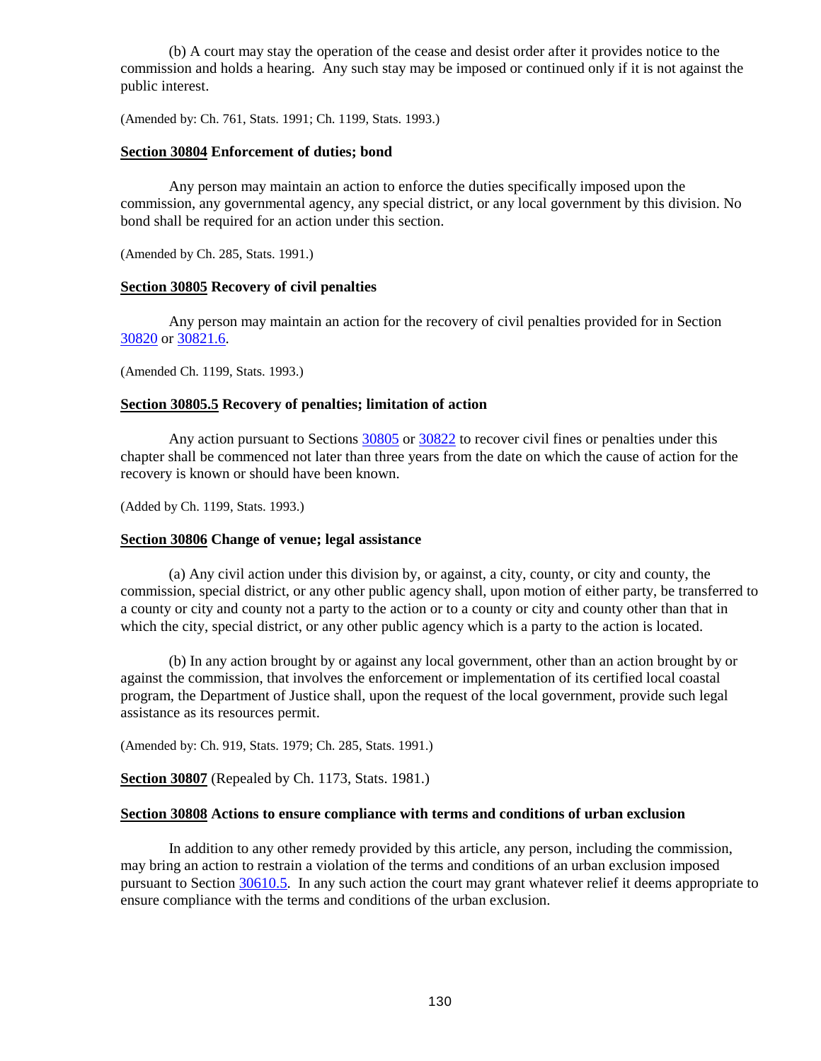(b) A court may stay the operation of the cease and desist order after it provides notice to the commission and holds a hearing. Any such stay may be imposed or continued only if it is not against the public interest.

(Amended by: Ch. 761, Stats. 1991; Ch. 1199, Stats. 1993.)

**Section 30804 Enforcement of duties; bond**

Any person may maintain an action to enforce the duties specifically imposed upon the commission, any governmental agency, any special district, or any local government by this division. No bond shall be required for an action under this section.

(Amended by Ch. 285, Stats. 1991.)

**Section 30805 Recovery of civil penalties**

Any person may maintain an action for the recovery of civil penalties provided for in Section 30820 or 30821.6.

(Amended Ch. 1199, Stats. 1993.)

**Section 30805.5 Recovery of penalties; limitation of action**

Any action pursuant to Sections 30805 or 30822 to recover civil fines or penalties under this chapter shall be commenced not later than three years from the date on which the cause of action for the recovery is known or should have been known.

(Added by Ch. 1199, Stats. 1993.)

**Section 30806 Change of venue; legal assistance**

(a) Any civil action under this division by, or against, a city, county, or city and county, the commission, special district, or any other public agency shall, upon motion of either party, be transferred to a county or city and county not a party to the action or to a county or city and county other than that in which the city, special district, or any other public agency which is a party to the action is located.

(b) In any action brought by or against any local government, other than an action brought by or against the commission, that involves the enforcement or implementation of its certified local coastal program, the Department of Justice shall, upon the request of the local government, provide such legal assistance as its resources permit.

(Amended by: Ch. 919, Stats. 1979; Ch. 285, Stats. 1991.)

**Section 30807** (Repealed by Ch. 1173, Stats. 1981.)

**Section 30808 Actions to ensure compliance with terms and conditions of urban exclusion**

In addition to any other remedy provided by this article, any person, including the commission, may bring an action to restrain a violation of the terms and conditions of an urban exclusion imposed pursuant to Section 30610.5. In any such action the court may grant whatever relief it deems appropriate to ensure compliance with the terms and conditions of the urban exclusion.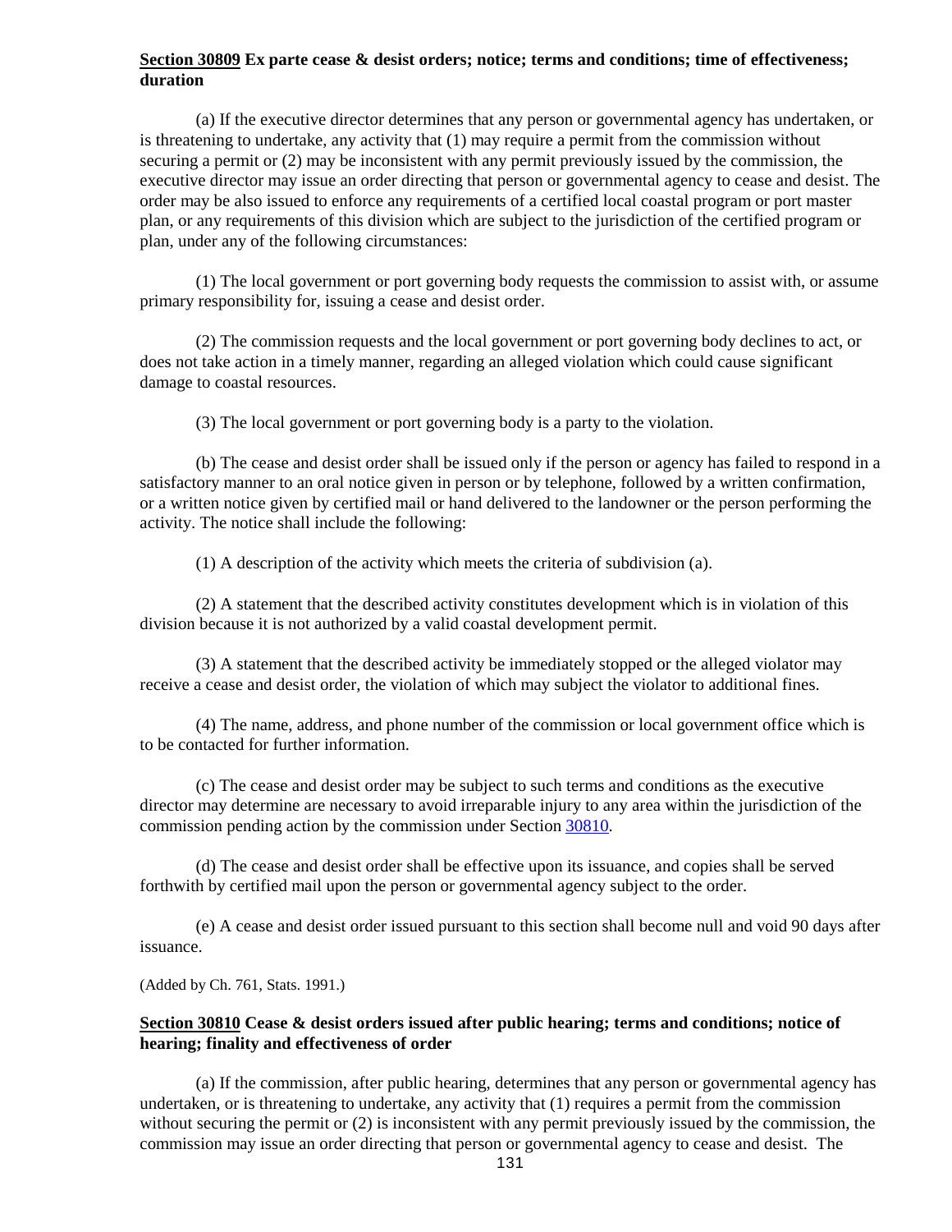**<u>Section 30809</u> Ex parte cease & desist orders; notice; terms and conditions; time of effectiveness; duration**

(a) If the executive director determines that any person or governmental agency has undertaken, or is threatening to undertake, any activity that (1) may require a permit from the commission without securing a permit or (2) may be inconsistent with any permit previously issued by the commission, the executive director may issue an order directing that person or governmental agency to cease and desist. The order may be also issued to enforce any requirements of a certified local coastal program or port master plan, or any requirements of this division which are subject to the jurisdiction of the certified program or plan, under any of the following circumstances:

(1) The local government or port governing body requests the commission to assist with, or assume primary responsibility for, issuing a cease and desist order.

(2) The commission requests and the local government or port governing body declines to act, or does not take action in a timely manner, regarding an alleged violation which could cause significant damage to coastal resources.

(3) The local government or port governing body is a party to the violation.

(b) The cease and desist order shall be issued only if the person or agency has failed to respond in a satisfactory manner to an oral notice given in person or by telephone, followed by a written confirmation, or a written notice given by certified mail or hand delivered to the landowner or the person performing the activity. The notice shall include the following:

(1) A description of the activity which meets the criteria of subdivision (a).

(2) A statement that the described activity constitutes development which is in violation of this division because it is not authorized by a valid coastal development permit.

(3) A statement that the described activity be immediately stopped or the alleged violator may receive a cease and desist order, the violation of which may subject the violator to additional fines.

(4) The name, address, and phone number of the commission or local government office which is to be contacted for further information.

(c) The cease and desist order may be subject to such terms and conditions as the executive director may determine are necessary to avoid irreparable injury to any area within the jurisdiction of the commission pending action by the commission under Section 30810.

(d) The cease and desist order shall be effective upon its issuance, and copies shall be served forthwith by certified mail upon the person or governmental agency subject to the order.

(e) A cease and desist order issued pursuant to this section shall become null and void 90 days after issuance.

(Added by Ch. 761, Stats. 1991.)

**<u>Section 30810</u> Cease & desist orders issued after public hearing; terms and conditions; notice of hearing; finality and effectiveness of order**

(a) If the commission, after public hearing, determines that any person or governmental agency has undertaken, or is threatening to undertake, any activity that (1) requires a permit from the commission without securing the permit or (2) is inconsistent with any permit previously issued by the commission, the commission may issue an order directing that person or governmental agency to cease and desist. The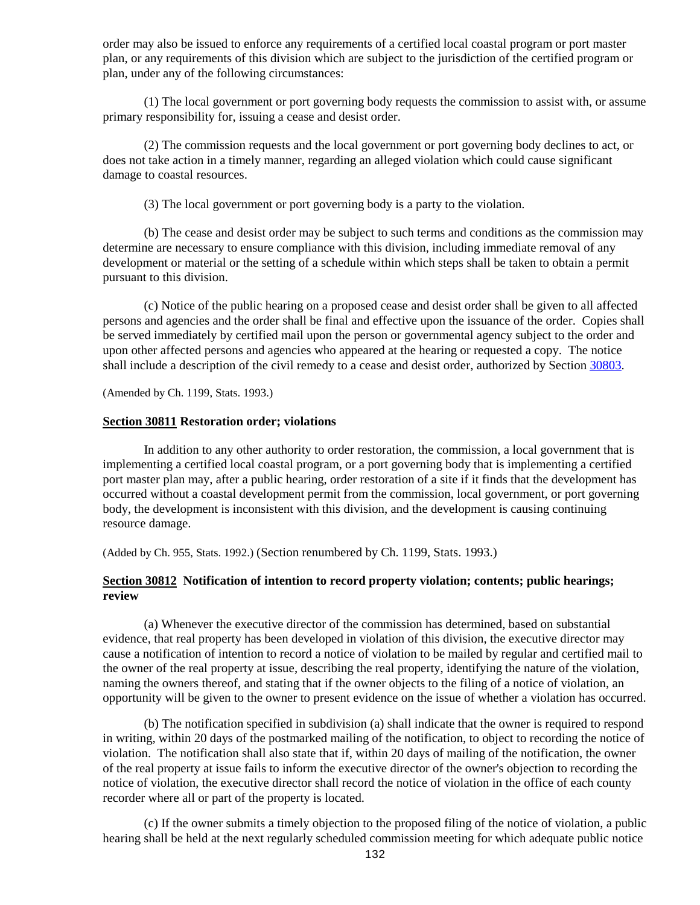order may also be issued to enforce any requirements of a certified local coastal program or port master plan, or any requirements of this division which are subject to the jurisdiction of the certified program or plan, under any of the following circumstances:

(1) The local government or port governing body requests the commission to assist with, or assume primary responsibility for, issuing a cease and desist order.

(2) The commission requests and the local government or port governing body declines to act, or does not take action in a timely manner, regarding an alleged violation which could cause significant damage to coastal resources.

(3) The local government or port governing body is a party to the violation.

(b) The cease and desist order may be subject to such terms and conditions as the commission may determine are necessary to ensure compliance with this division, including immediate removal of any development or material or the setting of a schedule within which steps shall be taken to obtain a permit pursuant to this division.

(c) Notice of the public hearing on a proposed cease and desist order shall be given to all affected persons and agencies and the order shall be final and effective upon the issuance of the order. Copies shall be served immediately by certified mail upon the person or governmental agency subject to the order and upon other affected persons and agencies who appeared at the hearing or requested a copy. The notice shall include a description of the civil remedy to a cease and desist order, authorized by Section 30803.

(Amended by Ch. 1199, Stats. 1993.)

**Section 30811 Restoration order; violations**

In addition to any other authority to order restoration, the commission, a local government that is implementing a certified local coastal program, or a port governing body that is implementing a certified port master plan may, after a public hearing, order restoration of a site if it finds that the development has occurred without a coastal development permit from the commission, local government, or port governing body, the development is inconsistent with this division, and the development is causing continuing resource damage.

(Added by Ch. 955, Stats. 1992.) (Section renumbered by Ch. 1199, Stats. 1993.)

**Section 30812 Notification of intention to record property violation; contents; public hearings; review**

(a) Whenever the executive director of the commission has determined, based on substantial evidence, that real property has been developed in violation of this division, the executive director may cause a notification of intention to record a notice of violation to be mailed by regular and certified mail to the owner of the real property at issue, describing the real property, identifying the nature of the violation, naming the owners thereof, and stating that if the owner objects to the filing of a notice of violation, an opportunity will be given to the owner to present evidence on the issue of whether a violation has occurred.

(b) The notification specified in subdivision (a) shall indicate that the owner is required to respond in writing, within 20 days of the postmarked mailing of the notification, to object to recording the notice of violation. The notification shall also state that if, within 20 days of mailing of the notification, the owner of the real property at issue fails to inform the executive director of the owner's objection to recording the notice of violation, the executive director shall record the notice of violation in the office of each county recorder where all or part of the property is located.

(c) If the owner submits a timely objection to the proposed filing of the notice of violation, a public hearing shall be held at the next regularly scheduled commission meeting for which adequate public notice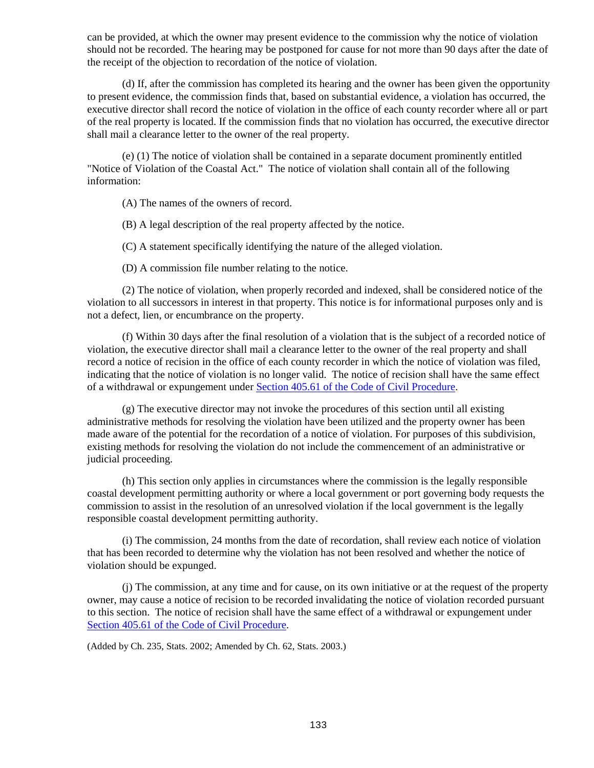can be provided, at which the owner may present evidence to the commission why the notice of violation should not be recorded. The hearing may be postponed for cause for not more than 90 days after the date of the receipt of the objection to recordation of the notice of violation.

(d) If, after the commission has completed its hearing and the owner has been given the opportunity to present evidence, the commission finds that, based on substantial evidence, a violation has occurred, the executive director shall record the notice of violation in the office of each county recorder where all or part of the real property is located. If the commission finds that no violation has occurred, the executive director shall mail a clearance letter to the owner of the real property.

(e) (1) The notice of violation shall be contained in a separate document prominently entitled "Notice of Violation of the Coastal Act." The notice of violation shall contain all of the following information:

(A) The names of the owners of record.

(B) A legal description of the real property affected by the notice.

(C) A statement specifically identifying the nature of the alleged violation.

(D) A commission file number relating to the notice.

(2) The notice of violation, when properly recorded and indexed, shall be considered notice of the violation to all successors in interest in that property. This notice is for informational purposes only and is not a defect, lien, or encumbrance on the property.

(f) Within 30 days after the final resolution of a violation that is the subject of a recorded notice of violation, the executive director shall mail a clearance letter to the owner of the real property and shall record a notice of recision in the office of each county recorder in which the notice of violation was filed, indicating that the notice of violation is no longer valid. The notice of recision shall have the same effect of a withdrawal or expungement under Section 405.61 of the Code of Civil Procedure.

(g) The executive director may not invoke the procedures of this section until all existing administrative methods for resolving the violation have been utilized and the property owner has been made aware of the potential for the recordation of a notice of violation. For purposes of this subdivision, existing methods for resolving the violation do not include the commencement of an administrative or judicial proceeding.

(h) This section only applies in circumstances where the commission is the legally responsible coastal development permitting authority or where a local government or port governing body requests the commission to assist in the resolution of an unresolved violation if the local government is the legally responsible coastal development permitting authority.

(i) The commission, 24 months from the date of recordation, shall review each notice of violation that has been recorded to determine why the violation has not been resolved and whether the notice of violation should be expunged.

(j) The commission, at any time and for cause, on its own initiative or at the request of the property owner, may cause a notice of recision to be recorded invalidating the notice of violation recorded pursuant to this section. The notice of recision shall have the same effect of a withdrawal or expungement under Section 405.61 of the Code of Civil Procedure.

(Added by Ch. 235, Stats. 2002; Amended by Ch. 62, Stats. 2003.)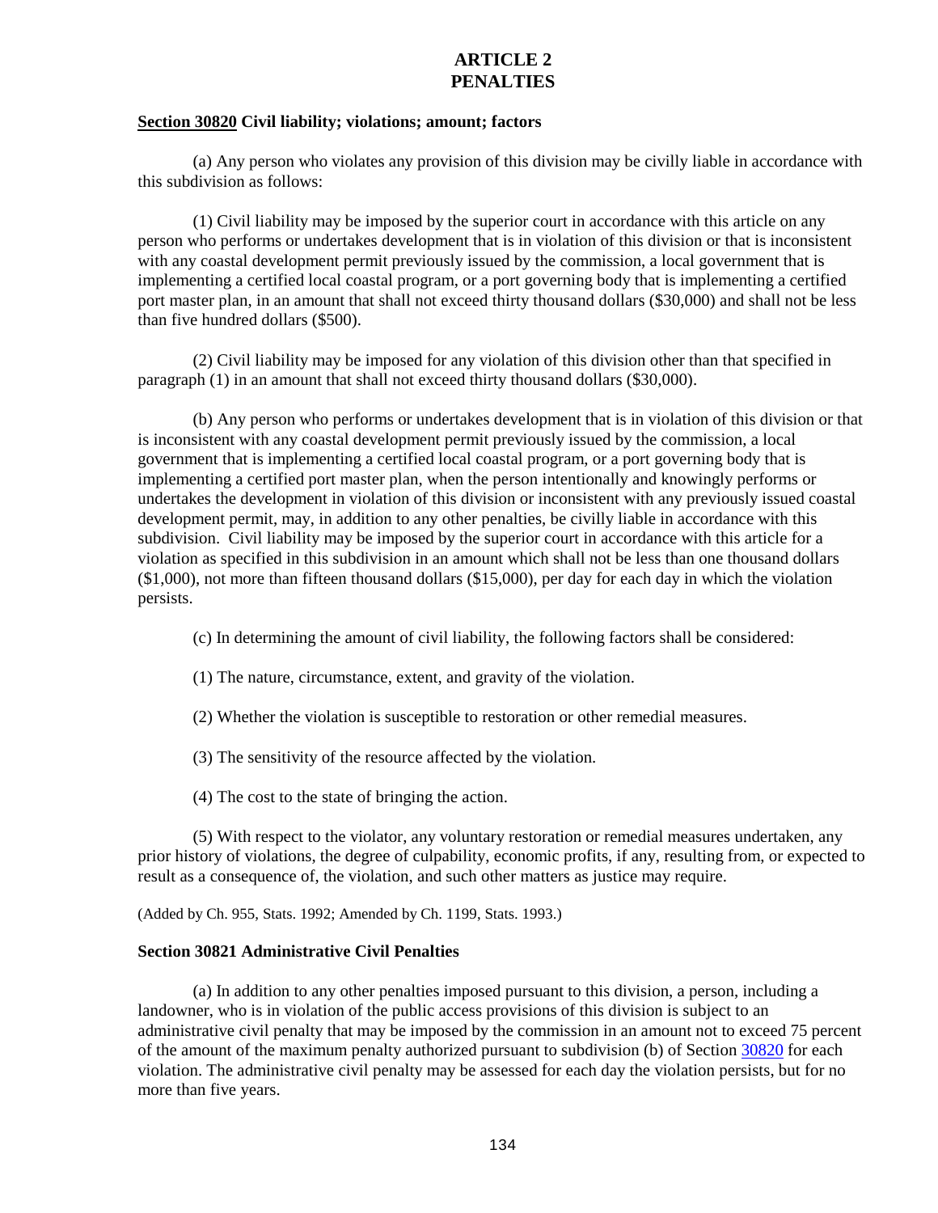# ARTICLE 2
# PENALTIES

**Section 30820 Civil liability; violations; amount; factors**

(a) Any person who violates any provision of this division may be civilly liable in accordance with this subdivision as follows:

(1) Civil liability may be imposed by the superior court in accordance with this article on any person who performs or undertakes development that is in violation of this division or that is inconsistent with any coastal development permit previously issued by the commission, a local government that is implementing a certified local coastal program, or a port governing body that is implementing a certified port master plan, in an amount that shall not exceed thirty thousand dollars ($30,000) and shall not be less than five hundred dollars ($500).

(2) Civil liability may be imposed for any violation of this division other than that specified in paragraph (1) in an amount that shall not exceed thirty thousand dollars ($30,000).

(b) Any person who performs or undertakes development that is in violation of this division or that is inconsistent with any coastal development permit previously issued by the commission, a local government that is implementing a certified local coastal program, or a port governing body that is implementing a certified port master plan, when the person intentionally and knowingly performs or undertakes the development in violation of this division or inconsistent with any previously issued coastal development permit, may, in addition to any other penalties, be civilly liable in accordance with this subdivision. Civil liability may be imposed by the superior court in accordance with this article for a violation as specified in this subdivision in an amount which shall not be less than one thousand dollars ($1,000), not more than fifteen thousand dollars ($15,000), per day for each day in which the violation persists.

(c) In determining the amount of civil liability, the following factors shall be considered:

(1) The nature, circumstance, extent, and gravity of the violation.

(2) Whether the violation is susceptible to restoration or other remedial measures.

(3) The sensitivity of the resource affected by the violation.

(4) The cost to the state of bringing the action.

(5) With respect to the violator, any voluntary restoration or remedial measures undertaken, any prior history of violations, the degree of culpability, economic profits, if any, resulting from, or expected to result as a consequence of, the violation, and such other matters as justice may require.

(Added by Ch. 955, Stats. 1992; Amended by Ch. 1199, Stats. 1993.)

**Section 30821 Administrative Civil Penalties**

(a) In addition to any other penalties imposed pursuant to this division, a person, including a landowner, who is in violation of the public access provisions of this division is subject to an administrative civil penalty that may be imposed by the commission in an amount not to exceed 75 percent of the amount of the maximum penalty authorized pursuant to subdivision (b) of Section 30820 for each violation. The administrative civil penalty may be assessed for each day the violation persists, but for no more than five years.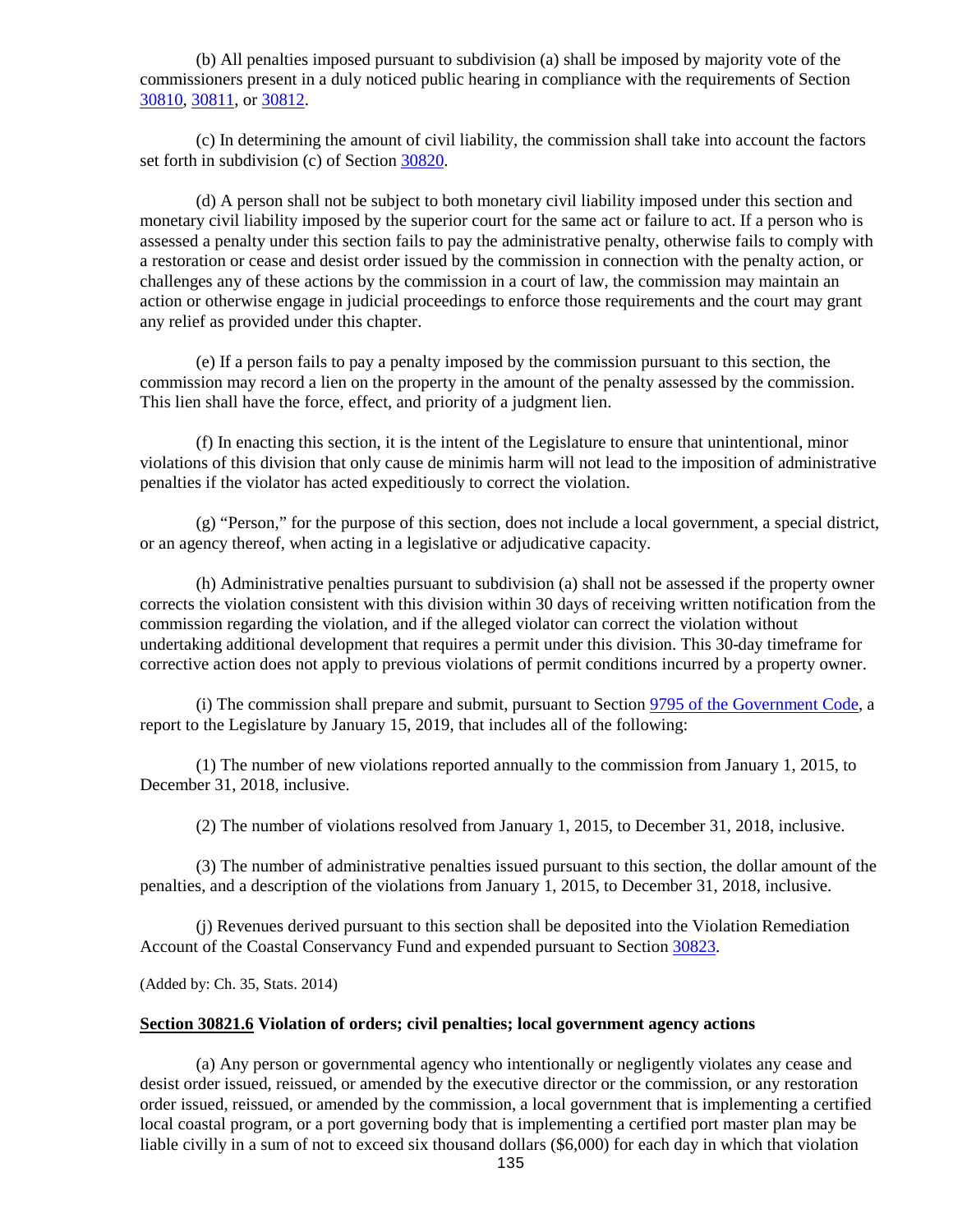(b) All penalties imposed pursuant to subdivision (a) shall be imposed by majority vote of the commissioners present in a duly noticed public hearing in compliance with the requirements of Section 30810, 30811, or 30812.

(c) In determining the amount of civil liability, the commission shall take into account the factors set forth in subdivision (c) of Section 30820.

(d) A person shall not be subject to both monetary civil liability imposed under this section and monetary civil liability imposed by the superior court for the same act or failure to act. If a person who is assessed a penalty under this section fails to pay the administrative penalty, otherwise fails to comply with a restoration or cease and desist order issued by the commission in connection with the penalty action, or challenges any of these actions by the commission in a court of law, the commission may maintain an action or otherwise engage in judicial proceedings to enforce those requirements and the court may grant any relief as provided under this chapter.

(e) If a person fails to pay a penalty imposed by the commission pursuant to this section, the commission may record a lien on the property in the amount of the penalty assessed by the commission. This lien shall have the force, effect, and priority of a judgment lien.

(f) In enacting this section, it is the intent of the Legislature to ensure that unintentional, minor violations of this division that only cause de minimis harm will not lead to the imposition of administrative penalties if the violator has acted expeditiously to correct the violation.

(g) "Person," for the purpose of this section, does not include a local government, a special district, or an agency thereof, when acting in a legislative or adjudicative capacity.

(h) Administrative penalties pursuant to subdivision (a) shall not be assessed if the property owner corrects the violation consistent with this division within 30 days of receiving written notification from the commission regarding the violation, and if the alleged violator can correct the violation without undertaking additional development that requires a permit under this division. This 30-day timeframe for corrective action does not apply to previous violations of permit conditions incurred by a property owner.

(i) The commission shall prepare and submit, pursuant to Section 9795 of the Government Code, a report to the Legislature by January 15, 2019, that includes all of the following:

(1) The number of new violations reported annually to the commission from January 1, 2015, to December 31, 2018, inclusive.

(2) The number of violations resolved from January 1, 2015, to December 31, 2018, inclusive.

(3) The number of administrative penalties issued pursuant to this section, the dollar amount of the penalties, and a description of the violations from January 1, 2015, to December 31, 2018, inclusive.

(j) Revenues derived pursuant to this section shall be deposited into the Violation Remediation Account of the Coastal Conservancy Fund and expended pursuant to Section 30823.

(Added by: Ch. 35, Stats. 2014)

**Section 30821.6 Violation of orders; civil penalties; local government agency actions**

(a) Any person or governmental agency who intentionally or negligently violates any cease and desist order issued, reissued, or amended by the executive director or the commission, or any restoration order issued, reissued, or amended by the commission, a local government that is implementing a certified local coastal program, or a port governing body that is implementing a certified port master plan may be liable civilly in a sum of not to exceed six thousand dollars ($6,000) for each day in which that violation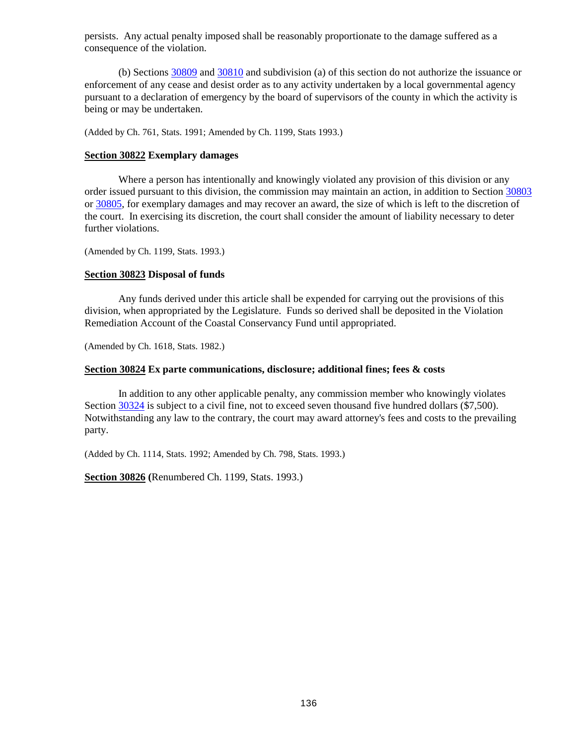persists. Any actual penalty imposed shall be reasonably proportionate to the damage suffered as a consequence of the violation.

(b) Sections 30809 and 30810 and subdivision (a) of this section do not authorize the issuance or enforcement of any cease and desist order as to any activity undertaken by a local governmental agency pursuant to a declaration of emergency by the board of supervisors of the county in which the activity is being or may be undertaken.

(Added by Ch. 761, Stats. 1991; Amended by Ch. 1199, Stats 1993.)

**Section 30822 Exemplary damages**

Where a person has intentionally and knowingly violated any provision of this division or any order issued pursuant to this division, the commission may maintain an action, in addition to Section 30803 or 30805, for exemplary damages and may recover an award, the size of which is left to the discretion of the court. In exercising its discretion, the court shall consider the amount of liability necessary to deter further violations.

(Amended by Ch. 1199, Stats. 1993.)

**Section 30823 Disposal of funds**

Any funds derived under this article shall be expended for carrying out the provisions of this division, when appropriated by the Legislature. Funds so derived shall be deposited in the Violation Remediation Account of the Coastal Conservancy Fund until appropriated.

(Amended by Ch. 1618, Stats. 1982.)

**Section 30824 Ex parte communications, disclosure; additional fines; fees & costs**

In addition to any other applicable penalty, any commission member who knowingly violates Section 30324 is subject to a civil fine, not to exceed seven thousand five hundred dollars ($7,500). Notwithstanding any law to the contrary, the court may award attorney's fees and costs to the prevailing party.

(Added by Ch. 1114, Stats. 1992; Amended by Ch. 798, Stats. 1993.)

**Section 30826 (**Renumbered Ch. 1199, Stats. 1993.)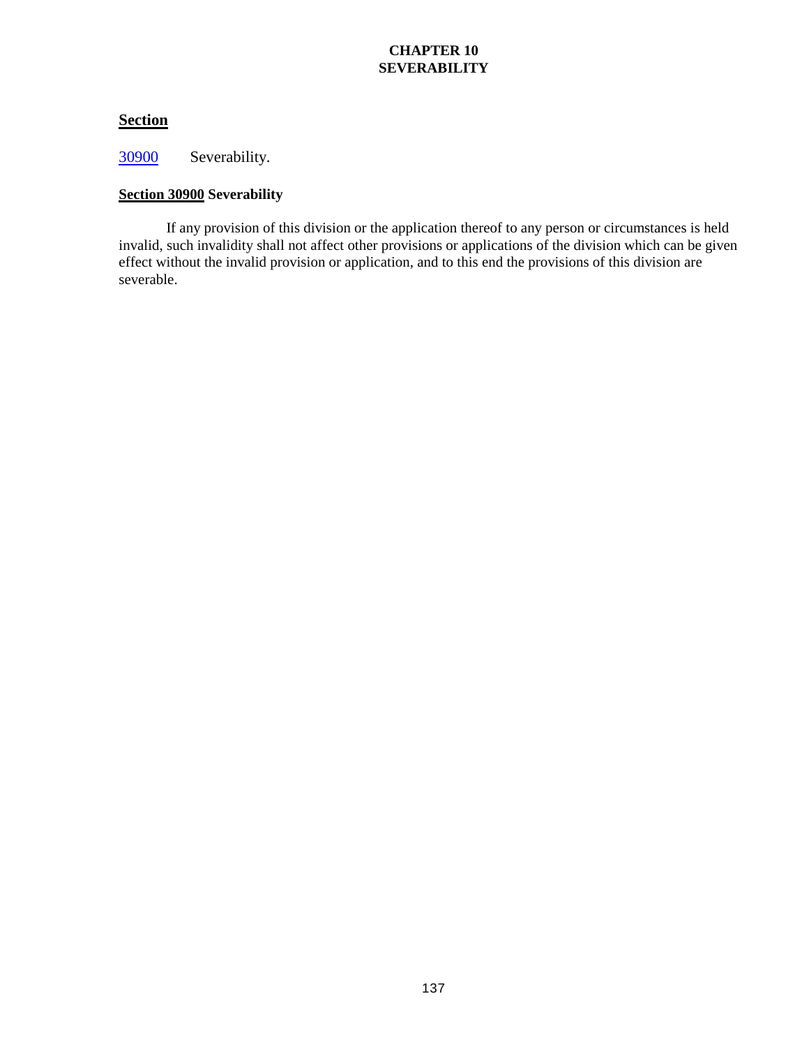# CHAPTER 10
# SEVERABILITY

**Section**

30900 Severability.

**Section 30900 Severability**

If any provision of this division or the application thereof to any person or circumstances is held invalid, such invalidity shall not affect other provisions or applications of the division which can be given effect without the invalid provision or application, and to this end the provisions of this division are severable.